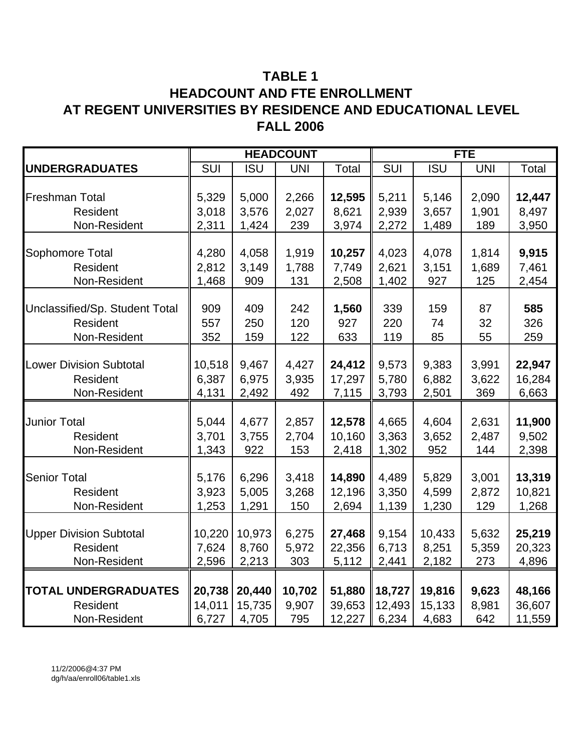# TABLE 1
## HEADCOUNT AND FTE ENROLLMENT
## AT REGENT UNIVERSITIES BY RESIDENCE AND EDUCATIONAL LEVEL
## FALL 2006

| | HEADCOUNT | | | | FTE | | | |
|---|---|---|---|---|---|---|---|---|
| **UNDERGRADUATES** | SUI | ISU | UNI | Total | SUI | ISU | UNI | Total |
| Freshman Total | 5,329 | 5,000 | 2,266 | **12,595** | 5,211 | 5,146 | 2,090 | **12,447** |
| Resident | 3,018 | 3,576 | 2,027 | 8,621 | 2,939 | 3,657 | 1,901 | 8,497 |
| Non-Resident | 2,311 | 1,424 | 239 | 3,974 | 2,272 | 1,489 | 189 | 3,950 |
| Sophomore Total | 4,280 | 4,058 | 1,919 | **10,257** | 4,023 | 4,078 | 1,814 | **9,915** |
| Resident | 2,812 | 3,149 | 1,788 | 7,749 | 2,621 | 3,151 | 1,689 | 7,461 |
| Non-Resident | 1,468 | 909 | 131 | 2,508 | 1,402 | 927 | 125 | 2,454 |
| Unclassified/Sp. Student Total | 909 | 409 | 242 | **1,560** | 339 | 159 | 87 | **585** |
| Resident | 557 | 250 | 120 | 927 | 220 | 74 | 32 | 326 |
| Non-Resident | 352 | 159 | 122 | 633 | 119 | 85 | 55 | 259 |
| Lower Division Subtotal | 10,518 | 9,467 | 4,427 | **24,412** | 9,573 | 9,383 | 3,991 | **22,947** |
| Resident | 6,387 | 6,975 | 3,935 | 17,297 | 5,780 | 6,882 | 3,622 | 16,284 |
| Non-Resident | 4,131 | 2,492 | 492 | 7,115 | 3,793 | 2,501 | 369 | 6,663 |
| Junior Total | 5,044 | 4,677 | 2,857 | **12,578** | 4,665 | 4,604 | 2,631 | **11,900** |
| Resident | 3,701 | 3,755 | 2,704 | 10,160 | 3,363 | 3,652 | 2,487 | 9,502 |
| Non-Resident | 1,343 | 922 | 153 | 2,418 | 1,302 | 952 | 144 | 2,398 |
| Senior Total | 5,176 | 6,296 | 3,418 | **14,890** | 4,489 | 5,829 | 3,001 | **13,319** |
| Resident | 3,923 | 5,005 | 3,268 | 12,196 | 3,350 | 4,599 | 2,872 | 10,821 |
| Non-Resident | 1,253 | 1,291 | 150 | 2,694 | 1,139 | 1,230 | 129 | 1,268 |
| Upper Division Subtotal | 10,220 | 10,973 | 6,275 | **27,468** | 9,154 | 10,433 | 5,632 | **25,219** |
| Resident | 7,624 | 8,760 | 5,972 | 22,356 | 6,713 | 8,251 | 5,359 | 20,323 |
| Non-Resident | 2,596 | 2,213 | 303 | 5,112 | 2,441 | 2,182 | 273 | 4,896 |
| **TOTAL UNDERGRADUATES** | **20,738** | **20,440** | **10,702** | **51,880** | **18,727** | **19,816** | **9,623** | **48,166** |
| Resident | 14,011 | 15,735 | 9,907 | 39,653 | 12,493 | 15,133 | 8,981 | 36,607 |
| Non-Resident | 6,727 | 4,705 | 795 | 12,227 | 6,234 | 4,683 | 642 | 11,559 |

11/2/2006@4:37 PM
dg/h/aa/enroll06/table1.xls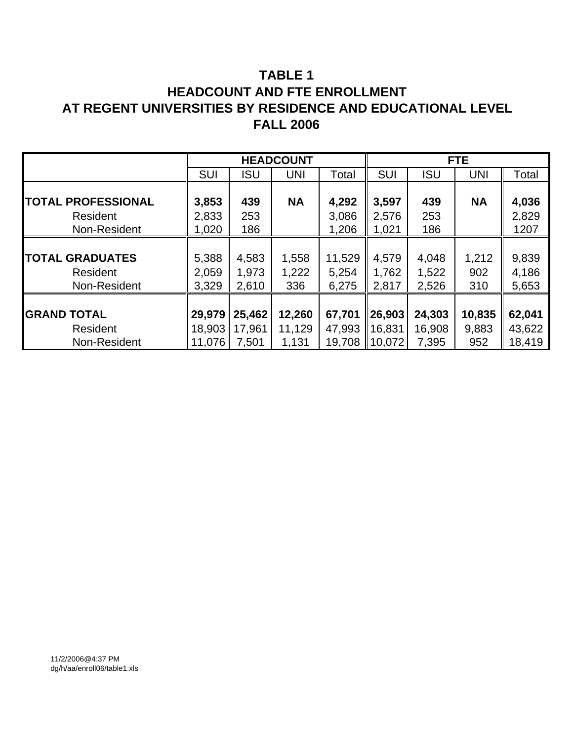# TABLE 1
# HEADCOUNT AND FTE ENROLLMENT
# AT REGENT UNIVERSITIES BY RESIDENCE AND EDUCATIONAL LEVEL
# FALL 2006

| | HEADCOUNT | | | | FTE | | | |
|---|---|---|---|---|---|---|---|---|
| | SUI | ISU | UNI | Total | SUI | ISU | UNI | Total |
| **TOTAL PROFESSIONAL** | **3,853** | **439** | **NA** | **4,292** | **3,597** | **439** | **NA** | **4,036** |
| Resident | 2,833 | 253 | | 3,086 | 2,576 | 253 | | 2,829 |
| Non-Resident | 1,020 | 186 | | 1,206 | 1,021 | 186 | | 1207 |
| **TOTAL GRADUATES** | 5,388 | 4,583 | 1,558 | 11,529 | 4,579 | 4,048 | 1,212 | 9,839 |
| Resident | 2,059 | 1,973 | 1,222 | 5,254 | 1,762 | 1,522 | 902 | 4,186 |
| Non-Resident | 3,329 | 2,610 | 336 | 6,275 | 2,817 | 2,526 | 310 | 5,653 |
| **GRAND TOTAL** | **29,979** | **25,462** | **12,260** | **67,701** | **26,903** | **24,303** | **10,835** | **62,041** |
| Resident | 18,903 | 17,961 | 11,129 | 47,993 | 16,831 | 16,908 | 9,883 | 43,622 |
| Non-Resident | 11,076 | 7,501 | 1,131 | 19,708 | 10,072 | 7,395 | 952 | 18,419 |

11/2/2006@4:37 PM
dg/h/aa/enroll06/table1.xls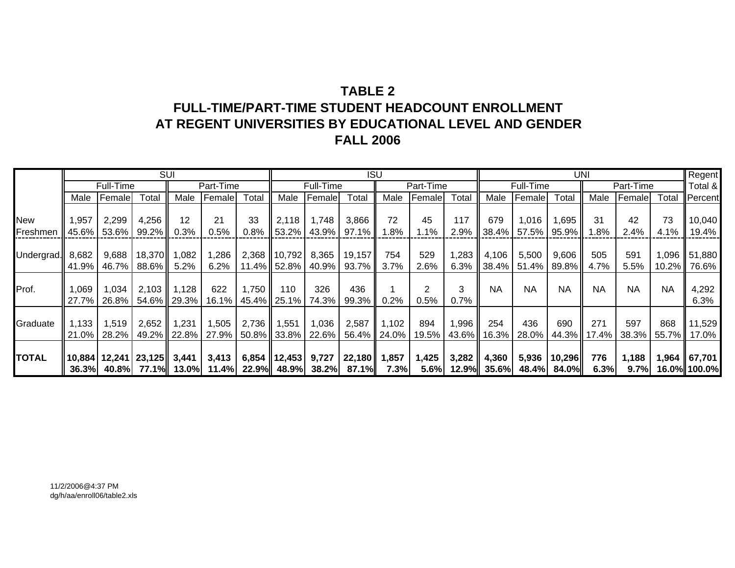# TABLE 2
## FULL-TIME/PART-TIME STUDENT HEADCOUNT ENROLLMENT AT REGENT UNIVERSITIES BY EDUCATIONAL LEVEL AND GENDER
## FALL 2006

| | SUI | | | | | | ISU | | | | | | UNI | | | | | | Regent Total & Percent |
|---|---|---|---|---|---|---|---|---|---|---|---|---|---|---|---|---|---|---|---|
| | Full-Time | | | Part-Time | | | Full-Time | | | Part-Time | | | Full-Time | | | Part-Time | | | |
| | Male | Female | Total | Male | Female | Total | Male | Female | Total | Male | Female | Total | Male | Female | Total | Male | Female | Total | |
| New Freshmen | 1,957 | 2,299 | 4,256 | 12 | 21 | 33 | 2,118 | 1,748 | 3,866 | 72 | 45 | 117 | 679 | 1,016 | 1,695 | 31 | 42 | 73 | 10,040 |
| | 45.6% | 53.6% | 99.2% | 0.3% | 0.5% | 0.8% | 53.2% | 43.9% | 97.1% | 1.8% | 1.1% | 2.9% | 38.4% | 57.5% | 95.9% | 1.8% | 2.4% | 4.1% | 19.4% |
| Undergrad. | 8,682 | 9,688 | 18,370 | 1,082 | 1,286 | 2,368 | 10,792 | 8,365 | 19,157 | 754 | 529 | 1,283 | 4,106 | 5,500 | 9,606 | 505 | 591 | 1,096 | 51,880 |
| | 41.9% | 46.7% | 88.6% | 5.2% | 6.2% | 11.4% | 52.8% | 40.9% | 93.7% | 3.7% | 2.6% | 6.3% | 38.4% | 51.4% | 89.8% | 4.7% | 5.5% | 10.2% | 76.6% |
| Prof. | 1,069 | 1,034 | 2,103 | 1,128 | 622 | 1,750 | 110 | 326 | 436 | 1 | 2 | 3 | NA | NA | NA | NA | NA | NA | 4,292 |
| | 27.7% | 26.8% | 54.6% | 29.3% | 16.1% | 45.4% | 25.1% | 74.3% | 99.3% | 0.2% | 0.5% | 0.7% | | | | | | | 6.3% |
| Graduate | 1,133 | 1,519 | 2,652 | 1,231 | 1,505 | 2,736 | 1,551 | 1,036 | 2,587 | 1,102 | 894 | 1,996 | 254 | 436 | 690 | 271 | 597 | 868 | 11,529 |
| | 21.0% | 28.2% | 49.2% | 22.8% | 27.9% | 50.8% | 33.8% | 22.6% | 56.4% | 24.0% | 19.5% | 43.6% | 16.3% | 28.0% | 44.3% | 17.4% | 38.3% | 55.7% | 17.0% |
| **TOTAL** | **10,884** | **12,241** | **23,125** | **3,441** | **3,413** | **6,854** | **12,453** | **9,727** | **22,180** | **1,857** | **1,425** | **3,282** | **4,360** | **5,936** | **10,296** | **776** | **1,188** | **1,964** | **67,701** |
| | **36.3%** | **40.8%** | **77.1%** | **13.0%** | **11.4%** | **22.9%** | **48.9%** | **38.2%** | **87.1%** | **7.3%** | **5.6%** | **12.9%** | **35.6%** | **48.4%** | **84.0%** | **6.3%** | **9.7%** | **16.0%** | **100.0%** |

11/2/2006@4:37 PM
dg/h/aa/enroll06/table2.xls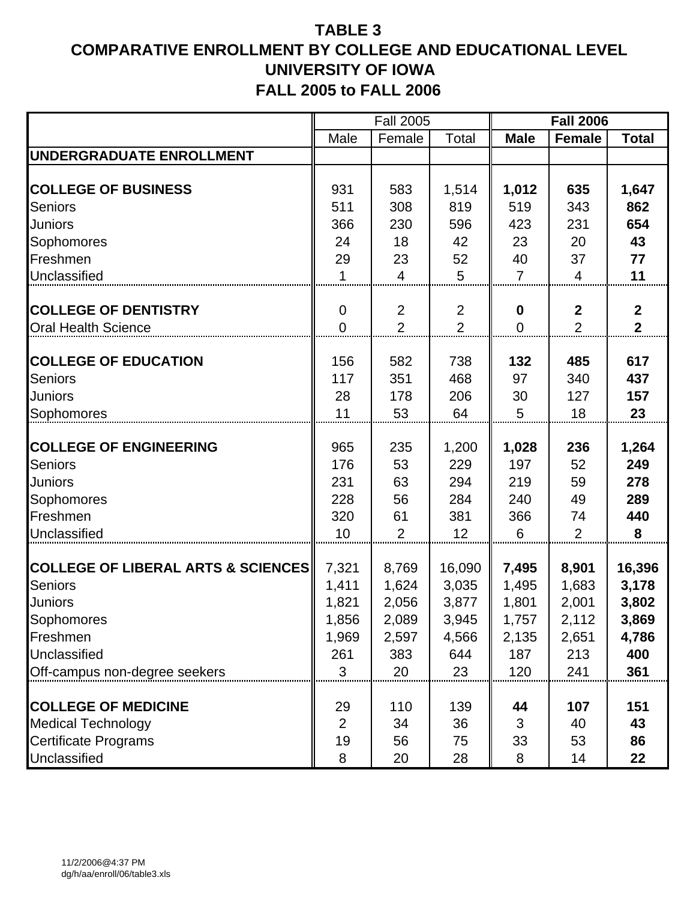# TABLE 3
# COMPARATIVE ENROLLMENT BY COLLEGE AND EDUCATIONAL LEVEL
# UNIVERSITY OF IOWA
# FALL 2005 to FALL 2006

| | Fall 2005 | | | **Fall 2006** | | |
|---|---|---|---|---|---|---|
| | Male | Female | Total | **Male** | **Female** | **Total** |
| **UNDERGRADUATE ENROLLMENT** | | | | | | |
| **COLLEGE OF BUSINESS** | 931 | 583 | 1,514 | **1,012** | **635** | **1,647** |
| Seniors | 511 | 308 | 819 | 519 | 343 | **862** |
| Juniors | 366 | 230 | 596 | 423 | 231 | **654** |
| Sophomores | 24 | 18 | 42 | 23 | 20 | **43** |
| Freshmen | 29 | 23 | 52 | 40 | 37 | **77** |
| Unclassified | 1 | 4 | 5 | 7 | 4 | **11** |
| **COLLEGE OF DENTISTRY** | 0 | 2 | 2 | **0** | **2** | **2** |
| Oral Health Science | 0 | 2 | 2 | 0 | 2 | **2** |
| **COLLEGE OF EDUCATION** | 156 | 582 | 738 | **132** | **485** | **617** |
| Seniors | 117 | 351 | 468 | 97 | 340 | **437** |
| Juniors | 28 | 178 | 206 | 30 | 127 | **157** |
| Sophomores | 11 | 53 | 64 | 5 | 18 | **23** |
| **COLLEGE OF ENGINEERING** | 965 | 235 | 1,200 | **1,028** | **236** | **1,264** |
| Seniors | 176 | 53 | 229 | 197 | 52 | **249** |
| Juniors | 231 | 63 | 294 | 219 | 59 | **278** |
| Sophomores | 228 | 56 | 284 | 240 | 49 | **289** |
| Freshmen | 320 | 61 | 381 | 366 | 74 | **440** |
| Unclassified | 10 | 2 | 12 | 6 | 2 | **8** |
| **COLLEGE OF LIBERAL ARTS & SCIENCES** | 7,321 | 8,769 | 16,090 | **7,495** | **8,901** | **16,396** |
| Seniors | 1,411 | 1,624 | 3,035 | 1,495 | 1,683 | **3,178** |
| Juniors | 1,821 | 2,056 | 3,877 | 1,801 | 2,001 | **3,802** |
| Sophomores | 1,856 | 2,089 | 3,945 | 1,757 | 2,112 | **3,869** |
| Freshmen | 1,969 | 2,597 | 4,566 | 2,135 | 2,651 | **4,786** |
| Unclassified | 261 | 383 | 644 | 187 | 213 | **400** |
| Off-campus non-degree seekers | 3 | 20 | 23 | 120 | 241 | **361** |
| **COLLEGE OF MEDICINE** | 29 | 110 | 139 | **44** | **107** | **151** |
| Medical Technology | 2 | 34 | 36 | 3 | 40 | **43** |
| Certificate Programs | 19 | 56 | 75 | 33 | 53 | **86** |
| Unclassified | 8 | 20 | 28 | 8 | 14 | **22** |

11/2/2006@4:37 PM
dg/h/aa/enroll/06/table3.xls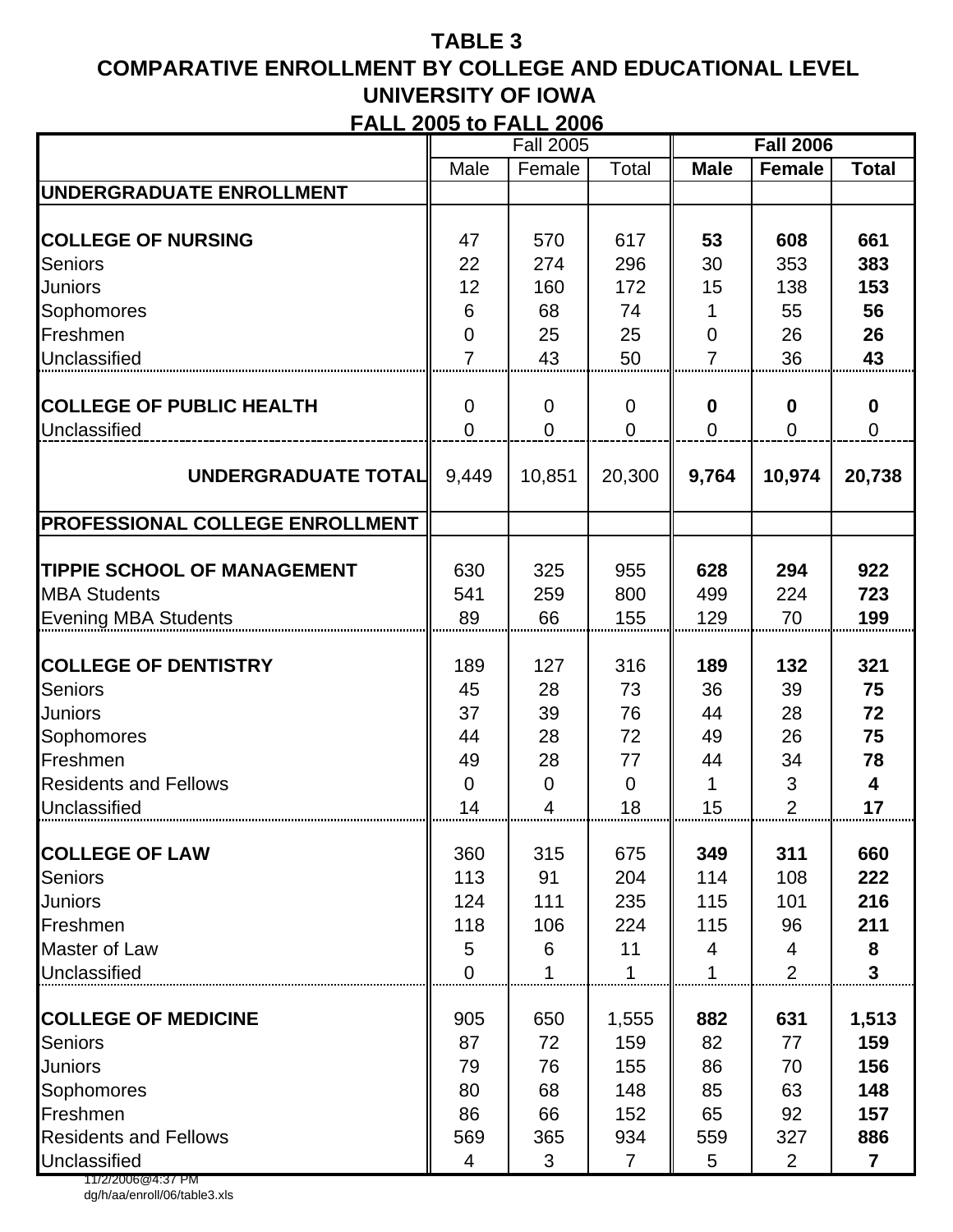# TABLE 3
## COMPARATIVE ENROLLMENT BY COLLEGE AND EDUCATIONAL LEVEL
## UNIVERSITY OF IOWA
## FALL 2005 to FALL 2006

| | Fall 2005 | | | **Fall 2006** | | |
|---|---|---|---|---|---|---|
| | Male | Female | Total | **Male** | **Female** | **Total** |
| **UNDERGRADUATE ENROLLMENT** | | | | | | |
| **COLLEGE OF NURSING** | 47 | 570 | 617 | **53** | **608** | **661** |
| Seniors | 22 | 274 | 296 | 30 | 353 | **383** |
| Juniors | 12 | 160 | 172 | 15 | 138 | **153** |
| Sophomores | 6 | 68 | 74 | 1 | 55 | **56** |
| Freshmen | 0 | 25 | 25 | 0 | 26 | **26** |
| Unclassified | 7 | 43 | 50 | 7 | 36 | **43** |
| **COLLEGE OF PUBLIC HEALTH** | 0 | 0 | 0 | **0** | **0** | **0** |
| Unclassified | 0 | 0 | 0 | 0 | 0 | 0 |
| **UNDERGRADUATE TOTAL** | 9,449 | 10,851 | 20,300 | **9,764** | **10,974** | **20,738** |
| **PROFESSIONAL COLLEGE ENROLLMENT** | | | | | | |
| **TIPPIE SCHOOL OF MANAGEMENT** | 630 | 325 | 955 | **628** | **294** | **922** |
| MBA Students | 541 | 259 | 800 | 499 | 224 | **723** |
| Evening MBA Students | 89 | 66 | 155 | 129 | 70 | **199** |
| **COLLEGE OF DENTISTRY** | 189 | 127 | 316 | **189** | **132** | **321** |
| Seniors | 45 | 28 | 73 | 36 | 39 | **75** |
| Juniors | 37 | 39 | 76 | 44 | 28 | **72** |
| Sophomores | 44 | 28 | 72 | 49 | 26 | **75** |
| Freshmen | 49 | 28 | 77 | 44 | 34 | **78** |
| Residents and Fellows | 0 | 0 | 0 | 1 | 3 | **4** |
| Unclassified | 14 | 4 | 18 | 15 | 2 | **17** |
| **COLLEGE OF LAW** | 360 | 315 | 675 | **349** | **311** | **660** |
| Seniors | 113 | 91 | 204 | 114 | 108 | **222** |
| Juniors | 124 | 111 | 235 | 115 | 101 | **216** |
| Freshmen | 118 | 106 | 224 | 115 | 96 | **211** |
| Master of Law | 5 | 6 | 11 | 4 | 4 | **8** |
| Unclassified | 0 | 1 | 1 | 1 | 2 | **3** |
| **COLLEGE OF MEDICINE** | 905 | 650 | 1,555 | **882** | **631** | **1,513** |
| Seniors | 87 | 72 | 159 | 82 | 77 | **159** |
| Juniors | 79 | 76 | 155 | 86 | 70 | **156** |
| Sophomores | 80 | 68 | 148 | 85 | 63 | **148** |
| Freshmen | 86 | 66 | 152 | 65 | 92 | **157** |
| Residents and Fellows | 569 | 365 | 934 | 559 | 327 | **886** |
| Unclassified | 4 | 3 | 7 | 5 | 2 | **7** |

11/2/2006@4:37 PM
dg/h/aa/enroll/06/table3.xls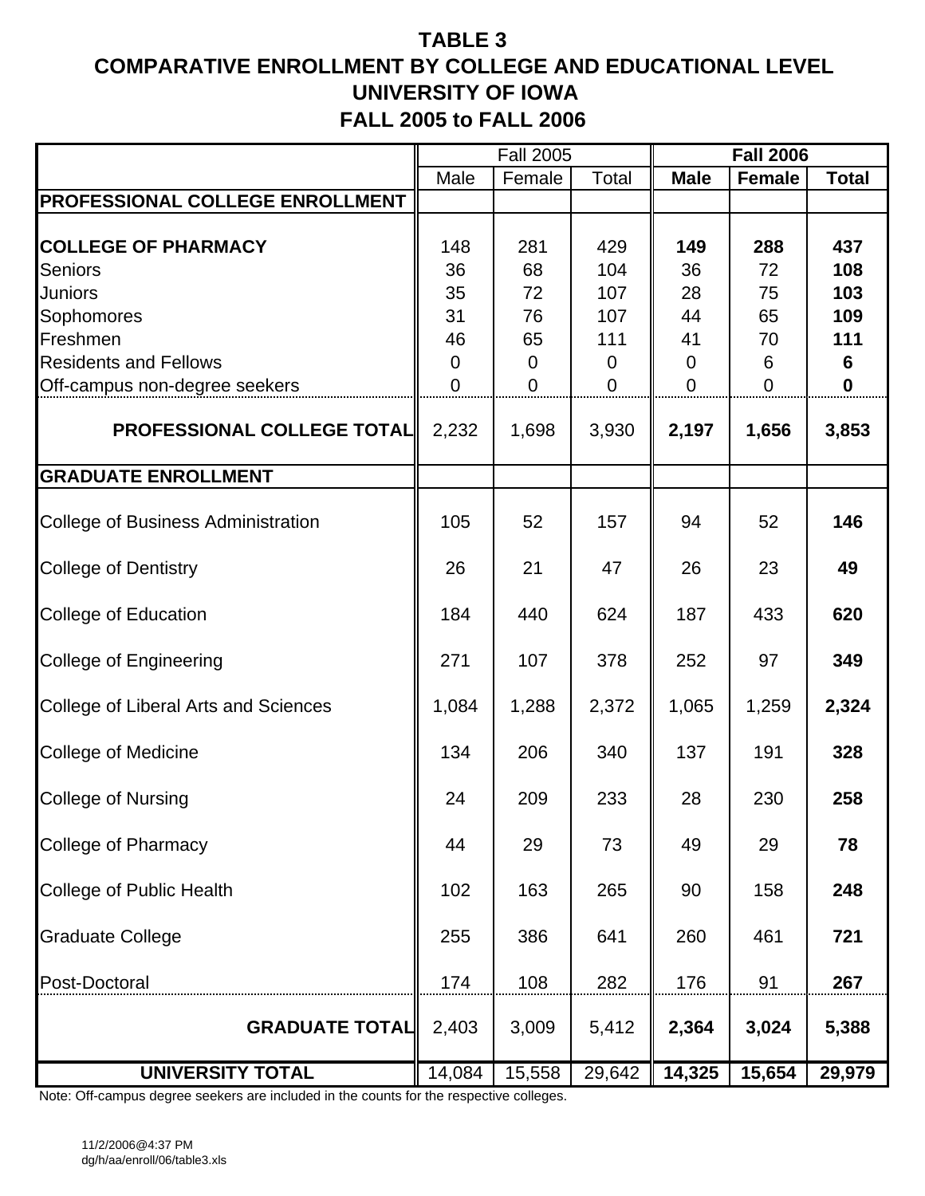# TABLE 3
# COMPARATIVE ENROLLMENT BY COLLEGE AND EDUCATIONAL LEVEL
# UNIVERSITY OF IOWA
# FALL 2005 to FALL 2006

| | Fall 2005 | | | **Fall 2006** | | |
|---|---|---|---|---|---|---|
| | Male | Female | Total | **Male** | **Female** | **Total** |
| **PROFESSIONAL COLLEGE ENROLLMENT** | | | | | | |
| **COLLEGE OF PHARMACY** | 148 | 281 | 429 | **149** | **288** | **437** |
| Seniors | 36 | 68 | 104 | 36 | 72 | **108** |
| Juniors | 35 | 72 | 107 | 28 | 75 | **103** |
| Sophomores | 31 | 76 | 107 | 44 | 65 | **109** |
| Freshmen | 46 | 65 | 111 | 41 | 70 | **111** |
| Residents and Fellows | 0 | 0 | 0 | 0 | 6 | **6** |
| Off-campus non-degree seekers | 0 | 0 | 0 | 0 | 0 | **0** |
| **PROFESSIONAL COLLEGE TOTAL** | 2,232 | 1,698 | 3,930 | **2,197** | **1,656** | **3,853** |
| **GRADUATE ENROLLMENT** | | | | | | |
| College of Business Administration | 105 | 52 | 157 | 94 | 52 | **146** |
| College of Dentistry | 26 | 21 | 47 | 26 | 23 | **49** |
| College of Education | 184 | 440 | 624 | 187 | 433 | **620** |
| College of Engineering | 271 | 107 | 378 | 252 | 97 | **349** |
| College of Liberal Arts and Sciences | 1,084 | 1,288 | 2,372 | 1,065 | 1,259 | **2,324** |
| College of Medicine | 134 | 206 | 340 | 137 | 191 | **328** |
| College of Nursing | 24 | 209 | 233 | 28 | 230 | **258** |
| College of Pharmacy | 44 | 29 | 73 | 49 | 29 | **78** |
| College of Public Health | 102 | 163 | 265 | 90 | 158 | **248** |
| Graduate College | 255 | 386 | 641 | 260 | 461 | **721** |
| Post-Doctoral | 174 | 108 | 282 | 176 | 91 | **267** |
| **GRADUATE TOTAL** | 2,403 | 3,009 | 5,412 | **2,364** | **3,024** | **5,388** |
| **UNIVERSITY TOTAL** | 14,084 | 15,558 | 29,642 | **14,325** | **15,654** | **29,979** |

Note: Off-campus degree seekers are included in the counts for the respective colleges.

11/2/2006@4:37 PM
dg/h/aa/enroll/06/table3.xls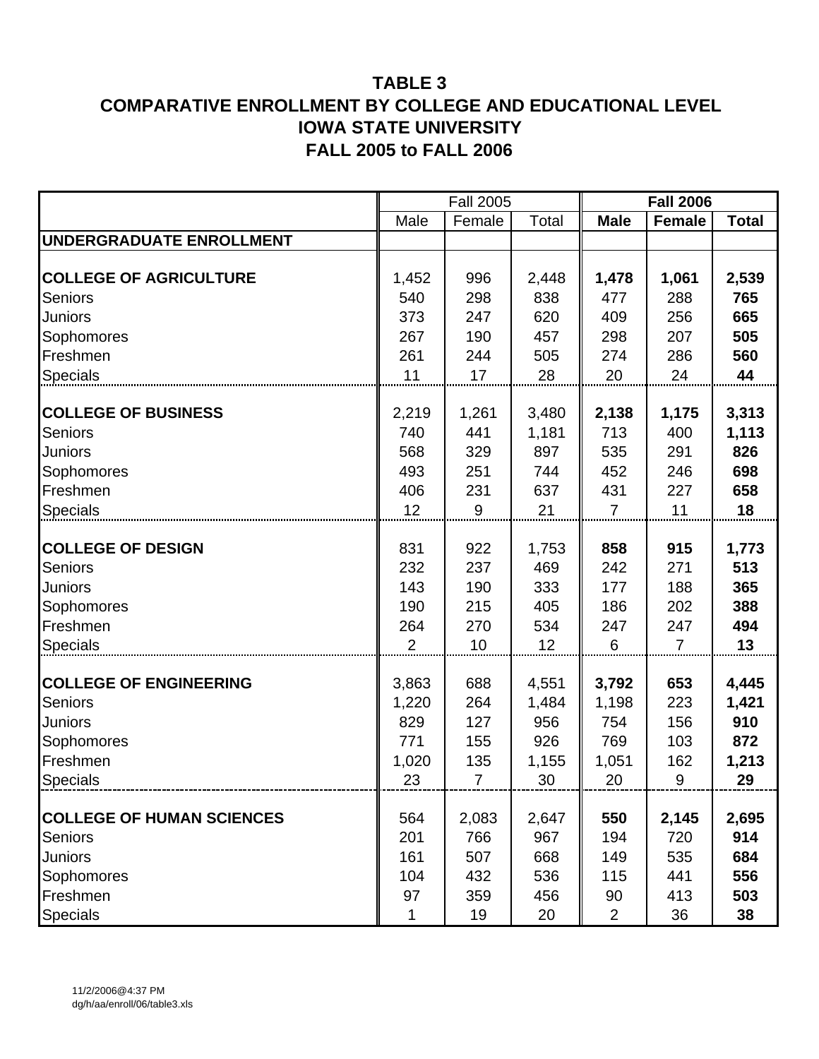# TABLE 3
# COMPARATIVE ENROLLMENT BY COLLEGE AND EDUCATIONAL LEVEL
# IOWA STATE UNIVERSITY
# FALL 2005 to FALL 2006

| | Fall 2005 | | | **Fall 2006** | | |
|---|---|---|---|---|---|---|
| | Male | Female | Total | **Male** | **Female** | **Total** |
| **UNDERGRADUATE ENROLLMENT** | | | | | | |
| **COLLEGE OF AGRICULTURE** | 1,452 | 996 | 2,448 | **1,478** | **1,061** | **2,539** |
| Seniors | 540 | 298 | 838 | 477 | 288 | **765** |
| Juniors | 373 | 247 | 620 | 409 | 256 | **665** |
| Sophomores | 267 | 190 | 457 | 298 | 207 | **505** |
| Freshmen | 261 | 244 | 505 | 274 | 286 | **560** |
| Specials | 11 | 17 | 28 | 20 | 24 | **44** |
| **COLLEGE OF BUSINESS** | 2,219 | 1,261 | 3,480 | **2,138** | **1,175** | **3,313** |
| Seniors | 740 | 441 | 1,181 | 713 | 400 | **1,113** |
| Juniors | 568 | 329 | 897 | 535 | 291 | **826** |
| Sophomores | 493 | 251 | 744 | 452 | 246 | **698** |
| Freshmen | 406 | 231 | 637 | 431 | 227 | **658** |
| Specials | 12 | 9 | 21 | 7 | 11 | **18** |
| **COLLEGE OF DESIGN** | 831 | 922 | 1,753 | **858** | **915** | **1,773** |
| Seniors | 232 | 237 | 469 | 242 | 271 | **513** |
| Juniors | 143 | 190 | 333 | 177 | 188 | **365** |
| Sophomores | 190 | 215 | 405 | 186 | 202 | **388** |
| Freshmen | 264 | 270 | 534 | 247 | 247 | **494** |
| Specials | 2 | 10 | 12 | 6 | 7 | **13** |
| **COLLEGE OF ENGINEERING** | 3,863 | 688 | 4,551 | **3,792** | **653** | **4,445** |
| Seniors | 1,220 | 264 | 1,484 | 1,198 | 223 | **1,421** |
| Juniors | 829 | 127 | 956 | 754 | 156 | **910** |
| Sophomores | 771 | 155 | 926 | 769 | 103 | **872** |
| Freshmen | 1,020 | 135 | 1,155 | 1,051 | 162 | **1,213** |
| Specials | 23 | 7 | 30 | 20 | 9 | **29** |
| **COLLEGE OF HUMAN SCIENCES** | 564 | 2,083 | 2,647 | **550** | **2,145** | **2,695** |
| Seniors | 201 | 766 | 967 | 194 | 720 | **914** |
| Juniors | 161 | 507 | 668 | 149 | 535 | **684** |
| Sophomores | 104 | 432 | 536 | 115 | 441 | **556** |
| Freshmen | 97 | 359 | 456 | 90 | 413 | **503** |
| Specials | 1 | 19 | 20 | 2 | 36 | **38** |

11/2/2006@4:37 PM
dg/h/aa/enroll/06/table3.xls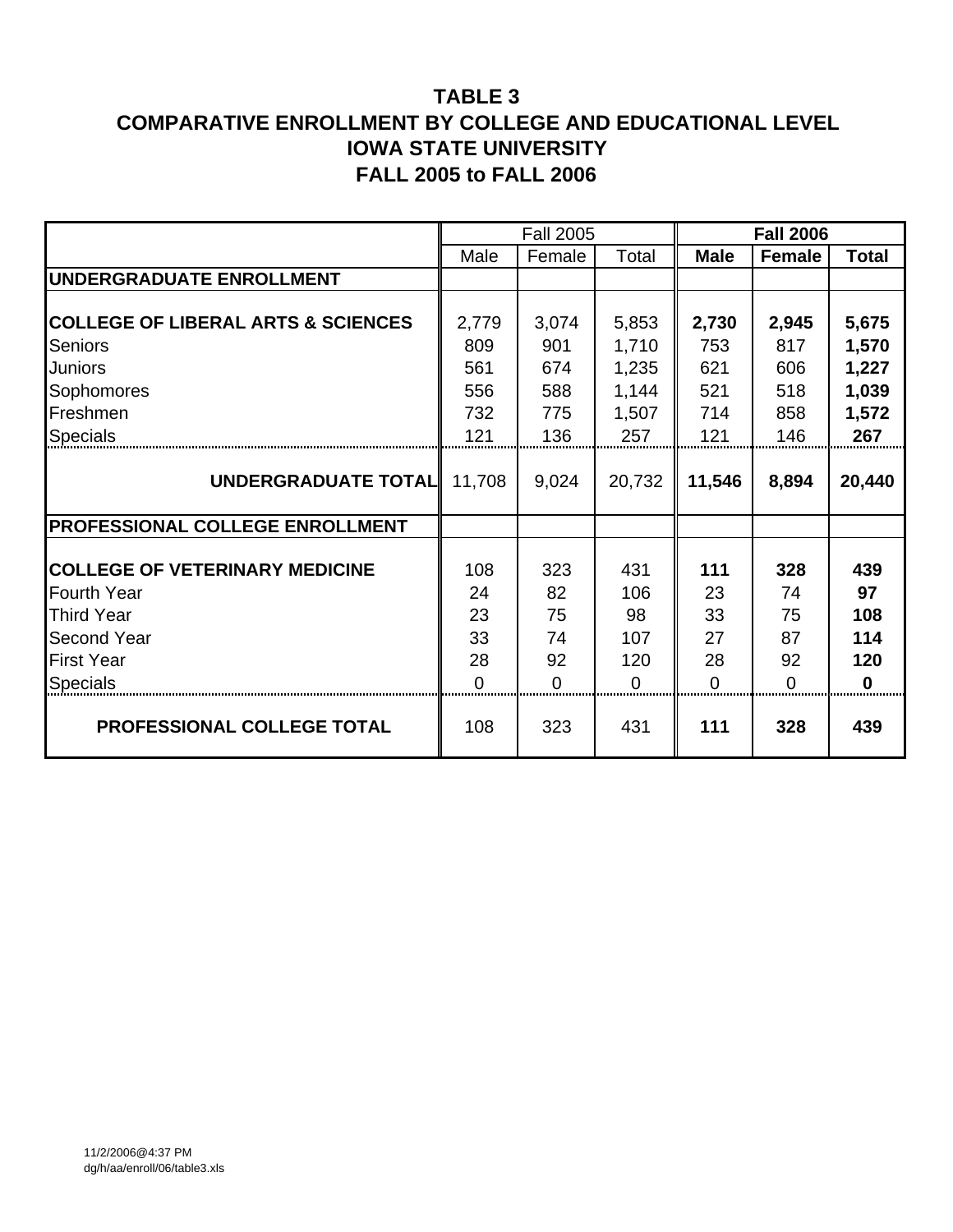# TABLE 3
# COMPARATIVE ENROLLMENT BY COLLEGE AND EDUCATIONAL LEVEL
# IOWA STATE UNIVERSITY
# FALL 2005 to FALL 2006

| | Fall 2005 | | | **Fall 2006** | | |
|---|---|---|---|---|---|---|
| | Male | Female | Total | **Male** | **Female** | **Total** |
| **UNDERGRADUATE ENROLLMENT** | | | | | | |
| **COLLEGE OF LIBERAL ARTS & SCIENCES** | 2,779 | 3,074 | 5,853 | **2,730** | **2,945** | **5,675** |
| Seniors | 809 | 901 | 1,710 | 753 | 817 | **1,570** |
| Juniors | 561 | 674 | 1,235 | 621 | 606 | **1,227** |
| Sophomores | 556 | 588 | 1,144 | 521 | 518 | **1,039** |
| Freshmen | 732 | 775 | 1,507 | 714 | 858 | **1,572** |
| Specials | 121 | 136 | 257 | 121 | 146 | **267** |
| **UNDERGRADUATE TOTAL** | 11,708 | 9,024 | 20,732 | **11,546** | **8,894** | **20,440** |
| **PROFESSIONAL COLLEGE ENROLLMENT** | | | | | | |
| **COLLEGE OF VETERINARY MEDICINE** | 108 | 323 | 431 | **111** | **328** | **439** |
| Fourth Year | 24 | 82 | 106 | 23 | 74 | **97** |
| Third Year | 23 | 75 | 98 | 33 | 75 | **108** |
| Second Year | 33 | 74 | 107 | 27 | 87 | **114** |
| First Year | 28 | 92 | 120 | 28 | 92 | **120** |
| Specials | 0 | 0 | 0 | 0 | 0 | **0** |
| **PROFESSIONAL COLLEGE TOTAL** | 108 | 323 | 431 | **111** | **328** | **439** |

11/2/2006@4:37 PM
dg/h/aa/enroll/06/table3.xls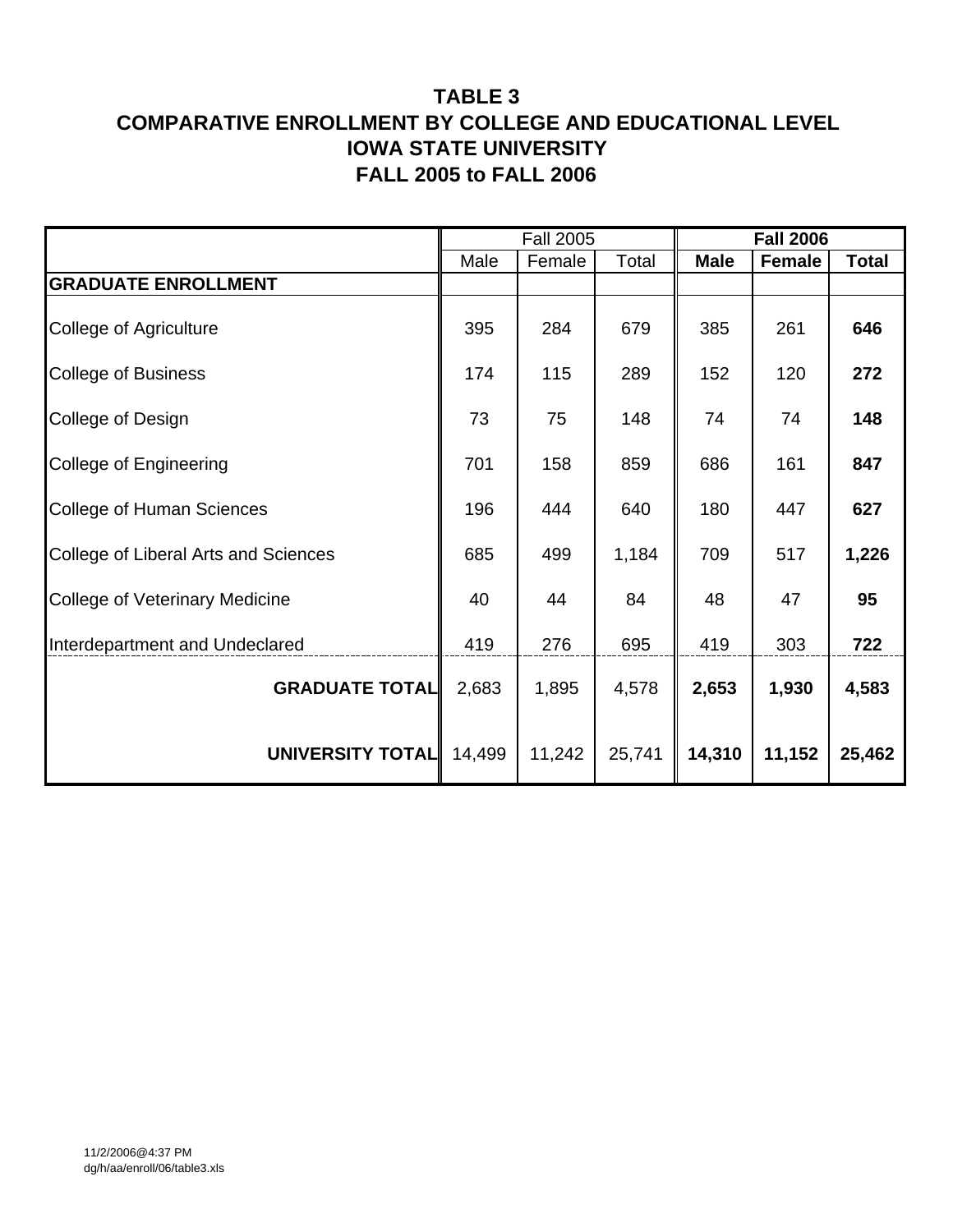# TABLE 3
# COMPARATIVE ENROLLMENT BY COLLEGE AND EDUCATIONAL LEVEL
# IOWA STATE UNIVERSITY
# FALL 2005 to FALL 2006

| | Fall 2005 | | | **Fall 2006** | | |
|---|---|---|---|---|---|---|
| | Male | Female | Total | **Male** | **Female** | **Total** |
| **GRADUATE ENROLLMENT** | | | | | | |
| College of Agriculture | 395 | 284 | 679 | 385 | 261 | **646** |
| College of Business | 174 | 115 | 289 | 152 | 120 | **272** |
| College of Design | 73 | 75 | 148 | 74 | 74 | **148** |
| College of Engineering | 701 | 158 | 859 | 686 | 161 | **847** |
| College of Human Sciences | 196 | 444 | 640 | 180 | 447 | **627** |
| College of Liberal Arts and Sciences | 685 | 499 | 1,184 | 709 | 517 | **1,226** |
| College of Veterinary Medicine | 40 | 44 | 84 | 48 | 47 | **95** |
| Interdepartment and Undeclared | 419 | 276 | 695 | 419 | 303 | **722** |
| **GRADUATE TOTAL** | 2,683 | 1,895 | 4,578 | **2,653** | **1,930** | **4,583** |
| **UNIVERSITY TOTAL** | 14,499 | 11,242 | 25,741 | **14,310** | **11,152** | **25,462** |

11/2/2006@4:37 PM
dg/h/aa/enroll/06/table3.xls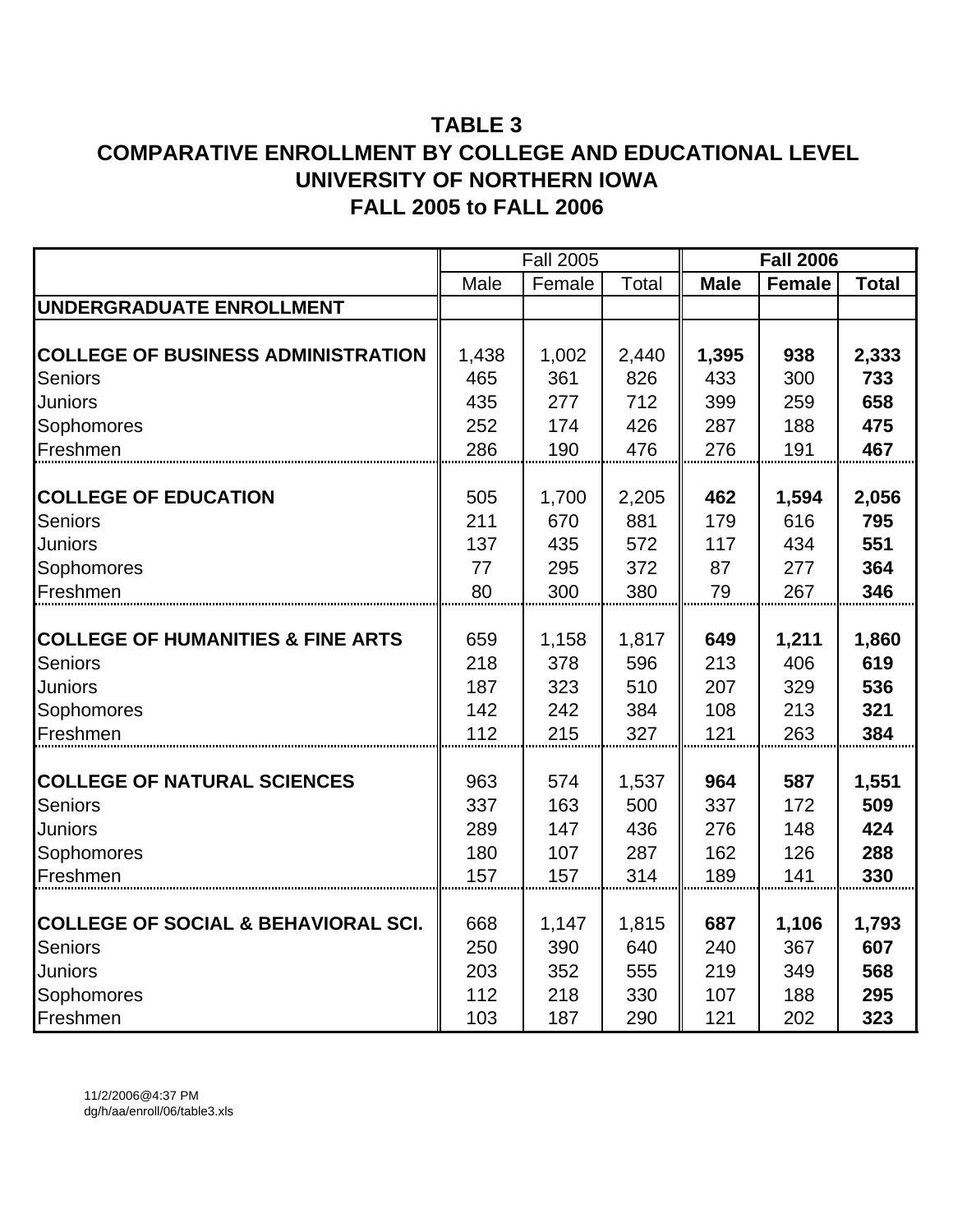# TABLE 3
# COMPARATIVE ENROLLMENT BY COLLEGE AND EDUCATIONAL LEVEL
# UNIVERSITY OF NORTHERN IOWA
# FALL 2005 to FALL 2006

| | Fall 2005 | | | **Fall 2006** | | |
|---|---|---|---|---|---|---|
| | Male | Female | Total | **Male** | **Female** | **Total** |
| **UNDERGRADUATE ENROLLMENT** | | | | | | |
| **COLLEGE OF BUSINESS ADMINISTRATION** | 1,438 | 1,002 | 2,440 | **1,395** | **938** | **2,333** |
| Seniors | 465 | 361 | 826 | 433 | 300 | **733** |
| Juniors | 435 | 277 | 712 | 399 | 259 | **658** |
| Sophomores | 252 | 174 | 426 | 287 | 188 | **475** |
| Freshmen | 286 | 190 | 476 | 276 | 191 | **467** |
| **COLLEGE OF EDUCATION** | 505 | 1,700 | 2,205 | **462** | **1,594** | **2,056** |
| Seniors | 211 | 670 | 881 | 179 | 616 | **795** |
| Juniors | 137 | 435 | 572 | 117 | 434 | **551** |
| Sophomores | 77 | 295 | 372 | 87 | 277 | **364** |
| Freshmen | 80 | 300 | 380 | 79 | 267 | **346** |
| **COLLEGE OF HUMANITIES & FINE ARTS** | 659 | 1,158 | 1,817 | **649** | **1,211** | **1,860** |
| Seniors | 218 | 378 | 596 | 213 | 406 | **619** |
| Juniors | 187 | 323 | 510 | 207 | 329 | **536** |
| Sophomores | 142 | 242 | 384 | 108 | 213 | **321** |
| Freshmen | 112 | 215 | 327 | 121 | 263 | **384** |
| **COLLEGE OF NATURAL SCIENCES** | 963 | 574 | 1,537 | **964** | **587** | **1,551** |
| Seniors | 337 | 163 | 500 | 337 | 172 | **509** |
| Juniors | 289 | 147 | 436 | 276 | 148 | **424** |
| Sophomores | 180 | 107 | 287 | 162 | 126 | **288** |
| Freshmen | 157 | 157 | 314 | 189 | 141 | **330** |
| **COLLEGE OF SOCIAL & BEHAVIORAL SCI.** | 668 | 1,147 | 1,815 | **687** | **1,106** | **1,793** |
| Seniors | 250 | 390 | 640 | 240 | 367 | **607** |
| Juniors | 203 | 352 | 555 | 219 | 349 | **568** |
| Sophomores | 112 | 218 | 330 | 107 | 188 | **295** |
| Freshmen | 103 | 187 | 290 | 121 | 202 | **323** |

11/2/2006@4:37 PM
dg/h/aa/enroll/06/table3.xls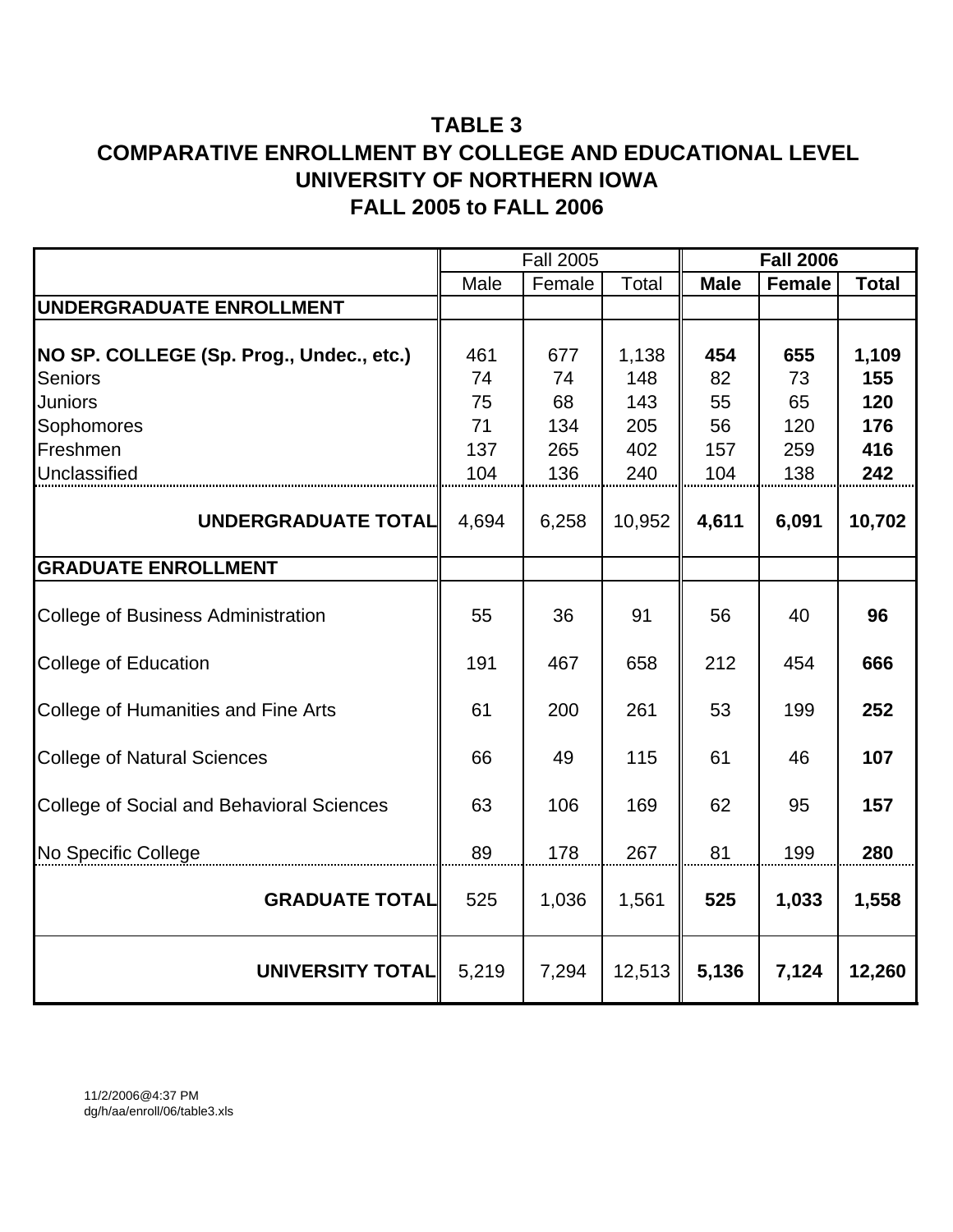# TABLE 3
# COMPARATIVE ENROLLMENT BY COLLEGE AND EDUCATIONAL LEVEL
# UNIVERSITY OF NORTHERN IOWA
# FALL 2005 to FALL 2006

| | Fall 2005 | | | **Fall 2006** | | |
|---|---|---|---|---|---|---|
| | Male | Female | Total | **Male** | **Female** | **Total** |
| **UNDERGRADUATE ENROLLMENT** | | | | | | |
| **NO SP. COLLEGE (Sp. Prog., Undec., etc.)** | 461 | 677 | 1,138 | **454** | **655** | **1,109** |
| Seniors | 74 | 74 | 148 | 82 | 73 | **155** |
| Juniors | 75 | 68 | 143 | 55 | 65 | **120** |
| Sophomores | 71 | 134 | 205 | 56 | 120 | **176** |
| Freshmen | 137 | 265 | 402 | 157 | 259 | **416** |
| Unclassified | 104 | 136 | 240 | 104 | 138 | **242** |
| **UNDERGRADUATE TOTAL** | 4,694 | 6,258 | 10,952 | **4,611** | **6,091** | **10,702** |
| **GRADUATE ENROLLMENT** | | | | | | |
| College of Business Administration | 55 | 36 | 91 | 56 | 40 | **96** |
| College of Education | 191 | 467 | 658 | 212 | 454 | **666** |
| College of Humanities and Fine Arts | 61 | 200 | 261 | 53 | 199 | **252** |
| College of Natural Sciences | 66 | 49 | 115 | 61 | 46 | **107** |
| College of Social and Behavioral Sciences | 63 | 106 | 169 | 62 | 95 | **157** |
| No Specific College | 89 | 178 | 267 | 81 | 199 | **280** |
| **GRADUATE TOTAL** | 525 | 1,036 | 1,561 | **525** | **1,033** | **1,558** |
| **UNIVERSITY TOTAL** | 5,219 | 7,294 | 12,513 | **5,136** | **7,124** | **12,260** |

11/2/2006@4:37 PM
dg/h/aa/enroll/06/table3.xls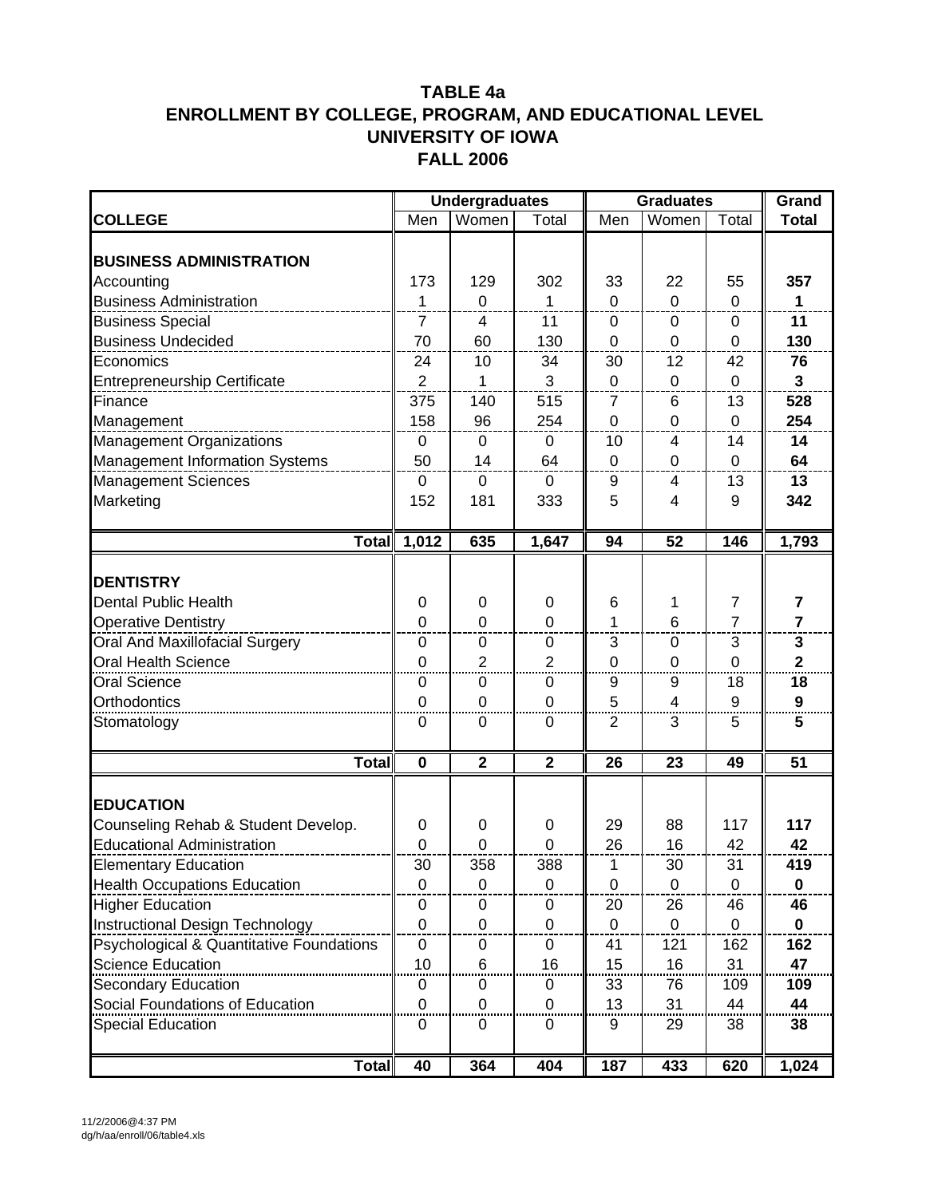# TABLE 4a
# ENROLLMENT BY COLLEGE, PROGRAM, AND EDUCATIONAL LEVEL
# UNIVERSITY OF IOWA
# FALL 2006

| | Undergraduates | | | Graduates | | | Grand |
|---|---|---|---|---|---|---|---|
| **COLLEGE** | Men | Women | Total | Men | Women | Total | **Total** |
| **BUSINESS ADMINISTRATION** | | | | | | | |
| Accounting | 173 | 129 | 302 | 33 | 22 | 55 | **357** |
| Business Administration | 1 | 0 | 1 | 0 | 0 | 0 | **1** |
| Business Special | 7 | 4 | 11 | 0 | 0 | 0 | **11** |
| Business Undecided | 70 | 60 | 130 | 0 | 0 | 0 | **130** |
| Economics | 24 | 10 | 34 | 30 | 12 | 42 | **76** |
| Entrepreneurship Certificate | 2 | 1 | 3 | 0 | 0 | 0 | **3** |
| Finance | 375 | 140 | 515 | 7 | 6 | 13 | **528** |
| Management | 158 | 96 | 254 | 0 | 0 | 0 | **254** |
| Management Organizations | 0 | 0 | 0 | 10 | 4 | 14 | **14** |
| Management Information Systems | 50 | 14 | 64 | 0 | 0 | 0 | **64** |
| Management Sciences | 0 | 0 | 0 | 9 | 4 | 13 | **13** |
| Marketing | 152 | 181 | 333 | 5 | 4 | 9 | **342** |
| **Total** | **1,012** | **635** | **1,647** | **94** | **52** | **146** | **1,793** |
| **DENTISTRY** | | | | | | | |
| Dental Public Health | 0 | 0 | 0 | 6 | 1 | 7 | **7** |
| Operative Dentistry | 0 | 0 | 0 | 1 | 6 | 7 | **7** |
| Oral And Maxillofacial Surgery | 0 | 0 | 0 | 3 | 0 | 3 | **3** |
| Oral Health Science | 0 | 2 | 2 | 0 | 0 | 0 | **2** |
| Oral Science | 0 | 0 | 0 | 9 | 9 | 18 | **18** |
| Orthodontics | 0 | 0 | 0 | 5 | 4 | 9 | **9** |
| Stomatology | 0 | 0 | 0 | 2 | 3 | 5 | **5** |
| **Total** | **0** | **2** | **2** | **26** | **23** | **49** | **51** |
| **EDUCATION** | | | | | | | |
| Counseling Rehab & Student Develop. | 0 | 0 | 0 | 29 | 88 | 117 | **117** |
| Educational Administration | 0 | 0 | 0 | 26 | 16 | 42 | **42** |
| Elementary Education | 30 | 358 | 388 | 1 | 30 | 31 | **419** |
| Health Occupations Education | 0 | 0 | 0 | 0 | 0 | 0 | **0** |
| Higher Education | 0 | 0 | 0 | 20 | 26 | 46 | **46** |
| Instructional Design Technology | 0 | 0 | 0 | 0 | 0 | 0 | **0** |
| Psychological & Quantitative Foundations | 0 | 0 | 0 | 41 | 121 | 162 | **162** |
| Science Education | 10 | 6 | 16 | 15 | 16 | 31 | **47** |
| Secondary Education | 0 | 0 | 0 | 33 | 76 | 109 | **109** |
| Social Foundations of Education | 0 | 0 | 0 | 13 | 31 | 44 | **44** |
| Special Education | 0 | 0 | 0 | 9 | 29 | 38 | **38** |
| **Total** | **40** | **364** | **404** | **187** | **433** | **620** | **1,024** |

11/2/2006@4:37 PM
dg/h/aa/enroll/06/table4.xls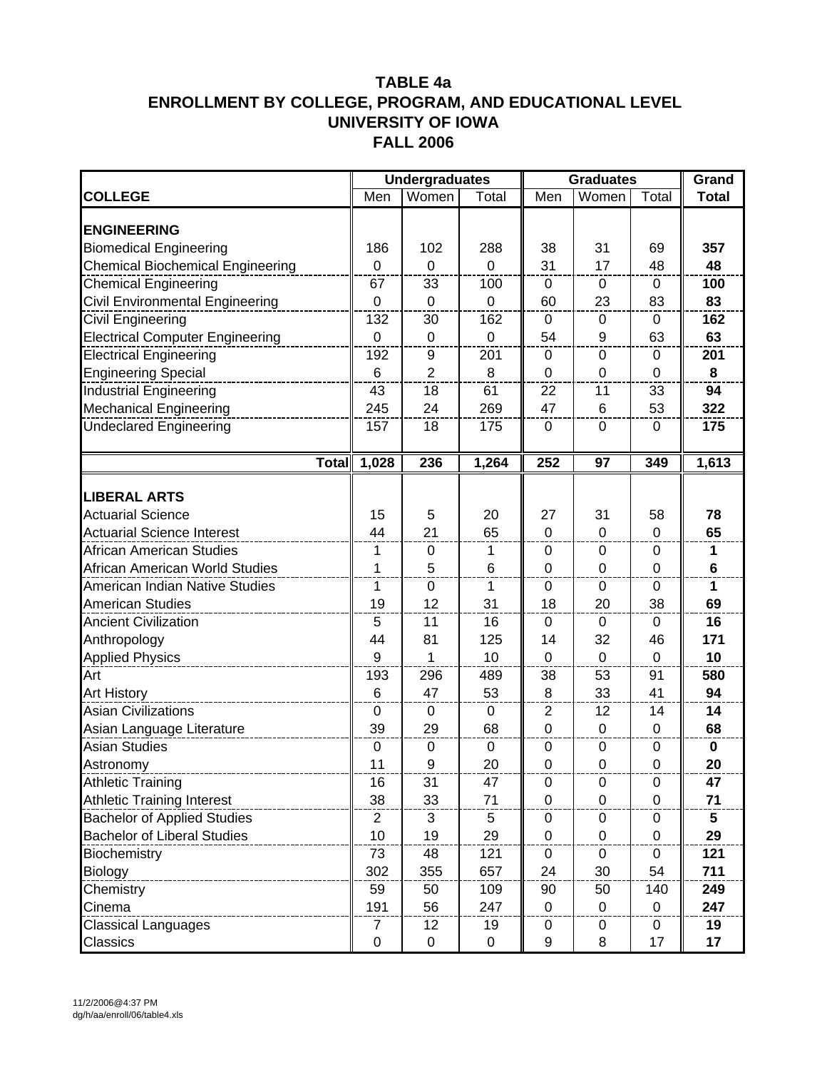# TABLE 4a
## ENROLLMENT BY COLLEGE, PROGRAM, AND EDUCATIONAL LEVEL
## UNIVERSITY OF IOWA
## FALL 2006

| | Undergraduates | | | Graduates | | | Grand |
|---|---|---|---|---|---|---|---|
| **COLLEGE** | Men | Women | Total | Men | Women | Total | **Total** |
| **ENGINEERING** | | | | | | | |
| Biomedical Engineering | 186 | 102 | 288 | 38 | 31 | 69 | **357** |
| Chemical Biochemical Engineering | 0 | 0 | 0 | 31 | 17 | 48 | **48** |
| Chemical Engineering | 67 | 33 | 100 | 0 | 0 | 0 | **100** |
| Civil Environmental Engineering | 0 | 0 | 0 | 60 | 23 | 83 | **83** |
| Civil Engineering | 132 | 30 | 162 | 0 | 0 | 0 | **162** |
| Electrical Computer Engineering | 0 | 0 | 0 | 54 | 9 | 63 | **63** |
| Electrical Engineering | 192 | 9 | 201 | 0 | 0 | 0 | **201** |
| Engineering Special | 6 | 2 | 8 | 0 | 0 | 0 | **8** |
| Industrial Engineering | 43 | 18 | 61 | 22 | 11 | 33 | **94** |
| Mechanical Engineering | 245 | 24 | 269 | 47 | 6 | 53 | **322** |
| Undeclared Engineering | 157 | 18 | 175 | 0 | 0 | 0 | **175** |
| **Total** | **1,028** | **236** | **1,264** | **252** | **97** | **349** | **1,613** |
| **LIBERAL ARTS** | | | | | | | |
| Actuarial Science | 15 | 5 | 20 | 27 | 31 | 58 | **78** |
| Actuarial Science Interest | 44 | 21 | 65 | 0 | 0 | 0 | **65** |
| African American Studies | 1 | 0 | 1 | 0 | 0 | 0 | **1** |
| African American World Studies | 1 | 5 | 6 | 0 | 0 | 0 | **6** |
| American Indian Native Studies | 1 | 0 | 1 | 0 | 0 | 0 | **1** |
| American Studies | 19 | 12 | 31 | 18 | 20 | 38 | **69** |
| Ancient Civilization | 5 | 11 | 16 | 0 | 0 | 0 | **16** |
| Anthropology | 44 | 81 | 125 | 14 | 32 | 46 | **171** |
| Applied Physics | 9 | 1 | 10 | 0 | 0 | 0 | **10** |
| Art | 193 | 296 | 489 | 38 | 53 | 91 | **580** |
| Art History | 6 | 47 | 53 | 8 | 33 | 41 | **94** |
| Asian Civilizations | 0 | 0 | 0 | 2 | 12 | 14 | **14** |
| Asian Language Literature | 39 | 29 | 68 | 0 | 0 | 0 | **68** |
| Asian Studies | 0 | 0 | 0 | 0 | 0 | 0 | **0** |
| Astronomy | 11 | 9 | 20 | 0 | 0 | 0 | **20** |
| Athletic Training | 16 | 31 | 47 | 0 | 0 | 0 | **47** |
| Athletic Training Interest | 38 | 33 | 71 | 0 | 0 | 0 | **71** |
| Bachelor of Applied Studies | 2 | 3 | 5 | 0 | 0 | 0 | **5** |
| Bachelor of Liberal Studies | 10 | 19 | 29 | 0 | 0 | 0 | **29** |
| Biochemistry | 73 | 48 | 121 | 0 | 0 | 0 | **121** |
| Biology | 302 | 355 | 657 | 24 | 30 | 54 | **711** |
| Chemistry | 59 | 50 | 109 | 90 | 50 | 140 | **249** |
| Cinema | 191 | 56 | 247 | 0 | 0 | 0 | **247** |
| Classical Languages | 7 | 12 | 19 | 0 | 0 | 0 | **19** |
| Classics | 0 | 0 | 0 | 9 | 8 | 17 | **17** |

11/2/2006@4:37 PM
dg/h/aa/enroll/06/table4.xls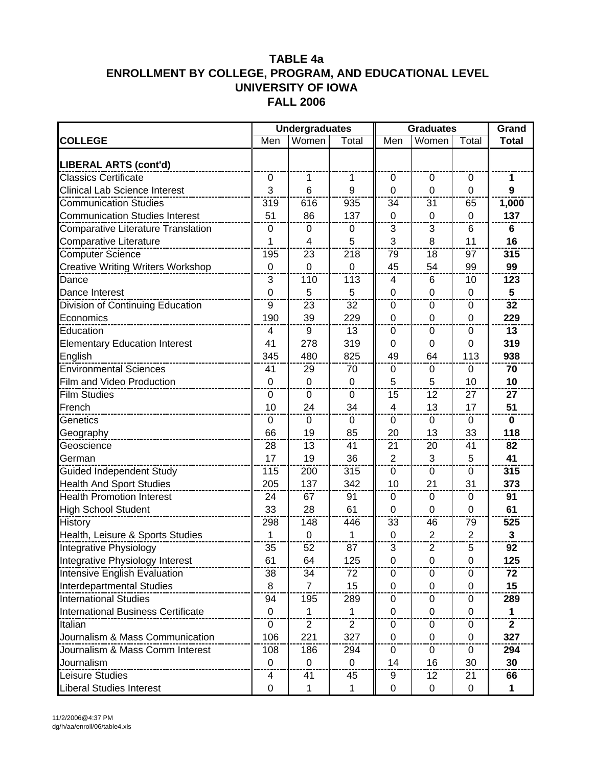# TABLE 4a
# ENROLLMENT BY COLLEGE, PROGRAM, AND EDUCATIONAL LEVEL
# UNIVERSITY OF IOWA
# FALL 2006

| COLLEGE | Undergraduates | | | Graduates | | | Grand |
|---|---|---|---|---|---|---|---|
| | Men | Women | Total | Men | Women | Total | Total |
| **LIBERAL ARTS (cont'd)** | | | | | | | |
| Classics Certificate | 0 | 1 | 1 | 0 | 0 | 0 | **1** |
| Clinical Lab Science Interest | 3 | 6 | 9 | 0 | 0 | 0 | **9** |
| Communication Studies | 319 | 616 | 935 | 34 | 31 | 65 | **1,000** |
| Communication Studies Interest | 51 | 86 | 137 | 0 | 0 | 0 | **137** |
| Comparative Literature Translation | 0 | 0 | 0 | 3 | 3 | 6 | **6** |
| Comparative Literature | 1 | 4 | 5 | 3 | 8 | 11 | **16** |
| Computer Science | 195 | 23 | 218 | 79 | 18 | 97 | **315** |
| Creative Writing Writers Workshop | 0 | 0 | 0 | 45 | 54 | 99 | **99** |
| Dance | 3 | 110 | 113 | 4 | 6 | 10 | **123** |
| Dance Interest | 0 | 5 | 5 | 0 | 0 | 0 | **5** |
| Division of Continuing Education | 9 | 23 | 32 | 0 | 0 | 0 | **32** |
| Economics | 190 | 39 | 229 | 0 | 0 | 0 | **229** |
| Education | 4 | 9 | 13 | 0 | 0 | 0 | **13** |
| Elementary Education Interest | 41 | 278 | 319 | 0 | 0 | 0 | **319** |
| English | 345 | 480 | 825 | 49 | 64 | 113 | **938** |
| Environmental Sciences | 41 | 29 | 70 | 0 | 0 | 0 | **70** |
| Film and Video Production | 0 | 0 | 0 | 5 | 5 | 10 | **10** |
| Film Studies | 0 | 0 | 0 | 15 | 12 | 27 | **27** |
| French | 10 | 24 | 34 | 4 | 13 | 17 | **51** |
| Genetics | 0 | 0 | 0 | 0 | 0 | 0 | **0** |
| Geography | 66 | 19 | 85 | 20 | 13 | 33 | **118** |
| Geoscience | 28 | 13 | 41 | 21 | 20 | 41 | **82** |
| German | 17 | 19 | 36 | 2 | 3 | 5 | **41** |
| Guided Independent Study | 115 | 200 | 315 | 0 | 0 | 0 | **315** |
| Health And Sport Studies | 205 | 137 | 342 | 10 | 21 | 31 | **373** |
| Health Promotion Interest | 24 | 67 | 91 | 0 | 0 | 0 | **91** |
| High School Student | 33 | 28 | 61 | 0 | 0 | 0 | **61** |
| History | 298 | 148 | 446 | 33 | 46 | 79 | **525** |
| Health, Leisure & Sports Studies | 1 | 0 | 1 | 0 | 2 | 2 | **3** |
| Integrative Physiology | 35 | 52 | 87 | 3 | 2 | 5 | **92** |
| Integrative Physiology Interest | 61 | 64 | 125 | 0 | 0 | 0 | **125** |
| Intensive English Evaluation | 38 | 34 | 72 | 0 | 0 | 0 | **72** |
| Interdepartmental Studies | 8 | 7 | 15 | 0 | 0 | 0 | **15** |
| International Studies | 94 | 195 | 289 | 0 | 0 | 0 | **289** |
| International Business Certificate | 0 | 1 | 1 | 0 | 0 | 0 | **1** |
| Italian | 0 | 2 | 2 | 0 | 0 | 0 | **2** |
| Journalism & Mass Communication | 106 | 221 | 327 | 0 | 0 | 0 | **327** |
| Journalism & Mass Comm Interest | 108 | 186 | 294 | 0 | 0 | 0 | **294** |
| Journalism | 0 | 0 | 0 | 14 | 16 | 30 | **30** |
| Leisure Studies | 4 | 41 | 45 | 9 | 12 | 21 | **66** |
| Liberal Studies Interest | 0 | 1 | 1 | 0 | 0 | 0 | **1** |

11/2/2006@4:37 PM
dg/h/aa/enroll/06/table4.xls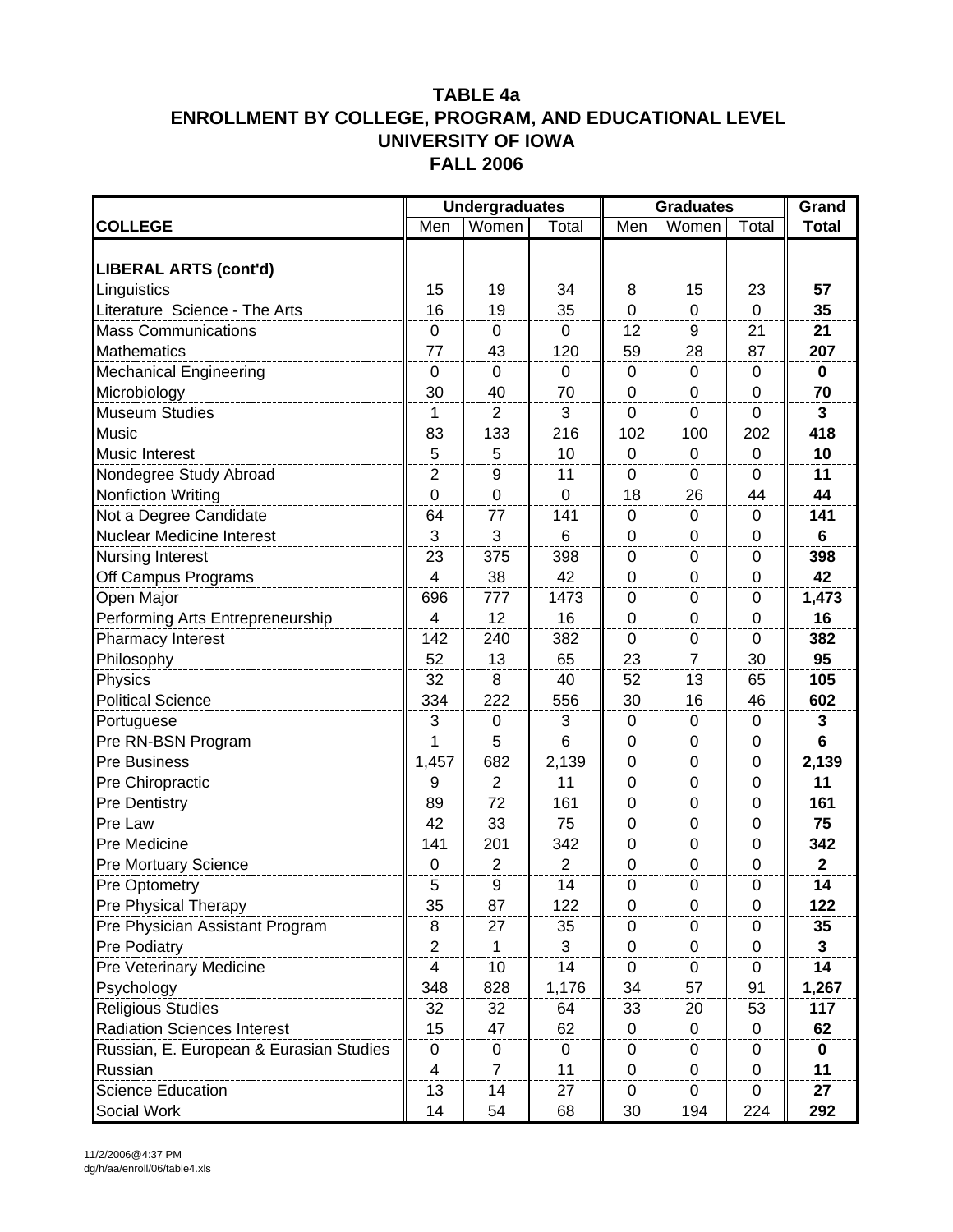# TABLE 4a
## ENROLLMENT BY COLLEGE, PROGRAM, AND EDUCATIONAL LEVEL
## UNIVERSITY OF IOWA
## FALL 2006

| | Undergraduates | | | Graduates | | | Grand |
|---|---|---|---|---|---|---|---|
| **COLLEGE** | Men | Women | Total | Men | Women | Total | **Total** |
| **LIBERAL ARTS (cont'd)** | | | | | | | |
| Linguistics | 15 | 19 | 34 | 8 | 15 | 23 | **57** |
| Literature Science - The Arts | 16 | 19 | 35 | 0 | 0 | 0 | **35** |
| Mass Communications | 0 | 0 | 0 | 12 | 9 | 21 | **21** |
| Mathematics | 77 | 43 | 120 | 59 | 28 | 87 | **207** |
| Mechanical Engineering | 0 | 0 | 0 | 0 | 0 | 0 | **0** |
| Microbiology | 30 | 40 | 70 | 0 | 0 | 0 | **70** |
| Museum Studies | 1 | 2 | 3 | 0 | 0 | 0 | **3** |
| Music | 83 | 133 | 216 | 102 | 100 | 202 | **418** |
| Music Interest | 5 | 5 | 10 | 0 | 0 | 0 | **10** |
| Nondegree Study Abroad | 2 | 9 | 11 | 0 | 0 | 0 | **11** |
| Nonfiction Writing | 0 | 0 | 0 | 18 | 26 | 44 | **44** |
| Not a Degree Candidate | 64 | 77 | 141 | 0 | 0 | 0 | **141** |
| Nuclear Medicine Interest | 3 | 3 | 6 | 0 | 0 | 0 | **6** |
| Nursing Interest | 23 | 375 | 398 | 0 | 0 | 0 | **398** |
| Off Campus Programs | 4 | 38 | 42 | 0 | 0 | 0 | **42** |
| Open Major | 696 | 777 | 1473 | 0 | 0 | 0 | **1,473** |
| Performing Arts Entrepreneurship | 4 | 12 | 16 | 0 | 0 | 0 | **16** |
| Pharmacy Interest | 142 | 240 | 382 | 0 | 0 | 0 | **382** |
| Philosophy | 52 | 13 | 65 | 23 | 7 | 30 | **95** |
| Physics | 32 | 8 | 40 | 52 | 13 | 65 | **105** |
| Political Science | 334 | 222 | 556 | 30 | 16 | 46 | **602** |
| Portuguese | 3 | 0 | 3 | 0 | 0 | 0 | **3** |
| Pre RN-BSN Program | 1 | 5 | 6 | 0 | 0 | 0 | **6** |
| Pre Business | 1,457 | 682 | 2,139 | 0 | 0 | 0 | **2,139** |
| Pre Chiropractic | 9 | 2 | 11 | 0 | 0 | 0 | **11** |
| Pre Dentistry | 89 | 72 | 161 | 0 | 0 | 0 | **161** |
| Pre Law | 42 | 33 | 75 | 0 | 0 | 0 | **75** |
| Pre Medicine | 141 | 201 | 342 | 0 | 0 | 0 | **342** |
| Pre Mortuary Science | 0 | 2 | 2 | 0 | 0 | 0 | **2** |
| Pre Optometry | 5 | 9 | 14 | 0 | 0 | 0 | **14** |
| Pre Physical Therapy | 35 | 87 | 122 | 0 | 0 | 0 | **122** |
| Pre Physician Assistant Program | 8 | 27 | 35 | 0 | 0 | 0 | **35** |
| Pre Podiatry | 2 | 1 | 3 | 0 | 0 | 0 | **3** |
| Pre Veterinary Medicine | 4 | 10 | 14 | 0 | 0 | 0 | **14** |
| Psychology | 348 | 828 | 1,176 | 34 | 57 | 91 | **1,267** |
| Religious Studies | 32 | 32 | 64 | 33 | 20 | 53 | **117** |
| Radiation Sciences Interest | 15 | 47 | 62 | 0 | 0 | 0 | **62** |
| Russian, E. European & Eurasian Studies | 0 | 0 | 0 | 0 | 0 | 0 | **0** |
| Russian | 4 | 7 | 11 | 0 | 0 | 0 | **11** |
| Science Education | 13 | 14 | 27 | 0 | 0 | 0 | **27** |
| Social Work | 14 | 54 | 68 | 30 | 194 | 224 | **292** |

11/2/2006@4:37 PM
dg/h/aa/enroll/06/table4.xls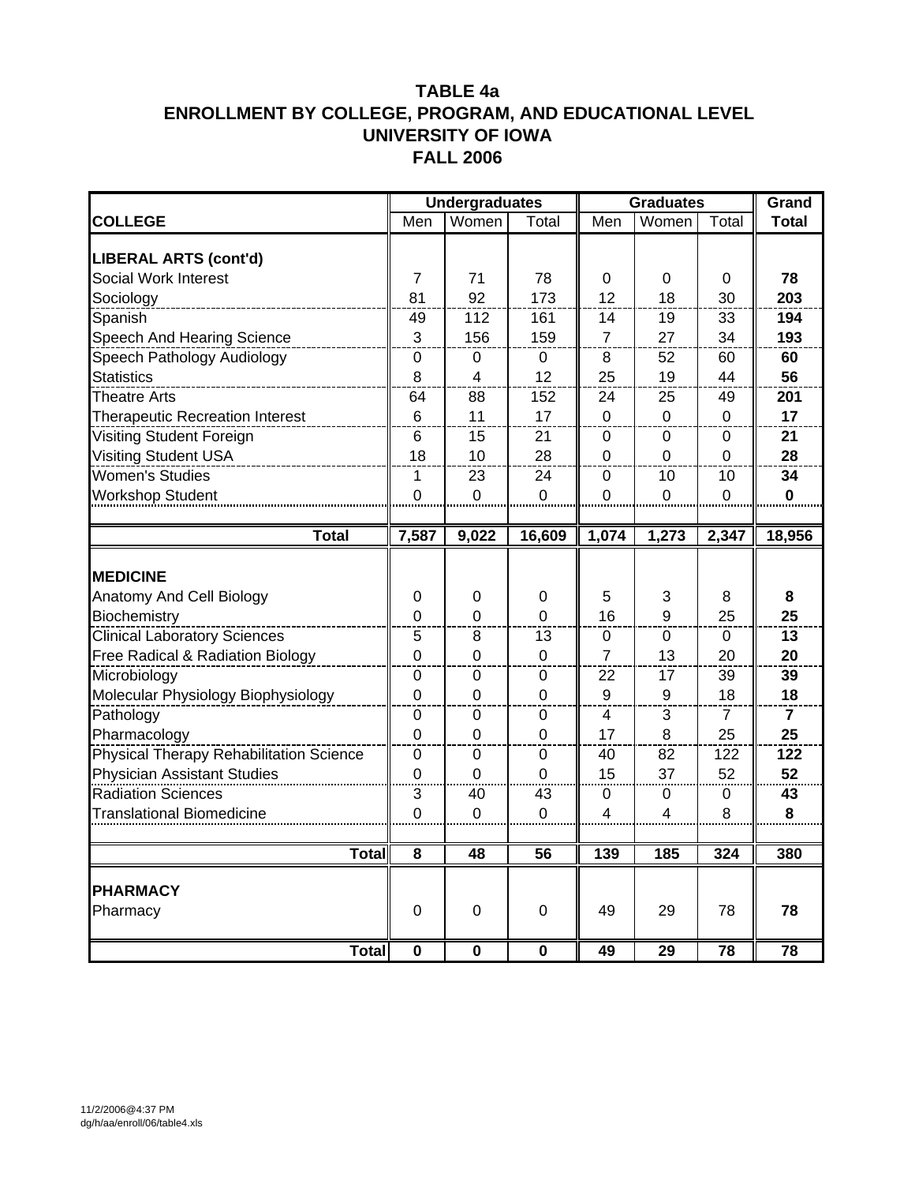# TABLE 4a
## ENROLLMENT BY COLLEGE, PROGRAM, AND EDUCATIONAL LEVEL
## UNIVERSITY OF IOWA
## FALL 2006

| | Undergraduates | | | Graduates | | | Grand |
|---|---|---|---|---|---|---|---|
| **COLLEGE** | Men | Women | Total | Men | Women | Total | **Total** |
| **LIBERAL ARTS (cont'd)** | | | | | | | |
| Social Work Interest | 7 | 71 | 78 | 0 | 0 | 0 | **78** |
| Sociology | 81 | 92 | 173 | 12 | 18 | 30 | **203** |
| Spanish | 49 | 112 | 161 | 14 | 19 | 33 | **194** |
| Speech And Hearing Science | 3 | 156 | 159 | 7 | 27 | 34 | **193** |
| Speech Pathology Audiology | 0 | 0 | 0 | 8 | 52 | 60 | **60** |
| Statistics | 8 | 4 | 12 | 25 | 19 | 44 | **56** |
| Theatre Arts | 64 | 88 | 152 | 24 | 25 | 49 | **201** |
| Therapeutic Recreation Interest | 6 | 11 | 17 | 0 | 0 | 0 | **17** |
| Visiting Student Foreign | 6 | 15 | 21 | 0 | 0 | 0 | **21** |
| Visiting Student USA | 18 | 10 | 28 | 0 | 0 | 0 | **28** |
| Women's Studies | 1 | 23 | 24 | 0 | 10 | 10 | **34** |
| Workshop Student | 0 | 0 | 0 | 0 | 0 | 0 | **0** |
| **Total** | **7,587** | **9,022** | **16,609** | **1,074** | **1,273** | **2,347** | **18,956** |
| **MEDICINE** | | | | | | | |
| Anatomy And Cell Biology | 0 | 0 | 0 | 5 | 3 | 8 | **8** |
| Biochemistry | 0 | 0 | 0 | 16 | 9 | 25 | **25** |
| Clinical Laboratory Sciences | 5 | 8 | 13 | 0 | 0 | 0 | **13** |
| Free Radical & Radiation Biology | 0 | 0 | 0 | 7 | 13 | 20 | **20** |
| Microbiology | 0 | 0 | 0 | 22 | 17 | 39 | **39** |
| Molecular Physiology Biophysiology | 0 | 0 | 0 | 9 | 9 | 18 | **18** |
| Pathology | 0 | 0 | 0 | 4 | 3 | 7 | **7** |
| Pharmacology | 0 | 0 | 0 | 17 | 8 | 25 | **25** |
| Physical Therapy Rehabilitation Science | 0 | 0 | 0 | 40 | 82 | 122 | **122** |
| Physician Assistant Studies | 0 | 0 | 0 | 15 | 37 | 52 | **52** |
| Radiation Sciences | 3 | 40 | 43 | 0 | 0 | 0 | **43** |
| Translational Biomedicine | 0 | 0 | 0 | 4 | 4 | 8 | **8** |
| **Total** | **8** | **48** | **56** | **139** | **185** | **324** | **380** |
| **PHARMACY** | | | | | | | |
| Pharmacy | 0 | 0 | 0 | 49 | 29 | 78 | **78** |
| **Total** | **0** | **0** | **0** | **49** | **29** | **78** | **78** |

11/2/2006@4:37 PM
dg/h/aa/enroll/06/table4.xls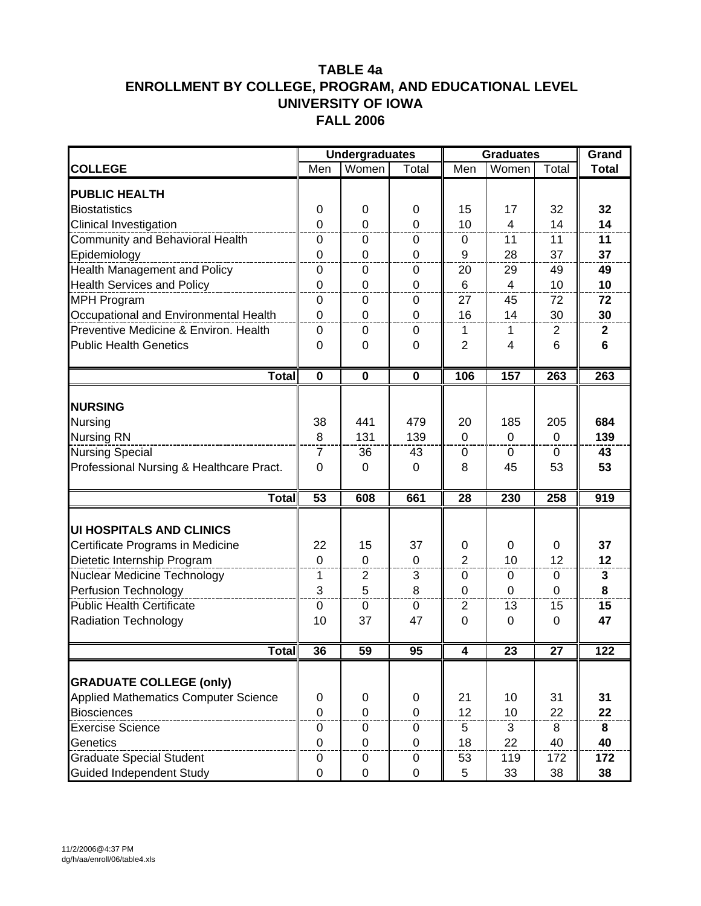# TABLE 4a
# ENROLLMENT BY COLLEGE, PROGRAM, AND EDUCATIONAL LEVEL
# UNIVERSITY OF IOWA
# FALL 2006

| | Undergraduates | | | Graduates | | | Grand |
|---|---|---|---|---|---|---|---|
| **COLLEGE** | Men | Women | Total | Men | Women | Total | **Total** |
| **PUBLIC HEALTH** | | | | | | | |
| Biostatistics | 0 | 0 | 0 | 15 | 17 | 32 | **32** |
| Clinical Investigation | 0 | 0 | 0 | 10 | 4 | 14 | **14** |
| Community and Behavioral Health | 0 | 0 | 0 | 0 | 11 | 11 | **11** |
| Epidemiology | 0 | 0 | 0 | 9 | 28 | 37 | **37** |
| Health Management and Policy | 0 | 0 | 0 | 20 | 29 | 49 | **49** |
| Health Services and Policy | 0 | 0 | 0 | 6 | 4 | 10 | **10** |
| MPH Program | 0 | 0 | 0 | 27 | 45 | 72 | **72** |
| Occupational and Environmental Health | 0 | 0 | 0 | 16 | 14 | 30 | **30** |
| Preventive Medicine & Environ. Health | 0 | 0 | 0 | 1 | 1 | 2 | **2** |
| Public Health Genetics | 0 | 0 | 0 | 2 | 4 | 6 | **6** |
| **Total** | **0** | **0** | **0** | **106** | **157** | **263** | **263** |
| **NURSING** | | | | | | | |
| Nursing | 38 | 441 | 479 | 20 | 185 | 205 | **684** |
| Nursing RN | 8 | 131 | 139 | 0 | 0 | 0 | **139** |
| Nursing Special | 7 | 36 | 43 | 0 | 0 | 0 | **43** |
| Professional Nursing & Healthcare Pract. | 0 | 0 | 0 | 8 | 45 | 53 | **53** |
| **Total** | **53** | **608** | **661** | **28** | **230** | **258** | **919** |
| **UI HOSPITALS AND CLINICS** | | | | | | | |
| Certificate Programs in Medicine | 22 | 15 | 37 | 0 | 0 | 0 | **37** |
| Dietetic Internship Program | 0 | 0 | 0 | 2 | 10 | 12 | **12** |
| Nuclear Medicine Technology | 1 | 2 | 3 | 0 | 0 | 0 | **3** |
| Perfusion Technology | 3 | 5 | 8 | 0 | 0 | 0 | **8** |
| Public Health Certificate | 0 | 0 | 0 | 2 | 13 | 15 | **15** |
| Radiation Technology | 10 | 37 | 47 | 0 | 0 | 0 | **47** |
| **Total** | **36** | **59** | **95** | **4** | **23** | **27** | **122** |
| **GRADUATE COLLEGE (only)** | | | | | | | |
| Applied Mathematics Computer Science | 0 | 0 | 0 | 21 | 10 | 31 | **31** |
| Biosciences | 0 | 0 | 0 | 12 | 10 | 22 | **22** |
| Exercise Science | 0 | 0 | 0 | 5 | 3 | 8 | **8** |
| Genetics | 0 | 0 | 0 | 18 | 22 | 40 | **40** |
| Graduate Special Student | 0 | 0 | 0 | 53 | 119 | 172 | **172** |
| Guided Independent Study | 0 | 0 | 0 | 5 | 33 | 38 | **38** |

11/2/2006@4:37 PM
dg/h/aa/enroll/06/table4.xls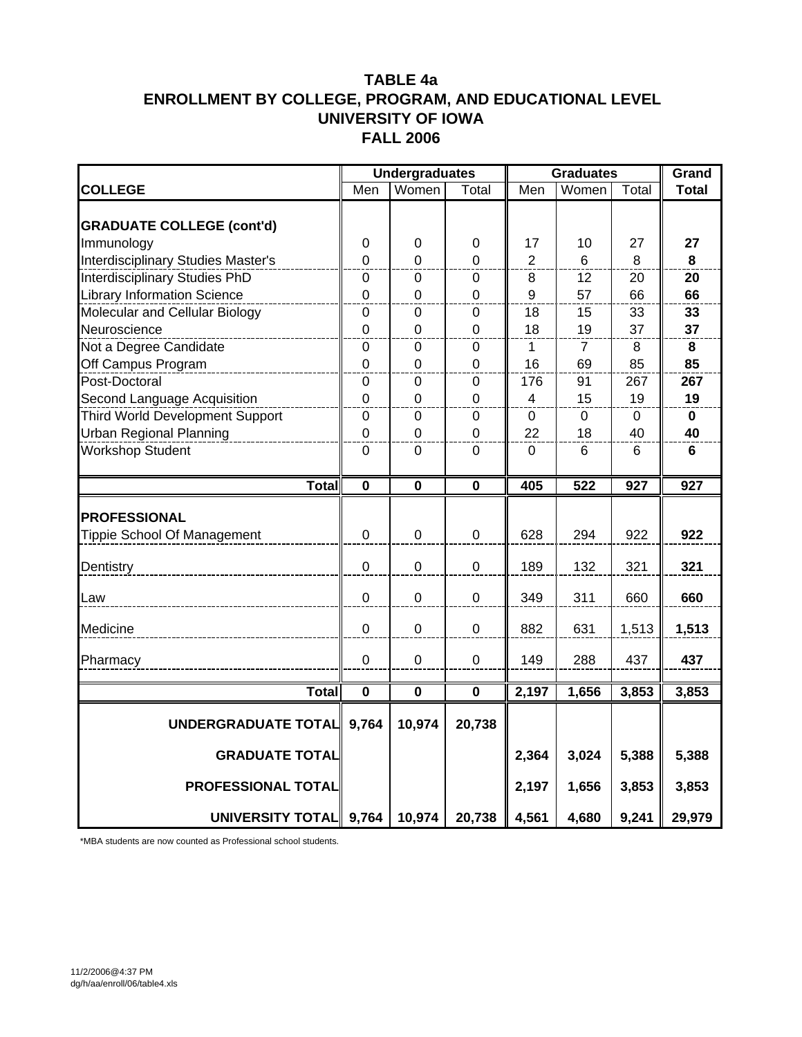# TABLE 4a
# ENROLLMENT BY COLLEGE, PROGRAM, AND EDUCATIONAL LEVEL
# UNIVERSITY OF IOWA
# FALL 2006

| COLLEGE | Undergraduates Men | Undergraduates Women | Undergraduates Total | Graduates Men | Graduates Women | Graduates Total | Grand Total |
|---|---|---|---|---|---|---|---|
| **GRADUATE COLLEGE (cont'd)** | | | | | | | |
| Immunology | 0 | 0 | 0 | 17 | 10 | 27 | **27** |
| Interdisciplinary Studies Master's | 0 | 0 | 0 | 2 | 6 | 8 | **8** |
| Interdisciplinary Studies PhD | 0 | 0 | 0 | 8 | 12 | 20 | **20** |
| Library Information Science | 0 | 0 | 0 | 9 | 57 | 66 | **66** |
| Molecular and Cellular Biology | 0 | 0 | 0 | 18 | 15 | 33 | **33** |
| Neuroscience | 0 | 0 | 0 | 18 | 19 | 37 | **37** |
| Not a Degree Candidate | 0 | 0 | 0 | 1 | 7 | 8 | **8** |
| Off Campus Program | 0 | 0 | 0 | 16 | 69 | 85 | **85** |
| Post-Doctoral | 0 | 0 | 0 | 176 | 91 | 267 | **267** |
| Second Language Acquisition | 0 | 0 | 0 | 4 | 15 | 19 | **19** |
| Third World Development Support | 0 | 0 | 0 | 0 | 0 | 0 | **0** |
| Urban Regional Planning | 0 | 0 | 0 | 22 | 18 | 40 | **40** |
| Workshop Student | 0 | 0 | 0 | 0 | 6 | 6 | **6** |
| **Total** | **0** | **0** | **0** | **405** | **522** | **927** | **927** |
| **PROFESSIONAL** | | | | | | | |
| Tippie School Of Management | 0 | 0 | 0 | 628 | 294 | 922 | **922** |
| Dentistry | 0 | 0 | 0 | 189 | 132 | 321 | **321** |
| Law | 0 | 0 | 0 | 349 | 311 | 660 | **660** |
| Medicine | 0 | 0 | 0 | 882 | 631 | 1,513 | **1,513** |
| Pharmacy | 0 | 0 | 0 | 149 | 288 | 437 | **437** |
| **Total** | **0** | **0** | **0** | **2,197** | **1,656** | **3,853** | **3,853** |
| **UNDERGRADUATE TOTAL** | **9,764** | **10,974** | **20,738** | | | | |
| **GRADUATE TOTAL** | | | | **2,364** | **3,024** | **5,388** | **5,388** |
| **PROFESSIONAL TOTAL** | | | | **2,197** | **1,656** | **3,853** | **3,853** |
| **UNIVERSITY TOTAL** | **9,764** | **10,974** | **20,738** | **4,561** | **4,680** | **9,241** | **29,979** |

*MBA students are now counted as Professional school students.

11/2/2006@4:37 PM
dg/h/aa/enroll/06/table4.xls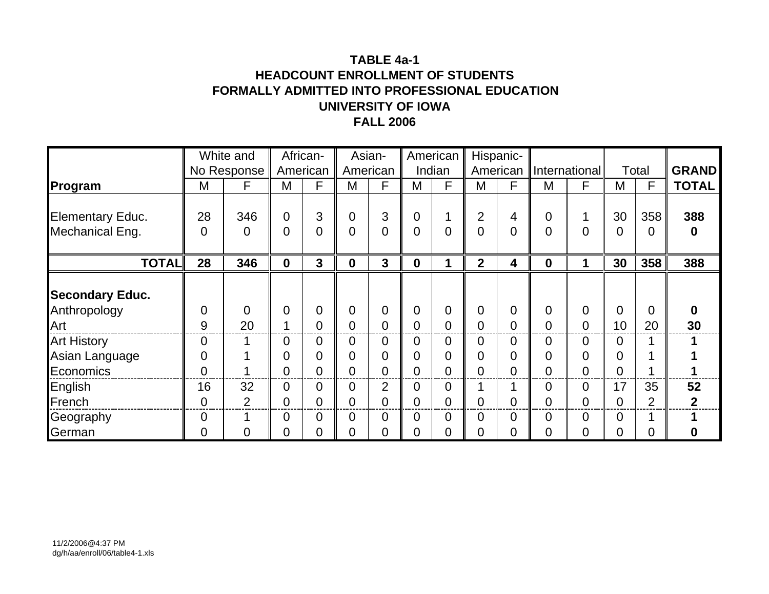**TABLE 4a-1**
**HEADCOUNT ENROLLMENT OF STUDENTS**
**FORMALLY ADMITTED INTO PROFESSIONAL EDUCATION**
**UNIVERSITY OF IOWA**
**FALL 2006**

| | White and No Response | | African-American | | Asian-American | | American Indian | | Hispanic-American | | International | | Total | | GRAND |
|---|---|---|---|---|---|---|---|---|---|---|---|---|---|---|---|
| **Program** | M | F | M | F | M | F | M | F | M | F | M | F | M | F | **TOTAL** |
| Elementary Educ. | 28 | 346 | 0 | 3 | 0 | 3 | 0 | 1 | 2 | 4 | 0 | 1 | 30 | 358 | **388** |
| Mechanical Eng. | 0 | 0 | 0 | 0 | 0 | 0 | 0 | 0 | 0 | 0 | 0 | 0 | 0 | 0 | **0** |
| **TOTAL** | **28** | **346** | **0** | **3** | **0** | **3** | **0** | **1** | **2** | **4** | **0** | **1** | **30** | **358** | **388** |
| **Secondary Educ.** | | | | | | | | | | | | | | | |
| Anthropology | 0 | 0 | 0 | 0 | 0 | 0 | 0 | 0 | 0 | 0 | 0 | 0 | 0 | 0 | **0** |
| Art | 9 | 20 | 1 | 0 | 0 | 0 | 0 | 0 | 0 | 0 | 0 | 0 | 10 | 20 | **30** |
| Art History | 0 | 1 | 0 | 0 | 0 | 0 | 0 | 0 | 0 | 0 | 0 | 0 | 0 | 1 | **1** |
| Asian Language | 0 | 1 | 0 | 0 | 0 | 0 | 0 | 0 | 0 | 0 | 0 | 0 | 0 | 1 | **1** |
| Economics | 0 | 1 | 0 | 0 | 0 | 0 | 0 | 0 | 0 | 0 | 0 | 0 | 0 | 1 | **1** |
| English | 16 | 32 | 0 | 0 | 0 | 2 | 0 | 0 | 1 | 1 | 0 | 0 | 17 | 35 | **52** |
| French | 0 | 2 | 0 | 0 | 0 | 0 | 0 | 0 | 0 | 0 | 0 | 0 | 0 | 2 | **2** |
| Geography | 0 | 1 | 0 | 0 | 0 | 0 | 0 | 0 | 0 | 0 | 0 | 0 | 0 | 1 | **1** |
| German | 0 | 0 | 0 | 0 | 0 | 0 | 0 | 0 | 0 | 0 | 0 | 0 | 0 | 0 | **0** |

11/2/2006@4:37 PM
dg/h/aa/enroll/06/table4-1.xls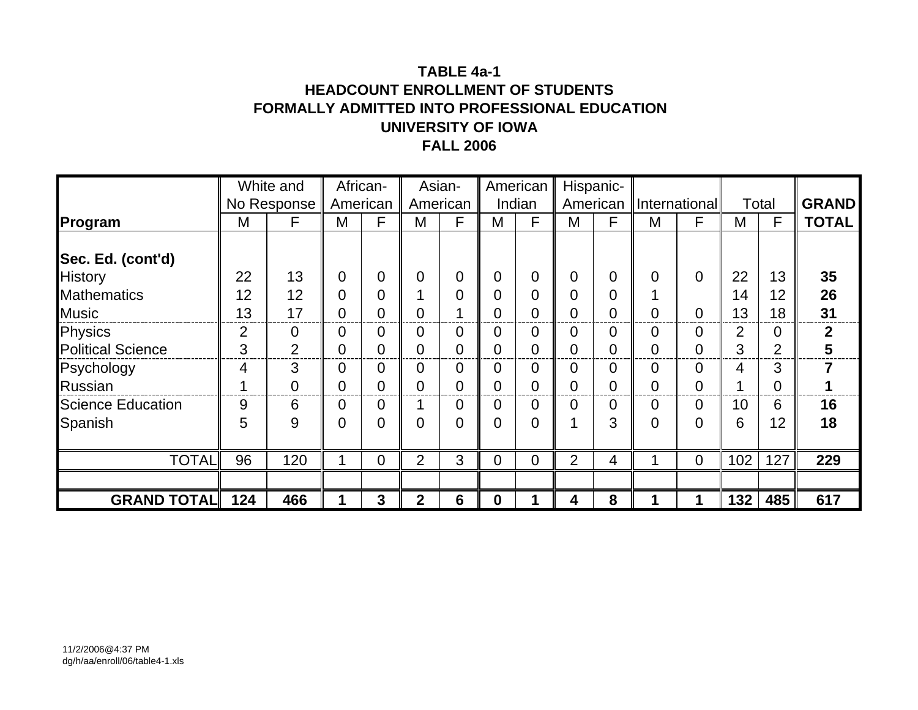**TABLE 4a-1**
**HEADCOUNT ENROLLMENT OF STUDENTS**
**FORMALLY ADMITTED INTO PROFESSIONAL EDUCATION**
**UNIVERSITY OF IOWA**
**FALL 2006**

| | White and No Response | | African-American | | Asian-American | | American Indian | | Hispanic-American | | International | | Total | | **GRAND** |
|---|---|---|---|---|---|---|---|---|---|---|---|---|---|---|---|
| **Program** | M | F | M | F | M | F | M | F | M | F | M | F | M | F | **TOTAL** |
| **Sec. Ed. (cont'd)** | | | | | | | | | | | | | | | |
| History | 22 | 13 | 0 | 0 | 0 | 0 | 0 | 0 | 0 | 0 | 0 | 0 | 22 | 13 | **35** |
| Mathematics | 12 | 12 | 0 | 0 | 1 | 0 | 0 | 0 | 0 | 0 | 1 | | 14 | 12 | **26** |
| Music | 13 | 17 | 0 | 0 | 0 | 1 | 0 | 0 | 0 | 0 | 0 | 0 | 13 | 18 | **31** |
| Physics | 2 | 0 | 0 | 0 | 0 | 0 | 0 | 0 | 0 | 0 | 0 | 0 | 2 | 0 | **2** |
| Political Science | 3 | 2 | 0 | 0 | 0 | 0 | 0 | 0 | 0 | 0 | 0 | 0 | 3 | 2 | **5** |
| Psychology | 4 | 3 | 0 | 0 | 0 | 0 | 0 | 0 | 0 | 0 | 0 | 0 | 4 | 3 | **7** |
| Russian | 1 | 0 | 0 | 0 | 0 | 0 | 0 | 0 | 0 | 0 | 0 | 0 | 1 | 0 | **1** |
| Science Education | 9 | 6 | 0 | 0 | 1 | 0 | 0 | 0 | 0 | 0 | 0 | 0 | 10 | 6 | **16** |
| Spanish | 5 | 9 | 0 | 0 | 0 | 0 | 0 | 0 | 1 | 3 | 0 | 0 | 6 | 12 | **18** |
| TOTAL | 96 | 120 | 1 | 0 | 2 | 3 | 0 | 0 | 2 | 4 | 1 | 0 | 102 | 127 | **229** |
| **GRAND TOTAL** | **124** | **466** | **1** | **3** | **2** | **6** | **0** | **1** | **4** | **8** | **1** | **1** | **132** | **485** | **617** |

11/2/2006@4:37 PM
dg/h/aa/enroll/06/table4-1.xls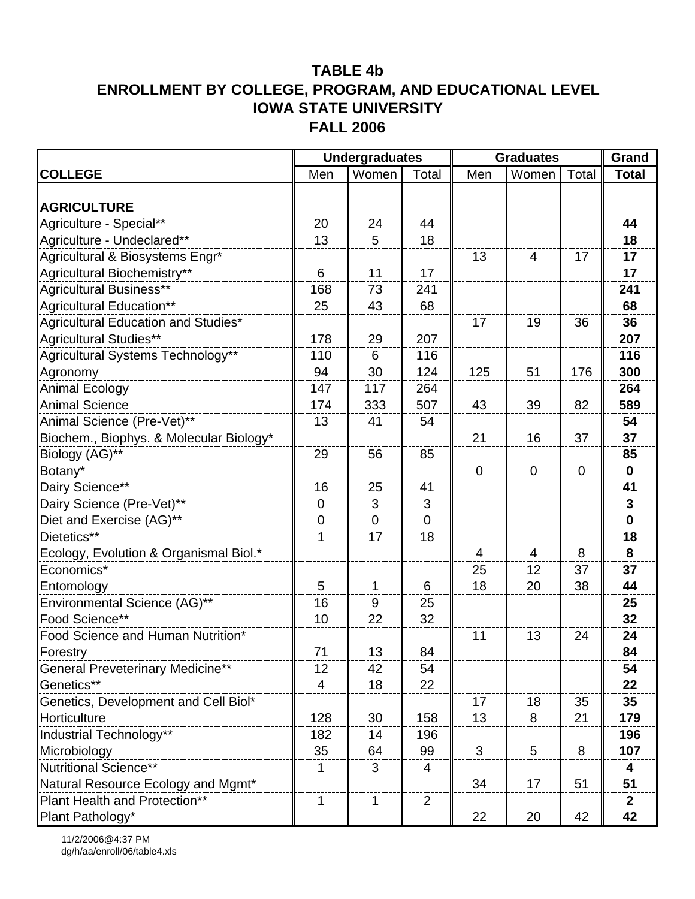# TABLE 4b
# ENROLLMENT BY COLLEGE, PROGRAM, AND EDUCATIONAL LEVEL
# IOWA STATE UNIVERSITY
# FALL 2006

| | Undergraduates | | | Graduates | | | Grand |
|---|---|---|---|---|---|---|---|
| **COLLEGE** | Men | Women | Total | Men | Women | Total | **Total** |
| **AGRICULTURE** | | | | | | | |
| Agriculture - Special** | 20 | 24 | 44 | | | | **44** |
| Agriculture - Undeclared** | 13 | 5 | 18 | | | | **18** |
| Agricultural & Biosystems Engr* | | | | 13 | 4 | 17 | **17** |
| Agricultural Biochemistry** | 6 | 11 | 17 | | | | **17** |
| Agricultural Business** | 168 | 73 | 241 | | | | **241** |
| Agricultural Education** | 25 | 43 | 68 | | | | **68** |
| Agricultural Education and Studies* | | | | 17 | 19 | 36 | **36** |
| Agricultural Studies** | 178 | 29 | 207 | | | | **207** |
| Agricultural Systems Technology** | 110 | 6 | 116 | | | | **116** |
| Agronomy | 94 | 30 | 124 | 125 | 51 | 176 | **300** |
| Animal Ecology | 147 | 117 | 264 | | | | **264** |
| Animal Science | 174 | 333 | 507 | 43 | 39 | 82 | **589** |
| Animal Science (Pre-Vet)** | 13 | 41 | 54 | | | | **54** |
| Biochem., Biophys. & Molecular Biology* | | | | 21 | 16 | 37 | **37** |
| Biology (AG)** | 29 | 56 | 85 | | | | **85** |
| Botany* | | | | 0 | 0 | 0 | **0** |
| Dairy Science** | 16 | 25 | 41 | | | | **41** |
| Dairy Science (Pre-Vet)** | 0 | 3 | 3 | | | | **3** |
| Diet and Exercise (AG)** | 0 | 0 | 0 | | | | **0** |
| Dietetics** | 1 | 17 | 18 | | | | **18** |
| Ecology, Evolution & Organismal Biol.* | | | | 4 | 4 | 8 | **8** |
| Economics* | | | | 25 | 12 | 37 | **37** |
| Entomology | 5 | 1 | 6 | 18 | 20 | 38 | **44** |
| Environmental Science (AG)** | 16 | 9 | 25 | | | | **25** |
| Food Science** | 10 | 22 | 32 | | | | **32** |
| Food Science and Human Nutrition* | | | | 11 | 13 | 24 | **24** |
| Forestry | 71 | 13 | 84 | | | | **84** |
| General Preveterinary Medicine** | 12 | 42 | 54 | | | | **54** |
| Genetics** | 4 | 18 | 22 | | | | **22** |
| Genetics, Development and Cell Biol* | | | | 17 | 18 | 35 | **35** |
| Horticulture | 128 | 30 | 158 | 13 | 8 | 21 | **179** |
| Industrial Technology** | 182 | 14 | 196 | | | | **196** |
| Microbiology | 35 | 64 | 99 | 3 | 5 | 8 | **107** |
| Nutritional Science** | 1 | 3 | 4 | | | | **4** |
| Natural Resource Ecology and Mgmt* | | | | 34 | 17 | 51 | **51** |
| Plant Health and Protection** | 1 | 1 | 2 | | | | **2** |
| Plant Pathology* | | | | 22 | 20 | 42 | **42** |

11/2/2006@4:37 PM
dg/h/aa/enroll/06/table4.xls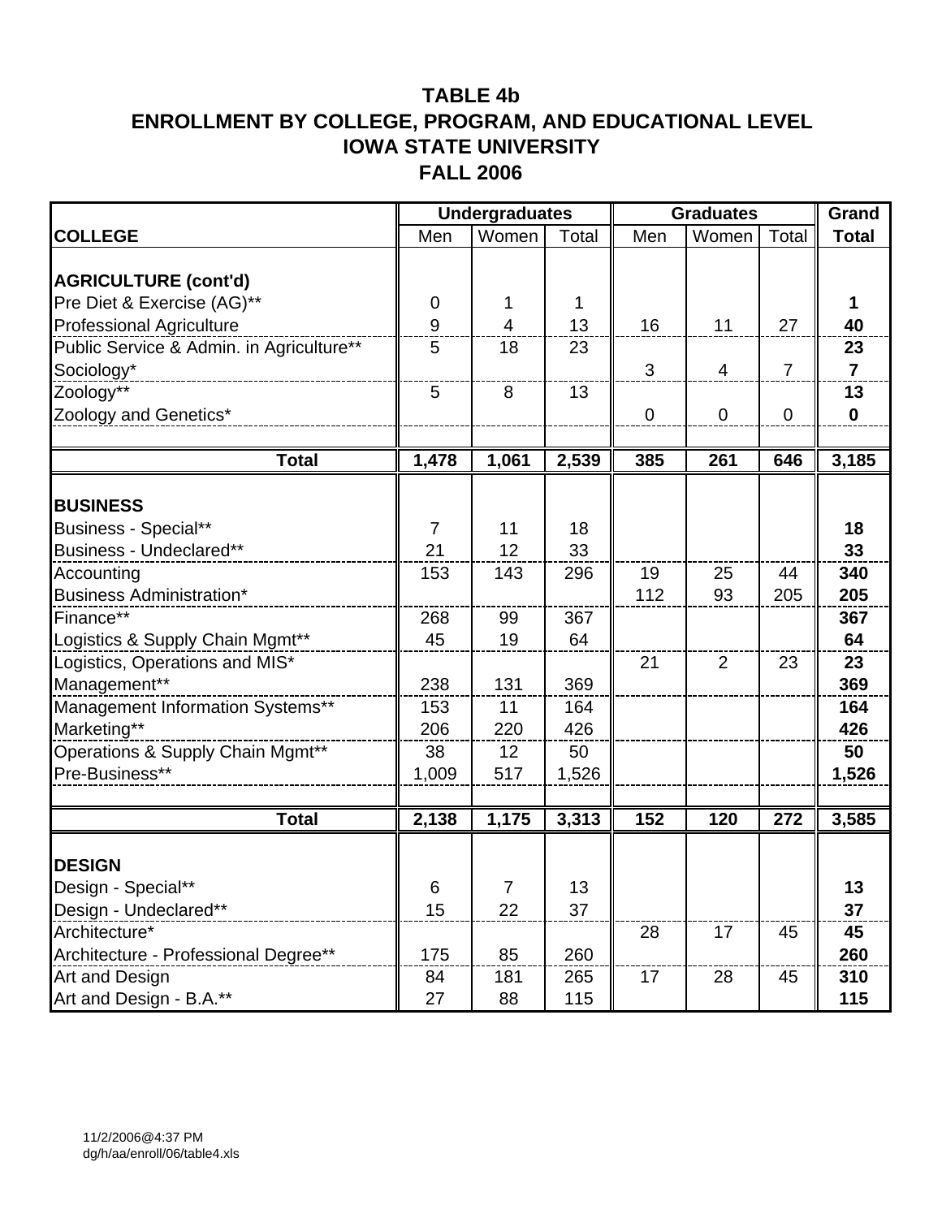# TABLE 4b
# ENROLLMENT BY COLLEGE, PROGRAM, AND EDUCATIONAL LEVEL
# IOWA STATE UNIVERSITY
# FALL 2006

| | Undergraduates | | | Graduates | | | Grand |
|---|---|---|---|---|---|---|---|
| **COLLEGE** | Men | Women | Total | Men | Women | Total | **Total** |
| **AGRICULTURE (cont'd)** | | | | | | | |
| Pre Diet & Exercise (AG)** | 0 | 1 | 1 | | | | **1** |
| Professional Agriculture | 9 | 4 | 13 | 16 | 11 | 27 | **40** |
| Public Service & Admin. in Agriculture** | 5 | 18 | 23 | | | | **23** |
| Sociology* | | | | 3 | 4 | 7 | **7** |
| Zoology** | 5 | 8 | 13 | | | | **13** |
| Zoology and Genetics* | | | | 0 | 0 | 0 | **0** |
| **Total** | **1,478** | **1,061** | **2,539** | **385** | **261** | **646** | **3,185** |
| **BUSINESS** | | | | | | | |
| Business - Special** | 7 | 11 | 18 | | | | **18** |
| Business - Undeclared** | 21 | 12 | 33 | | | | **33** |
| Accounting | 153 | 143 | 296 | 19 | 25 | 44 | **340** |
| Business Administration* | | | | 112 | 93 | 205 | **205** |
| Finance** | 268 | 99 | 367 | | | | **367** |
| Logistics & Supply Chain Mgmt** | 45 | 19 | 64 | | | | **64** |
| Logistics, Operations and MIS* | | | | 21 | 2 | 23 | **23** |
| Management** | 238 | 131 | 369 | | | | **369** |
| Management Information Systems** | 153 | 11 | 164 | | | | **164** |
| Marketing** | 206 | 220 | 426 | | | | **426** |
| Operations & Supply Chain Mgmt** | 38 | 12 | 50 | | | | **50** |
| Pre-Business** | 1,009 | 517 | 1,526 | | | | **1,526** |
| **Total** | **2,138** | **1,175** | **3,313** | **152** | **120** | **272** | **3,585** |
| **DESIGN** | | | | | | | |
| Design - Special** | 6 | 7 | 13 | | | | **13** |
| Design - Undeclared** | 15 | 22 | 37 | | | | **37** |
| Architecture* | | | | 28 | 17 | 45 | **45** |
| Architecture - Professional Degree** | 175 | 85 | 260 | | | | **260** |
| Art and Design | 84 | 181 | 265 | 17 | 28 | 45 | **310** |
| Art and Design - B.A.** | 27 | 88 | 115 | | | | **115** |

11/2/2006@4:37 PM
dg/h/aa/enroll/06/table4.xls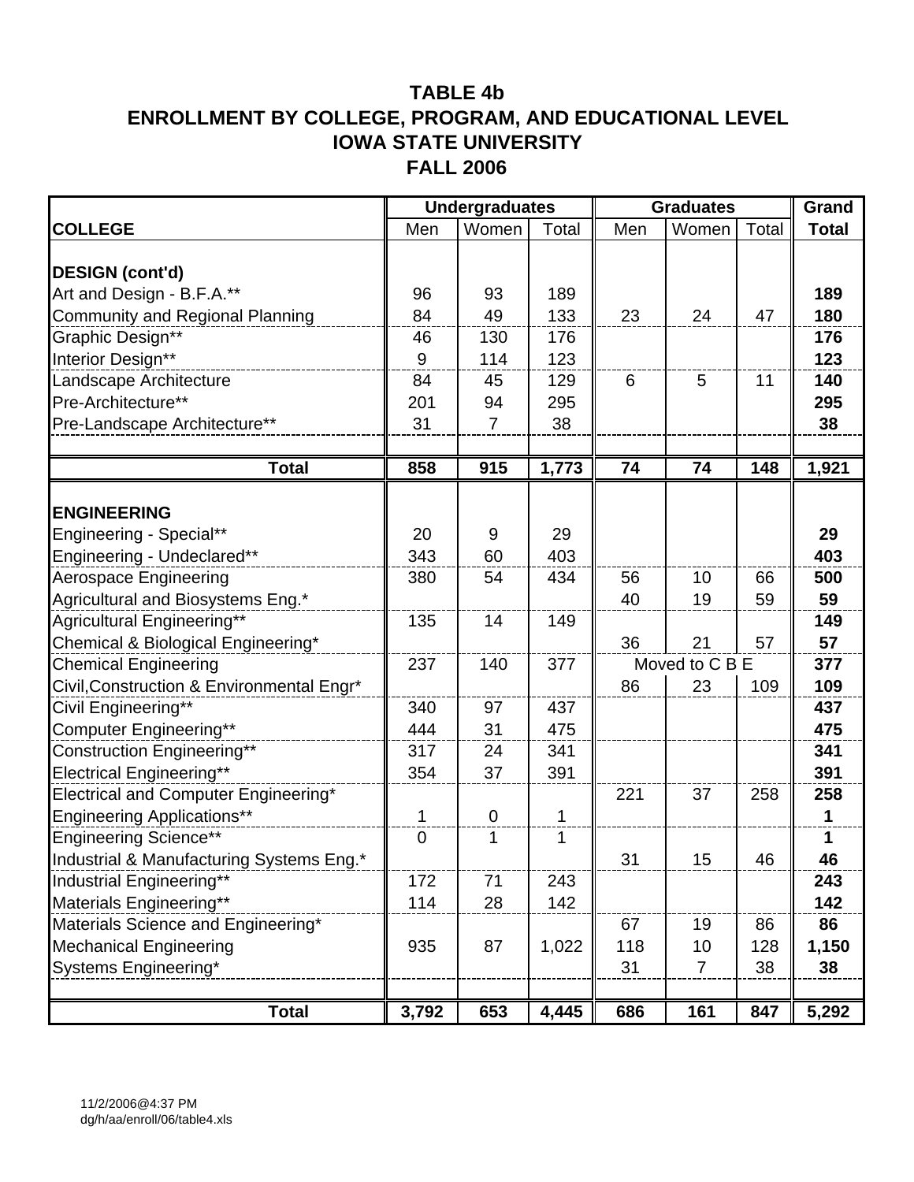# TABLE 4b
## ENROLLMENT BY COLLEGE, PROGRAM, AND EDUCATIONAL LEVEL
## IOWA STATE UNIVERSITY
## FALL 2006

| | Undergraduates | | | Graduates | | | Grand |
|---|---|---|---|---|---|---|---|
| **COLLEGE** | Men | Women | Total | Men | Women | Total | **Total** |
| **DESIGN (cont'd)** | | | | | | | |
| Art and Design - B.F.A.** | 96 | 93 | 189 | | | | **189** |
| Community and Regional Planning | 84 | 49 | 133 | 23 | 24 | 47 | **180** |
| Graphic Design** | 46 | 130 | 176 | | | | **176** |
| Interior Design** | 9 | 114 | 123 | | | | **123** |
| Landscape Architecture | 84 | 45 | 129 | 6 | 5 | 11 | **140** |
| Pre-Architecture** | 201 | 94 | 295 | | | | **295** |
| Pre-Landscape Architecture** | 31 | 7 | 38 | | | | **38** |
| **Total** | **858** | **915** | **1,773** | **74** | **74** | **148** | **1,921** |
| **ENGINEERING** | | | | | | | |
| Engineering - Special** | 20 | 9 | 29 | | | | **29** |
| Engineering - Undeclared** | 343 | 60 | 403 | | | | **403** |
| Aerospace Engineering | 380 | 54 | 434 | 56 | 10 | 66 | **500** |
| Agricultural and Biosystems Eng.* | | | | 40 | 19 | 59 | **59** |
| Agricultural Engineering** | 135 | 14 | 149 | | | | **149** |
| Chemical & Biological Engineering* | | | | 36 | 21 | 57 | **57** |
| Chemical Engineering | 237 | 140 | 377 | Moved to C B E | | | **377** |
| Civil,Construction & Environmental Engr* | | | | 86 | 23 | 109 | **109** |
| Civil Engineering** | 340 | 97 | 437 | | | | **437** |
| Computer Engineering** | 444 | 31 | 475 | | | | **475** |
| Construction Engineering** | 317 | 24 | 341 | | | | **341** |
| Electrical Engineering** | 354 | 37 | 391 | | | | **391** |
| Electrical and Computer Engineering* | | | | 221 | 37 | 258 | **258** |
| Engineering Applications** | 1 | 0 | 1 | | | | **1** |
| Engineering Science** | 0 | 1 | 1 | | | | **1** |
| Industrial & Manufacturing Systems Eng.* | | | | 31 | 15 | 46 | **46** |
| Industrial Engineering** | 172 | 71 | 243 | | | | **243** |
| Materials Engineering** | 114 | 28 | 142 | | | | **142** |
| Materials Science and Engineering* | | | | 67 | 19 | 86 | **86** |
| Mechanical Engineering | 935 | 87 | 1,022 | 118 | 10 | 128 | **1,150** |
| Systems Engineering* | | | | 31 | 7 | 38 | **38** |
| **Total** | **3,792** | **653** | **4,445** | **686** | **161** | **847** | **5,292** |

11/2/2006@4:37 PM
dg/h/aa/enroll/06/table4.xls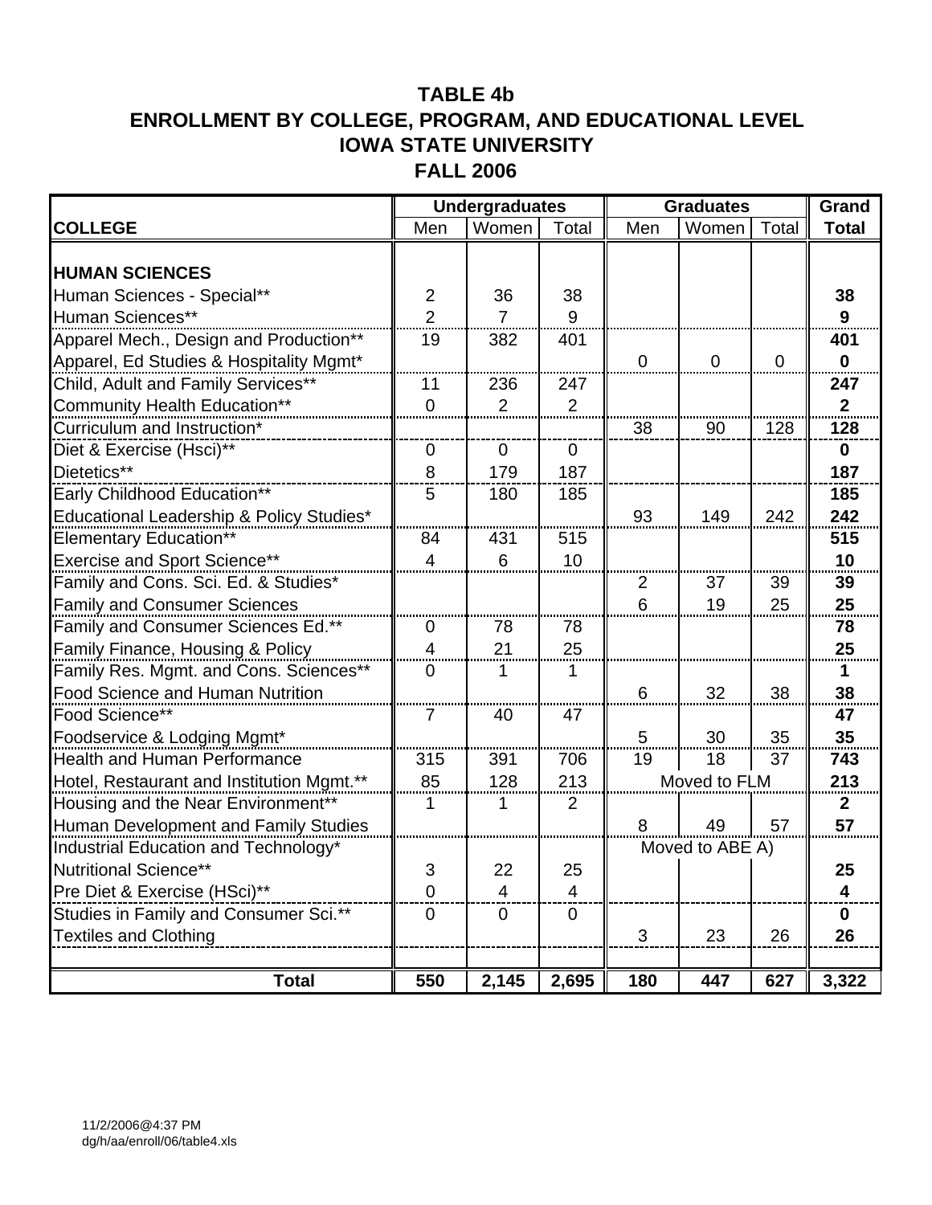# TABLE 4b
# ENROLLMENT BY COLLEGE, PROGRAM, AND EDUCATIONAL LEVEL
# IOWA STATE UNIVERSITY
# FALL 2006

| | Undergraduates | | | Graduates | | | Grand |
|---|---|---|---|---|---|---|---|
| **COLLEGE** | Men | Women | Total | Men | Women | Total | **Total** |
| **HUMAN SCIENCES** | | | | | | | |
| Human Sciences - Special** | 2 | 36 | 38 | | | | **38** |
| Human Sciences** | 2 | 7 | 9 | | | | **9** |
| Apparel Mech., Design and Production** | 19 | 382 | 401 | | | | **401** |
| Apparel, Ed Studies & Hospitality Mgmt* | | | | 0 | 0 | 0 | **0** |
| Child, Adult and Family Services** | 11 | 236 | 247 | | | | **247** |
| Community Health Education** | 0 | 2 | 2 | | | | **2** |
| Curriculum and Instruction* | | | | 38 | 90 | 128 | **128** |
| Diet & Exercise (Hsci)** | 0 | 0 | 0 | | | | **0** |
| Dietetics** | 8 | 179 | 187 | | | | **187** |
| Early Childhood Education** | 5 | 180 | 185 | | | | **185** |
| Educational Leadership & Policy Studies* | | | | 93 | 149 | 242 | **242** |
| Elementary Education** | 84 | 431 | 515 | | | | **515** |
| Exercise and Sport Science** | 4 | 6 | 10 | | | | **10** |
| Family and Cons. Sci. Ed. & Studies* | | | | 2 | 37 | 39 | **39** |
| Family and Consumer Sciences | | | | 6 | 19 | 25 | **25** |
| Family and Consumer Sciences Ed.** | 0 | 78 | 78 | | | | **78** |
| Family Finance, Housing & Policy | 4 | 21 | 25 | | | | **25** |
| Family Res. Mgmt. and Cons. Sciences** | 0 | 1 | 1 | | | | **1** |
| Food Science and Human Nutrition | | | | 6 | 32 | 38 | **38** |
| Food Science** | 7 | 40 | 47 | | | | **47** |
| Foodservice & Lodging Mgmt* | | | | 5 | 30 | 35 | **35** |
| Health and Human Performance | 315 | 391 | 706 | 19 | 18 | 37 | **743** |
| Hotel, Restaurant and Institution Mgmt.** | 85 | 128 | 213 | | Moved to FLM | | **213** |
| Housing and the Near Environment** | 1 | 1 | 2 | | | | **2** |
| Human Development and Family Studies | | | | 8 | 49 | 57 | **57** |
| Industrial Education and Technology* | | | | | Moved to ABE A) | | |
| Nutritional Science** | 3 | 22 | 25 | | | | **25** |
| Pre Diet & Exercise (HSci)** | 0 | 4 | 4 | | | | **4** |
| Studies in Family and Consumer Sci.** | 0 | 0 | 0 | | | | **0** |
| Textiles and Clothing | | | | 3 | 23 | 26 | **26** |
| **Total** | **550** | **2,145** | **2,695** | **180** | **447** | **627** | **3,322** |

11/2/2006@4:37 PM
dg/h/aa/enroll/06/table4.xls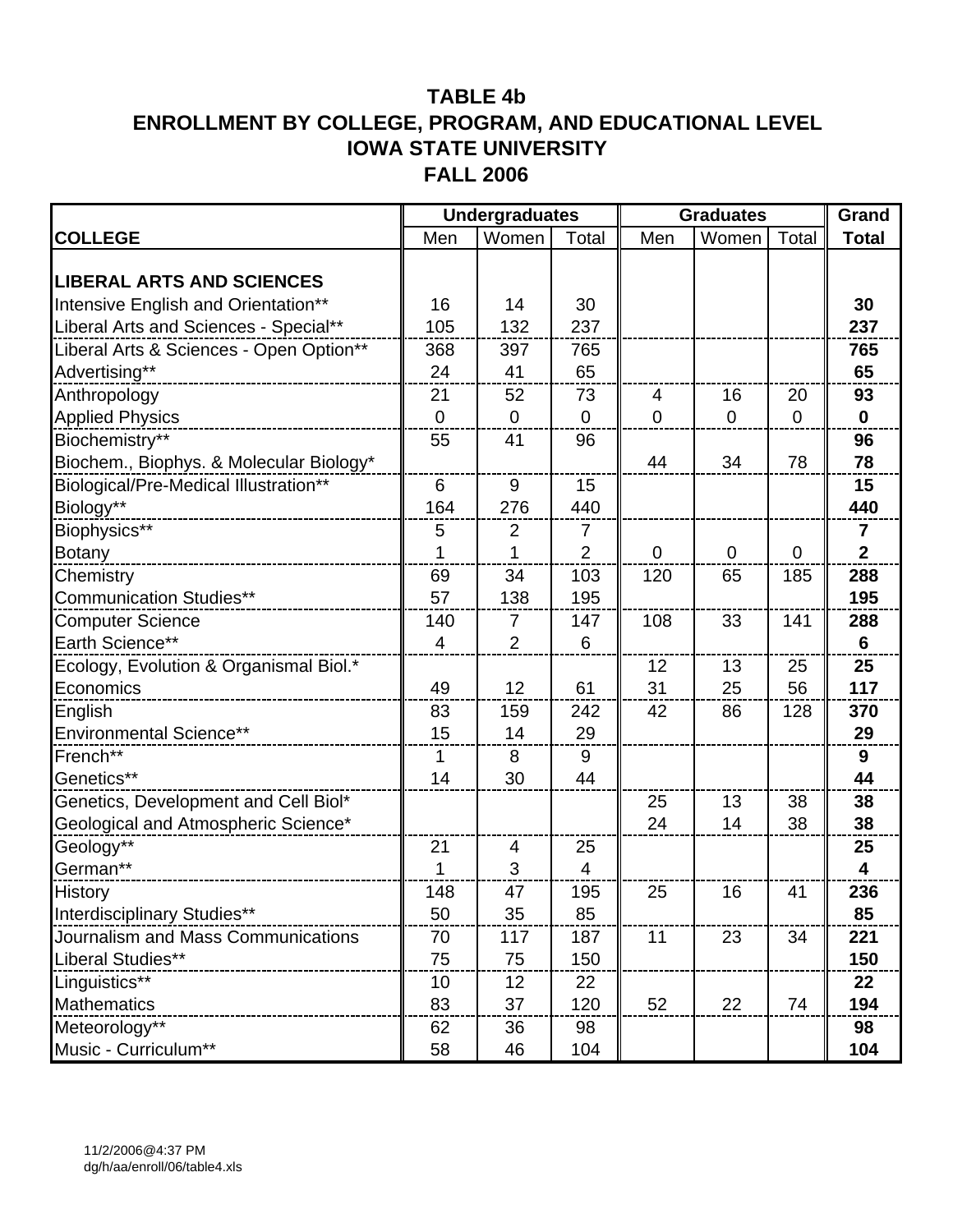# TABLE 4b
# ENROLLMENT BY COLLEGE, PROGRAM, AND EDUCATIONAL LEVEL
# IOWA STATE UNIVERSITY
# FALL 2006

| | Undergraduates | | | Graduates | | | Grand |
|---|---|---|---|---|---|---|---|
| **COLLEGE** | Men | Women | Total | Men | Women | Total | **Total** |
| **LIBERAL ARTS AND SCIENCES** | | | | | | | |
| Intensive English and Orientation** | 16 | 14 | 30 | | | | **30** |
| Liberal Arts and Sciences - Special** | 105 | 132 | 237 | | | | **237** |
| Liberal Arts & Sciences - Open Option** | 368 | 397 | 765 | | | | **765** |
| Advertising** | 24 | 41 | 65 | | | | **65** |
| Anthropology | 21 | 52 | 73 | 4 | 16 | 20 | **93** |
| Applied Physics | 0 | 0 | 0 | 0 | 0 | 0 | **0** |
| Biochemistry** | 55 | 41 | 96 | | | | **96** |
| Biochem., Biophys. & Molecular Biology* | | | | 44 | 34 | 78 | **78** |
| Biological/Pre-Medical Illustration** | 6 | 9 | 15 | | | | **15** |
| Biology** | 164 | 276 | 440 | | | | **440** |
| Biophysics** | 5 | 2 | 7 | | | | **7** |
| Botany | 1 | 1 | 2 | 0 | 0 | 0 | **2** |
| Chemistry | 69 | 34 | 103 | 120 | 65 | 185 | **288** |
| Communication Studies** | 57 | 138 | 195 | | | | **195** |
| Computer Science | 140 | 7 | 147 | 108 | 33 | 141 | **288** |
| Earth Science** | 4 | 2 | 6 | | | | **6** |
| Ecology, Evolution & Organismal Biol.* | | | | 12 | 13 | 25 | **25** |
| Economics | 49 | 12 | 61 | 31 | 25 | 56 | **117** |
| English | 83 | 159 | 242 | 42 | 86 | 128 | **370** |
| Environmental Science** | 15 | 14 | 29 | | | | **29** |
| French** | 1 | 8 | 9 | | | | **9** |
| Genetics** | 14 | 30 | 44 | | | | **44** |
| Genetics, Development and Cell Biol* | | | | 25 | 13 | 38 | **38** |
| Geological and Atmospheric Science* | | | | 24 | 14 | 38 | **38** |
| Geology** | 21 | 4 | 25 | | | | **25** |
| German** | 1 | 3 | 4 | | | | **4** |
| History | 148 | 47 | 195 | 25 | 16 | 41 | **236** |
| Interdisciplinary Studies** | 50 | 35 | 85 | | | | **85** |
| Journalism and Mass Communications | 70 | 117 | 187 | 11 | 23 | 34 | **221** |
| Liberal Studies** | 75 | 75 | 150 | | | | **150** |
| Linguistics** | 10 | 12 | 22 | | | | **22** |
| Mathematics | 83 | 37 | 120 | 52 | 22 | 74 | **194** |
| Meteorology** | 62 | 36 | 98 | | | | **98** |
| Music - Curriculum** | 58 | 46 | 104 | | | | **104** |

11/2/2006@4:37 PM
dg/h/aa/enroll/06/table4.xls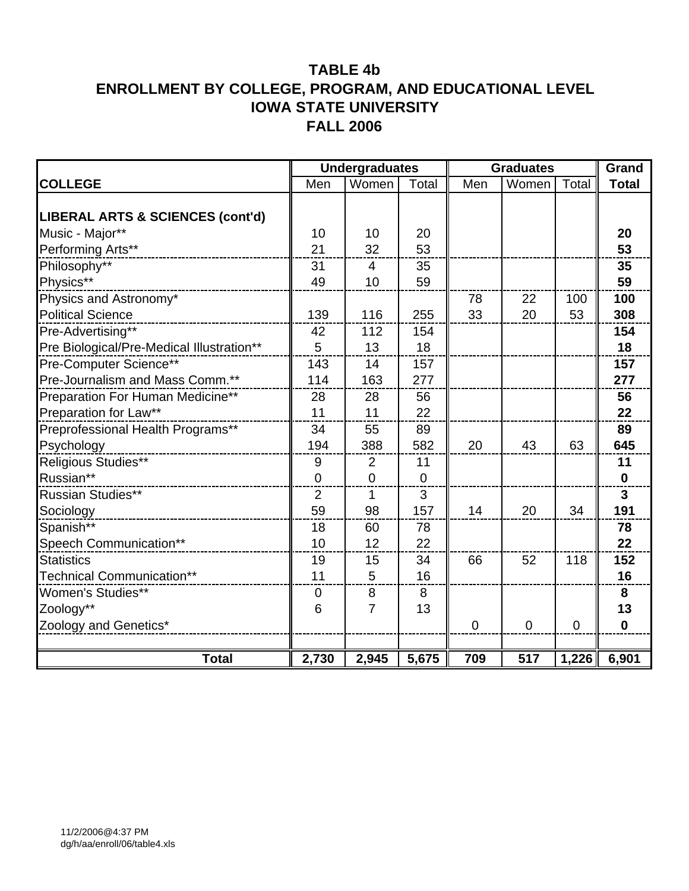# TABLE 4b
# ENROLLMENT BY COLLEGE, PROGRAM, AND EDUCATIONAL LEVEL
# IOWA STATE UNIVERSITY
# FALL 2006

| | Undergraduates | | | Graduates | | | Grand |
|---|---|---|---|---|---|---|---|
| **COLLEGE** | Men | Women | Total | Men | Women | Total | **Total** |
| **LIBERAL ARTS & SCIENCES (cont'd)** | | | | | | | |
| Music - Major** | 10 | 10 | 20 | | | | **20** |
| Performing Arts** | 21 | 32 | 53 | | | | **53** |
| Philosophy** | 31 | 4 | 35 | | | | **35** |
| Physics** | 49 | 10 | 59 | | | | **59** |
| Physics and Astronomy* | | | | 78 | 22 | 100 | **100** |
| Political Science | 139 | 116 | 255 | 33 | 20 | 53 | **308** |
| Pre-Advertising** | 42 | 112 | 154 | | | | **154** |
| Pre Biological/Pre-Medical Illustration** | 5 | 13 | 18 | | | | **18** |
| Pre-Computer Science** | 143 | 14 | 157 | | | | **157** |
| Pre-Journalism and Mass Comm.** | 114 | 163 | 277 | | | | **277** |
| Preparation For Human Medicine** | 28 | 28 | 56 | | | | **56** |
| Preparation for Law** | 11 | 11 | 22 | | | | **22** |
| Preprofessional Health Programs** | 34 | 55 | 89 | | | | **89** |
| Psychology | 194 | 388 | 582 | 20 | 43 | 63 | **645** |
| Religious Studies** | 9 | 2 | 11 | | | | **11** |
| Russian** | 0 | 0 | 0 | | | | **0** |
| Russian Studies** | 2 | 1 | 3 | | | | **3** |
| Sociology | 59 | 98 | 157 | 14 | 20 | 34 | **191** |
| Spanish** | 18 | 60 | 78 | | | | **78** |
| Speech Communication** | 10 | 12 | 22 | | | | **22** |
| Statistics | 19 | 15 | 34 | 66 | 52 | 118 | **152** |
| Technical Communication** | 11 | 5 | 16 | | | | **16** |
| Women's Studies** | 0 | 8 | 8 | | | | **8** |
| Zoology** | 6 | 7 | 13 | | | | **13** |
| Zoology and Genetics* | | | | 0 | 0 | 0 | **0** |
| **Total** | **2,730** | **2,945** | **5,675** | **709** | **517** | **1,226** | **6,901** |

11/2/2006@4:37 PM
dg/h/aa/enroll/06/table4.xls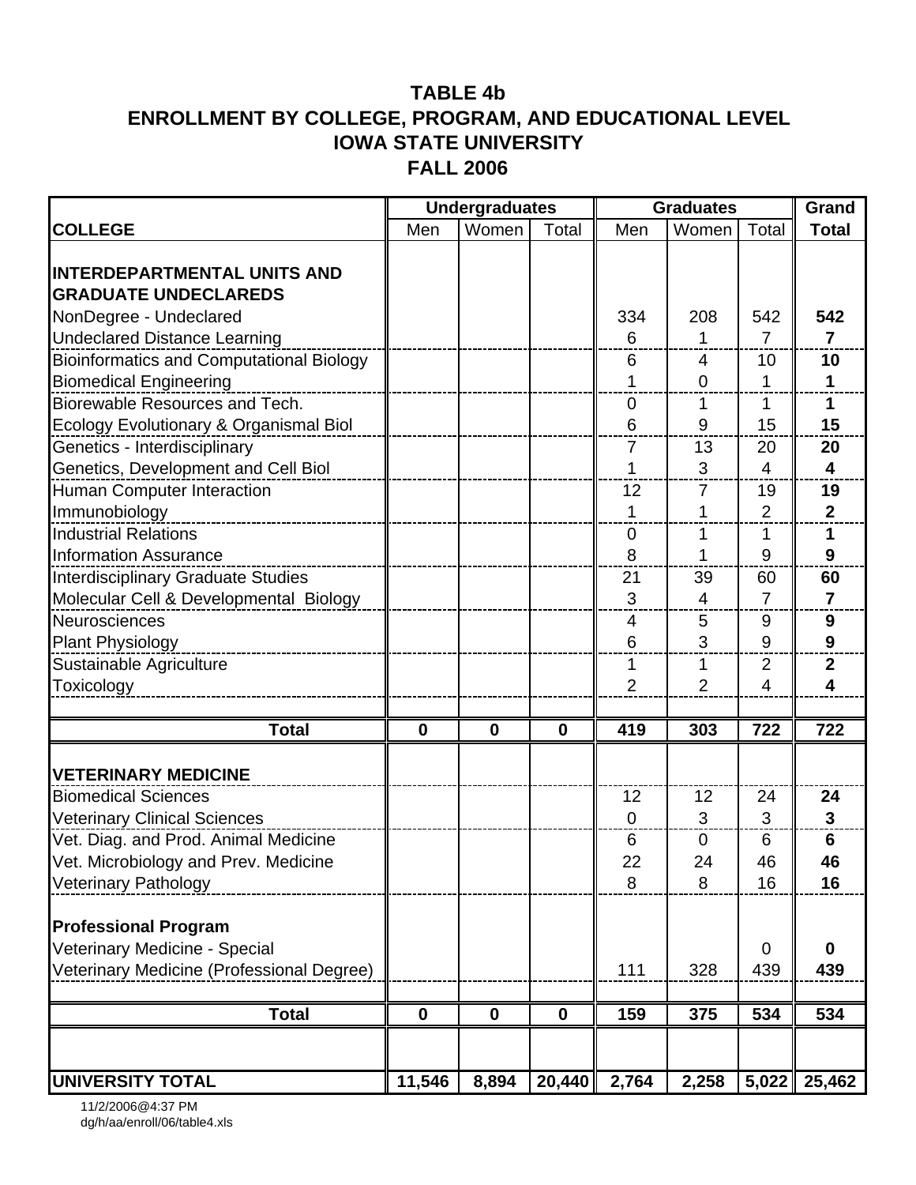# TABLE 4b
# ENROLLMENT BY COLLEGE, PROGRAM, AND EDUCATIONAL LEVEL
# IOWA STATE UNIVERSITY
# FALL 2006

| | Undergraduates | | | Graduates | | | Grand |
|---|---|---|---|---|---|---|---|
| **COLLEGE** | Men | Women | Total | Men | Women | Total | **Total** |
| **INTERDEPARTMENTAL UNITS AND GRADUATE UNDECLAREDS** | | | | | | | |
| NonDegree - Undeclared | | | | 334 | 208 | 542 | **542** |
| Undeclared Distance Learning | | | | 6 | 1 | 7 | **7** |
| Bioinformatics and Computational Biology | | | | 6 | 4 | 10 | **10** |
| Biomedical Engineering | | | | 1 | 0 | 1 | **1** |
| Biorewable Resources and Tech. | | | | 0 | 1 | 1 | **1** |
| Ecology Evolutionary & Organismal Biol | | | | 6 | 9 | 15 | **15** |
| Genetics - Interdisciplinary | | | | 7 | 13 | 20 | **20** |
| Genetics, Development and Cell Biol | | | | 1 | 3 | 4 | **4** |
| Human Computer Interaction | | | | 12 | 7 | 19 | **19** |
| Immunobiology | | | | 1 | 1 | 2 | **2** |
| Industrial Relations | | | | 0 | 1 | 1 | **1** |
| Information Assurance | | | | 8 | 1 | 9 | **9** |
| Interdisciplinary Graduate Studies | | | | 21 | 39 | 60 | **60** |
| Molecular Cell & Developmental Biology | | | | 3 | 4 | 7 | **7** |
| Neurosciences | | | | 4 | 5 | 9 | **9** |
| Plant Physiology | | | | 6 | 3 | 9 | **9** |
| Sustainable Agriculture | | | | 1 | 1 | 2 | **2** |
| Toxicology | | | | 2 | 2 | 4 | **4** |
| **Total** | **0** | **0** | **0** | **419** | **303** | **722** | **722** |
| **VETERINARY MEDICINE** | | | | | | | |
| Biomedical Sciences | | | | 12 | 12 | 24 | **24** |
| Veterinary Clinical Sciences | | | | 0 | 3 | 3 | **3** |
| Vet. Diag. and Prod. Animal Medicine | | | | 6 | 0 | 6 | **6** |
| Vet. Microbiology and Prev. Medicine | | | | 22 | 24 | 46 | **46** |
| Veterinary Pathology | | | | 8 | 8 | 16 | **16** |
| **Professional Program** | | | | | | | |
| Veterinary Medicine - Special | | | | | | 0 | **0** |
| Veterinary Medicine (Professional Degree) | | | | 111 | 328 | 439 | **439** |
| **Total** | **0** | **0** | **0** | **159** | **375** | **534** | **534** |
| **UNIVERSITY TOTAL** | **11,546** | **8,894** | **20,440** | **2,764** | **2,258** | **5,022** | **25,462** |

11/2/2006@4:37 PM
dg/h/aa/enroll/06/table4.xls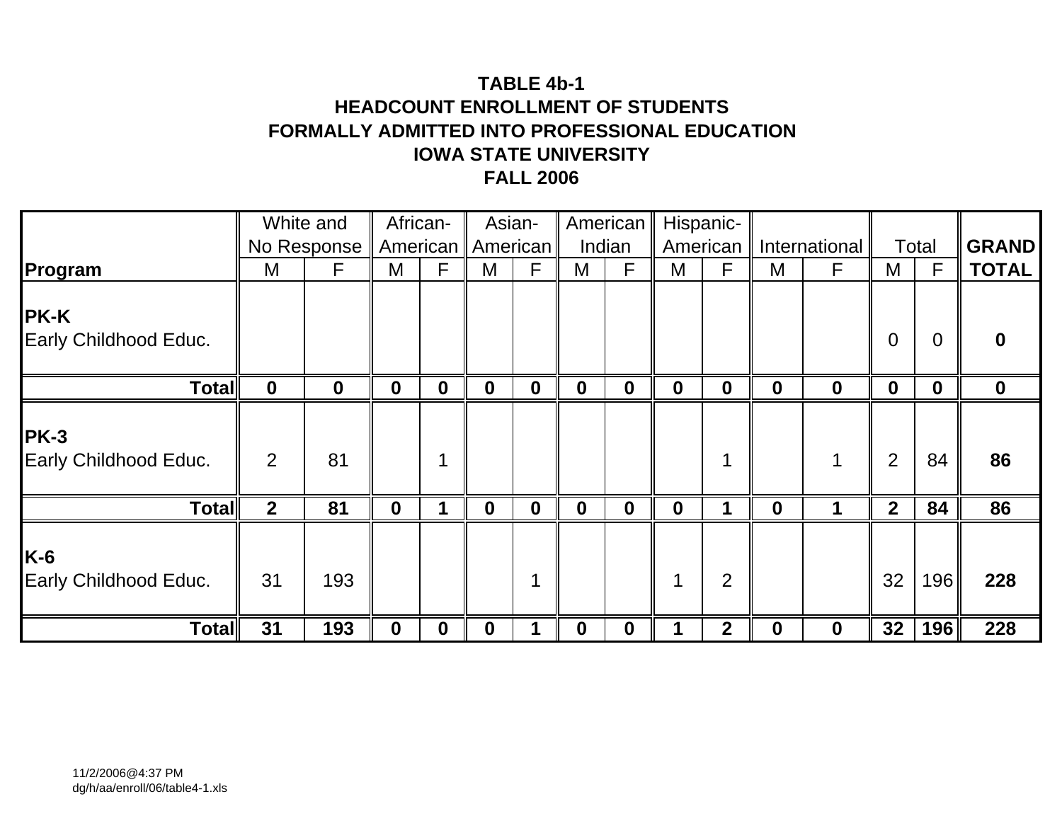**TABLE 4b-1**
**HEADCOUNT ENROLLMENT OF STUDENTS**
**FORMALLY ADMITTED INTO PROFESSIONAL EDUCATION**
**IOWA STATE UNIVERSITY**
**FALL 2006**

| | White and No Response | | African-American | | Asian-American | | American Indian | | Hispanic-American | | International | | Total | | GRAND |
|---|---|---|---|---|---|---|---|---|---|---|---|---|---|---|---|
| **Program** | M | F | M | F | M | F | M | F | M | F | M | F | M | F | **TOTAL** |
| **PK-K** Early Childhood Educ. | | | | | | | | | | | | | 0 | 0 | **0** |
| **Total** | **0** | **0** | **0** | **0** | **0** | **0** | **0** | **0** | **0** | **0** | **0** | **0** | **0** | **0** | **0** |
| **PK-3** Early Childhood Educ. | 2 | 81 | | 1 | | | | | | 1 | | 1 | 2 | 84 | **86** |
| **Total** | **2** | **81** | **0** | **1** | **0** | **0** | **0** | **0** | **0** | **1** | **0** | **1** | **2** | **84** | **86** |
| **K-6** Early Childhood Educ. | 31 | 193 | | | | 1 | | | 1 | 2 | | | 32 | 196 | **228** |
| **Total** | **31** | **193** | **0** | **0** | **0** | **1** | **0** | **0** | **1** | **2** | **0** | **0** | **32** | **196** | **228** |

11/2/2006@4:37 PM
dg/h/aa/enroll/06/table4-1.xls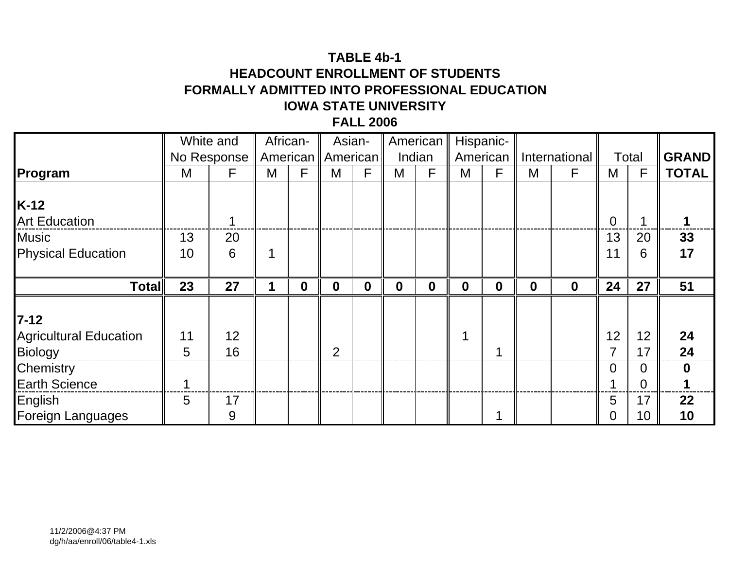**TABLE 4b-1**
**HEADCOUNT ENROLLMENT OF STUDENTS**
**FORMALLY ADMITTED INTO PROFESSIONAL EDUCATION**
**IOWA STATE UNIVERSITY**
**FALL 2006**

| | White and No Response | | African-American | | Asian-American | | American Indian | | Hispanic-American | | International | | Total | | **GRAND** |
|---|---|---|---|---|---|---|---|---|---|---|---|---|---|---|---|
| **Program** | M | F | M | F | M | F | M | F | M | F | M | F | M | F | **TOTAL** |
| **K-12** | | | | | | | | | | | | | | | |
| Art Education | | 1 | | | | | | | | | | | 0 | 1 | **1** |
| Music | 13 | 20 | | | | | | | | | | | 13 | 20 | **33** |
| Physical Education | 10 | 6 | 1 | | | | | | | | | | 11 | 6 | **17** |
| **Total** | **23** | **27** | **1** | **0** | **0** | **0** | **0** | **0** | **0** | **0** | **0** | **0** | **24** | **27** | **51** |
| **7-12** | | | | | | | | | | | | | | | |
| Agricultural Education | 11 | 12 | | | | | | | 1 | | | | 12 | 12 | **24** |
| Biology | 5 | 16 | | | 2 | | | | | 1 | | | 7 | 17 | **24** |
| Chemistry | | | | | | | | | | | | | 0 | 0 | **0** |
| Earth Science | 1 | | | | | | | | | | | | 1 | 0 | **1** |
| English | 5 | 17 | | | | | | | | | | | 5 | 17 | **22** |
| Foreign Languages | | 9 | | | | | | | | 1 | | | 0 | 10 | **10** |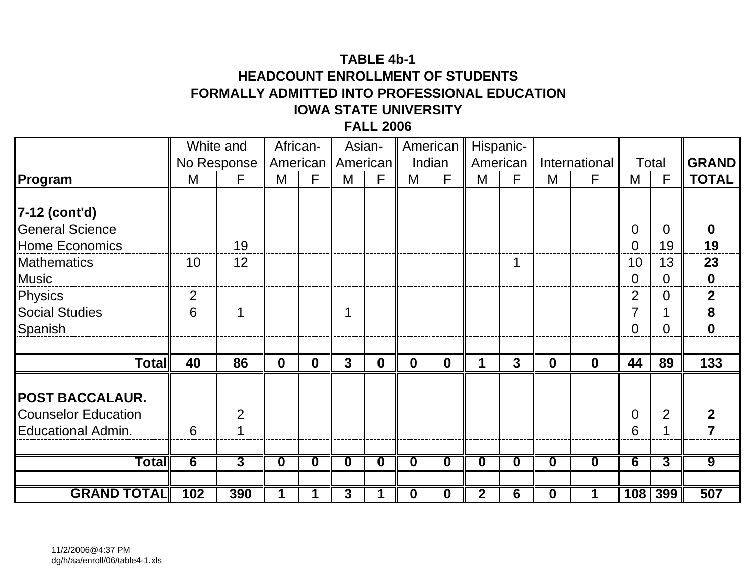**TABLE 4b-1**
**HEADCOUNT ENROLLMENT OF STUDENTS**
**FORMALLY ADMITTED INTO PROFESSIONAL EDUCATION**
**IOWA STATE UNIVERSITY**
**FALL 2006**

| | White and No Response | | African-American | | Asian-American | | American Indian | | Hispanic-American | | International | | Total | | GRAND |
|---|---|---|---|---|---|---|---|---|---|---|---|---|---|---|---|
| **Program** | M | F | M | F | M | F | M | F | M | F | M | F | M | F | **TOTAL** |
| **7-12 (cont'd)** | | | | | | | | | | | | | | | |
| General Science | | | | | | | | | | | | | 0 | 0 | **0** |
| Home Economics | | 19 | | | | | | | | | | | 0 | 19 | **19** |
| Mathematics | 10 | 12 | | | | | | | | 1 | | | 10 | 13 | **23** |
| Music | | | | | | | | | | | | | 0 | 0 | **0** |
| Physics | 2 | | | | | | | | | | | | 2 | 0 | **2** |
| Social Studies | 6 | 1 | | | 1 | | | | | | | | 7 | 1 | **8** |
| Spanish | | | | | | | | | | | | | 0 | 0 | **0** |
| **Total** | **40** | **86** | **0** | **0** | **3** | **0** | **0** | **0** | **1** | **3** | **0** | **0** | **44** | **89** | **133** |
| **POST BACCALAUR.** | | | | | | | | | | | | | | | |
| Counselor Education | | 2 | | | | | | | | | | | 0 | 2 | **2** |
| Educational Admin. | 6 | 1 | | | | | | | | | | | 6 | 1 | **7** |
| **Total** | **6** | **3** | **0** | **0** | **0** | **0** | **0** | **0** | **0** | **0** | **0** | **0** | **6** | **3** | **9** |
| **GRAND TOTAL** | **102** | **390** | **1** | **1** | **3** | **1** | **0** | **0** | **2** | **6** | **0** | **1** | **108** | **399** | **507** |

11/2/2006@4:37 PM
dg/h/aa/enroll/06/table4-1.xls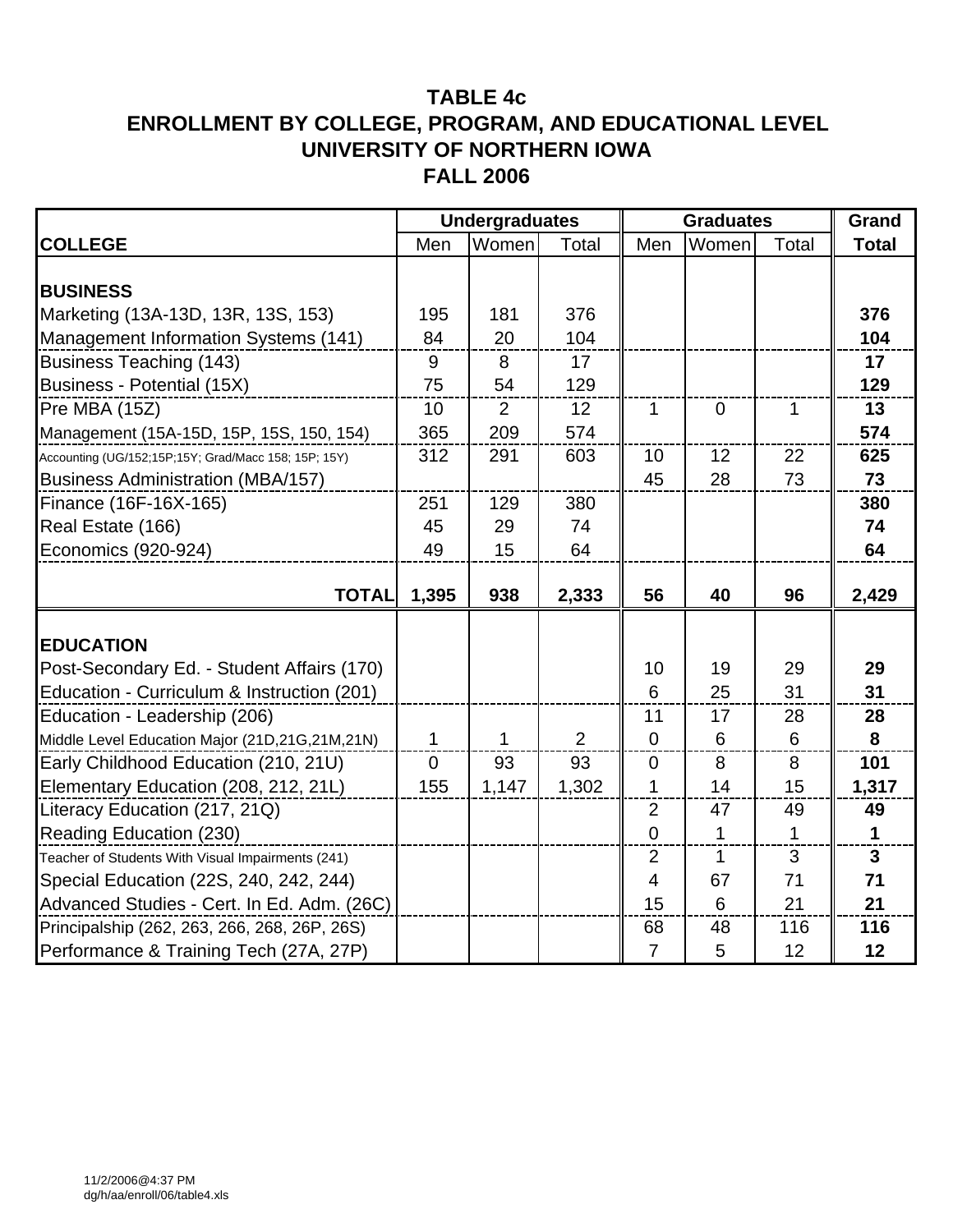# TABLE 4c
# ENROLLMENT BY COLLEGE, PROGRAM, AND EDUCATIONAL LEVEL
# UNIVERSITY OF NORTHERN IOWA
# FALL 2006

| | Undergraduates | | | Graduates | | | Grand |
|---|---|---|---|---|---|---|---|
| **COLLEGE** | Men | Women | Total | Men | Women | Total | **Total** |
| **BUSINESS** | | | | | | | |
| Marketing (13A-13D, 13R, 13S, 153) | 195 | 181 | 376 | | | | **376** |
| Management Information Systems (141) | 84 | 20 | 104 | | | | **104** |
| Business Teaching (143) | 9 | 8 | 17 | | | | **17** |
| Business - Potential (15X) | 75 | 54 | 129 | | | | **129** |
| Pre MBA (15Z) | 10 | 2 | 12 | 1 | 0 | 1 | **13** |
| Management (15A-15D, 15P, 15S, 150, 154) | 365 | 209 | 574 | | | | **574** |
| Accounting (UG/152;15P;15Y; Grad/Macc 158; 15P; 15Y) | 312 | 291 | 603 | 10 | 12 | 22 | **625** |
| Business Administration (MBA/157) | | | | 45 | 28 | 73 | **73** |
| Finance (16F-16X-165) | 251 | 129 | 380 | | | | **380** |
| Real Estate (166) | 45 | 29 | 74 | | | | **74** |
| Economics (920-924) | 49 | 15 | 64 | | | | **64** |
| **TOTAL** | **1,395** | **938** | **2,333** | **56** | **40** | **96** | **2,429** |
| **EDUCATION** | | | | | | | |
| Post-Secondary Ed. - Student Affairs (170) | | | | 10 | 19 | 29 | **29** |
| Education - Curriculum & Instruction (201) | | | | 6 | 25 | 31 | **31** |
| Education - Leadership (206) | | | | 11 | 17 | 28 | **28** |
| Middle Level Education Major (21D,21G,21M,21N) | 1 | 1 | 2 | 0 | 6 | 6 | **8** |
| Early Childhood Education (210, 21U) | 0 | 93 | 93 | 0 | 8 | 8 | **101** |
| Elementary Education (208, 212, 21L) | 155 | 1,147 | 1,302 | 1 | 14 | 15 | **1,317** |
| Literacy Education (217, 21Q) | | | | 2 | 47 | 49 | **49** |
| Reading Education (230) | | | | 0 | 1 | 1 | **1** |
| Teacher of Students With Visual Impairments (241) | | | | 2 | 1 | 3 | **3** |
| Special Education (22S, 240, 242, 244) | | | | 4 | 67 | 71 | **71** |
| Advanced Studies - Cert. In Ed. Adm. (26C) | | | | 15 | 6 | 21 | **21** |
| Principalship (262, 263, 266, 268, 26P, 26S) | | | | 68 | 48 | 116 | **116** |
| Performance & Training Tech (27A, 27P) | | | | 7 | 5 | 12 | **12** |

11/2/2006@4:37 PM
dg/h/aa/enroll/06/table4.xls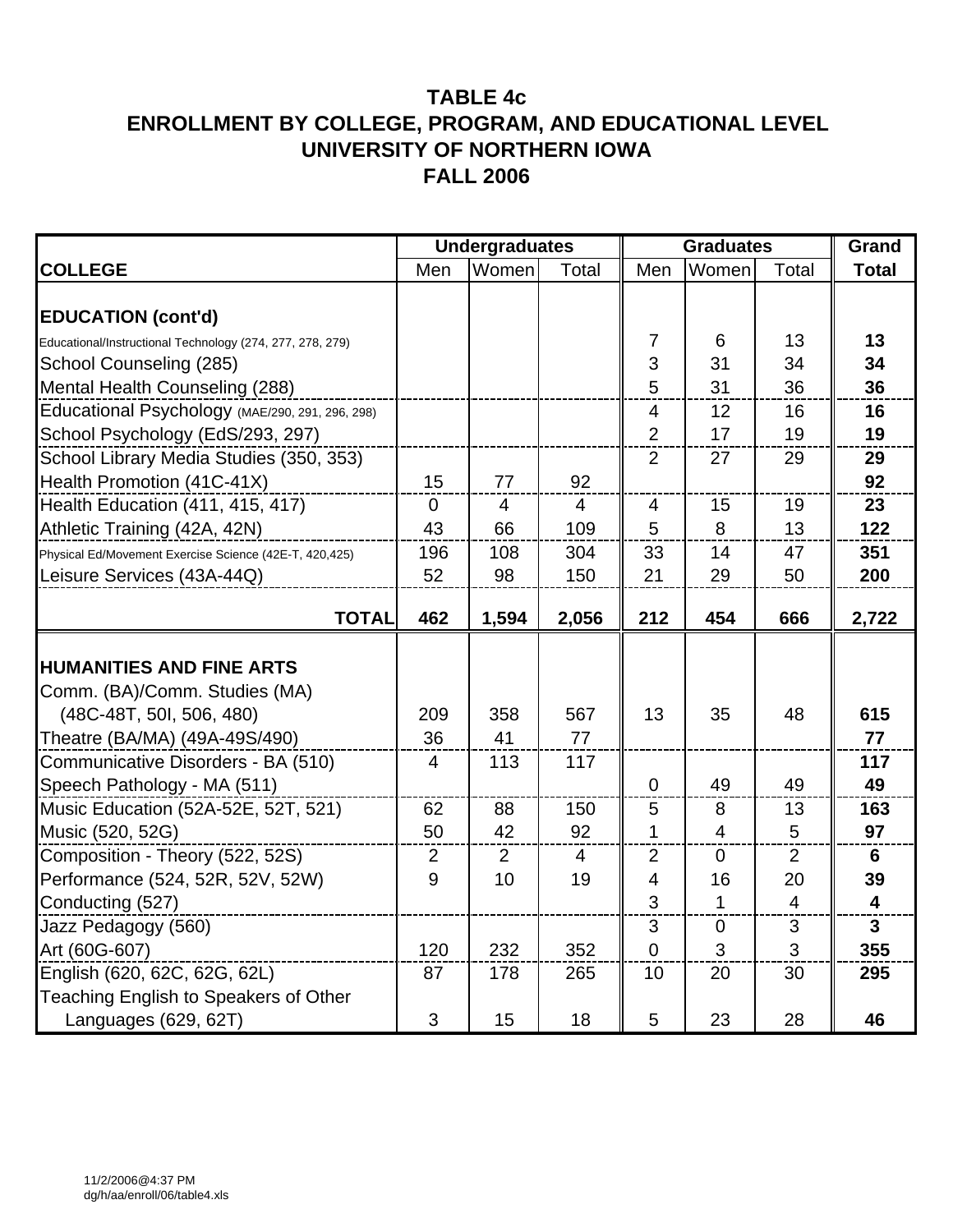# TABLE 4c
# ENROLLMENT BY COLLEGE, PROGRAM, AND EDUCATIONAL LEVEL
# UNIVERSITY OF NORTHERN IOWA
# FALL 2006

| | Undergraduates | | | Graduates | | | Grand |
|---|---|---|---|---|---|---|---|
| **COLLEGE** | Men | Women | Total | Men | Women | Total | **Total** |
| **EDUCATION (cont'd)** | | | | | | | |
| Educational/Instructional Technology (274, 277, 278, 279) | | | | 7 | 6 | 13 | **13** |
| School Counseling (285) | | | | 3 | 31 | 34 | **34** |
| Mental Health Counseling (288) | | | | 5 | 31 | 36 | **36** |
| Educational Psychology (MAE/290, 291, 296, 298) | | | | 4 | 12 | 16 | **16** |
| School Psychology (EdS/293, 297) | | | | 2 | 17 | 19 | **19** |
| School Library Media Studies (350, 353) | | | | 2 | 27 | 29 | **29** |
| Health Promotion (41C-41X) | 15 | 77 | 92 | | | | **92** |
| Health Education (411, 415, 417) | 0 | 4 | 4 | 4 | 15 | 19 | **23** |
| Athletic Training (42A, 42N) | 43 | 66 | 109 | 5 | 8 | 13 | **122** |
| Physical Ed/Movement Exercise Science (42E-T, 420,425) | 196 | 108 | 304 | 33 | 14 | 47 | **351** |
| Leisure Services (43A-44Q) | 52 | 98 | 150 | 21 | 29 | 50 | **200** |
| **TOTAL** | **462** | **1,594** | **2,056** | **212** | **454** | **666** | **2,722** |
| **HUMANITIES AND FINE ARTS** | | | | | | | |
| Comm. (BA)/Comm. Studies (MA) (48C-48T, 50I, 506, 480) | 209 | 358 | 567 | 13 | 35 | 48 | **615** |
| Theatre (BA/MA) (49A-49S/490) | 36 | 41 | 77 | | | | **77** |
| Communicative Disorders - BA (510) | 4 | 113 | 117 | | | | **117** |
| Speech Pathology - MA (511) | | | | 0 | 49 | 49 | **49** |
| Music Education (52A-52E, 52T, 521) | 62 | 88 | 150 | 5 | 8 | 13 | **163** |
| Music (520, 52G) | 50 | 42 | 92 | 1 | 4 | 5 | **97** |
| Composition - Theory (522, 52S) | 2 | 2 | 4 | 2 | 0 | 2 | **6** |
| Performance (524, 52R, 52V, 52W) | 9 | 10 | 19 | 4 | 16 | 20 | **39** |
| Conducting (527) | | | | 3 | 1 | 4 | **4** |
| Jazz Pedagogy (560) | | | | 3 | 0 | 3 | **3** |
| Art (60G-607) | 120 | 232 | 352 | 0 | 3 | 3 | **355** |
| English (620, 62C, 62G, 62L) | 87 | 178 | 265 | 10 | 20 | 30 | **295** |
| Teaching English to Speakers of Other Languages (629, 62T) | 3 | 15 | 18 | 5 | 23 | 28 | **46** |

11/2/2006@4:37 PM
dg/h/aa/enroll/06/table4.xls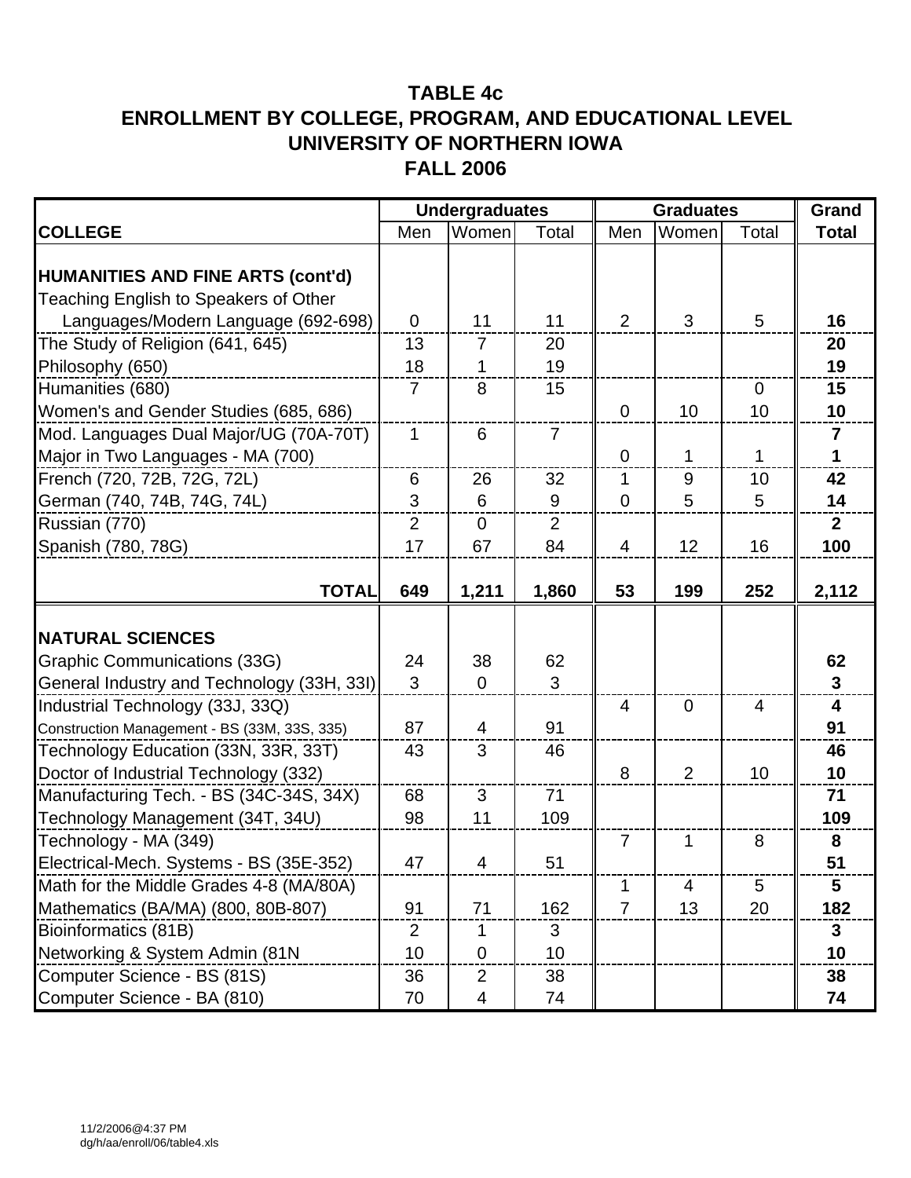# TABLE 4c
# ENROLLMENT BY COLLEGE, PROGRAM, AND EDUCATIONAL LEVEL
# UNIVERSITY OF NORTHERN IOWA
# FALL 2006

| | Undergraduates | | | Graduates | | | Grand |
|---|---|---|---|---|---|---|---|
| **COLLEGE** | Men | Women | Total | Men | Women | Total | **Total** |
| **HUMANITIES AND FINE ARTS (cont'd)** | | | | | | | |
| Teaching English to Speakers of Other Languages/Modern Language (692-698) | 0 | 11 | 11 | 2 | 3 | 5 | **16** |
| The Study of Religion (641, 645) | 13 | 7 | 20 | | | | **20** |
| Philosophy (650) | 18 | 1 | 19 | | | | **19** |
| Humanities (680) | 7 | 8 | 15 | | | 0 | **15** |
| Women's and Gender Studies (685, 686) | | | | 0 | 10 | 10 | **10** |
| Mod. Languages Dual Major/UG (70A-70T) | 1 | 6 | 7 | | | | **7** |
| Major in Two Languages - MA (700) | | | | 0 | 1 | 1 | **1** |
| French (720, 72B, 72G, 72L) | 6 | 26 | 32 | 1 | 9 | 10 | **42** |
| German (740, 74B, 74G, 74L) | 3 | 6 | 9 | 0 | 5 | 5 | **14** |
| Russian (770) | 2 | 0 | 2 | | | | **2** |
| Spanish (780, 78G) | 17 | 67 | 84 | 4 | 12 | 16 | **100** |
| **TOTAL** | **649** | **1,211** | **1,860** | **53** | **199** | **252** | **2,112** |
| **NATURAL SCIENCES** | | | | | | | |
| Graphic Communications (33G) | 24 | 38 | 62 | | | | **62** |
| General Industry and Technology (33H, 33I) | 3 | 0 | 3 | | | | **3** |
| Industrial Technology (33J, 33Q) | | | | 4 | 0 | 4 | **4** |
| Construction Management - BS (33M, 33S, 335) | 87 | 4 | 91 | | | | **91** |
| Technology Education (33N, 33R, 33T) | 43 | 3 | 46 | | | | **46** |
| Doctor of Industrial Technology (332) | | | | 8 | 2 | 10 | **10** |
| Manufacturing Tech. - BS (34C-34S, 34X) | 68 | 3 | 71 | | | | **71** |
| Technology Management (34T, 34U) | 98 | 11 | 109 | | | | **109** |
| Technology - MA (349) | | | | 7 | 1 | 8 | **8** |
| Electrical-Mech. Systems - BS (35E-352) | 47 | 4 | 51 | | | | **51** |
| Math for the Middle Grades 4-8 (MA/80A) | | | | 1 | 4 | 5 | **5** |
| Mathematics (BA/MA) (800, 80B-807) | 91 | 71 | 162 | 7 | 13 | 20 | **182** |
| Bioinformatics (81B) | 2 | 1 | 3 | | | | **3** |
| Networking & System Admin (81N | 10 | 0 | 10 | | | | **10** |
| Computer Science - BS (81S) | 36 | 2 | 38 | | | | **38** |
| Computer Science - BA (810) | 70 | 4 | 74 | | | | **74** |

11/2/2006@4:37 PM
dg/h/aa/enroll/06/table4.xls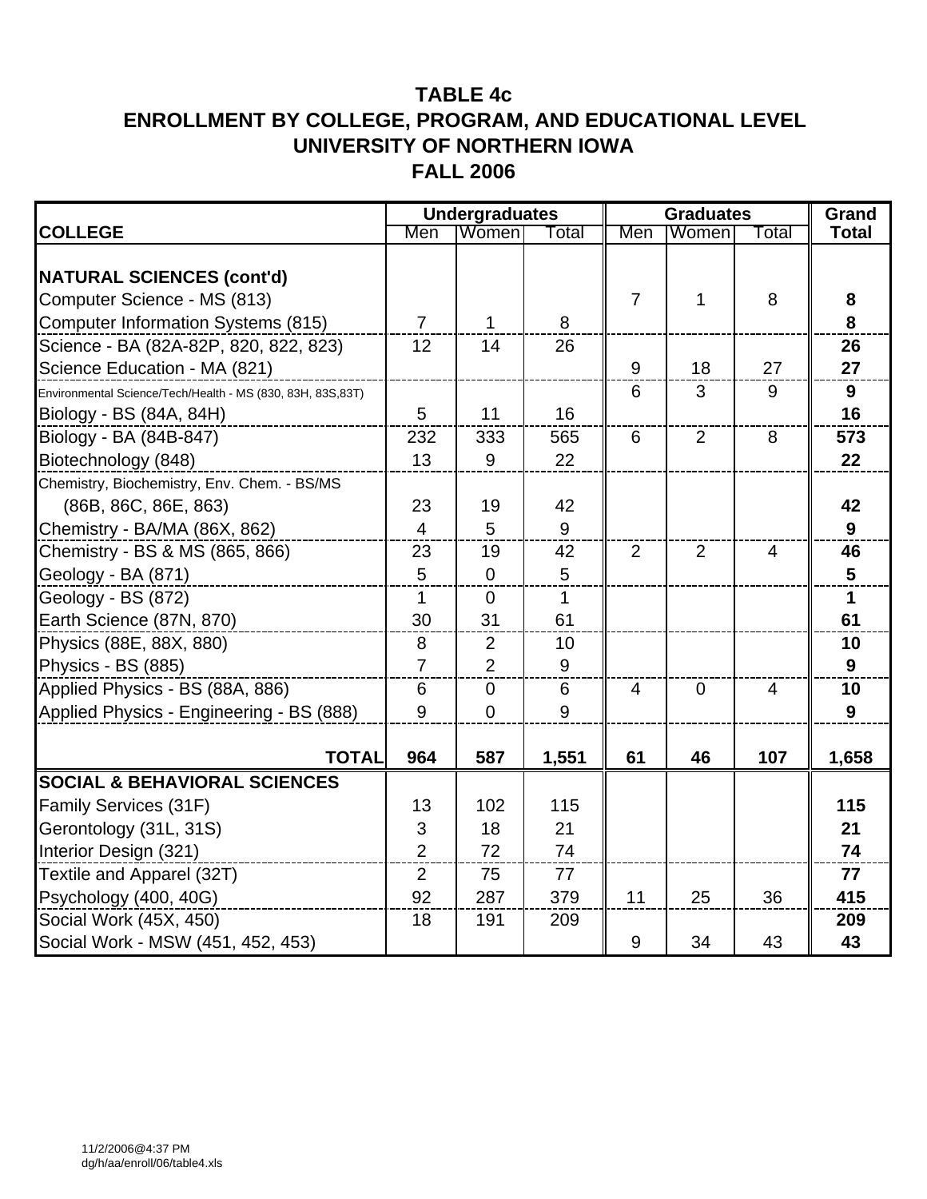# TABLE 4c
# ENROLLMENT BY COLLEGE, PROGRAM, AND EDUCATIONAL LEVEL
# UNIVERSITY OF NORTHERN IOWA
# FALL 2006

| | Undergraduates | | | Graduates | | | Grand |
|---|---|---|---|---|---|---|---|
| **COLLEGE** | Men | Women | Total | Men | Women | Total | **Total** |
| **NATURAL SCIENCES (cont'd)** | | | | | | | |
| Computer Science - MS (813) | | | | 7 | 1 | 8 | **8** |
| Computer Information Systems (815) | 7 | 1 | 8 | | | | **8** |
| Science - BA (82A-82P, 820, 822, 823) | 12 | 14 | 26 | | | | **26** |
| Science Education - MA (821) | | | | 9 | 18 | 27 | **27** |
| Environmental Science/Tech/Health - MS (830, 83H, 83S,83T) | | | | 6 | 3 | 9 | **9** |
| Biology - BS (84A, 84H) | 5 | 11 | 16 | | | | **16** |
| Biology - BA (84B-847) | 232 | 333 | 565 | 6 | 2 | 8 | **573** |
| Biotechnology (848) | 13 | 9 | 22 | | | | **22** |
| Chemistry, Biochemistry, Env. Chem. - BS/MS (86B, 86C, 86E, 863) | 23 | 19 | 42 | | | | **42** |
| Chemistry - BA/MA (86X, 862) | 4 | 5 | 9 | | | | **9** |
| Chemistry - BS & MS (865, 866) | 23 | 19 | 42 | 2 | 2 | 4 | **46** |
| Geology - BA (871) | 5 | 0 | 5 | | | | **5** |
| Geology - BS (872) | 1 | 0 | 1 | | | | **1** |
| Earth Science (87N, 870) | 30 | 31 | 61 | | | | **61** |
| Physics (88E, 88X, 880) | 8 | 2 | 10 | | | | **10** |
| Physics - BS (885) | 7 | 2 | 9 | | | | **9** |
| Applied Physics - BS (88A, 886) | 6 | 0 | 6 | 4 | 0 | 4 | **10** |
| Applied Physics - Engineering - BS (888) | 9 | 0 | 9 | | | | **9** |
| **TOTAL** | **964** | **587** | **1,551** | **61** | **46** | **107** | **1,658** |
| **SOCIAL & BEHAVIORAL SCIENCES** | | | | | | | |
| Family Services (31F) | 13 | 102 | 115 | | | | **115** |
| Gerontology (31L, 31S) | 3 | 18 | 21 | | | | **21** |
| Interior Design (321) | 2 | 72 | 74 | | | | **74** |
| Textile and Apparel (32T) | 2 | 75 | 77 | | | | **77** |
| Psychology (400, 40G) | 92 | 287 | 379 | 11 | 25 | 36 | **415** |
| Social Work (45X, 450) | 18 | 191 | 209 | | | | **209** |
| Social Work - MSW (451, 452, 453) | | | | 9 | 34 | 43 | **43** |

11/2/2006@4:37 PM
dg/h/aa/enroll/06/table4.xls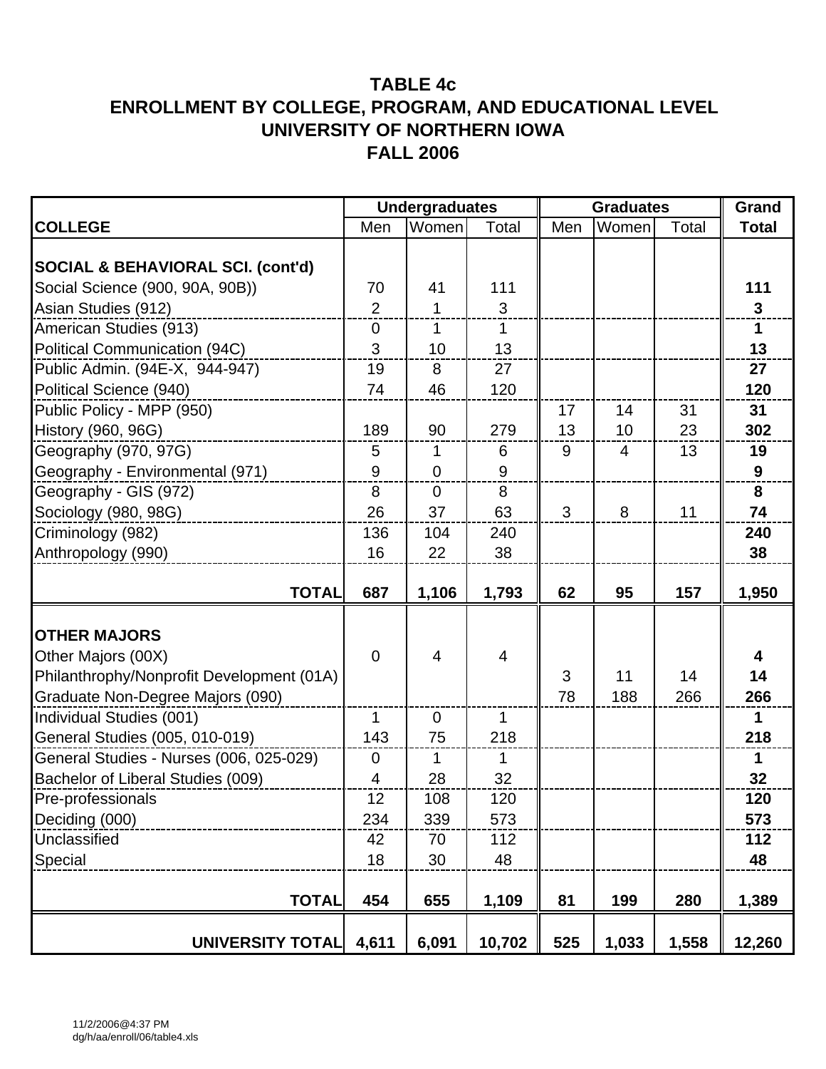# TABLE 4c
# ENROLLMENT BY COLLEGE, PROGRAM, AND EDUCATIONAL LEVEL
# UNIVERSITY OF NORTHERN IOWA
# FALL 2006

| | Undergraduates | | | Graduates | | | Grand |
|---|---|---|---|---|---|---|---|
| **COLLEGE** | Men | Women | Total | Men | Women | Total | **Total** |
| **SOCIAL & BEHAVIORAL SCI. (cont'd)** | | | | | | | |
| Social Science (900, 90A, 90B)) | 70 | 41 | 111 | | | | **111** |
| Asian Studies (912) | 2 | 1 | 3 | | | | **3** |
| American Studies (913) | 0 | 1 | 1 | | | | **1** |
| Political Communication (94C) | 3 | 10 | 13 | | | | **13** |
| Public Admin. (94E-X, 944-947) | 19 | 8 | 27 | | | | **27** |
| Political Science (940) | 74 | 46 | 120 | | | | **120** |
| Public Policy - MPP (950) | | | | 17 | 14 | 31 | **31** |
| History (960, 96G) | 189 | 90 | 279 | 13 | 10 | 23 | **302** |
| Geography (970, 97G) | 5 | 1 | 6 | 9 | 4 | 13 | **19** |
| Geography - Environmental (971) | 9 | 0 | 9 | | | | **9** |
| Geography - GIS (972) | 8 | 0 | 8 | | | | **8** |
| Sociology (980, 98G) | 26 | 37 | 63 | 3 | 8 | 11 | **74** |
| Criminology (982) | 136 | 104 | 240 | | | | **240** |
| Anthropology (990) | 16 | 22 | 38 | | | | **38** |
| **TOTAL** | **687** | **1,106** | **1,793** | **62** | **95** | **157** | **1,950** |
| **OTHER MAJORS** | | | | | | | |
| Other Majors (00X) | 0 | 4 | 4 | | | | **4** |
| Philanthrophy/Nonprofit Development (01A) | | | | 3 | 11 | 14 | **14** |
| Graduate Non-Degree Majors (090) | | | | 78 | 188 | 266 | **266** |
| Individual Studies (001) | 1 | 0 | 1 | | | | **1** |
| General Studies (005, 010-019) | 143 | 75 | 218 | | | | **218** |
| General Studies - Nurses (006, 025-029) | 0 | 1 | 1 | | | | **1** |
| Bachelor of Liberal Studies (009) | 4 | 28 | 32 | | | | **32** |
| Pre-professionals | 12 | 108 | 120 | | | | **120** |
| Deciding (000) | 234 | 339 | 573 | | | | **573** |
| Unclassified | 42 | 70 | 112 | | | | **112** |
| Special | 18 | 30 | 48 | | | | **48** |
| **TOTAL** | **454** | **655** | **1,109** | **81** | **199** | **280** | **1,389** |
| **UNIVERSITY TOTAL** | **4,611** | **6,091** | **10,702** | **525** | **1,033** | **1,558** | **12,260** |

11/2/2006@4:37 PM
dg/h/aa/enroll/06/table4.xls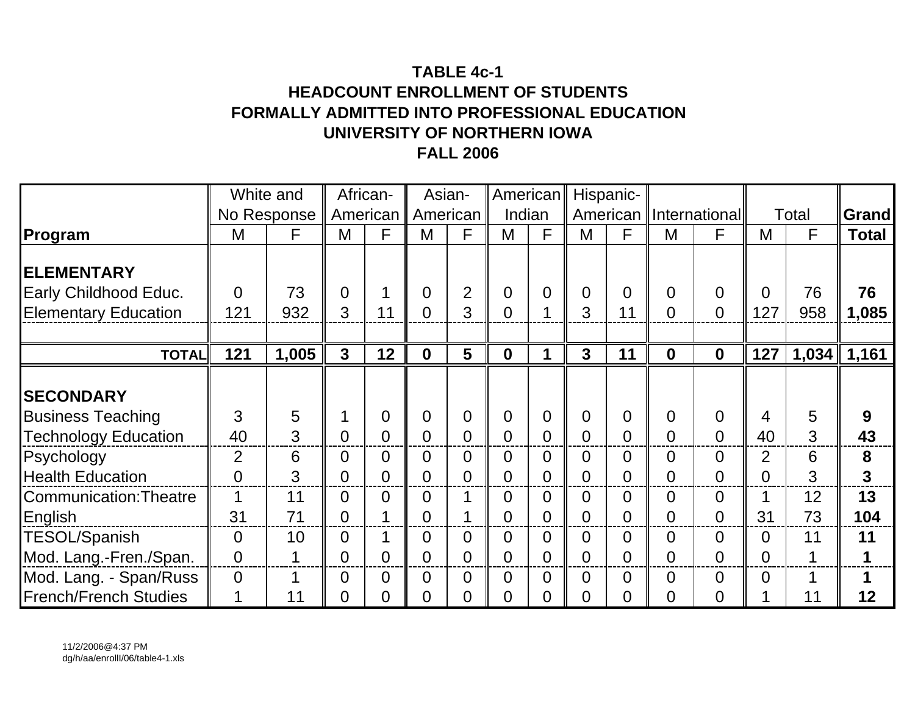**TABLE 4c-1**
**HEADCOUNT ENROLLMENT OF STUDENTS**
**FORMALLY ADMITTED INTO PROFESSIONAL EDUCATION**
**UNIVERSITY OF NORTHERN IOWA**
**FALL 2006**

| | White and No Response | | African-American | | Asian-American | | American Indian | | Hispanic-American | | International | | Total | | Grand |
|---|---|---|---|---|---|---|---|---|---|---|---|---|---|---|---|
| **Program** | M | F | M | F | M | F | M | F | M | F | M | F | M | F | **Total** |
| **ELEMENTARY** | | | | | | | | | | | | | | | |
| Early Childhood Educ. | 0 | 73 | 0 | 1 | 0 | 2 | 0 | 0 | 0 | 0 | 0 | 0 | 0 | 76 | **76** |
| Elementary Education | 121 | 932 | 3 | 11 | 0 | 3 | 0 | 1 | 3 | 11 | 0 | 0 | 127 | 958 | **1,085** |
| **TOTAL** | **121** | **1,005** | **3** | **12** | **0** | **5** | **0** | **1** | **3** | **11** | **0** | **0** | **127** | **1,034** | **1,161** |
| **SECONDARY** | | | | | | | | | | | | | | | |
| Business Teaching | 3 | 5 | 1 | 0 | 0 | 0 | 0 | 0 | 0 | 0 | 0 | 0 | 4 | 5 | **9** |
| Technology Education | 40 | 3 | 0 | 0 | 0 | 0 | 0 | 0 | 0 | 0 | 0 | 0 | 40 | 3 | **43** |
| Psychology | 2 | 6 | 0 | 0 | 0 | 0 | 0 | 0 | 0 | 0 | 0 | 0 | 2 | 6 | **8** |
| Health Education | 0 | 3 | 0 | 0 | 0 | 0 | 0 | 0 | 0 | 0 | 0 | 0 | 0 | 3 | **3** |
| Communication:Theatre | 1 | 11 | 0 | 0 | 0 | 1 | 0 | 0 | 0 | 0 | 0 | 0 | 1 | 12 | **13** |
| English | 31 | 71 | 0 | 1 | 0 | 1 | 0 | 0 | 0 | 0 | 0 | 0 | 31 | 73 | **104** |
| TESOL/Spanish | 0 | 10 | 0 | 1 | 0 | 0 | 0 | 0 | 0 | 0 | 0 | 0 | 0 | 11 | **11** |
| Mod. Lang.-Fren./Span. | 0 | 1 | 0 | 0 | 0 | 0 | 0 | 0 | 0 | 0 | 0 | 0 | 0 | 1 | **1** |
| Mod. Lang. - Span/Russ | 0 | 1 | 0 | 0 | 0 | 0 | 0 | 0 | 0 | 0 | 0 | 0 | 0 | 1 | **1** |
| French/French Studies | 1 | 11 | 0 | 0 | 0 | 0 | 0 | 0 | 0 | 0 | 0 | 0 | 1 | 11 | **12** |

11/2/2006@4:37 PM
dg/h/aa/enrollI/06/table4-1.xls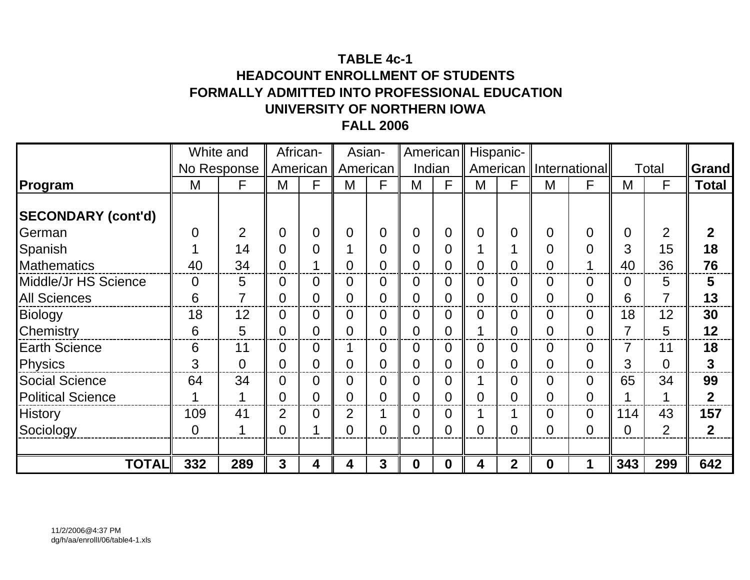**TABLE 4c-1**
**HEADCOUNT ENROLLMENT OF STUDENTS**
**FORMALLY ADMITTED INTO PROFESSIONAL EDUCATION**
**UNIVERSITY OF NORTHERN IOWA**
**FALL 2006**

| | White and No Response | | African-American | | Asian-American | | American Indian | | Hispanic-American | | International | | Total | | Grand |
|---|---|---|---|---|---|---|---|---|---|---|---|---|---|---|---|
| **Program** | M | F | M | F | M | F | M | F | M | F | M | F | M | F | **Total** |
| **SECONDARY (cont'd)** | | | | | | | | | | | | | | | |
| German | 0 | 2 | 0 | 0 | 0 | 0 | 0 | 0 | 0 | 0 | 0 | 0 | 0 | 2 | **2** |
| Spanish | 1 | 14 | 0 | 0 | 1 | 0 | 0 | 0 | 1 | 1 | 0 | 0 | 3 | 15 | **18** |
| Mathematics | 40 | 34 | 0 | 1 | 0 | 0 | 0 | 0 | 0 | 0 | 0 | 1 | 40 | 36 | **76** |
| Middle/Jr HS Science | 0 | 5 | 0 | 0 | 0 | 0 | 0 | 0 | 0 | 0 | 0 | 0 | 0 | 5 | **5** |
| All Sciences | 6 | 7 | 0 | 0 | 0 | 0 | 0 | 0 | 0 | 0 | 0 | 0 | 6 | 7 | **13** |
| Biology | 18 | 12 | 0 | 0 | 0 | 0 | 0 | 0 | 0 | 0 | 0 | 0 | 18 | 12 | **30** |
| Chemistry | 6 | 5 | 0 | 0 | 0 | 0 | 0 | 0 | 1 | 0 | 0 | 0 | 7 | 5 | **12** |
| Earth Science | 6 | 11 | 0 | 0 | 1 | 0 | 0 | 0 | 0 | 0 | 0 | 0 | 7 | 11 | **18** |
| Physics | 3 | 0 | 0 | 0 | 0 | 0 | 0 | 0 | 0 | 0 | 0 | 0 | 3 | 0 | **3** |
| Social Science | 64 | 34 | 0 | 0 | 0 | 0 | 0 | 0 | 1 | 0 | 0 | 0 | 65 | 34 | **99** |
| Political Science | 1 | 1 | 0 | 0 | 0 | 0 | 0 | 0 | 0 | 0 | 0 | 0 | 1 | 1 | **2** |
| History | 109 | 41 | 2 | 0 | 2 | 1 | 0 | 0 | 1 | 1 | 0 | 0 | 114 | 43 | **157** |
| Sociology | 0 | 1 | 0 | 1 | 0 | 0 | 0 | 0 | 0 | 0 | 0 | 0 | 0 | 2 | **2** |
| **TOTAL** | **332** | **289** | **3** | **4** | **4** | **3** | **0** | **0** | **4** | **2** | **0** | **1** | **343** | **299** | **642** |

11/2/2006@4:37 PM
dg/h/aa/enrolll/06/table4-1.xls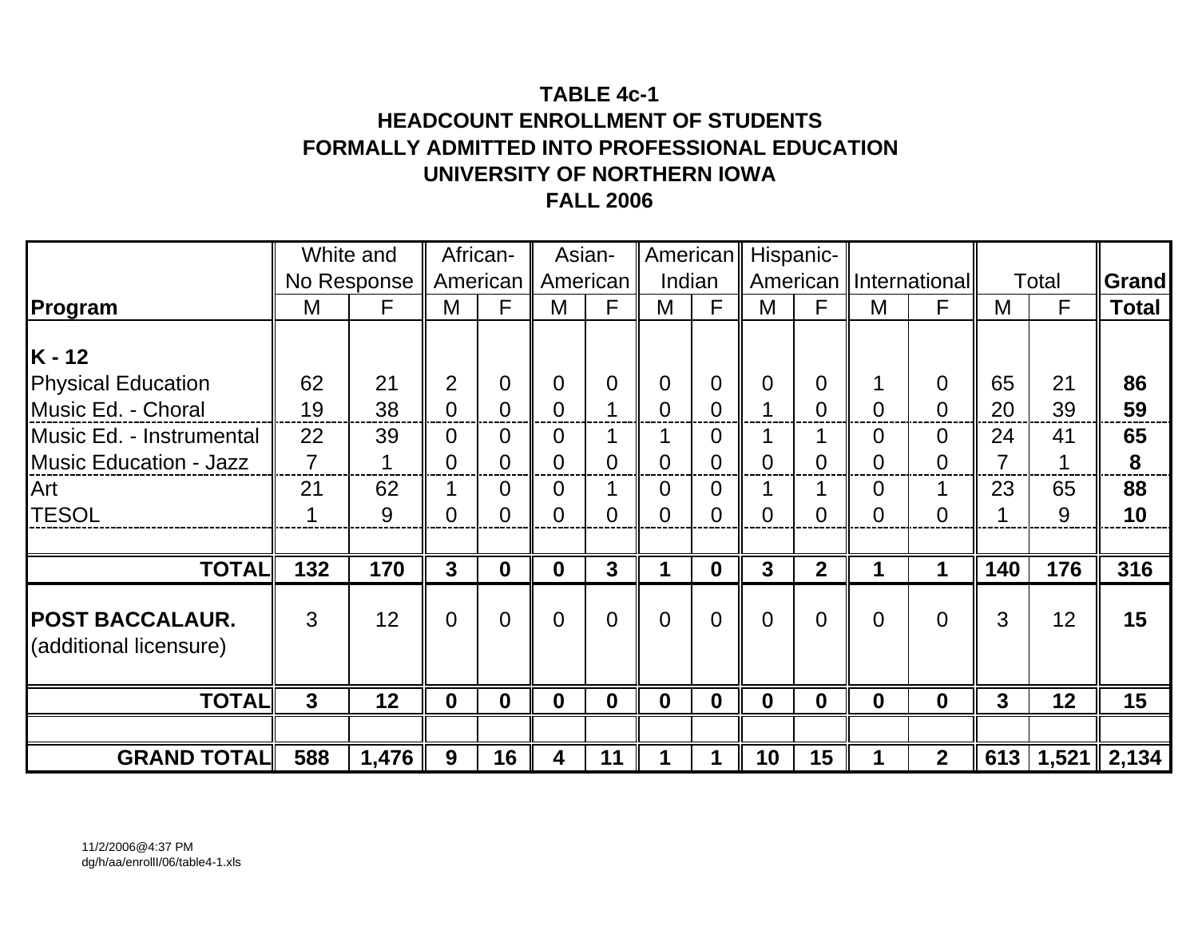**TABLE 4c-1**
**HEADCOUNT ENROLLMENT OF STUDENTS**
**FORMALLY ADMITTED INTO PROFESSIONAL EDUCATION**
**UNIVERSITY OF NORTHERN IOWA**
**FALL 2006**

| | White and No Response | | African-American | | Asian-American | | American Indian | | Hispanic-American | | International | | Total | | Grand |
|---|---|---|---|---|---|---|---|---|---|---|---|---|---|---|---|
| **Program** | M | F | M | F | M | F | M | F | M | F | M | F | M | F | **Total** |
| **K - 12** | | | | | | | | | | | | | | | |
| Physical Education | 62 | 21 | 2 | 0 | 0 | 0 | 0 | 0 | 0 | 0 | 1 | 0 | 65 | 21 | **86** |
| Music Ed. - Choral | 19 | 38 | 0 | 0 | 0 | 1 | 0 | 0 | 1 | 0 | 0 | 0 | 20 | 39 | **59** |
| Music Ed. - Instrumental | 22 | 39 | 0 | 0 | 0 | 1 | 1 | 0 | 1 | 1 | 0 | 0 | 24 | 41 | **65** |
| Music Education - Jazz | 7 | 1 | 0 | 0 | 0 | 0 | 0 | 0 | 0 | 0 | 0 | 0 | 7 | 1 | **8** |
| Art | 21 | 62 | 1 | 0 | 0 | 1 | 0 | 0 | 1 | 1 | 0 | 1 | 23 | 65 | **88** |
| TESOL | 1 | 9 | 0 | 0 | 0 | 0 | 0 | 0 | 0 | 0 | 0 | 0 | 1 | 9 | **10** |
| **TOTAL** | **132** | **170** | **3** | **0** | **0** | **3** | **1** | **0** | **3** | **2** | **1** | **1** | **140** | **176** | **316** |
| **POST BACCALAUR.** (additional licensure) | 3 | 12 | 0 | 0 | 0 | 0 | 0 | 0 | 0 | 0 | 0 | 0 | 3 | 12 | **15** |
| **TOTAL** | **3** | **12** | **0** | **0** | **0** | **0** | **0** | **0** | **0** | **0** | **0** | **0** | **3** | **12** | **15** |
| **GRAND TOTAL** | **588** | **1,476** | **9** | **16** | **4** | **11** | **1** | **1** | **10** | **15** | **1** | **2** | **613** | **1,521** | **2,134** |

11/2/2006@4:37 PM
dg/h/aa/enrollI/06/table4-1.xls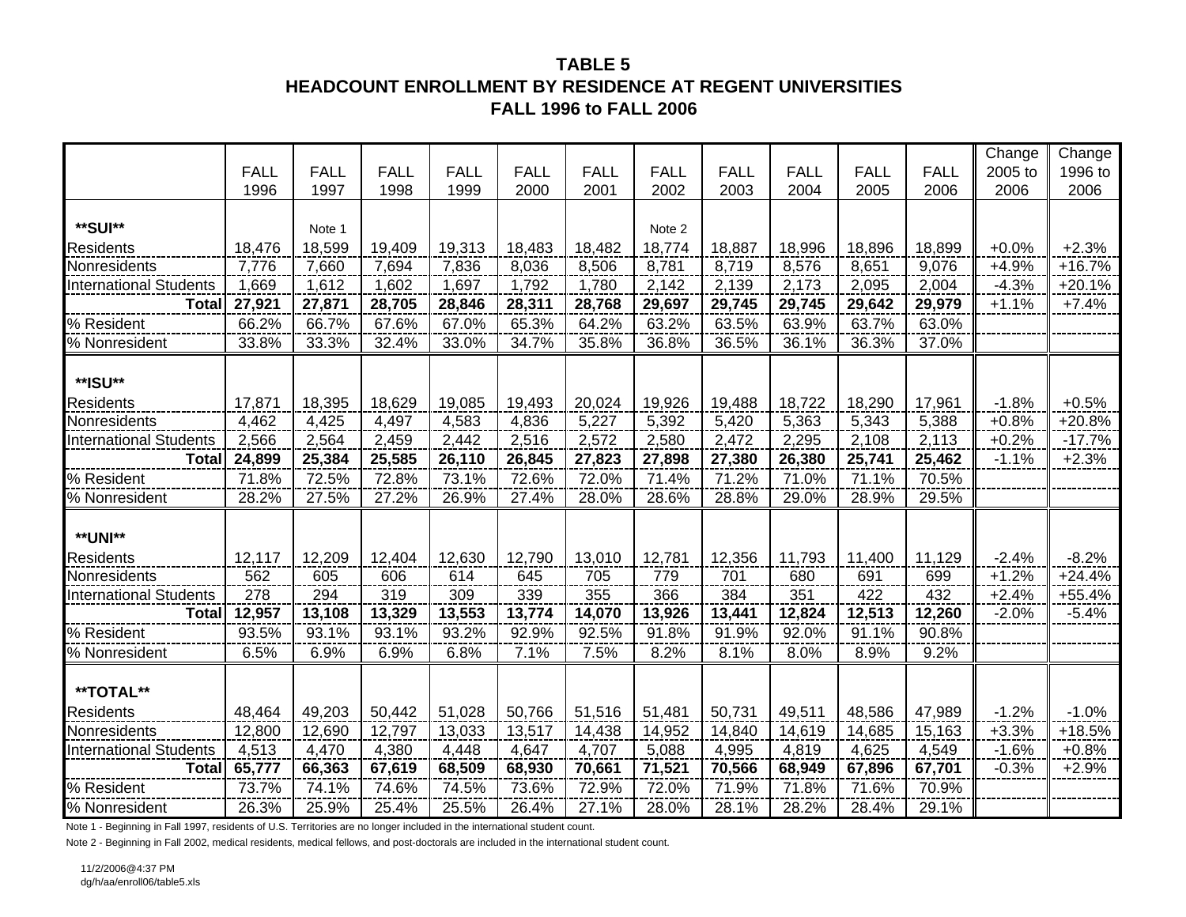# TABLE 5
## HEADCOUNT ENROLLMENT BY RESIDENCE AT REGENT UNIVERSITIES
## FALL 1996 to FALL 2006

| | FALL 1996 | FALL 1997 | FALL 1998 | FALL 1999 | FALL 2000 | FALL 2001 | FALL 2002 | FALL 2003 | FALL 2004 | FALL 2005 | FALL 2006 | Change 2005 to 2006 | Change 1996 to 2006 |
|---|---|---|---|---|---|---|---|---|---|---|---|---|---|
| **SUI** | | Note 1 | | | | | Note 2 | | | | | | |
| Residents | 18,476 | 18,599 | 19,409 | 19,313 | 18,483 | 18,482 | 18,774 | 18,887 | 18,996 | 18,896 | 18,899 | +0.0% | +2.3% |
| Nonresidents | 7,776 | 7,660 | 7,694 | 7,836 | 8,036 | 8,506 | 8,781 | 8,719 | 8,576 | 8,651 | 9,076 | +4.9% | +16.7% |
| International Students | 1,669 | 1,612 | 1,602 | 1,697 | 1,792 | 1,780 | 2,142 | 2,139 | 2,173 | 2,095 | 2,004 | -4.3% | +20.1% |
| **Total** | **27,921** | **27,871** | **28,705** | **28,846** | **28,311** | **28,768** | **29,697** | **29,745** | **29,745** | **29,642** | **29,979** | +1.1% | +7.4% |
| % Resident | 66.2% | 66.7% | 67.6% | 67.0% | 65.3% | 64.2% | 63.2% | 63.5% | 63.9% | 63.7% | 63.0% | | |
| % Nonresident | 33.8% | 33.3% | 32.4% | 33.0% | 34.7% | 35.8% | 36.8% | 36.5% | 36.1% | 36.3% | 37.0% | | |
| **ISU** | | | | | | | | | | | | | |
| Residents | 17,871 | 18,395 | 18,629 | 19,085 | 19,493 | 20,024 | 19,926 | 19,488 | 18,722 | 18,290 | 17,961 | -1.8% | +0.5% |
| Nonresidents | 4,462 | 4,425 | 4,497 | 4,583 | 4,836 | 5,227 | 5,392 | 5,420 | 5,363 | 5,343 | 5,388 | +0.8% | +20.8% |
| International Students | 2,566 | 2,564 | 2,459 | 2,442 | 2,516 | 2,572 | 2,580 | 2,472 | 2,295 | 2,108 | 2,113 | +0.2% | -17.7% |
| **Total** | **24,899** | **25,384** | **25,585** | **26,110** | **26,845** | **27,823** | **27,898** | **27,380** | **26,380** | **25,741** | **25,462** | -1.1% | +2.3% |
| % Resident | 71.8% | 72.5% | 72.8% | 73.1% | 72.6% | 72.0% | 71.4% | 71.2% | 71.0% | 71.1% | 70.5% | | |
| % Nonresident | 28.2% | 27.5% | 27.2% | 26.9% | 27.4% | 28.0% | 28.6% | 28.8% | 29.0% | 28.9% | 29.5% | | |
| **UNI** | | | | | | | | | | | | | |
| Residents | 12,117 | 12,209 | 12,404 | 12,630 | 12,790 | 13,010 | 12,781 | 12,356 | 11,793 | 11,400 | 11,129 | -2.4% | -8.2% |
| Nonresidents | 562 | 605 | 606 | 614 | 645 | 705 | 779 | 701 | 680 | 691 | 699 | +1.2% | +24.4% |
| International Students | 278 | 294 | 319 | 309 | 339 | 355 | 366 | 384 | 351 | 422 | 432 | +2.4% | +55.4% |
| **Total** | **12,957** | **13,108** | **13,329** | **13,553** | **13,774** | **14,070** | **13,926** | **13,441** | **12,824** | **12,513** | **12,260** | -2.0% | -5.4% |
| % Resident | 93.5% | 93.1% | 93.1% | 93.2% | 92.9% | 92.5% | 91.8% | 91.9% | 92.0% | 91.1% | 90.8% | | |
| % Nonresident | 6.5% | 6.9% | 6.9% | 6.8% | 7.1% | 7.5% | 8.2% | 8.1% | 8.0% | 8.9% | 9.2% | | |
| **TOTAL** | | | | | | | | | | | | | |
| Residents | 48,464 | 49,203 | 50,442 | 51,028 | 50,766 | 51,516 | 51,481 | 50,731 | 49,511 | 48,586 | 47,989 | -1.2% | -1.0% |
| Nonresidents | 12,800 | 12,690 | 12,797 | 13,033 | 13,517 | 14,438 | 14,952 | 14,840 | 14,619 | 14,685 | 15,163 | +3.3% | +18.5% |
| International Students | 4,513 | 4,470 | 4,380 | 4,448 | 4,647 | 4,707 | 5,088 | 4,995 | 4,819 | 4,625 | 4,549 | -1.6% | +0.8% |
| **Total** | **65,777** | **66,363** | **67,619** | **68,509** | **68,930** | **70,661** | **71,521** | **70,566** | **68,949** | **67,896** | **67,701** | -0.3% | +2.9% |
| % Resident | 73.7% | 74.1% | 74.6% | 74.5% | 73.6% | 72.9% | 72.0% | 71.9% | 71.8% | 71.6% | 70.9% | | |
| % Nonresident | 26.3% | 25.9% | 25.4% | 25.5% | 26.4% | 27.1% | 28.0% | 28.1% | 28.2% | 28.4% | 29.1% | | |

Note 1 - Beginning in Fall 1997, residents of U.S. Territories are no longer included in the international student count.

Note 2 - Beginning in Fall 2002, medical residents, medical fellows, and post-doctorals are included in the international student count.

11/2/2006@4:37 PM
dg/h/aa/enroll06/table5.xls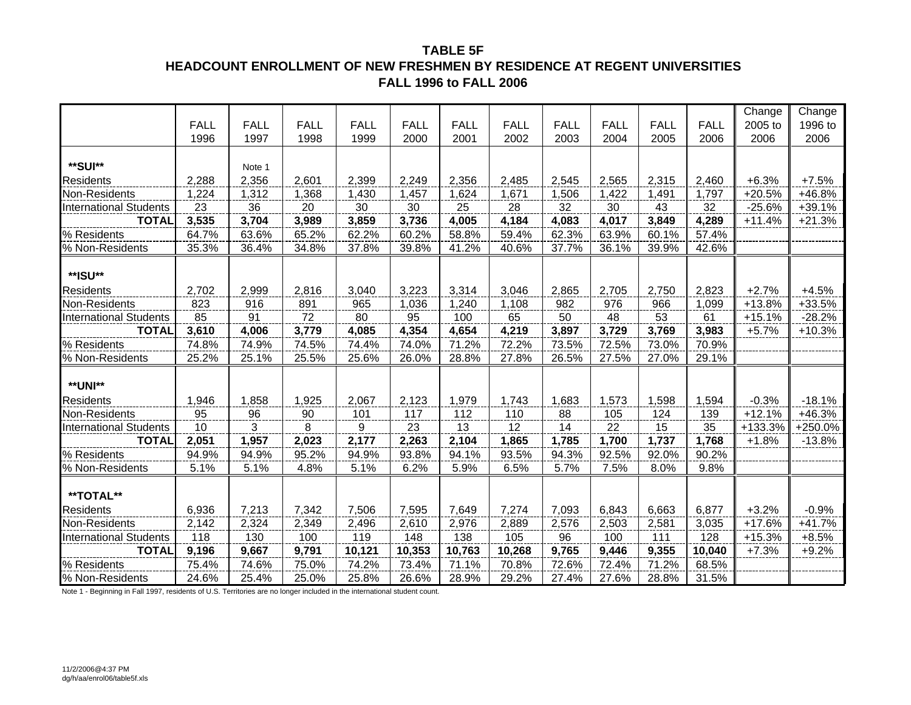**TABLE 5F**
**HEADCOUNT ENROLLMENT OF NEW FRESHMEN BY RESIDENCE AT REGENT UNIVERSITIES**
**FALL 1996 to FALL 2006**

| | FALL 1996 | FALL 1997 | FALL 1998 | FALL 1999 | FALL 2000 | FALL 2001 | FALL 2002 | FALL 2003 | FALL 2004 | FALL 2005 | FALL 2006 | Change 2005 to 2006 | Change 1996 to 2006 |
|---|---|---|---|---|---|---|---|---|---|---|---|---|---|
| **SUI** | | Note 1 | | | | | | | | | | | |
| Residents | 2,288 | 2,356 | 2,601 | 2,399 | 2,249 | 2,356 | 2,485 | 2,545 | 2,565 | 2,315 | 2,460 | +6.3% | +7.5% |
| Non-Residents | 1,224 | 1,312 | 1,368 | 1,430 | 1,457 | 1,624 | 1,671 | 1,506 | 1,422 | 1,491 | 1,797 | +20.5% | +46.8% |
| International Students | 23 | 36 | 20 | 30 | 30 | 25 | 28 | 32 | 30 | 43 | 32 | -25.6% | +39.1% |
| **TOTAL** | **3,535** | **3,704** | **3,989** | **3,859** | **3,736** | **4,005** | **4,184** | **4,083** | **4,017** | **3,849** | **4,289** | +11.4% | +21.3% |
| % Residents | 64.7% | 63.6% | 65.2% | 62.2% | 60.2% | 58.8% | 59.4% | 62.3% | 63.9% | 60.1% | 57.4% | | |
| % Non-Residents | 35.3% | 36.4% | 34.8% | 37.8% | 39.8% | 41.2% | 40.6% | 37.7% | 36.1% | 39.9% | 42.6% | | |
| **ISU** | | | | | | | | | | | | | |
| Residents | 2,702 | 2,999 | 2,816 | 3,040 | 3,223 | 3,314 | 3,046 | 2,865 | 2,705 | 2,750 | 2,823 | +2.7% | +4.5% |
| Non-Residents | 823 | 916 | 891 | 965 | 1,036 | 1,240 | 1,108 | 982 | 976 | 966 | 1,099 | +13.8% | +33.5% |
| International Students | 85 | 91 | 72 | 80 | 95 | 100 | 65 | 50 | 48 | 53 | 61 | +15.1% | -28.2% |
| **TOTAL** | **3,610** | **4,006** | **3,779** | **4,085** | **4,354** | **4,654** | **4,219** | **3,897** | **3,729** | **3,769** | **3,983** | +5.7% | +10.3% |
| % Residents | 74.8% | 74.9% | 74.5% | 74.4% | 74.0% | 71.2% | 72.2% | 73.5% | 72.5% | 73.0% | 70.9% | | |
| % Non-Residents | 25.2% | 25.1% | 25.5% | 25.6% | 26.0% | 28.8% | 27.8% | 26.5% | 27.5% | 27.0% | 29.1% | | |
| **UNI** | | | | | | | | | | | | | |
| Residents | 1,946 | 1,858 | 1,925 | 2,067 | 2,123 | 1,979 | 1,743 | 1,683 | 1,573 | 1,598 | 1,594 | -0.3% | -18.1% |
| Non-Residents | 95 | 96 | 90 | 101 | 117 | 112 | 110 | 88 | 105 | 124 | 139 | +12.1% | +46.3% |
| International Students | 10 | 3 | 8 | 9 | 23 | 13 | 12 | 14 | 22 | 15 | 35 | +133.3% | +250.0% |
| **TOTAL** | **2,051** | **1,957** | **2,023** | **2,177** | **2,263** | **2,104** | **1,865** | **1,785** | **1,700** | **1,737** | **1,768** | +1.8% | -13.8% |
| % Residents | 94.9% | 94.9% | 95.2% | 94.9% | 93.8% | 94.1% | 93.5% | 94.3% | 92.5% | 92.0% | 90.2% | | |
| % Non-Residents | 5.1% | 5.1% | 4.8% | 5.1% | 6.2% | 5.9% | 6.5% | 5.7% | 7.5% | 8.0% | 9.8% | | |
| **TOTAL** | | | | | | | | | | | | | |
| Residents | 6,936 | 7,213 | 7,342 | 7,506 | 7,595 | 7,649 | 7,274 | 7,093 | 6,843 | 6,663 | 6,877 | +3.2% | -0.9% |
| Non-Residents | 2,142 | 2,324 | 2,349 | 2,496 | 2,610 | 2,976 | 2,889 | 2,576 | 2,503 | 2,581 | 3,035 | +17.6% | +41.7% |
| International Students | 118 | 130 | 100 | 119 | 148 | 138 | 105 | 96 | 100 | 111 | 128 | +15.3% | +8.5% |
| **TOTAL** | **9,196** | **9,667** | **9,791** | **10,121** | **10,353** | **10,763** | **10,268** | **9,765** | **9,446** | **9,355** | **10,040** | +7.3% | +9.2% |
| % Residents | 75.4% | 74.6% | 75.0% | 74.2% | 73.4% | 71.1% | 70.8% | 72.6% | 72.4% | 71.2% | 68.5% | | |
| % Non-Residents | 24.6% | 25.4% | 25.0% | 25.8% | 26.6% | 28.9% | 29.2% | 27.4% | 27.6% | 28.8% | 31.5% | | |

Note 1 - Beginning in Fall 1997, residents of U.S. Territories are no longer included in the international student count.

11/2/2006@4:37 PM
dg/h/aa/enrol06/table5f.xls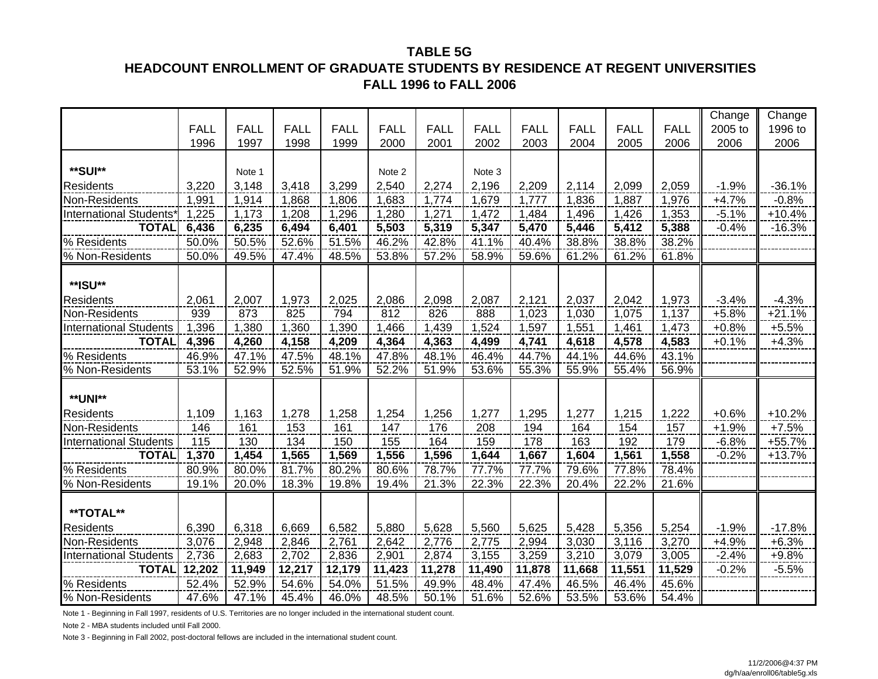# TABLE 5G

## HEADCOUNT ENROLLMENT OF GRADUATE STUDENTS BY RESIDENCE AT REGENT UNIVERSITIES

### FALL 1996 to FALL 2006

| | FALL 1996 | FALL 1997 | FALL 1998 | FALL 1999 | FALL 2000 | FALL 2001 | FALL 2002 | FALL 2003 | FALL 2004 | FALL 2005 | FALL 2006 | Change 2005 to 2006 | Change 1996 to 2006 |
|---|---|---|---|---|---|---|---|---|---|---|---|---|---|
| **SUI** | | Note 1 | | | Note 2 | | Note 3 | | | | | | |
| Residents | 3,220 | 3,148 | 3,418 | 3,299 | 2,540 | 2,274 | 2,196 | 2,209 | 2,114 | 2,099 | 2,059 | -1.9% | -36.1% |
| Non-Residents | 1,991 | 1,914 | 1,868 | 1,806 | 1,683 | 1,774 | 1,679 | 1,777 | 1,836 | 1,887 | 1,976 | +4.7% | -0.8% |
| International Students* | 1,225 | 1,173 | 1,208 | 1,296 | 1,280 | 1,271 | 1,472 | 1,484 | 1,496 | 1,426 | 1,353 | -5.1% | +10.4% |
| **TOTAL** | **6,436** | **6,235** | **6,494** | **6,401** | **5,503** | **5,319** | **5,347** | **5,470** | **5,446** | **5,412** | **5,388** | -0.4% | -16.3% |
| % Residents | 50.0% | 50.5% | 52.6% | 51.5% | 46.2% | 42.8% | 41.1% | 40.4% | 38.8% | 38.8% | 38.2% | | |
| % Non-Residents | 50.0% | 49.5% | 47.4% | 48.5% | 53.8% | 57.2% | 58.9% | 59.6% | 61.2% | 61.2% | 61.8% | | |
| **ISU** | | | | | | | | | | | | | |
| Residents | 2,061 | 2,007 | 1,973 | 2,025 | 2,086 | 2,098 | 2,087 | 2,121 | 2,037 | 2,042 | 1,973 | -3.4% | -4.3% |
| Non-Residents | 939 | 873 | 825 | 794 | 812 | 826 | 888 | 1,023 | 1,030 | 1,075 | 1,137 | +5.8% | +21.1% |
| International Students | 1,396 | 1,380 | 1,360 | 1,390 | 1,466 | 1,439 | 1,524 | 1,597 | 1,551 | 1,461 | 1,473 | +0.8% | +5.5% |
| **TOTAL** | **4,396** | **4,260** | **4,158** | **4,209** | **4,364** | **4,363** | **4,499** | **4,741** | **4,618** | **4,578** | **4,583** | +0.1% | +4.3% |
| % Residents | 46.9% | 47.1% | 47.5% | 48.1% | 47.8% | 48.1% | 46.4% | 44.7% | 44.1% | 44.6% | 43.1% | | |
| % Non-Residents | 53.1% | 52.9% | 52.5% | 51.9% | 52.2% | 51.9% | 53.6% | 55.3% | 55.9% | 55.4% | 56.9% | | |
| **UNI** | | | | | | | | | | | | | |
| Residents | 1,109 | 1,163 | 1,278 | 1,258 | 1,254 | 1,256 | 1,277 | 1,295 | 1,277 | 1,215 | 1,222 | +0.6% | +10.2% |
| Non-Residents | 146 | 161 | 153 | 161 | 147 | 176 | 208 | 194 | 164 | 154 | 157 | +1.9% | +7.5% |
| International Students | 115 | 130 | 134 | 150 | 155 | 164 | 159 | 178 | 163 | 192 | 179 | -6.8% | +55.7% |
| **TOTAL** | **1,370** | **1,454** | **1,565** | **1,569** | **1,556** | **1,596** | **1,644** | **1,667** | **1,604** | **1,561** | **1,558** | -0.2% | +13.7% |
| % Residents | 80.9% | 80.0% | 81.7% | 80.2% | 80.6% | 78.7% | 77.7% | 77.7% | 79.6% | 77.8% | 78.4% | | |
| % Non-Residents | 19.1% | 20.0% | 18.3% | 19.8% | 19.4% | 21.3% | 22.3% | 22.3% | 20.4% | 22.2% | 21.6% | | |
| **TOTAL** | | | | | | | | | | | | | |
| Residents | 6,390 | 6,318 | 6,669 | 6,582 | 5,880 | 5,628 | 5,560 | 5,625 | 5,428 | 5,356 | 5,254 | -1.9% | -17.8% |
| Non-Residents | 3,076 | 2,948 | 2,846 | 2,761 | 2,642 | 2,776 | 2,775 | 2,994 | 3,030 | 3,116 | 3,270 | +4.9% | +6.3% |
| International Students | 2,736 | 2,683 | 2,702 | 2,836 | 2,901 | 2,874 | 3,155 | 3,259 | 3,210 | 3,079 | 3,005 | -2.4% | +9.8% |
| **TOTAL** | **12,202** | **11,949** | **12,217** | **12,179** | **11,423** | **11,278** | **11,490** | **11,878** | **11,668** | **11,551** | **11,529** | -0.2% | -5.5% |
| % Residents | 52.4% | 52.9% | 54.6% | 54.0% | 51.5% | 49.9% | 48.4% | 47.4% | 46.5% | 46.4% | 45.6% | | |
| % Non-Residents | 47.6% | 47.1% | 45.4% | 46.0% | 48.5% | 50.1% | 51.6% | 52.6% | 53.5% | 53.6% | 54.4% | | |

Note 1 - Beginning in Fall 1997, residents of U.S. Territories are no longer included in the international student count.

Note 2 - MBA students included until Fall 2000.

Note 3 - Beginning in Fall 2002, post-doctoral fellows are included in the international student count.

11/2/2006@4:37 PM
dg/h/aa/enroll06/table5g.xls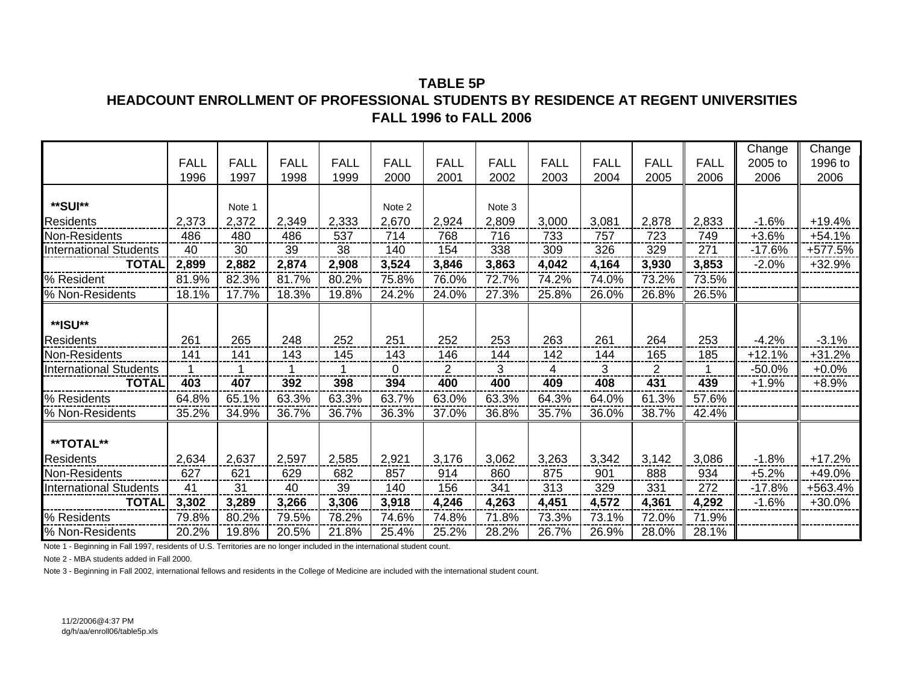# TABLE 5P
## HEADCOUNT ENROLLMENT OF PROFESSIONAL STUDENTS BY RESIDENCE AT REGENT UNIVERSITIES
## FALL 1996 to FALL 2006

| | FALL 1996 | FALL 1997 | FALL 1998 | FALL 1999 | FALL 2000 | FALL 2001 | FALL 2002 | FALL 2003 | FALL 2004 | FALL 2005 | FALL 2006 | Change 2005 to 2006 | Change 1996 to 2006 |
|---|---|---|---|---|---|---|---|---|---|---|---|---|---|
| **SUI** | | Note 1 | | | Note 2 | | Note 3 | | | | | | |
| Residents | 2,373 | 2,372 | 2,349 | 2,333 | 2,670 | 2,924 | 2,809 | 3,000 | 3,081 | 2,878 | 2,833 | -1.6% | +19.4% |
| Non-Residents | 486 | 480 | 486 | 537 | 714 | 768 | 716 | 733 | 757 | 723 | 749 | +3.6% | +54.1% |
| International Students | 40 | 30 | 39 | 38 | 140 | 154 | 338 | 309 | 326 | 329 | 271 | -17.6% | +577.5% |
| **TOTAL** | **2,899** | **2,882** | **2,874** | **2,908** | **3,524** | **3,846** | **3,863** | **4,042** | **4,164** | **3,930** | **3,853** | -2.0% | +32.9% |
| % Resident | 81.9% | 82.3% | 81.7% | 80.2% | 75.8% | 76.0% | 72.7% | 74.2% | 74.0% | 73.2% | 73.5% | | |
| % Non-Residents | 18.1% | 17.7% | 18.3% | 19.8% | 24.2% | 24.0% | 27.3% | 25.8% | 26.0% | 26.8% | 26.5% | | |
| **ISU** | | | | | | | | | | | | | |
| Residents | 261 | 265 | 248 | 252 | 251 | 252 | 253 | 263 | 261 | 264 | 253 | -4.2% | -3.1% |
| Non-Residents | 141 | 141 | 143 | 145 | 143 | 146 | 144 | 142 | 144 | 165 | 185 | +12.1% | +31.2% |
| International Students | 1 | 1 | 1 | 1 | 0 | 2 | 3 | 4 | 3 | 2 | 1 | -50.0% | +0.0% |
| **TOTAL** | **403** | **407** | **392** | **398** | **394** | **400** | **400** | **409** | **408** | **431** | **439** | +1.9% | +8.9% |
| % Residents | 64.8% | 65.1% | 63.3% | 63.3% | 63.7% | 63.0% | 63.3% | 64.3% | 64.0% | 61.3% | 57.6% | | |
| % Non-Residents | 35.2% | 34.9% | 36.7% | 36.7% | 36.3% | 37.0% | 36.8% | 35.7% | 36.0% | 38.7% | 42.4% | | |
| **TOTAL** | | | | | | | | | | | | | |
| Residents | 2,634 | 2,637 | 2,597 | 2,585 | 2,921 | 3,176 | 3,062 | 3,263 | 3,342 | 3,142 | 3,086 | -1.8% | +17.2% |
| Non-Residents | 627 | 621 | 629 | 682 | 857 | 914 | 860 | 875 | 901 | 888 | 934 | +5.2% | +49.0% |
| International Students | 41 | 31 | 40 | 39 | 140 | 156 | 341 | 313 | 329 | 331 | 272 | -17.8% | +563.4% |
| **TOTAL** | **3,302** | **3,289** | **3,266** | **3,306** | **3,918** | **4,246** | **4,263** | **4,451** | **4,572** | **4,361** | **4,292** | -1.6% | +30.0% |
| % Residents | 79.8% | 80.2% | 79.5% | 78.2% | 74.6% | 74.8% | 71.8% | 73.3% | 73.1% | 72.0% | 71.9% | | |
| % Non-Residents | 20.2% | 19.8% | 20.5% | 21.8% | 25.4% | 25.2% | 28.2% | 26.7% | 26.9% | 28.0% | 28.1% | | |

Note 1 - Beginning in Fall 1997, residents of U.S. Territories are no longer included in the international student count.

Note 2 - MBA students added in Fall 2000.

Note 3 - Beginning in Fall 2002, international fellows and residents in the College of Medicine are included with the international student count.

11/2/2006@4:37 PM
dg/h/aa/enroll06/table5p.xls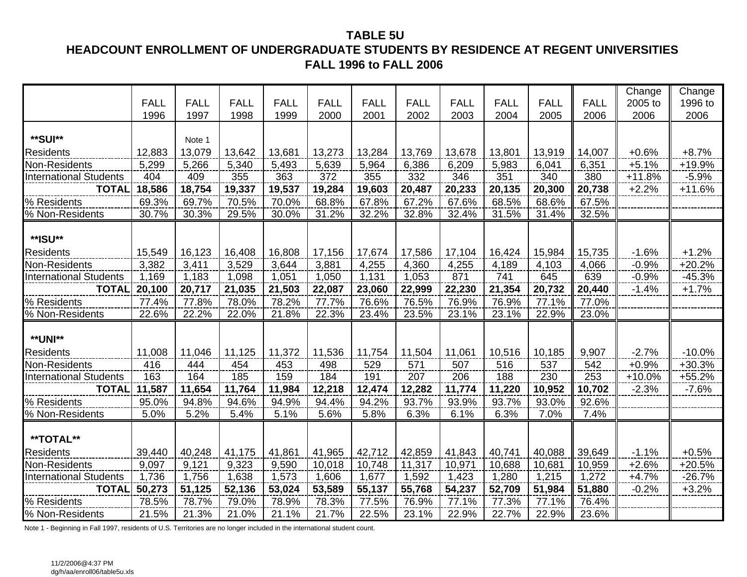# TABLE 5U
## HEADCOUNT ENROLLMENT OF UNDERGRADUATE STUDENTS BY RESIDENCE AT REGENT UNIVERSITIES
### FALL 1996 to FALL 2006

| | FALL 1996 | FALL 1997 | FALL 1998 | FALL 1999 | FALL 2000 | FALL 2001 | FALL 2002 | FALL 2003 | FALL 2004 | FALL 2005 | FALL 2006 | Change 2005 to 2006 | Change 1996 to 2006 |
|---|---|---|---|---|---|---|---|---|---|---|---|---|---|
| **SUI** | | Note 1 | | | | | | | | | | | |
| Residents | 12,883 | 13,079 | 13,642 | 13,681 | 13,273 | 13,284 | 13,769 | 13,678 | 13,801 | 13,919 | 14,007 | +0.6% | +8.7% |
| Non-Residents | 5,299 | 5,266 | 5,340 | 5,493 | 5,639 | 5,964 | 6,386 | 6,209 | 5,983 | 6,041 | 6,351 | +5.1% | +19.9% |
| International Students | 404 | 409 | 355 | 363 | 372 | 355 | 332 | 346 | 351 | 340 | 380 | +11.8% | -5.9% |
| **TOTAL** | **18,586** | **18,754** | **19,337** | **19,537** | **19,284** | **19,603** | **20,487** | **20,233** | **20,135** | **20,300** | **20,738** | +2.2% | +11.6% |
| % Residents | 69.3% | 69.7% | 70.5% | 70.0% | 68.8% | 67.8% | 67.2% | 67.6% | 68.5% | 68.6% | 67.5% | | |
| % Non-Residents | 30.7% | 30.3% | 29.5% | 30.0% | 31.2% | 32.2% | 32.8% | 32.4% | 31.5% | 31.4% | 32.5% | | |
| **ISU** | | | | | | | | | | | | | |
| Residents | 15,549 | 16,123 | 16,408 | 16,808 | 17,156 | 17,674 | 17,586 | 17,104 | 16,424 | 15,984 | 15,735 | -1.6% | +1.2% |
| Non-Residents | 3,382 | 3,411 | 3,529 | 3,644 | 3,881 | 4,255 | 4,360 | 4,255 | 4,189 | 4,103 | 4,066 | -0.9% | +20.2% |
| International Students | 1,169 | 1,183 | 1,098 | 1,051 | 1,050 | 1,131 | 1,053 | 871 | 741 | 645 | 639 | -0.9% | -45.3% |
| **TOTAL** | **20,100** | **20,717** | **21,035** | **21,503** | **22,087** | **23,060** | **22,999** | **22,230** | **21,354** | **20,732** | **20,440** | -1.4% | +1.7% |
| % Residents | 77.4% | 77.8% | 78.0% | 78.2% | 77.7% | 76.6% | 76.5% | 76.9% | 76.9% | 77.1% | 77.0% | | |
| % Non-Residents | 22.6% | 22.2% | 22.0% | 21.8% | 22.3% | 23.4% | 23.5% | 23.1% | 23.1% | 22.9% | 23.0% | | |
| **UNI** | | | | | | | | | | | | | |
| Residents | 11,008 | 11,046 | 11,125 | 11,372 | 11,536 | 11,754 | 11,504 | 11,061 | 10,516 | 10,185 | 9,907 | -2.7% | -10.0% |
| Non-Residents | 416 | 444 | 454 | 453 | 498 | 529 | 571 | 507 | 516 | 537 | 542 | +0.9% | +30.3% |
| International Students | 163 | 164 | 185 | 159 | 184 | 191 | 207 | 206 | 188 | 230 | 253 | +10.0% | +55.2% |
| **TOTAL** | **11,587** | **11,654** | **11,764** | **11,984** | **12,218** | **12,474** | **12,282** | **11,774** | **11,220** | **10,952** | **10,702** | -2.3% | -7.6% |
| % Residents | 95.0% | 94.8% | 94.6% | 94.9% | 94.4% | 94.2% | 93.7% | 93.9% | 93.7% | 93.0% | 92.6% | | |
| % Non-Residents | 5.0% | 5.2% | 5.4% | 5.1% | 5.6% | 5.8% | 6.3% | 6.1% | 6.3% | 7.0% | 7.4% | | |
| **TOTAL** | | | | | | | | | | | | | |
| Residents | 39,440 | 40,248 | 41,175 | 41,861 | 41,965 | 42,712 | 42,859 | 41,843 | 40,741 | 40,088 | 39,649 | -1.1% | +0.5% |
| Non-Residents | 9,097 | 9,121 | 9,323 | 9,590 | 10,018 | 10,748 | 11,317 | 10,971 | 10,688 | 10,681 | 10,959 | +2.6% | +20.5% |
| International Students | 1,736 | 1,756 | 1,638 | 1,573 | 1,606 | 1,677 | 1,592 | 1,423 | 1,280 | 1,215 | 1,272 | +4.7% | -26.7% |
| **TOTAL** | **50,273** | **51,125** | **52,136** | **53,024** | **53,589** | **55,137** | **55,768** | **54,237** | **52,709** | **51,984** | **51,880** | -0.2% | +3.2% |
| % Residents | 78.5% | 78.7% | 79.0% | 78.9% | 78.3% | 77.5% | 76.9% | 77.1% | 77.3% | 77.1% | 76.4% | | |
| % Non-Residents | 21.5% | 21.3% | 21.0% | 21.1% | 21.7% | 22.5% | 23.1% | 22.9% | 22.7% | 22.9% | 23.6% | | |

Note 1 - Beginning in Fall 1997, residents of U.S. Territories are no longer included in the international student count.

11/2/2006@4:37 PM
dg/h/aa/enroll06/table5u.xls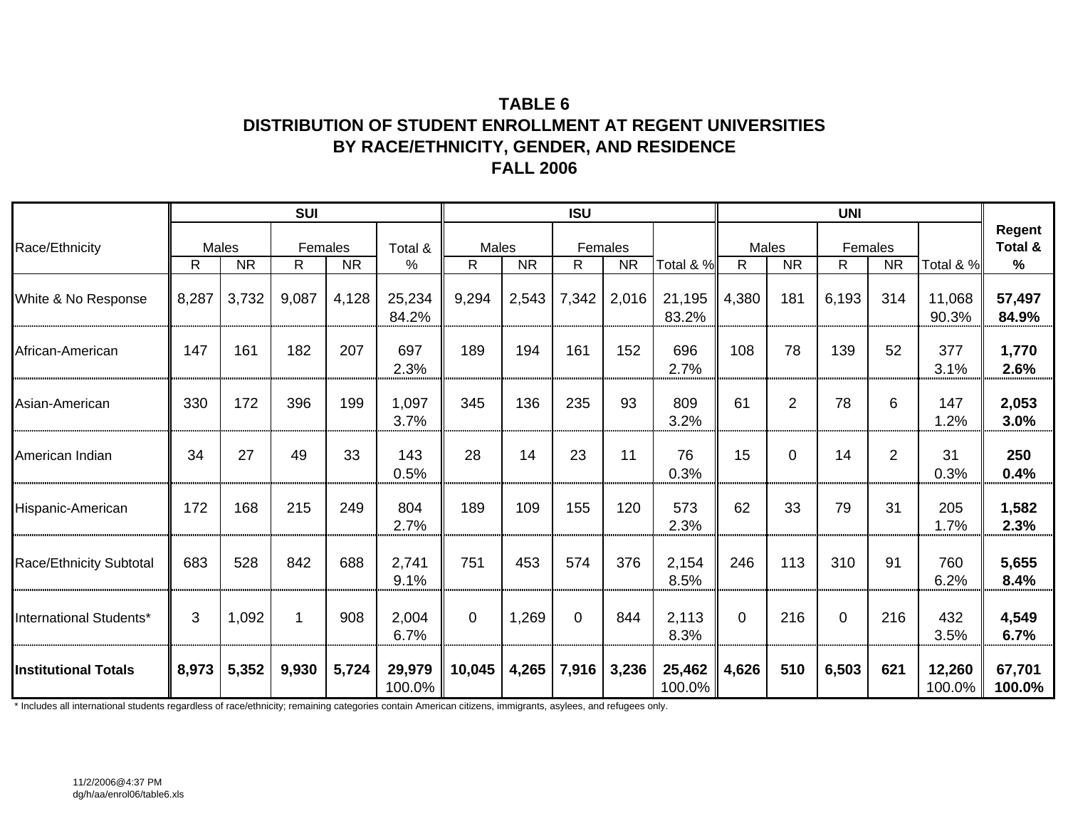# TABLE 6
## DISTRIBUTION OF STUDENT ENROLLMENT AT REGENT UNIVERSITIES BY RACE/ETHNICITY, GENDER, AND RESIDENCE
## FALL 2006

| Race/Ethnicity | SUI | | | | | ISU | | | | | UNI | | | | | Regent Total & % |
|---|---|---|---|---|---|---|---|---|---|---|---|---|---|---|---|---|
| | Males | | Females | | Total & % | Males | | Females | | Total & % | Males | | Females | | Total & % | |
| | R | NR | R | NR | | R | NR | R | NR | | R | NR | R | NR | | |
| White & No Response | 8,287 | 3,732 | 9,087 | 4,128 | 25,234 84.2% | 9,294 | 2,543 | 7,342 | 2,016 | 21,195 83.2% | 4,380 | 181 | 6,193 | 314 | 11,068 90.3% | **57,497 84.9%** |
| African-American | 147 | 161 | 182 | 207 | 697 2.3% | 189 | 194 | 161 | 152 | 696 2.7% | 108 | 78 | 139 | 52 | 377 3.1% | **1,770 2.6%** |
| Asian-American | 330 | 172 | 396 | 199 | 1,097 3.7% | 345 | 136 | 235 | 93 | 809 3.2% | 61 | 2 | 78 | 6 | 147 1.2% | **2,053 3.0%** |
| American Indian | 34 | 27 | 49 | 33 | 143 0.5% | 28 | 14 | 23 | 11 | 76 0.3% | 15 | 0 | 14 | 2 | 31 0.3% | **250 0.4%** |
| Hispanic-American | 172 | 168 | 215 | 249 | 804 2.7% | 189 | 109 | 155 | 120 | 573 2.3% | 62 | 33 | 79 | 31 | 205 1.7% | **1,582 2.3%** |
| Race/Ethnicity Subtotal | 683 | 528 | 842 | 688 | 2,741 9.1% | 751 | 453 | 574 | 376 | 2,154 8.5% | 246 | 113 | 310 | 91 | 760 6.2% | **5,655 8.4%** |
| International Students* | 3 | 1,092 | 1 | 908 | 2,004 6.7% | 0 | 1,269 | 0 | 844 | 2,113 8.3% | 0 | 216 | 0 | 216 | 432 3.5% | **4,549 6.7%** |
| **Institutional Totals** | **8,973** | **5,352** | **9,930** | **5,724** | **29,979** 100.0% | **10,045** | **4,265** | **7,916** | **3,236** | **25,462** 100.0% | **4,626** | **510** | **6,503** | **621** | **12,260** 100.0% | **67,701 100.0%** |

* Includes all international students regardless of race/ethnicity; remaining categories contain American citizens, immigrants, asylees, and refugees only.

11/2/2006@4:37 PM
dg/h/aa/enrol06/table6.xls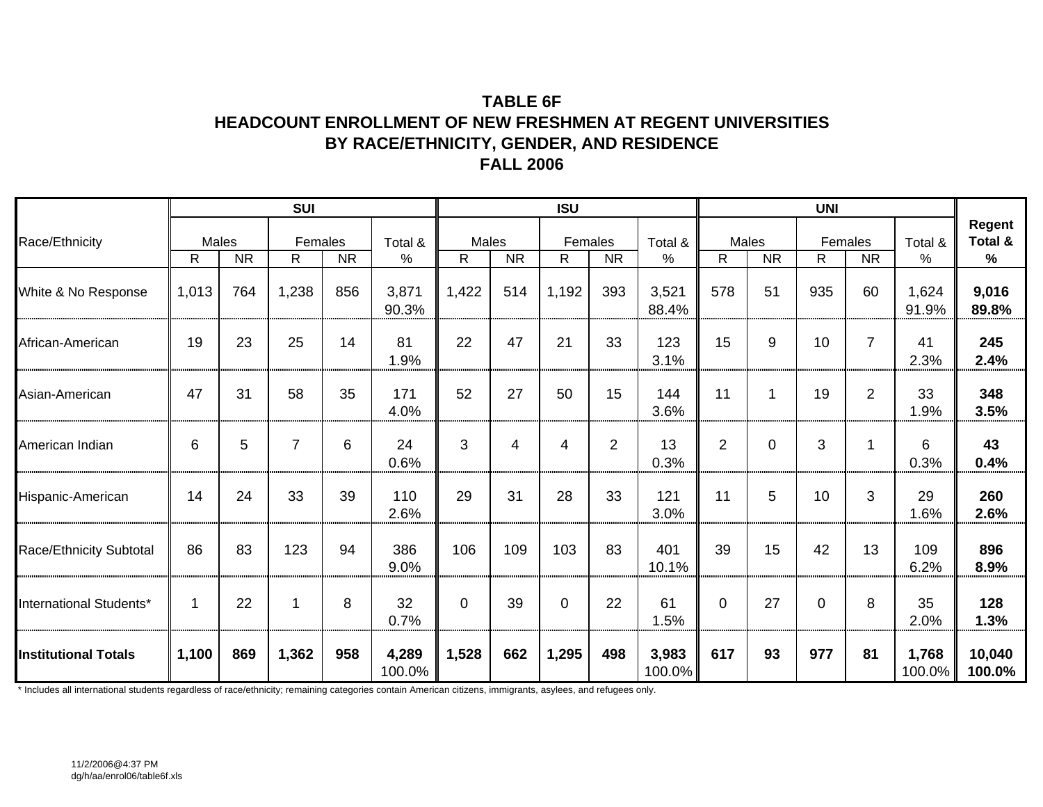# TABLE 6F
## HEADCOUNT ENROLLMENT OF NEW FRESHMEN AT REGENT UNIVERSITIES BY RACE/ETHNICITY, GENDER, AND RESIDENCE FALL 2006

| Race/Ethnicity | SUI | | | | | ISU | | | | | UNI | | | | | Regent Total & % |
|---|---|---|---|---|---|---|---|---|---|---|---|---|---|---|---|---|
| | Males | | Females | | Total & % | Males | | Females | | Total & % | Males | | Females | | Total & % | |
| | R | NR | R | NR | | R | NR | R | NR | | R | NR | R | NR | | |
| White & No Response | 1,013 | 764 | 1,238 | 856 | 3,871 90.3% | 1,422 | 514 | 1,192 | 393 | 3,521 88.4% | 578 | 51 | 935 | 60 | 1,624 91.9% | **9,016 89.8%** |
| African-American | 19 | 23 | 25 | 14 | 81 1.9% | 22 | 47 | 21 | 33 | 123 3.1% | 15 | 9 | 10 | 7 | 41 2.3% | **245 2.4%** |
| Asian-American | 47 | 31 | 58 | 35 | 171 4.0% | 52 | 27 | 50 | 15 | 144 3.6% | 11 | 1 | 19 | 2 | 33 1.9% | **348 3.5%** |
| American Indian | 6 | 5 | 7 | 6 | 24 0.6% | 3 | 4 | 4 | 2 | 13 0.3% | 2 | 0 | 3 | 1 | 6 0.3% | **43 0.4%** |
| Hispanic-American | 14 | 24 | 33 | 39 | 110 2.6% | 29 | 31 | 28 | 33 | 121 3.0% | 11 | 5 | 10 | 3 | 29 1.6% | **260 2.6%** |
| Race/Ethnicity Subtotal | 86 | 83 | 123 | 94 | 386 9.0% | 106 | 109 | 103 | 83 | 401 10.1% | 39 | 15 | 42 | 13 | 109 6.2% | **896 8.9%** |
| International Students* | 1 | 22 | 1 | 8 | 32 0.7% | 0 | 39 | 0 | 22 | 61 1.5% | 0 | 27 | 0 | 8 | 35 2.0% | **128 1.3%** |
| **Institutional Totals** | **1,100** | **869** | **1,362** | **958** | **4,289** 100.0% | **1,528** | **662** | **1,295** | **498** | **3,983** 100.0% | **617** | **93** | **977** | **81** | **1,768** 100.0% | **10,040 100.0%** |

\* Includes all international students regardless of race/ethnicity; remaining categories contain American citizens, immigrants, asylees, and refugees only.

11/2/2006@4:37 PM
dg/h/aa/enrol06/table6f.xls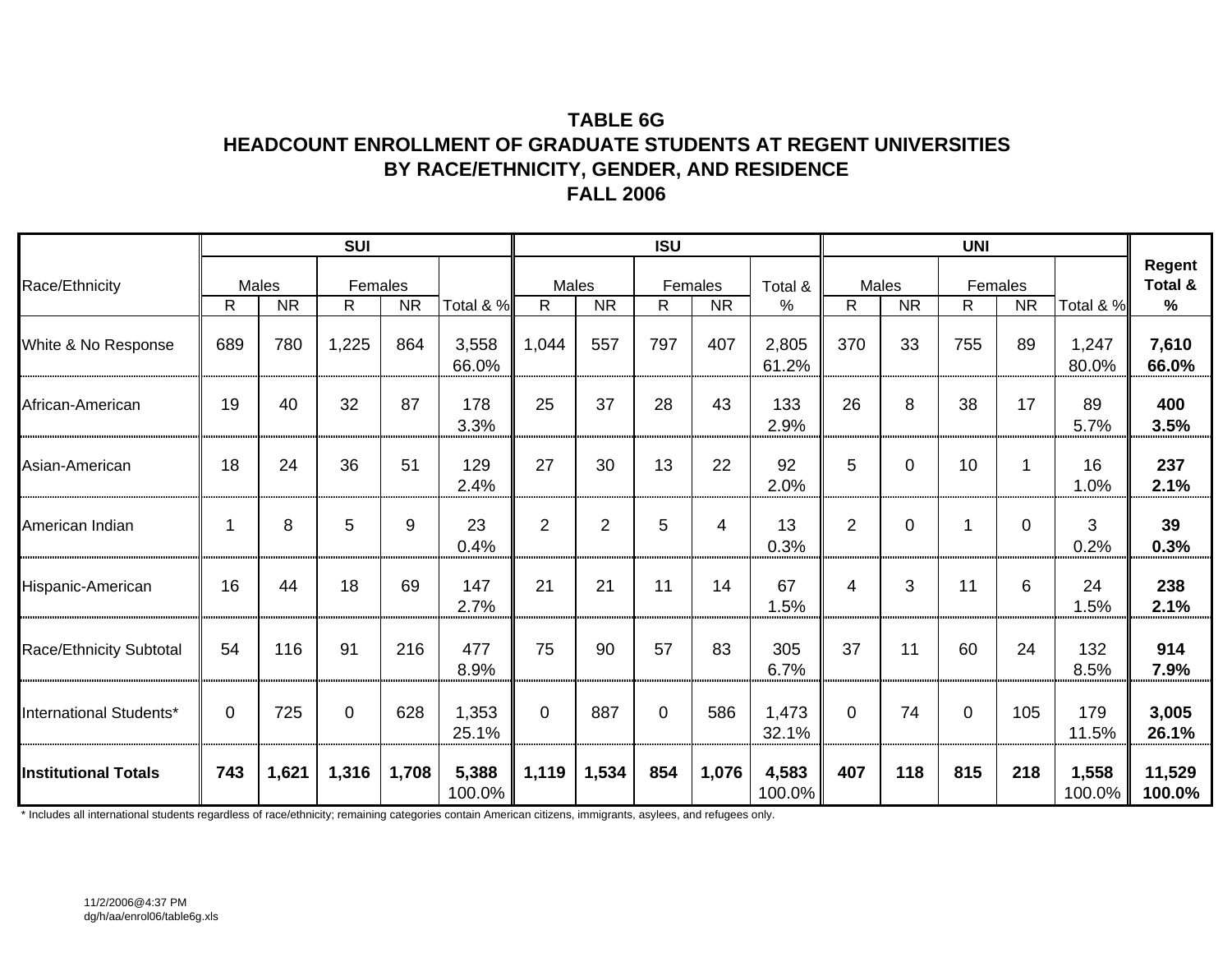**TABLE 6G**
**HEADCOUNT ENROLLMENT OF GRADUATE STUDENTS AT REGENT UNIVERSITIES**
**BY RACE/ETHNICITY, GENDER, AND RESIDENCE**
**FALL 2006**

| Race/Ethnicity | SUI | | | | | ISU | | | | | UNI | | | | | Regent Total & % |
|---|---|---|---|---|---|---|---|---|---|---|---|---|---|---|---|---|
| | Males | | Females | | | Males | | Females | | Total & % | Males | | Females | | | |
| | R | NR | R | NR | Total & % | R | NR | R | NR | | R | NR | R | NR | Total & % | |
| White & No Response | 689 | 780 | 1,225 | 864 | 3,558 66.0% | 1,044 | 557 | 797 | 407 | 2,805 61.2% | 370 | 33 | 755 | 89 | 1,247 80.0% | **7,610 66.0%** |
| African-American | 19 | 40 | 32 | 87 | 178 3.3% | 25 | 37 | 28 | 43 | 133 2.9% | 26 | 8 | 38 | 17 | 89 5.7% | **400 3.5%** |
| Asian-American | 18 | 24 | 36 | 51 | 129 2.4% | 27 | 30 | 13 | 22 | 92 2.0% | 5 | 0 | 10 | 1 | 16 1.0% | **237 2.1%** |
| American Indian | 1 | 8 | 5 | 9 | 23 0.4% | 2 | 2 | 5 | 4 | 13 0.3% | 2 | 0 | 1 | 0 | 3 0.2% | **39 0.3%** |
| Hispanic-American | 16 | 44 | 18 | 69 | 147 2.7% | 21 | 21 | 11 | 14 | 67 1.5% | 4 | 3 | 11 | 6 | 24 1.5% | **238 2.1%** |
| Race/Ethnicity Subtotal | 54 | 116 | 91 | 216 | 477 8.9% | 75 | 90 | 57 | 83 | 305 6.7% | 37 | 11 | 60 | 24 | 132 8.5% | **914 7.9%** |
| International Students* | 0 | 725 | 0 | 628 | 1,353 25.1% | 0 | 887 | 0 | 586 | 1,473 32.1% | 0 | 74 | 0 | 105 | 179 11.5% | **3,005 26.1%** |
| **Institutional Totals** | **743** | **1,621** | **1,316** | **1,708** | **5,388** 100.0% | **1,119** | **1,534** | **854** | **1,076** | **4,583** 100.0% | **407** | **118** | **815** | **218** | **1,558** 100.0% | **11,529 100.0%** |

* Includes all international students regardless of race/ethnicity; remaining categories contain American citizens, immigrants, asylees, and refugees only.

11/2/2006@4:37 PM
dg/h/aa/enrol06/table6g.xls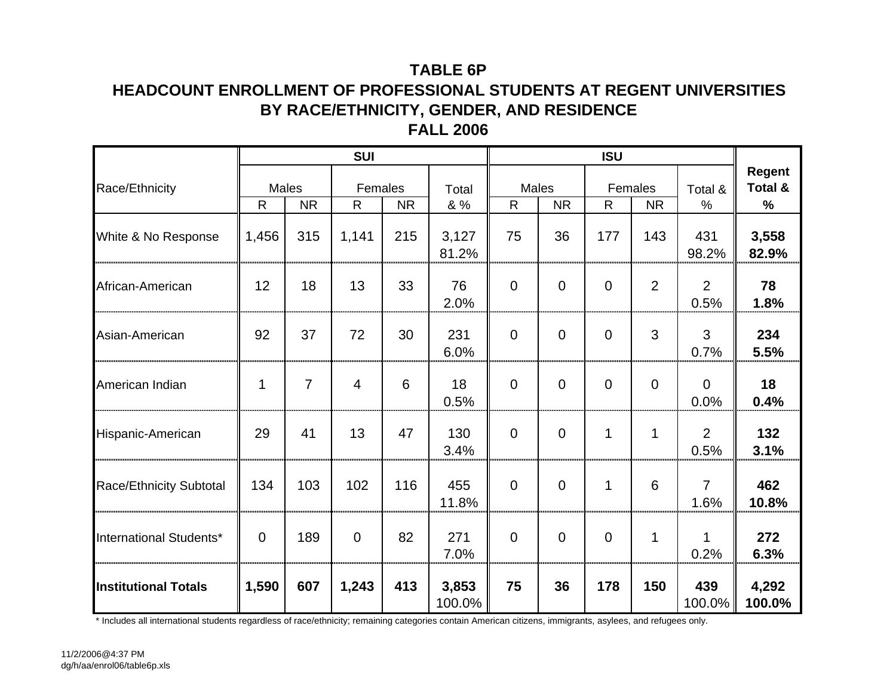# TABLE 6P

## HEADCOUNT ENROLLMENT OF PROFESSIONAL STUDENTS AT REGENT UNIVERSITIES BY RACE/ETHNICITY, GENDER, AND RESIDENCE

## FALL 2006

| Race/Ethnicity | SUI | | | | | ISU | | | | | Regent Total & % |
|---|---|---|---|---|---|---|---|---|---|---|---|
| | Males | | Females | | Total & % | Males | | Females | | Total & % | |
| | R | NR | R | NR | | R | NR | R | NR | | |
| White & No Response | 1,456 | 315 | 1,141 | 215 | 3,127 81.2% | 75 | 36 | 177 | 143 | 431 98.2% | **3,558 82.9%** |
| African-American | 12 | 18 | 13 | 33 | 76 2.0% | 0 | 0 | 0 | 2 | 2 0.5% | **78 1.8%** |
| Asian-American | 92 | 37 | 72 | 30 | 231 6.0% | 0 | 0 | 0 | 3 | 3 0.7% | **234 5.5%** |
| American Indian | 1 | 7 | 4 | 6 | 18 0.5% | 0 | 0 | 0 | 0 | 0 0.0% | **18 0.4%** |
| Hispanic-American | 29 | 41 | 13 | 47 | 130 3.4% | 0 | 0 | 1 | 1 | 2 0.5% | **132 3.1%** |
| Race/Ethnicity Subtotal | 134 | 103 | 102 | 116 | 455 11.8% | 0 | 0 | 1 | 6 | 7 1.6% | **462 10.8%** |
| International Students* | 0 | 189 | 0 | 82 | 271 7.0% | 0 | 0 | 0 | 1 | 1 0.2% | **272 6.3%** |
| **Institutional Totals** | **1,590** | **607** | **1,243** | **413** | **3,853** 100.0% | **75** | **36** | **178** | **150** | **439** 100.0% | **4,292 100.0%** |

\* Includes all international students regardless of race/ethnicity; remaining categories contain American citizens, immigrants, asylees, and refugees only.

11/2/2006@4:37 PM
dg/h/aa/enrol06/table6p.xls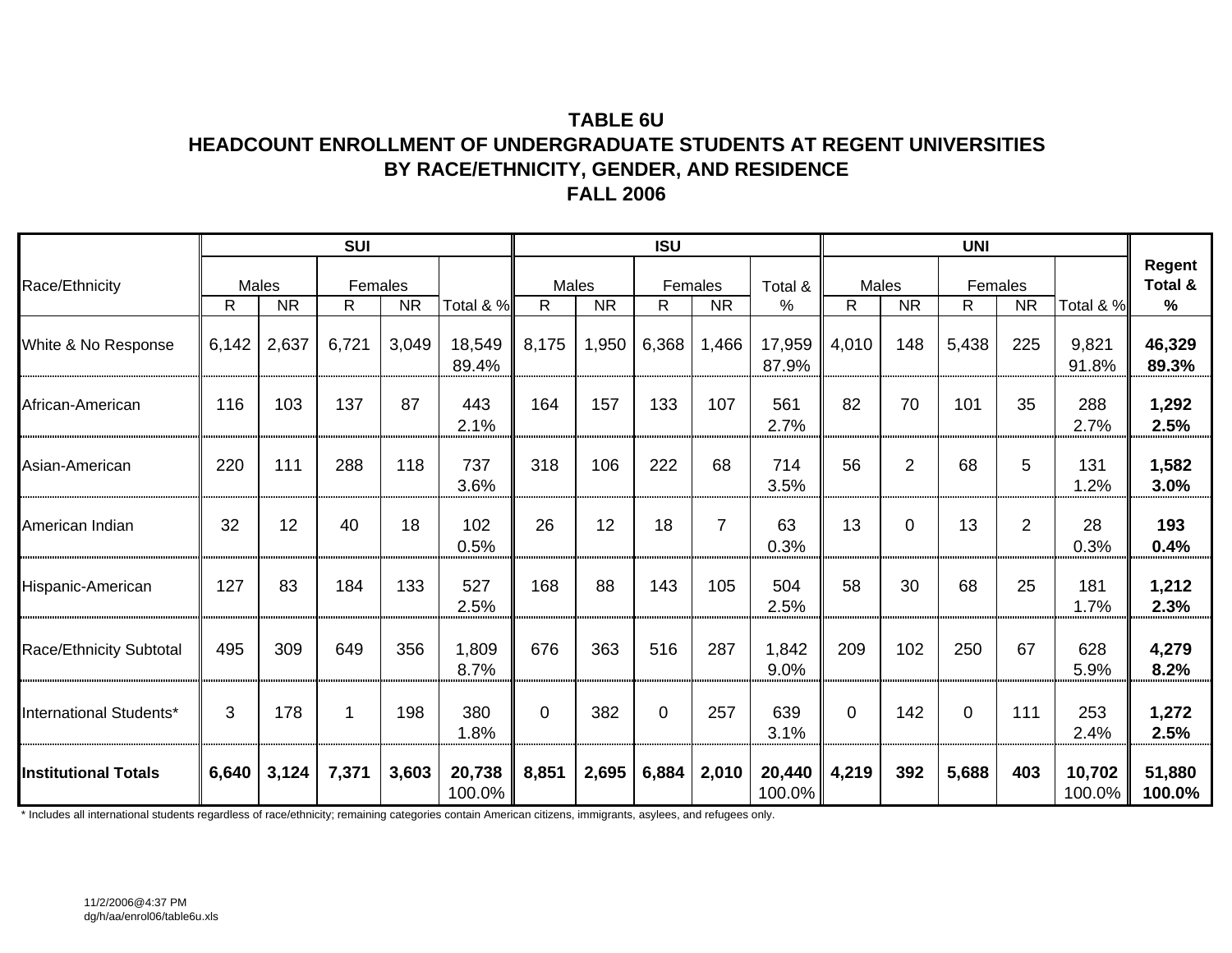# TABLE 6U
## HEADCOUNT ENROLLMENT OF UNDERGRADUATE STUDENTS AT REGENT UNIVERSITIES BY RACE/ETHNICITY, GENDER, AND RESIDENCE
## FALL 2006

| Race/Ethnicity | SUI | | | | | ISU | | | | | UNI | | | | | Regent Total & % |
|---|---|---|---|---|---|---|---|---|---|---|---|---|---|---|---|---|
| | Males | | Females | | | Males | | Females | | Total & % | Males | | Females | | | |
| | R | NR | R | NR | Total & % | R | NR | R | NR | | R | NR | R | NR | Total & % | |
| White & No Response | 6,142 | 2,637 | 6,721 | 3,049 | 18,549<br>89.4% | 8,175 | 1,950 | 6,368 | 1,466 | 17,959<br>87.9% | 4,010 | 148 | 5,438 | 225 | 9,821<br>91.8% | **46,329<br>89.3%** |
| African-American | 116 | 103 | 137 | 87 | 443<br>2.1% | 164 | 157 | 133 | 107 | 561<br>2.7% | 82 | 70 | 101 | 35 | 288<br>2.7% | **1,292<br>2.5%** |
| Asian-American | 220 | 111 | 288 | 118 | 737<br>3.6% | 318 | 106 | 222 | 68 | 714<br>3.5% | 56 | 2 | 68 | 5 | 131<br>1.2% | **1,582<br>3.0%** |
| American Indian | 32 | 12 | 40 | 18 | 102<br>0.5% | 26 | 12 | 18 | 7 | 63<br>0.3% | 13 | 0 | 13 | 2 | 28<br>0.3% | **193<br>0.4%** |
| Hispanic-American | 127 | 83 | 184 | 133 | 527<br>2.5% | 168 | 88 | 143 | 105 | 504<br>2.5% | 58 | 30 | 68 | 25 | 181<br>1.7% | **1,212<br>2.3%** |
| Race/Ethnicity Subtotal | 495 | 309 | 649 | 356 | 1,809<br>8.7% | 676 | 363 | 516 | 287 | 1,842<br>9.0% | 209 | 102 | 250 | 67 | 628<br>5.9% | **4,279<br>8.2%** |
| International Students* | 3 | 178 | 1 | 198 | 380<br>1.8% | 0 | 382 | 0 | 257 | 639<br>3.1% | 0 | 142 | 0 | 111 | 253<br>2.4% | **1,272<br>2.5%** |
| **Institutional Totals** | **6,640** | **3,124** | **7,371** | **3,603** | **20,738**<br>100.0% | **8,851** | **2,695** | **6,884** | **2,010** | **20,440**<br>100.0% | **4,219** | **392** | **5,688** | **403** | **10,702**<br>100.0% | **51,880<br>100.0%** |

* Includes all international students regardless of race/ethnicity; remaining categories contain American citizens, immigrants, asylees, and refugees only.

11/2/2006@4:37 PM
dg/h/aa/enrol06/table6u.xls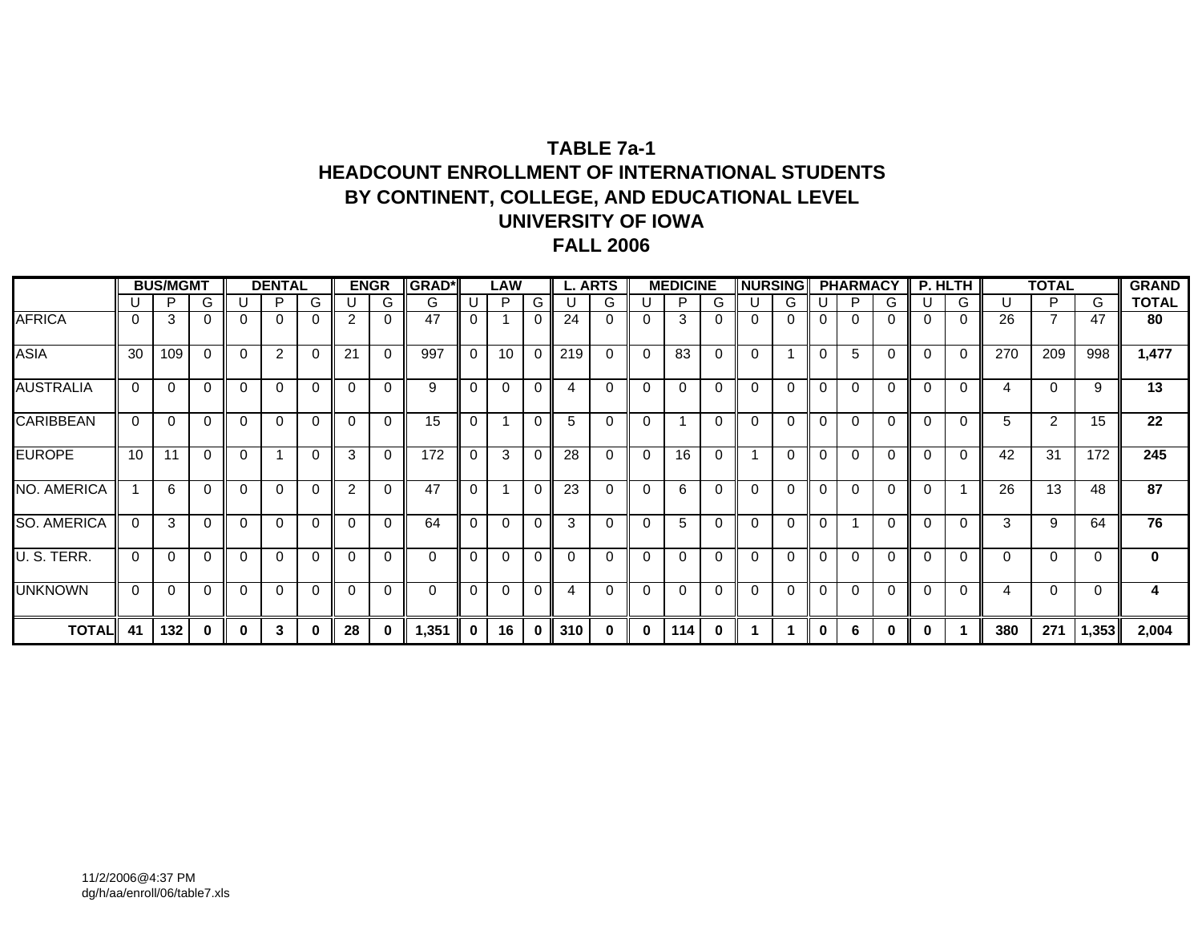# TABLE 7a-1
## HEADCOUNT ENROLLMENT OF INTERNATIONAL STUDENTS BY CONTINENT, COLLEGE, AND EDUCATIONAL LEVEL
## UNIVERSITY OF IOWA
## FALL 2006

| | BUS/MGMT | | | DENTAL | | | ENGR | | GRAD* | LAW | | | L. ARTS | | MEDICINE | | | NURSING | | PHARMACY | | | P. HLTH | | TOTAL | | | GRAND |
|---|---|---|---|---|---|---|---|---|---|---|---|---|---|---|---|---|---|---|---|---|---|---|---|---|---|---|---|---|
| | U | P | G | U | P | G | U | G | G | U | P | G | U | G | U | P | G | U | G | U | P | G | U | G | U | P | G | TOTAL |
| AFRICA | 0 | 3 | 0 | 0 | 0 | 0 | 2 | 0 | 47 | 0 | 1 | 0 | 24 | 0 | 0 | 3 | 0 | 0 | 0 | 0 | 0 | 0 | 0 | 0 | 26 | 7 | 47 | **80** |
| ASIA | 30 | 109 | 0 | 0 | 2 | 0 | 21 | 0 | 997 | 0 | 10 | 0 | 219 | 0 | 0 | 83 | 0 | 0 | 1 | 0 | 5 | 0 | 0 | 0 | 270 | 209 | 998 | **1,477** |
| AUSTRALIA | 0 | 0 | 0 | 0 | 0 | 0 | 0 | 0 | 9 | 0 | 0 | 0 | 4 | 0 | 0 | 0 | 0 | 0 | 0 | 0 | 0 | 0 | 0 | 0 | 4 | 0 | 9 | **13** |
| CARIBBEAN | 0 | 0 | 0 | 0 | 0 | 0 | 0 | 0 | 15 | 0 | 1 | 0 | 5 | 0 | 0 | 1 | 0 | 0 | 0 | 0 | 0 | 0 | 0 | 0 | 5 | 2 | 15 | **22** |
| EUROPE | 10 | 11 | 0 | 0 | 1 | 0 | 3 | 0 | 172 | 0 | 3 | 0 | 28 | 0 | 0 | 16 | 0 | 1 | 0 | 0 | 0 | 0 | 0 | 0 | 42 | 31 | 172 | **245** |
| NO. AMERICA | 1 | 6 | 0 | 0 | 0 | 0 | 2 | 0 | 47 | 0 | 1 | 0 | 23 | 0 | 0 | 6 | 0 | 0 | 0 | 0 | 0 | 0 | 0 | 1 | 26 | 13 | 48 | **87** |
| SO. AMERICA | 0 | 3 | 0 | 0 | 0 | 0 | 0 | 0 | 64 | 0 | 0 | 0 | 3 | 0 | 0 | 5 | 0 | 0 | 0 | 0 | 1 | 0 | 0 | 0 | 3 | 9 | 64 | **76** |
| U. S. TERR. | 0 | 0 | 0 | 0 | 0 | 0 | 0 | 0 | 0 | 0 | 0 | 0 | 0 | 0 | 0 | 0 | 0 | 0 | 0 | 0 | 0 | 0 | 0 | 0 | 0 | 0 | 0 | **0** |
| UNKNOWN | 0 | 0 | 0 | 0 | 0 | 0 | 0 | 0 | 0 | 0 | 0 | 0 | 4 | 0 | 0 | 0 | 0 | 0 | 0 | 0 | 0 | 0 | 0 | 0 | 4 | 0 | 0 | **4** |
| **TOTAL** | **41** | **132** | **0** | **0** | **3** | **0** | **28** | **0** | **1,351** | **0** | **16** | **0** | **310** | **0** | **0** | **114** | **0** | **1** | **1** | **0** | **6** | **0** | **0** | **1** | **380** | **271** | **1,353** | **2,004** |

11/2/2006@4:37 PM
dg/h/aa/enroll/06/table7.xls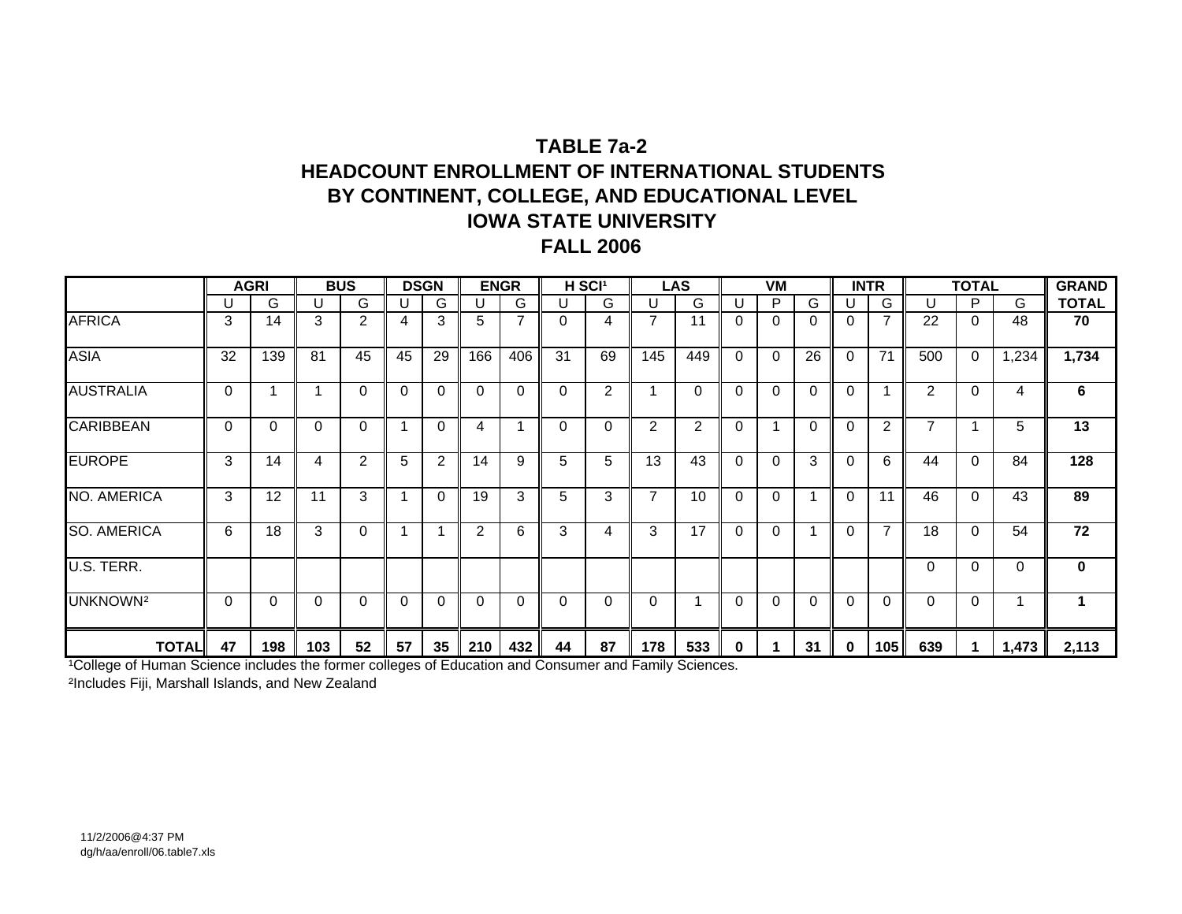# TABLE 7a-2
# HEADCOUNT ENROLLMENT OF INTERNATIONAL STUDENTS BY CONTINENT, COLLEGE, AND EDUCATIONAL LEVEL
# IOWA STATE UNIVERSITY
# FALL 2006

| | AGRI | | BUS | | DSGN | | ENGR | | H SCI[1] | | LAS | | VM | | | INTR | | TOTAL | | | GRAND |
|---|---|---|---|---|---|---|---|---|---|---|---|---|---|---|---|---|---|---|---|---|---|
| | U | G | U | G | U | G | U | G | U | G | U | G | U | P | G | U | G | U | P | G | TOTAL |
| AFRICA | 3 | 14 | 3 | 2 | 4 | 3 | 5 | 7 | 0 | 4 | 7 | 11 | 0 | 0 | 0 | 0 | 7 | 22 | 0 | 48 | **70** |
| ASIA | 32 | 139 | 81 | 45 | 45 | 29 | 166 | 406 | 31 | 69 | 145 | 449 | 0 | 0 | 26 | 0 | 71 | 500 | 0 | 1,234 | **1,734** |
| AUSTRALIA | 0 | 1 | 1 | 0 | 0 | 0 | 0 | 0 | 0 | 2 | 1 | 0 | 0 | 0 | 0 | 0 | 1 | 2 | 0 | 4 | **6** |
| CARIBBEAN | 0 | 0 | 0 | 0 | 1 | 0 | 4 | 1 | 0 | 0 | 2 | 2 | 0 | 1 | 0 | 0 | 2 | 7 | 1 | 5 | **13** |
| EUROPE | 3 | 14 | 4 | 2 | 5 | 2 | 14 | 9 | 5 | 5 | 13 | 43 | 0 | 0 | 3 | 0 | 6 | 44 | 0 | 84 | **128** |
| NO. AMERICA | 3 | 12 | 11 | 3 | 1 | 0 | 19 | 3 | 5 | 3 | 7 | 10 | 0 | 0 | 1 | 0 | 11 | 46 | 0 | 43 | **89** |
| SO. AMERICA | 6 | 18 | 3 | 0 | 1 | 1 | 2 | 6 | 3 | 4 | 3 | 17 | 0 | 0 | 1 | 0 | 7 | 18 | 0 | 54 | **72** |
| U.S. TERR. | | | | | | | | | | | | | | | | | | 0 | 0 | 0 | **0** |
| UNKNOWN[2] | 0 | 0 | 0 | 0 | 0 | 0 | 0 | 0 | 0 | 0 | 0 | 1 | 0 | 0 | 0 | 0 | 0 | 0 | 0 | 1 | **1** |
| **TOTAL** | **47** | **198** | **103** | **52** | **57** | **35** | **210** | **432** | **44** | **87** | **178** | **533** | **0** | **1** | **31** | **0** | **105** | **639** | **1** | **1,473** | **2,113** |

[1]College of Human Science includes the former colleges of Education and Consumer and Family Sciences.

[2]Includes Fiji, Marshall Islands, and New Zealand

11/2/2006@4:37 PM
dg/h/aa/enroll/06.table7.xls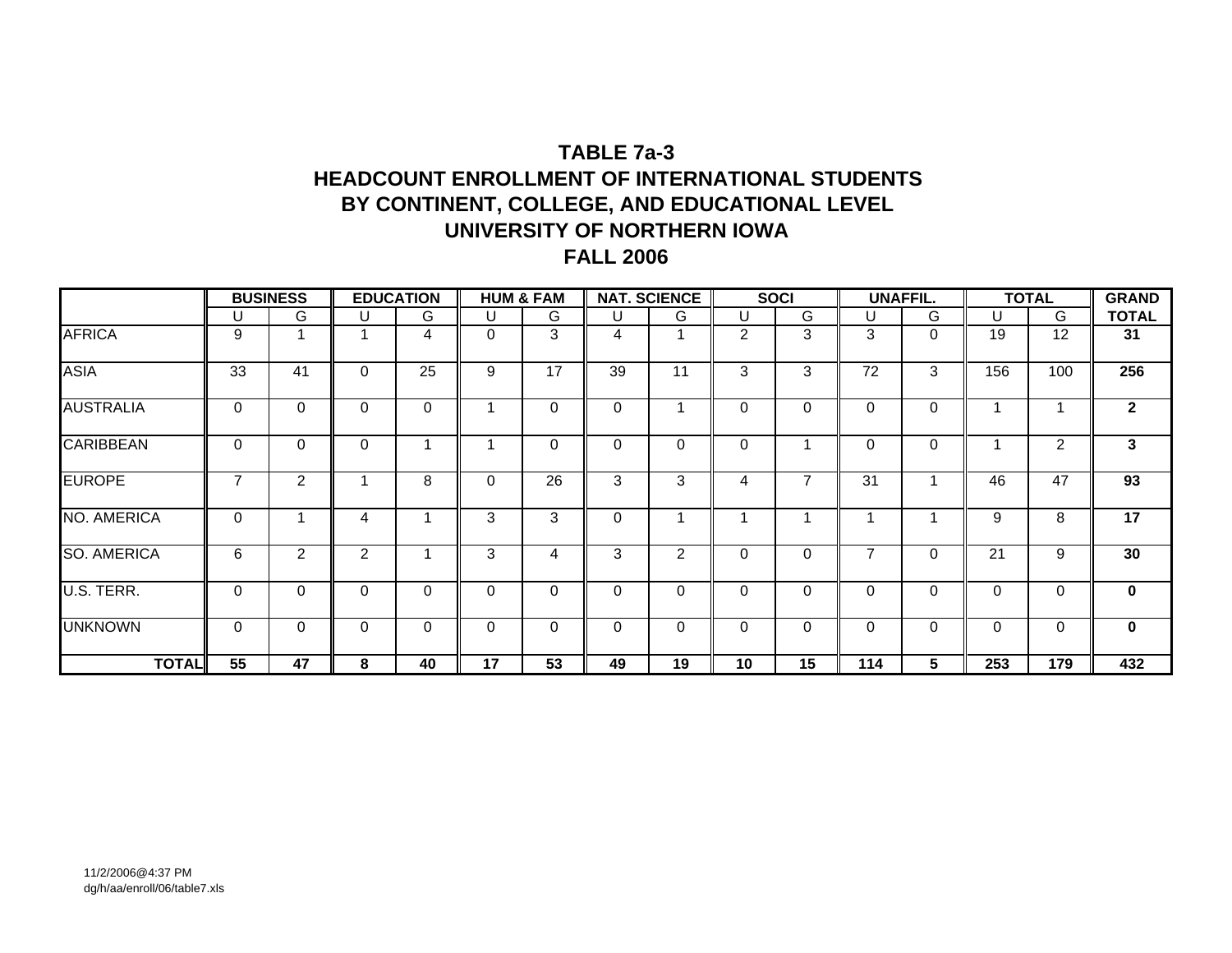# TABLE 7a-3
# HEADCOUNT ENROLLMENT OF INTERNATIONAL STUDENTS BY CONTINENT, COLLEGE, AND EDUCATIONAL LEVEL
# UNIVERSITY OF NORTHERN IOWA
# FALL 2006

| | BUSINESS | | EDUCATION | | HUM & FAM | | NAT. SCIENCE | | SOCI | | UNAFFIL. | | TOTAL | | GRAND |
|---|---|---|---|---|---|---|---|---|---|---|---|---|---|---|---|
| | U | G | U | G | U | G | U | G | U | G | U | G | U | G | **TOTAL** |
| AFRICA | 9 | 1 | 1 | 4 | 0 | 3 | 4 | 1 | 2 | 3 | 3 | 0 | 19 | 12 | **31** |
| ASIA | 33 | 41 | 0 | 25 | 9 | 17 | 39 | 11 | 3 | 3 | 72 | 3 | 156 | 100 | **256** |
| AUSTRALIA | 0 | 0 | 0 | 0 | 1 | 0 | 0 | 1 | 0 | 0 | 0 | 0 | 1 | 1 | **2** |
| CARIBBEAN | 0 | 0 | 0 | 1 | 1 | 0 | 0 | 0 | 0 | 1 | 0 | 0 | 1 | 2 | **3** |
| EUROPE | 7 | 2 | 1 | 8 | 0 | 26 | 3 | 3 | 4 | 7 | 31 | 1 | 46 | 47 | **93** |
| NO. AMERICA | 0 | 1 | 4 | 1 | 3 | 3 | 0 | 1 | 1 | 1 | 1 | 1 | 9 | 8 | **17** |
| SO. AMERICA | 6 | 2 | 2 | 1 | 3 | 4 | 3 | 2 | 0 | 0 | 7 | 0 | 21 | 9 | **30** |
| U.S. TERR. | 0 | 0 | 0 | 0 | 0 | 0 | 0 | 0 | 0 | 0 | 0 | 0 | 0 | 0 | **0** |
| UNKNOWN | 0 | 0 | 0 | 0 | 0 | 0 | 0 | 0 | 0 | 0 | 0 | 0 | 0 | 0 | **0** |
| **TOTAL** | **55** | **47** | **8** | **40** | **17** | **53** | **49** | **19** | **10** | **15** | **114** | **5** | **253** | **179** | **432** |

11/2/2006@4:37 PM
dg/h/aa/enroll/06/table7.xls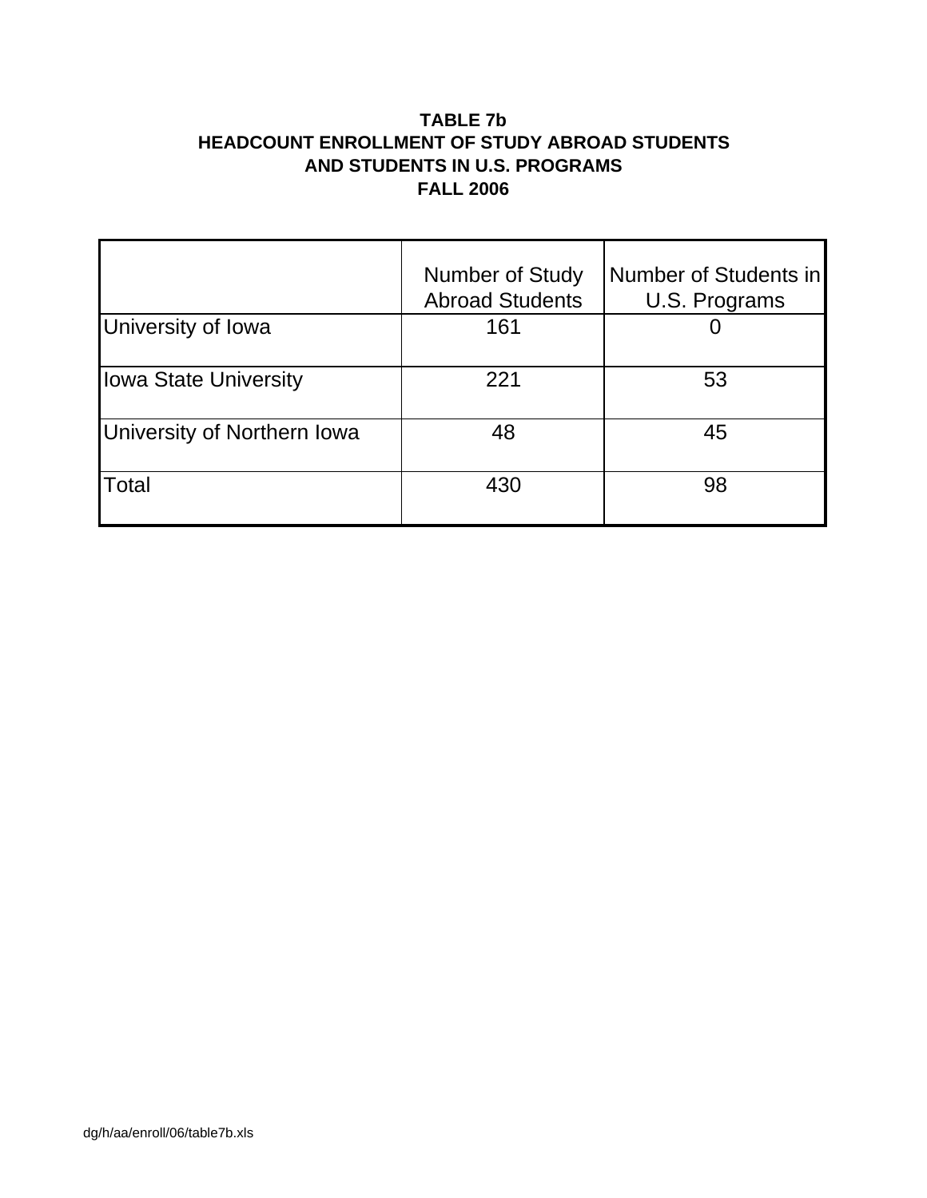**TABLE 7b**
**HEADCOUNT ENROLLMENT OF STUDY ABROAD STUDENTS**
**AND STUDENTS IN U.S. PROGRAMS**
**FALL 2006**

| | Number of Study Abroad Students | Number of Students in U.S. Programs |
|---|---|---|
| University of Iowa | 161 | 0 |
| Iowa State University | 221 | 53 |
| University of Northern Iowa | 48 | 45 |
| Total | 430 | 98 |

dg/h/aa/enroll/06/table7b.xls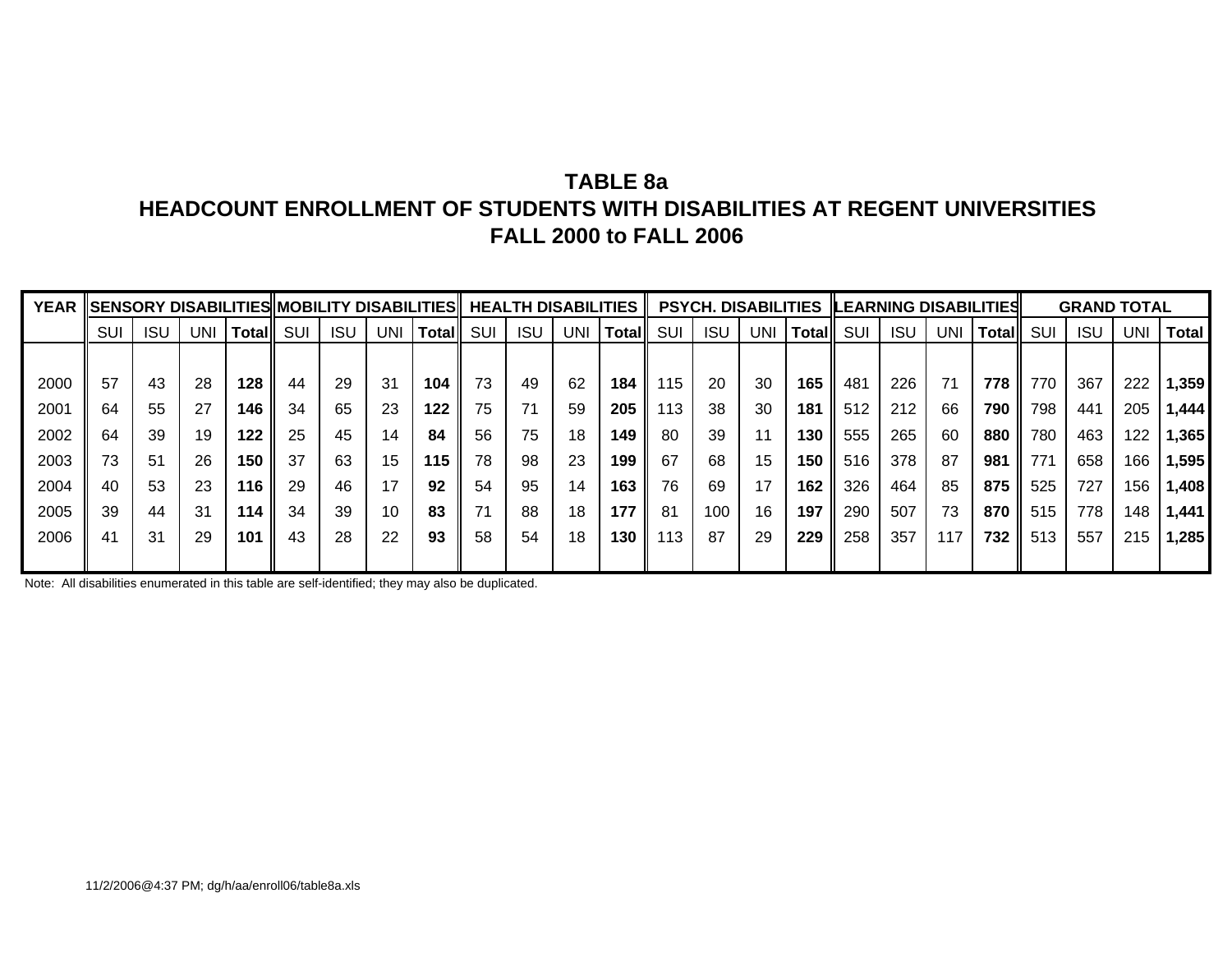# TABLE 8a
## HEADCOUNT ENROLLMENT OF STUDENTS WITH DISABILITIES AT REGENT UNIVERSITIES
## FALL 2000 to FALL 2006

| YEAR | SENSORY DISABILITIES | | | | MOBILITY DISABILITIES | | | | HEALTH DISABILITIES | | | | PSYCH. DISABILITIES | | | | LEARNING DISABILITIES | | | | GRAND TOTAL | | | |
|---|---|---|---|---|---|---|---|---|---|---|---|---|---|---|---|---|---|---|---|---|---|---|---|---|
| | SUI | ISU | UNI | **Total** | SUI | ISU | UNI | **Total** | SUI | ISU | UNI | **Total** | SUI | ISU | UNI | **Total** | SUI | ISU | UNI | **Total** | SUI | ISU | UNI | **Total** |
| 2000 | 57 | 43 | 28 | **128** | 44 | 29 | 31 | **104** | 73 | 49 | 62 | **184** | 115 | 20 | 30 | **165** | 481 | 226 | 71 | **778** | 770 | 367 | 222 | **1,359** |
| 2001 | 64 | 55 | 27 | **146** | 34 | 65 | 23 | **122** | 75 | 71 | 59 | **205** | 113 | 38 | 30 | **181** | 512 | 212 | 66 | **790** | 798 | 441 | 205 | **1,444** |
| 2002 | 64 | 39 | 19 | **122** | 25 | 45 | 14 | **84** | 56 | 75 | 18 | **149** | 80 | 39 | 11 | **130** | 555 | 265 | 60 | **880** | 780 | 463 | 122 | **1,365** |
| 2003 | 73 | 51 | 26 | **150** | 37 | 63 | 15 | **115** | 78 | 98 | 23 | **199** | 67 | 68 | 15 | **150** | 516 | 378 | 87 | **981** | 771 | 658 | 166 | **1,595** |
| 2004 | 40 | 53 | 23 | **116** | 29 | 46 | 17 | **92** | 54 | 95 | 14 | **163** | 76 | 69 | 17 | **162** | 326 | 464 | 85 | **875** | 525 | 727 | 156 | **1,408** |
| 2005 | 39 | 44 | 31 | **114** | 34 | 39 | 10 | **83** | 71 | 88 | 18 | **177** | 81 | 100 | 16 | **197** | 290 | 507 | 73 | **870** | 515 | 778 | 148 | **1,441** |
| 2006 | 41 | 31 | 29 | **101** | 43 | 28 | 22 | **93** | 58 | 54 | 18 | **130** | 113 | 87 | 29 | **229** | 258 | 357 | 117 | **732** | 513 | 557 | 215 | **1,285** |

Note: All disabilities enumerated in this table are self-identified; they may also be duplicated.

11/2/2006@4:37 PM; dg/h/aa/enroll06/table8a.xls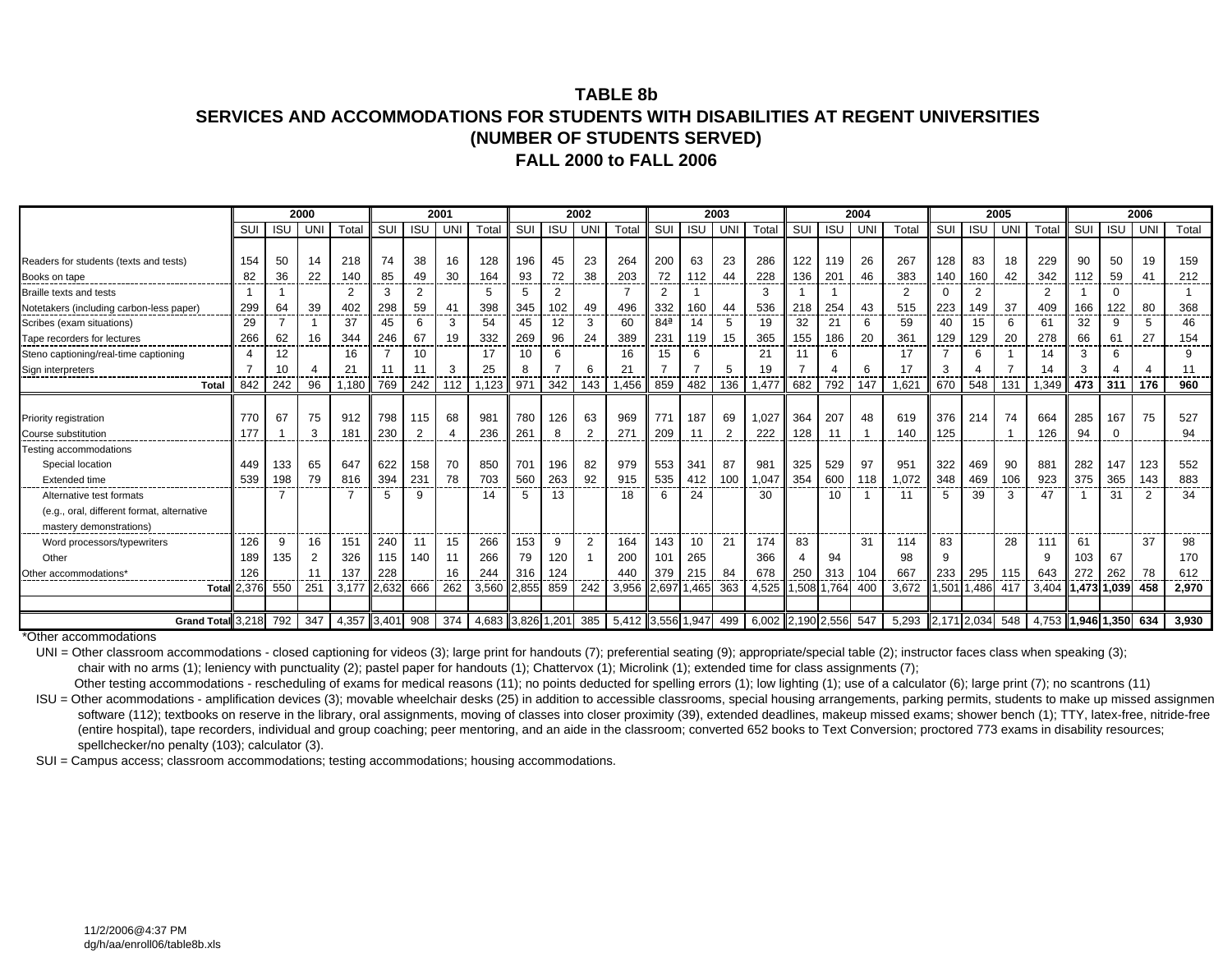**TABLE 8b**
**SERVICES AND ACCOMMODATIONS FOR STUDENTS WITH DISABILITIES AT REGENT UNIVERSITIES**
**(NUMBER OF STUDENTS SERVED)**
**FALL 2000 to FALL 2006**

| | 2000 | | | | 2001 | | | | 2002 | | | | 2003 | | | | 2004 | | | | 2005 | | | | 2006 | | | |
|---|---|---|---|---|---|---|---|---|---|---|---|---|---|---|---|---|---|---|---|---|---|---|---|---|---|---|---|---|
| | SUI | ISU | UNI | Total | SUI | ISU | UNI | Total | SUI | ISU | UNI | Total | SUI | ISU | UNI | Total | SUI | ISU | UNI | Total | SUI | ISU | UNI | Total | SUI | ISU | UNI | Total |
| Readers for students (texts and tests) | 154 | 50 | 14 | 218 | 74 | 38 | 16 | 128 | 196 | 45 | 23 | 264 | 200 | 63 | 23 | 286 | 122 | 119 | 26 | 267 | 128 | 83 | 18 | 229 | 90 | 50 | 19 | 159 |
| Books on tape | 82 | 36 | 22 | 140 | 85 | 49 | 30 | 164 | 93 | 72 | 38 | 203 | 72 | 112 | 44 | 228 | 136 | 201 | 46 | 383 | 140 | 160 | 42 | 342 | 112 | 59 | 41 | 212 |
| Braille texts and tests | 1 | 1 | | 2 | 3 | 2 | | 5 | 5 | 2 | | 7 | 2 | 1 | | 3 | 1 | 1 | | 2 | 0 | 2 | | 2 | 1 | 0 | | 1 |
| Notetakers (including carbon-less paper) | 299 | 64 | 39 | 402 | 298 | 59 | 41 | 398 | 345 | 102 | 49 | 496 | 332 | 160 | 44 | 536 | 218 | 254 | 43 | 515 | 223 | 149 | 37 | 409 | 166 | 122 | 80 | 368 |
| Scribes (exam situations) | 29 | 7 | 1 | 37 | 45 | 6 | 3 | 54 | 45 | 12 | 3 | 60 | 84ª | 14 | 5 | 19 | 32 | 21 | 6 | 59 | 40 | 15 | 6 | 61 | 32 | 9 | 5 | 46 |
| Tape recorders for lectures | 266 | 62 | 16 | 344 | 246 | 67 | 19 | 332 | 269 | 96 | 24 | 389 | 231 | 119 | 15 | 365 | 155 | 186 | 20 | 361 | 129 | 129 | 20 | 278 | 66 | 61 | 27 | 154 |
| Steno captioning/real-time captioning | 4 | 12 | | 16 | 7 | 10 | | 17 | 10 | 6 | | 16 | 15 | 6 | | 21 | 11 | 6 | | 17 | 7 | 6 | 1 | 14 | 3 | 6 | | 9 |
| Sign interpreters | 7 | 10 | 4 | 21 | 11 | 11 | 3 | 25 | 8 | 7 | 6 | 21 | 7 | 7 | 5 | 19 | 7 | 4 | 6 | 17 | 3 | 4 | 7 | 14 | 3 | 4 | 4 | 11 |
| **Total** | 842 | 242 | 96 | 1,180 | 769 | 242 | 112 | 1,123 | 971 | 342 | 143 | 1,456 | 859 | 482 | 136 | 1,477 | 682 | 792 | 147 | 1,621 | 670 | 548 | 131 | 1,349 | **473** | **311** | **176** | **960** |
| Priority registration | 770 | 67 | 75 | 912 | 798 | 115 | 68 | 981 | 780 | 126 | 63 | 969 | 771 | 187 | 69 | 1,027 | 364 | 207 | 48 | 619 | 376 | 214 | 74 | 664 | 285 | 167 | 75 | 527 |
| Course substitution | 177 | 1 | 3 | 181 | 230 | 2 | 4 | 236 | 261 | 8 | 2 | 271 | 209 | 11 | 2 | 222 | 128 | 11 | 1 | 140 | 125 | | 1 | 126 | 94 | 0 | | 94 |
| Testing accommodations | | | | | | | | | | | | | | | | | | | | | | | | | | | | |
| Special location | 449 | 133 | 65 | 647 | 622 | 158 | 70 | 850 | 701 | 196 | 82 | 979 | 553 | 341 | 87 | 981 | 325 | 529 | 97 | 951 | 322 | 469 | 90 | 881 | 282 | 147 | 123 | 552 |
| Extended time | 539 | 198 | 79 | 816 | 394 | 231 | 78 | 703 | 560 | 263 | 92 | 915 | 535 | 412 | 100 | 1,047 | 354 | 600 | 118 | 1,072 | 348 | 469 | 106 | 923 | 375 | 365 | 143 | 883 |
| Alternative test formats (e.g., oral, different format, alternative mastery demonstrations) | | 7 | | 7 | 5 | 9 | | 14 | 5 | 13 | | 18 | 6 | 24 | | 30 | | 10 | 1 | 11 | 5 | 39 | 3 | 47 | 1 | 31 | 2 | 34 |
| Word processors/typewriters | 126 | 9 | 16 | 151 | 240 | 11 | 15 | 266 | 153 | 9 | 2 | 164 | 143 | 10 | 21 | 174 | 83 | | 31 | 114 | 83 | | 28 | 111 | 61 | | 37 | 98 |
| Other | 189 | 135 | 2 | 326 | 115 | 140 | 11 | 266 | 79 | 120 | 1 | 200 | 101 | 265 | | 366 | 4 | 94 | | 98 | 9 | | | 9 | 103 | 67 | | 170 |
| Other accommodations* | 126 | | 11 | 137 | 228 | | 16 | 244 | 316 | 124 | | 440 | 379 | 215 | 84 | 678 | 250 | 313 | 104 | 667 | 233 | 295 | 115 | 643 | 272 | 262 | 78 | 612 |
| **Total** | 2,376 | 550 | 251 | 3,177 | 2,632 | 666 | 262 | 3,560 | 2,855 | 859 | 242 | 3,956 | 2,697 | 1,465 | 363 | 4,525 | 1,508 | 1,764 | 400 | 3,672 | 1,501 | 1,486 | 417 | 3,404 | **1,473** | **1,039** | **458** | **2,970** |
| **Grand Total** | 3,218 | 792 | 347 | 4,357 | 3,401 | 908 | 374 | 4,683 | 3,826 | 1,201 | 385 | 5,412 | 3,556 | 1,947 | 499 | 6,002 | 2,190 | 2,556 | 547 | 5,293 | 2,171 | 2,034 | 548 | 4,753 | **1,946** | **1,350** | **634** | **3,930** |

*Other accommodations

UNI = Other classroom accommodations - closed captioning for videos (3); large print for handouts (7); preferential seating (9); appropriate/special table (2); instructor faces class when speaking (3); chair with no arms (1); leniency with punctuality (2); pastel paper for handouts (1); Chattervox (1); Microlink (1); extended time for class assignments (7);
Other testing accommodations - rescheduling of exams for medical reasons (11); no points deducted for spelling errors (1); low lighting (1); use of a calculator (6); large print (7); no scantrons (11)

ISU = Other acommodations - amplification devices (3); movable wheelchair desks (25) in addition to accessible classrooms, special housing arrangements, parking permits, students to make up missed assignmen software (112); textbooks on reserve in the library, oral assignments, moving of classes into closer proximity (39), extended deadlines, makeup missed exams; shower bench (1); TTY, latex-free, nitride-free (entire hospital), tape recorders, individual and group coaching; peer mentoring, and an aide in the classroom; converted 652 books to Text Conversion; proctored 773 exams in disability resources; spellchecker/no penalty (103); calculator (3).

SUI = Campus access; classroom accommodations; testing accommodations; housing accommodations.

11/2/2006@4:37 PM
dg/h/aa/enroll06/table8b.xls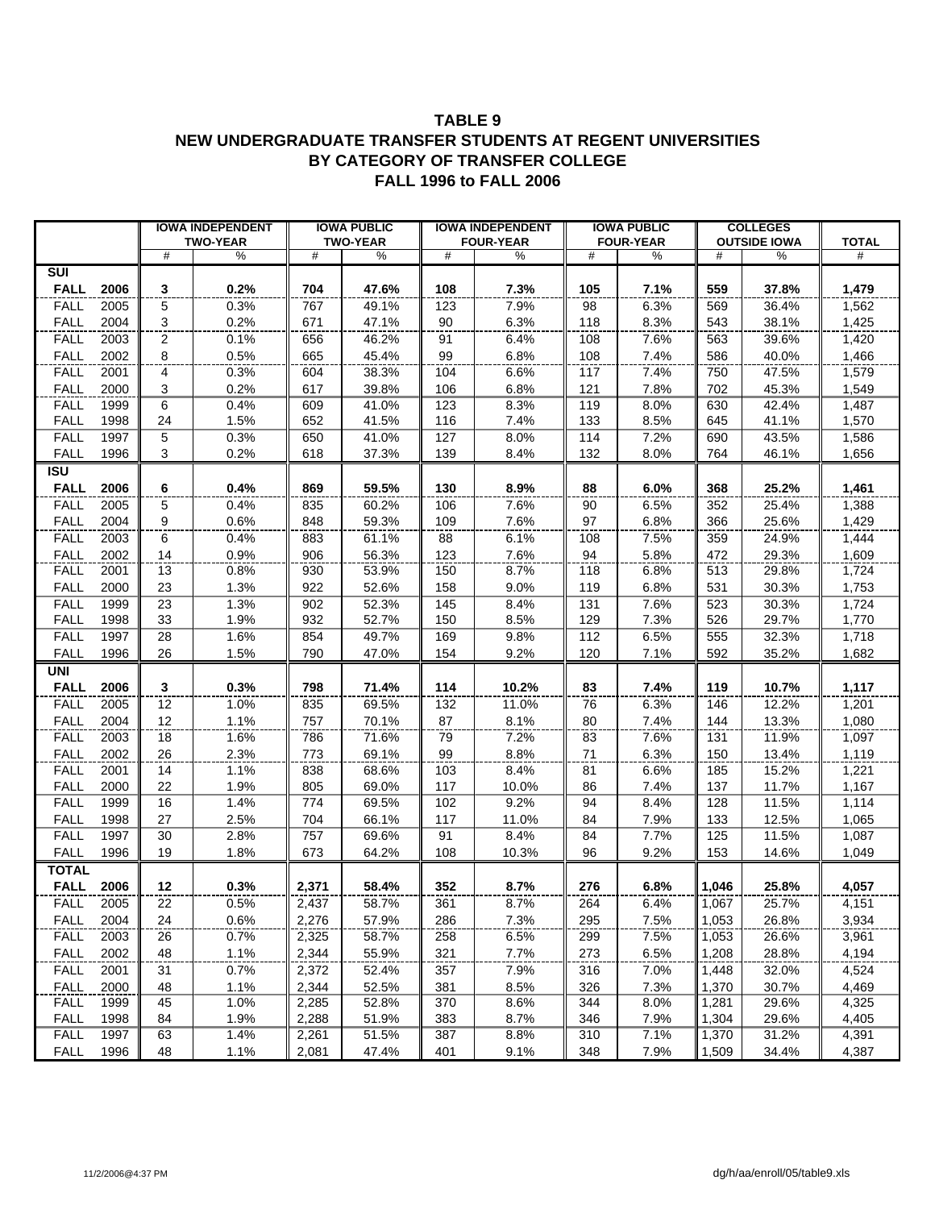## TABLE 9
## NEW UNDERGRADUATE TRANSFER STUDENTS AT REGENT UNIVERSITIES BY CATEGORY OF TRANSFER COLLEGE
## FALL 1996 to FALL 2006

| | | IOWA INDEPENDENT TWO-YEAR | | IOWA PUBLIC TWO-YEAR | | IOWA INDEPENDENT FOUR-YEAR | | IOWA PUBLIC FOUR-YEAR | | COLLEGES OUTSIDE IOWA | | TOTAL |
|---|---|---|---|---|---|---|---|---|---|---|---|---|
| | | # | % | # | % | # | % | # | % | # | % | # |
| **SUI** | | | | | | | | | | | | |
| **FALL** | **2006** | **3** | **0.2%** | **704** | **47.6%** | **108** | **7.3%** | **105** | **7.1%** | **559** | **37.8%** | **1,479** |
| FALL | 2005 | 5 | 0.3% | 767 | 49.1% | 123 | 7.9% | 98 | 6.3% | 569 | 36.4% | 1,562 |
| FALL | 2004 | 3 | 0.2% | 671 | 47.1% | 90 | 6.3% | 118 | 8.3% | 543 | 38.1% | 1,425 |
| FALL | 2003 | 2 | 0.1% | 656 | 46.2% | 91 | 6.4% | 108 | 7.6% | 563 | 39.6% | 1,420 |
| FALL | 2002 | 8 | 0.5% | 665 | 45.4% | 99 | 6.8% | 108 | 7.4% | 586 | 40.0% | 1,466 |
| FALL | 2001 | 4 | 0.3% | 604 | 38.3% | 104 | 6.6% | 117 | 7.4% | 750 | 47.5% | 1,579 |
| FALL | 2000 | 3 | 0.2% | 617 | 39.8% | 106 | 6.8% | 121 | 7.8% | 702 | 45.3% | 1,549 |
| FALL | 1999 | 6 | 0.4% | 609 | 41.0% | 123 | 8.3% | 119 | 8.0% | 630 | 42.4% | 1,487 |
| FALL | 1998 | 24 | 1.5% | 652 | 41.5% | 116 | 7.4% | 133 | 8.5% | 645 | 41.1% | 1,570 |
| FALL | 1997 | 5 | 0.3% | 650 | 41.0% | 127 | 8.0% | 114 | 7.2% | 690 | 43.5% | 1,586 |
| FALL | 1996 | 3 | 0.2% | 618 | 37.3% | 139 | 8.4% | 132 | 8.0% | 764 | 46.1% | 1,656 |
| **ISU** | | | | | | | | | | | | |
| **FALL** | **2006** | **6** | **0.4%** | **869** | **59.5%** | **130** | **8.9%** | **88** | **6.0%** | **368** | **25.2%** | **1,461** |
| FALL | 2005 | 5 | 0.4% | 835 | 60.2% | 106 | 7.6% | 90 | 6.5% | 352 | 25.4% | 1,388 |
| FALL | 2004 | 9 | 0.6% | 848 | 59.3% | 109 | 7.6% | 97 | 6.8% | 366 | 25.6% | 1,429 |
| FALL | 2003 | 6 | 0.4% | 883 | 61.1% | 88 | 6.1% | 108 | 7.5% | 359 | 24.9% | 1,444 |
| FALL | 2002 | 14 | 0.9% | 906 | 56.3% | 123 | 7.6% | 94 | 5.8% | 472 | 29.3% | 1,609 |
| FALL | 2001 | 13 | 0.8% | 930 | 53.9% | 150 | 8.7% | 118 | 6.8% | 513 | 29.8% | 1,724 |
| FALL | 2000 | 23 | 1.3% | 922 | 52.6% | 158 | 9.0% | 119 | 6.8% | 531 | 30.3% | 1,753 |
| FALL | 1999 | 23 | 1.3% | 902 | 52.3% | 145 | 8.4% | 131 | 7.6% | 523 | 30.3% | 1,724 |
| FALL | 1998 | 33 | 1.9% | 932 | 52.7% | 150 | 8.5% | 129 | 7.3% | 526 | 29.7% | 1,770 |
| FALL | 1997 | 28 | 1.6% | 854 | 49.7% | 169 | 9.8% | 112 | 6.5% | 555 | 32.3% | 1,718 |
| FALL | 1996 | 26 | 1.5% | 790 | 47.0% | 154 | 9.2% | 120 | 7.1% | 592 | 35.2% | 1,682 |
| **UNI** | | | | | | | | | | | | |
| **FALL** | **2006** | **3** | **0.3%** | **798** | **71.4%** | **114** | **10.2%** | **83** | **7.4%** | **119** | **10.7%** | **1,117** |
| FALL | 2005 | 12 | 1.0% | 835 | 69.5% | 132 | 11.0% | 76 | 6.3% | 146 | 12.2% | 1,201 |
| FALL | 2004 | 12 | 1.1% | 757 | 70.1% | 87 | 8.1% | 80 | 7.4% | 144 | 13.3% | 1,080 |
| FALL | 2003 | 18 | 1.6% | 786 | 71.6% | 79 | 7.2% | 83 | 7.6% | 131 | 11.9% | 1,097 |
| FALL | 2002 | 26 | 2.3% | 773 | 69.1% | 99 | 8.8% | 71 | 6.3% | 150 | 13.4% | 1,119 |
| FALL | 2001 | 14 | 1.1% | 838 | 68.6% | 103 | 8.4% | 81 | 6.6% | 185 | 15.2% | 1,221 |
| FALL | 2000 | 22 | 1.9% | 805 | 69.0% | 117 | 10.0% | 86 | 7.4% | 137 | 11.7% | 1,167 |
| FALL | 1999 | 16 | 1.4% | 774 | 69.5% | 102 | 9.2% | 94 | 8.4% | 128 | 11.5% | 1,114 |
| FALL | 1998 | 27 | 2.5% | 704 | 66.1% | 117 | 11.0% | 84 | 7.9% | 133 | 12.5% | 1,065 |
| FALL | 1997 | 30 | 2.8% | 757 | 69.6% | 91 | 8.4% | 84 | 7.7% | 125 | 11.5% | 1,087 |
| FALL | 1996 | 19 | 1.8% | 673 | 64.2% | 108 | 10.3% | 96 | 9.2% | 153 | 14.6% | 1,049 |
| **TOTAL** | | | | | | | | | | | | |
| **FALL** | **2006** | **12** | **0.3%** | **2,371** | **58.4%** | **352** | **8.7%** | **276** | **6.8%** | **1,046** | **25.8%** | **4,057** |
| FALL | 2005 | 22 | 0.5% | 2,437 | 58.7% | 361 | 8.7% | 264 | 6.4% | 1,067 | 25.7% | 4,151 |
| FALL | 2004 | 24 | 0.6% | 2,276 | 57.9% | 286 | 7.3% | 295 | 7.5% | 1,053 | 26.8% | 3,934 |
| FALL | 2003 | 26 | 0.7% | 2,325 | 58.7% | 258 | 6.5% | 299 | 7.5% | 1,053 | 26.6% | 3,961 |
| FALL | 2002 | 48 | 1.1% | 2,344 | 55.9% | 321 | 7.7% | 273 | 6.5% | 1,208 | 28.8% | 4,194 |
| FALL | 2001 | 31 | 0.7% | 2,372 | 52.4% | 357 | 7.9% | 316 | 7.0% | 1,448 | 32.0% | 4,524 |
| FALL | 2000 | 48 | 1.1% | 2,344 | 52.5% | 381 | 8.5% | 326 | 7.3% | 1,370 | 30.7% | 4,469 |
| FALL | 1999 | 45 | 1.0% | 2,285 | 52.8% | 370 | 8.6% | 344 | 8.0% | 1,281 | 29.6% | 4,325 |
| FALL | 1998 | 84 | 1.9% | 2,288 | 51.9% | 383 | 8.7% | 346 | 7.9% | 1,304 | 29.6% | 4,405 |
| FALL | 1997 | 63 | 1.4% | 2,261 | 51.5% | 387 | 8.8% | 310 | 7.1% | 1,370 | 31.2% | 4,391 |
| FALL | 1996 | 48 | 1.1% | 2,081 | 47.4% | 401 | 9.1% | 348 | 7.9% | 1,509 | 34.4% | 4,387 |

11/2/2006@4:37 PM dg/h/aa/enroll/05/table9.xls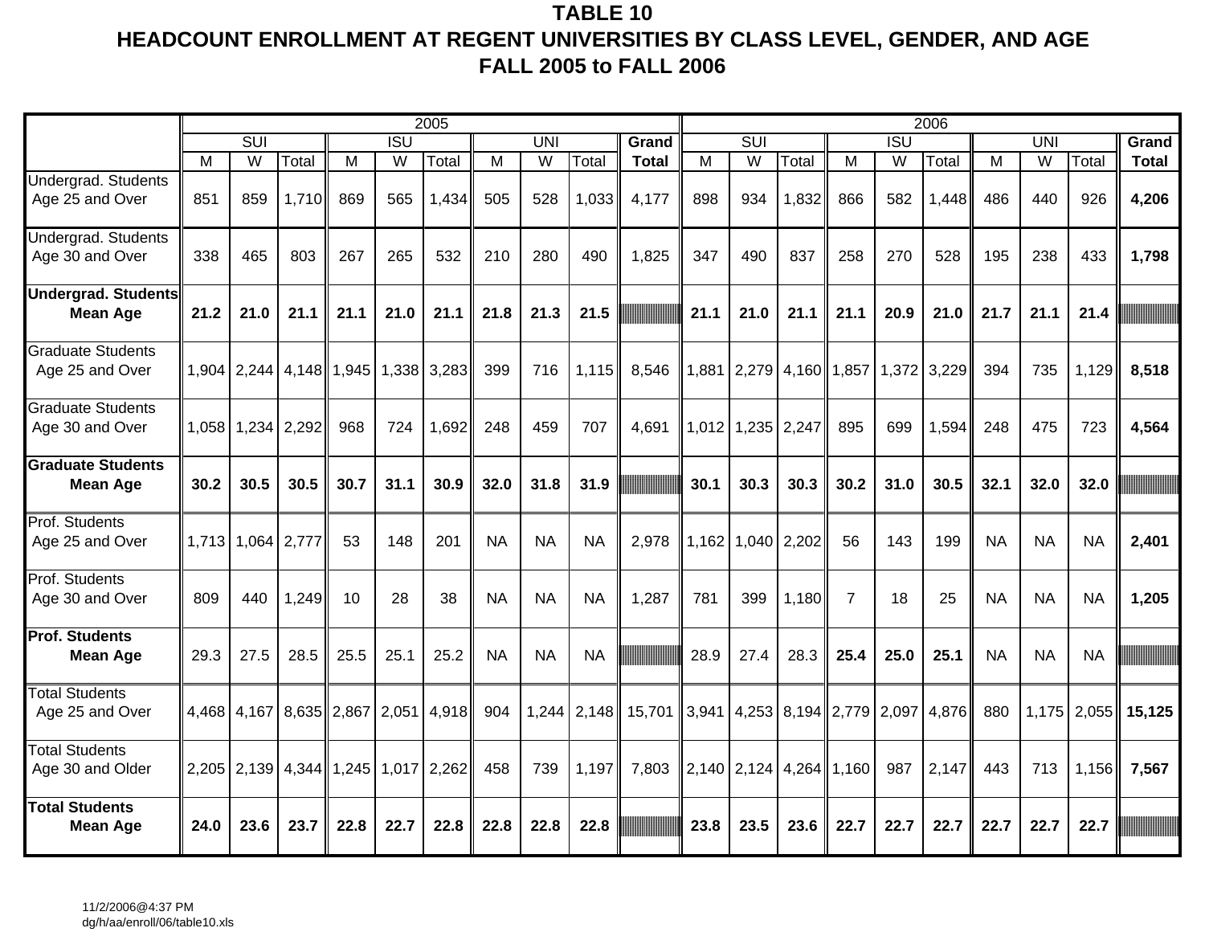# TABLE 10
## HEADCOUNT ENROLLMENT AT REGENT UNIVERSITIES BY CLASS LEVEL, GENDER, AND AGE
## FALL 2005 to FALL 2006

| | 2005 | | | | | | | | | | 2006 | | | | | | | | | |
|---|---|---|---|---|---|---|---|---|---|---|---|---|---|---|---|---|---|---|---|---|
| | SUI | | | ISU | | | UNI | | | Grand | SUI | | | ISU | | | UNI | | | Grand |
| | M | W | Total | M | W | Total | M | W | Total | Total | M | W | Total | M | W | Total | M | W | Total | Total |
| Undergrad. Students Age 25 and Over | 851 | 859 | 1,710 | 869 | 565 | 1,434 | 505 | 528 | 1,033 | 4,177 | 898 | 934 | 1,832 | 866 | 582 | 1,448 | 486 | 440 | 926 | **4,206** |
| Undergrad. Students Age 30 and Over | 338 | 465 | 803 | 267 | 265 | 532 | 210 | 280 | 490 | 1,825 | 347 | 490 | 837 | 258 | 270 | 528 | 195 | 238 | 433 | **1,798** |
| **Undergrad. Students Mean Age** | **21.2** | **21.0** | **21.1** | **21.1** | **21.0** | **21.1** | **21.8** | **21.3** | **21.5** | | **21.1** | **21.0** | **21.1** | **21.1** | **20.9** | **21.0** | **21.7** | **21.1** | **21.4** | |
| Graduate Students Age 25 and Over | 1,904 | 2,244 | 4,148 | 1,945 | 1,338 | 3,283 | 399 | 716 | 1,115 | 8,546 | 1,881 | 2,279 | 4,160 | 1,857 | 1,372 | 3,229 | 394 | 735 | 1,129 | **8,518** |
| Graduate Students Age 30 and Over | 1,058 | 1,234 | 2,292 | 968 | 724 | 1,692 | 248 | 459 | 707 | 4,691 | 1,012 | 1,235 | 2,247 | 895 | 699 | 1,594 | 248 | 475 | 723 | **4,564** |
| **Graduate Students Mean Age** | **30.2** | **30.5** | **30.5** | **30.7** | **31.1** | **30.9** | **32.0** | **31.8** | **31.9** | | **30.1** | **30.3** | **30.3** | **30.2** | **31.0** | **30.5** | **32.1** | **32.0** | **32.0** | |
| Prof. Students Age 25 and Over | 1,713 | 1,064 | 2,777 | 53 | 148 | 201 | NA | NA | NA | 2,978 | 1,162 | 1,040 | 2,202 | 56 | 143 | 199 | NA | NA | NA | **2,401** |
| Prof. Students Age 30 and Over | 809 | 440 | 1,249 | 10 | 28 | 38 | NA | NA | NA | 1,287 | 781 | 399 | 1,180 | 7 | 18 | 25 | NA | NA | NA | **1,205** |
| **Prof. Students Mean Age** | 29.3 | 27.5 | 28.5 | 25.5 | 25.1 | 25.2 | NA | NA | NA | | 28.9 | 27.4 | 28.3 | **25.4** | **25.0** | **25.1** | NA | NA | NA | |
| Total Students Age 25 and Over | 4,468 | 4,167 | 8,635 | 2,867 | 2,051 | 4,918 | 904 | 1,244 | 2,148 | 15,701 | 3,941 | 4,253 | 8,194 | 2,779 | 2,097 | 4,876 | 880 | 1,175 | 2,055 | **15,125** |
| Total Students Age 30 and Older | 2,205 | 2,139 | 4,344 | 1,245 | 1,017 | 2,262 | 458 | 739 | 1,197 | 7,803 | 2,140 | 2,124 | 4,264 | 1,160 | 987 | 2,147 | 443 | 713 | 1,156 | **7,567** |
| **Total Students Mean Age** | **24.0** | **23.6** | **23.7** | **22.8** | **22.7** | **22.8** | **22.8** | **22.8** | **22.8** | | **23.8** | **23.5** | **23.6** | **22.7** | **22.7** | **22.7** | **22.7** | **22.7** | **22.7** | |

11/2/2006@4:37 PM
dg/h/aa/enroll/06/table10.xls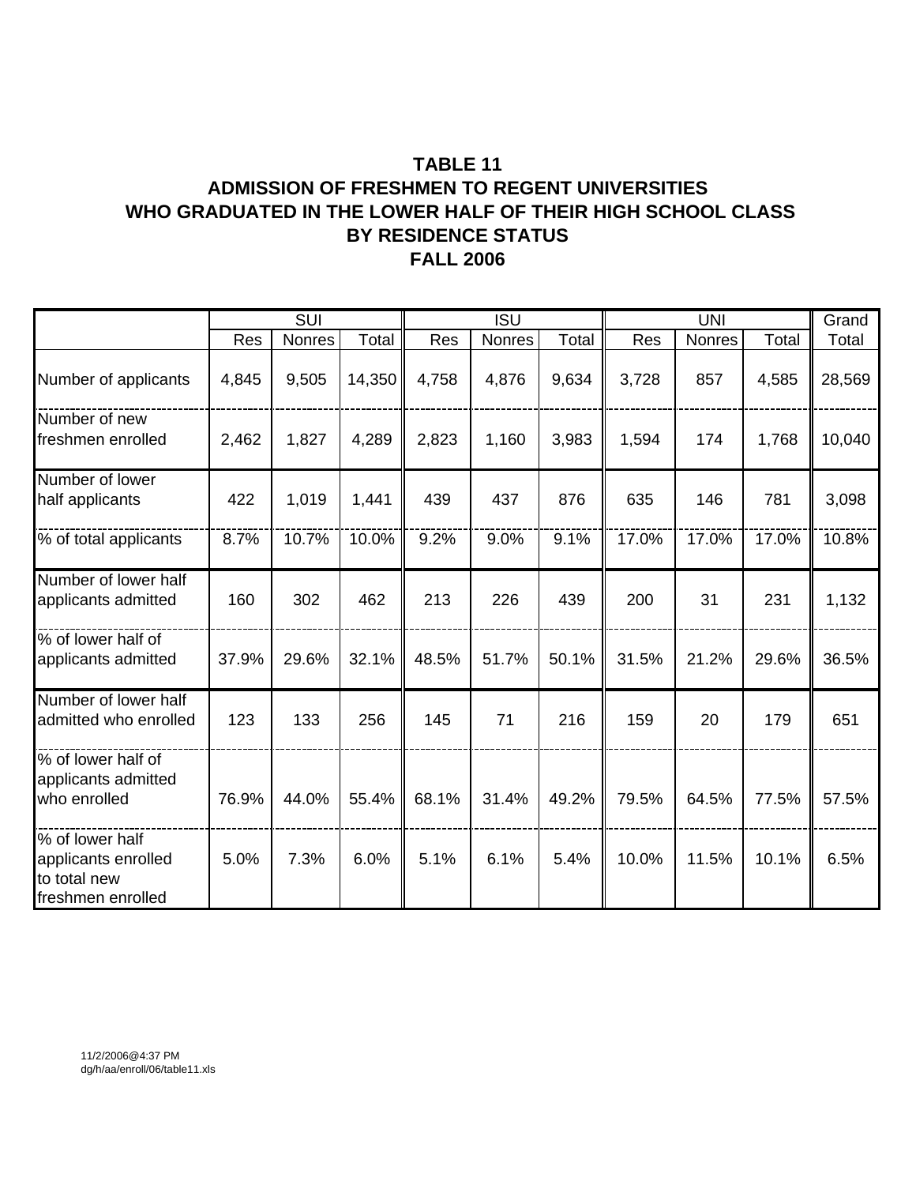# TABLE 11
## ADMISSION OF FRESHMEN TO REGENT UNIVERSITIES WHO GRADUATED IN THE LOWER HALF OF THEIR HIGH SCHOOL CLASS BY RESIDENCE STATUS
## FALL 2006

| | SUI | | | ISU | | | UNI | | | Grand |
|---|---|---|---|---|---|---|---|---|---|---|
| | Res | Nonres | Total | Res | Nonres | Total | Res | Nonres | Total | Total |
| Number of applicants | 4,845 | 9,505 | 14,350 | 4,758 | 4,876 | 9,634 | 3,728 | 857 | 4,585 | 28,569 |
| Number of new freshmen enrolled | 2,462 | 1,827 | 4,289 | 2,823 | 1,160 | 3,983 | 1,594 | 174 | 1,768 | 10,040 |
| Number of lower half applicants | 422 | 1,019 | 1,441 | 439 | 437 | 876 | 635 | 146 | 781 | 3,098 |
| % of total applicants | 8.7% | 10.7% | 10.0% | 9.2% | 9.0% | 9.1% | 17.0% | 17.0% | 17.0% | 10.8% |
| Number of lower half applicants admitted | 160 | 302 | 462 | 213 | 226 | 439 | 200 | 31 | 231 | 1,132 |
| % of lower half of applicants admitted | 37.9% | 29.6% | 32.1% | 48.5% | 51.7% | 50.1% | 31.5% | 21.2% | 29.6% | 36.5% |
| Number of lower half admitted who enrolled | 123 | 133 | 256 | 145 | 71 | 216 | 159 | 20 | 179 | 651 |
| % of lower half of applicants admitted who enrolled | 76.9% | 44.0% | 55.4% | 68.1% | 31.4% | 49.2% | 79.5% | 64.5% | 77.5% | 57.5% |
| % of lower half applicants enrolled to total new freshmen enrolled | 5.0% | 7.3% | 6.0% | 5.1% | 6.1% | 5.4% | 10.0% | 11.5% | 10.1% | 6.5% |

11/2/2006@4:37 PM
dg/h/aa/enroll/06/table11.xls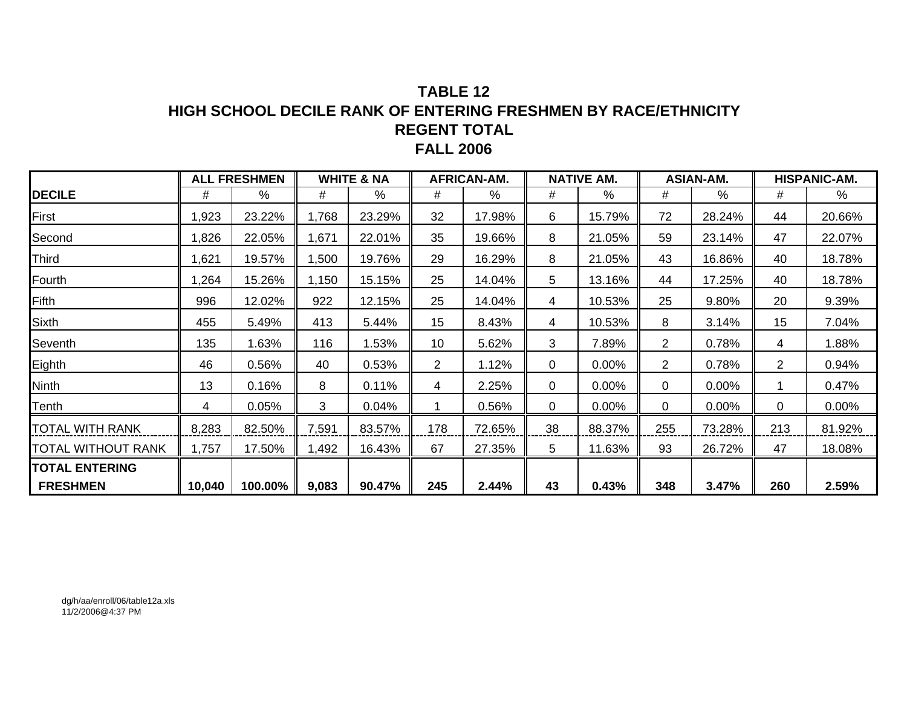# TABLE 12
## HIGH SCHOOL DECILE RANK OF ENTERING FRESHMEN BY RACE/ETHNICITY
## REGENT TOTAL
## FALL 2006

| | ALL FRESHMEN | | WHITE & NA | | AFRICAN-AM. | | NATIVE AM. | | ASIAN-AM. | | HISPANIC-AM. | |
|---|---|---|---|---|---|---|---|---|---|---|---|---|
| **DECILE** | # | % | # | % | # | % | # | % | # | % | # | % |
| First | 1,923 | 23.22% | 1,768 | 23.29% | 32 | 17.98% | 6 | 15.79% | 72 | 28.24% | 44 | 20.66% |
| Second | 1,826 | 22.05% | 1,671 | 22.01% | 35 | 19.66% | 8 | 21.05% | 59 | 23.14% | 47 | 22.07% |
| Third | 1,621 | 19.57% | 1,500 | 19.76% | 29 | 16.29% | 8 | 21.05% | 43 | 16.86% | 40 | 18.78% |
| Fourth | 1,264 | 15.26% | 1,150 | 15.15% | 25 | 14.04% | 5 | 13.16% | 44 | 17.25% | 40 | 18.78% |
| Fifth | 996 | 12.02% | 922 | 12.15% | 25 | 14.04% | 4 | 10.53% | 25 | 9.80% | 20 | 9.39% |
| Sixth | 455 | 5.49% | 413 | 5.44% | 15 | 8.43% | 4 | 10.53% | 8 | 3.14% | 15 | 7.04% |
| Seventh | 135 | 1.63% | 116 | 1.53% | 10 | 5.62% | 3 | 7.89% | 2 | 0.78% | 4 | 1.88% |
| Eighth | 46 | 0.56% | 40 | 0.53% | 2 | 1.12% | 0 | 0.00% | 2 | 0.78% | 2 | 0.94% |
| Ninth | 13 | 0.16% | 8 | 0.11% | 4 | 2.25% | 0 | 0.00% | 0 | 0.00% | 1 | 0.47% |
| Tenth | 4 | 0.05% | 3 | 0.04% | 1 | 0.56% | 0 | 0.00% | 0 | 0.00% | 0 | 0.00% |
| TOTAL WITH RANK | 8,283 | 82.50% | 7,591 | 83.57% | 178 | 72.65% | 38 | 88.37% | 255 | 73.28% | 213 | 81.92% |
| TOTAL WITHOUT RANK | 1,757 | 17.50% | 1,492 | 16.43% | 67 | 27.35% | 5 | 11.63% | 93 | 26.72% | 47 | 18.08% |
| **TOTAL ENTERING FRESHMEN** | **10,040** | **100.00%** | **9,083** | **90.47%** | **245** | **2.44%** | **43** | **0.43%** | **348** | **3.47%** | **260** | **2.59%** |

dg/h/aa/enroll/06/table12a.xls
11/2/2006@4:37 PM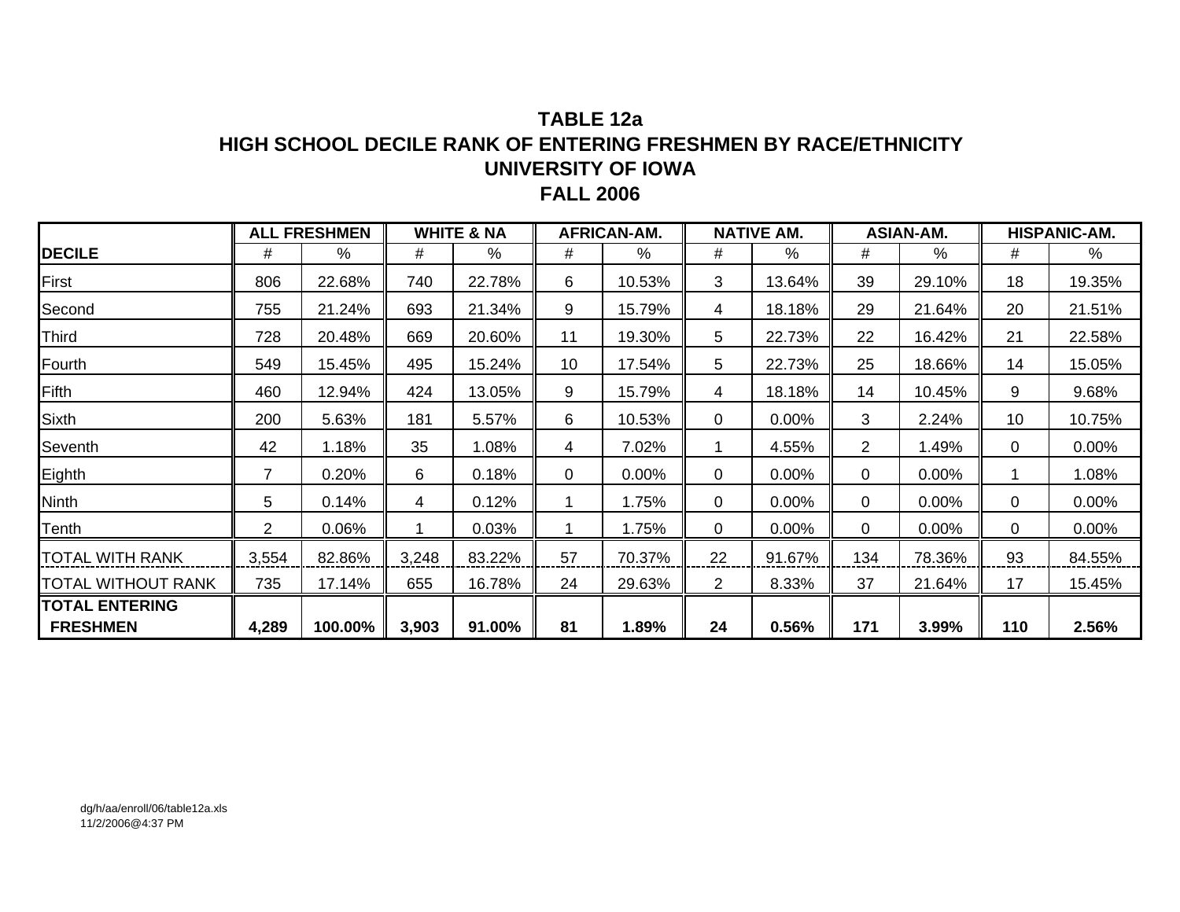# TABLE 12a
## HIGH SCHOOL DECILE RANK OF ENTERING FRESHMEN BY RACE/ETHNICITY
## UNIVERSITY OF IOWA
## FALL 2006

| | ALL FRESHMEN | | WHITE & NA | | AFRICAN-AM. | | NATIVE AM. | | ASIAN-AM. | | HISPANIC-AM. | |
|---|---|---|---|---|---|---|---|---|---|---|---|---|
| **DECILE** | # | % | # | % | # | % | # | % | # | % | # | % |
| First | 806 | 22.68% | 740 | 22.78% | 6 | 10.53% | 3 | 13.64% | 39 | 29.10% | 18 | 19.35% |
| Second | 755 | 21.24% | 693 | 21.34% | 9 | 15.79% | 4 | 18.18% | 29 | 21.64% | 20 | 21.51% |
| Third | 728 | 20.48% | 669 | 20.60% | 11 | 19.30% | 5 | 22.73% | 22 | 16.42% | 21 | 22.58% |
| Fourth | 549 | 15.45% | 495 | 15.24% | 10 | 17.54% | 5 | 22.73% | 25 | 18.66% | 14 | 15.05% |
| Fifth | 460 | 12.94% | 424 | 13.05% | 9 | 15.79% | 4 | 18.18% | 14 | 10.45% | 9 | 9.68% |
| Sixth | 200 | 5.63% | 181 | 5.57% | 6 | 10.53% | 0 | 0.00% | 3 | 2.24% | 10 | 10.75% |
| Seventh | 42 | 1.18% | 35 | 1.08% | 4 | 7.02% | 1 | 4.55% | 2 | 1.49% | 0 | 0.00% |
| Eighth | 7 | 0.20% | 6 | 0.18% | 0 | 0.00% | 0 | 0.00% | 0 | 0.00% | 1 | 1.08% |
| Ninth | 5 | 0.14% | 4 | 0.12% | 1 | 1.75% | 0 | 0.00% | 0 | 0.00% | 0 | 0.00% |
| Tenth | 2 | 0.06% | 1 | 0.03% | 1 | 1.75% | 0 | 0.00% | 0 | 0.00% | 0 | 0.00% |
| TOTAL WITH RANK | 3,554 | 82.86% | 3,248 | 83.22% | 57 | 70.37% | 22 | 91.67% | 134 | 78.36% | 93 | 84.55% |
| TOTAL WITHOUT RANK | 735 | 17.14% | 655 | 16.78% | 24 | 29.63% | 2 | 8.33% | 37 | 21.64% | 17 | 15.45% |
| **TOTAL ENTERING FRESHMEN** | **4,289** | **100.00%** | **3,903** | **91.00%** | **81** | **1.89%** | **24** | **0.56%** | **171** | **3.99%** | **110** | **2.56%** |

dg/h/aa/enroll/06/table12a.xls
11/2/2006@4:37 PM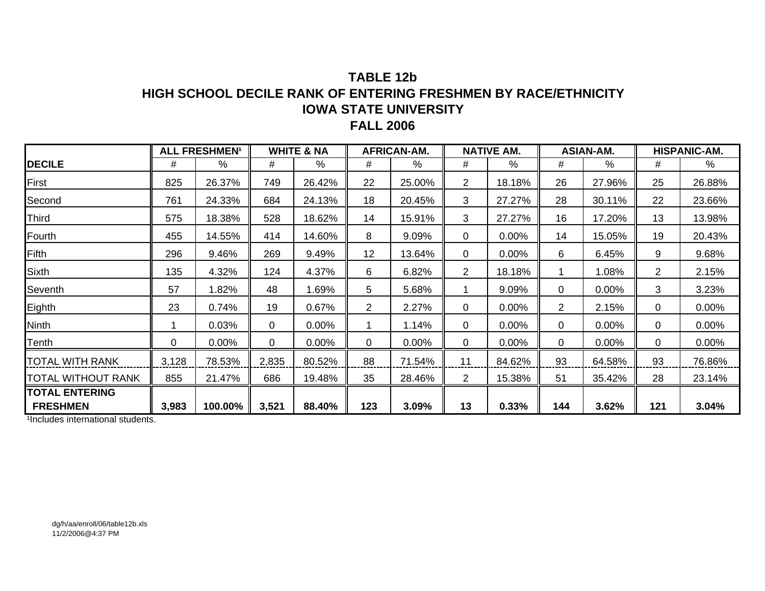# TABLE 12b
## HIGH SCHOOL DECILE RANK OF ENTERING FRESHMEN BY RACE/ETHNICITY
## IOWA STATE UNIVERSITY
## FALL 2006

| | ALL FRESHMEN[1] | | WHITE & NA | | AFRICAN-AM. | | NATIVE AM. | | ASIAN-AM. | | HISPANIC-AM. | |
|---|---|---|---|---|---|---|---|---|---|---|---|---|
| **DECILE** | # | % | # | % | # | % | # | % | # | % | # | % |
| First | 825 | 26.37% | 749 | 26.42% | 22 | 25.00% | 2 | 18.18% | 26 | 27.96% | 25 | 26.88% |
| Second | 761 | 24.33% | 684 | 24.13% | 18 | 20.45% | 3 | 27.27% | 28 | 30.11% | 22 | 23.66% |
| Third | 575 | 18.38% | 528 | 18.62% | 14 | 15.91% | 3 | 27.27% | 16 | 17.20% | 13 | 13.98% |
| Fourth | 455 | 14.55% | 414 | 14.60% | 8 | 9.09% | 0 | 0.00% | 14 | 15.05% | 19 | 20.43% |
| Fifth | 296 | 9.46% | 269 | 9.49% | 12 | 13.64% | 0 | 0.00% | 6 | 6.45% | 9 | 9.68% |
| Sixth | 135 | 4.32% | 124 | 4.37% | 6 | 6.82% | 2 | 18.18% | 1 | 1.08% | 2 | 2.15% |
| Seventh | 57 | 1.82% | 48 | 1.69% | 5 | 5.68% | 1 | 9.09% | 0 | 0.00% | 3 | 3.23% |
| Eighth | 23 | 0.74% | 19 | 0.67% | 2 | 2.27% | 0 | 0.00% | 2 | 2.15% | 0 | 0.00% |
| Ninth | 1 | 0.03% | 0 | 0.00% | 1 | 1.14% | 0 | 0.00% | 0 | 0.00% | 0 | 0.00% |
| Tenth | 0 | 0.00% | 0 | 0.00% | 0 | 0.00% | 0 | 0.00% | 0 | 0.00% | 0 | 0.00% |
| TOTAL WITH RANK | 3,128 | 78.53% | 2,835 | 80.52% | 88 | 71.54% | 11 | 84.62% | 93 | 64.58% | 93 | 76.86% |
| TOTAL WITHOUT RANK | 855 | 21.47% | 686 | 19.48% | 35 | 28.46% | 2 | 15.38% | 51 | 35.42% | 28 | 23.14% |
| **TOTAL ENTERING FRESHMEN** | **3,983** | **100.00%** | **3,521** | **88.40%** | **123** | **3.09%** | **13** | **0.33%** | **144** | **3.62%** | **121** | **3.04%** |

[1]Includes international students.

dg/h/aa/enroll/06/table12b.xls
11/2/2006@4:37 PM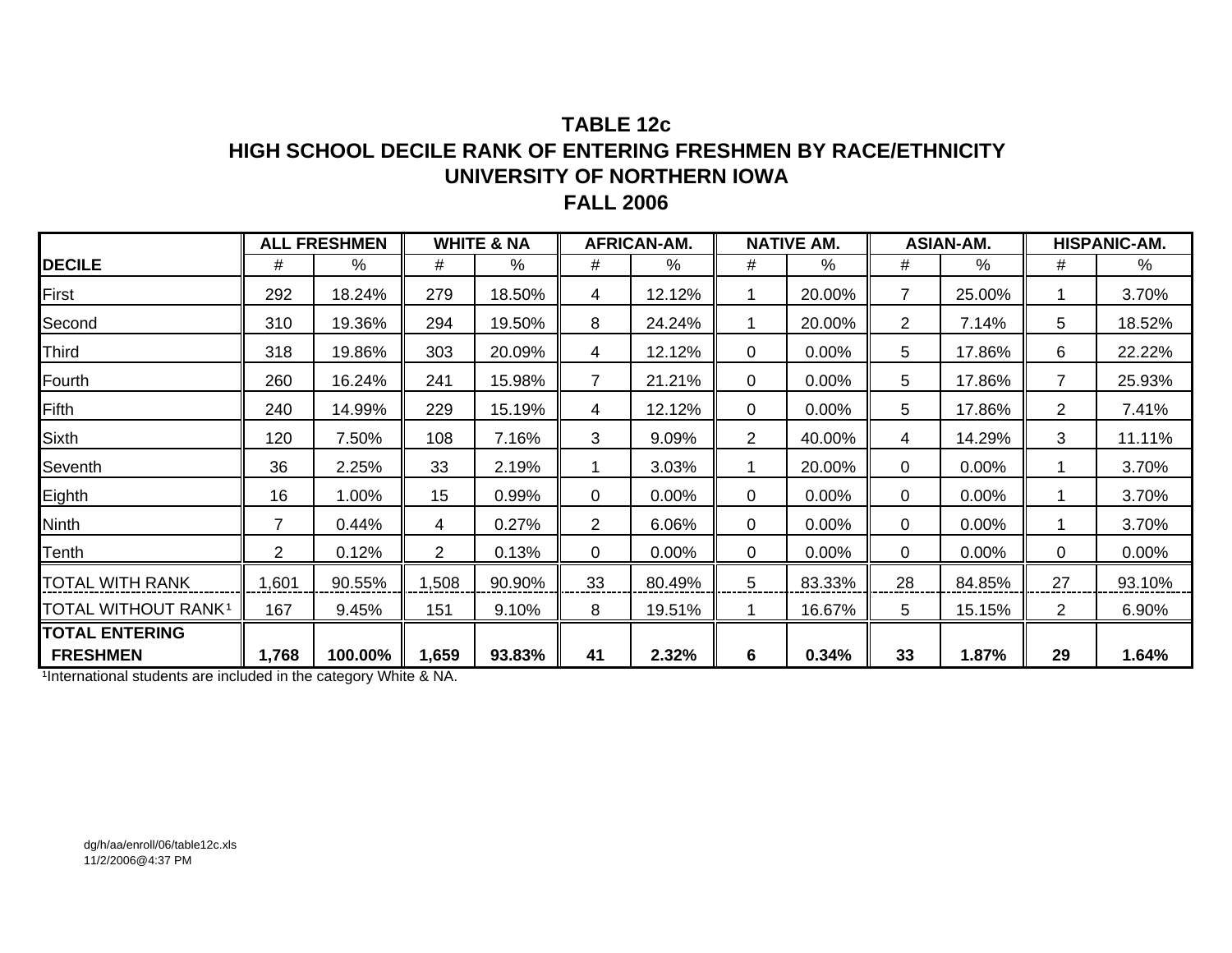# TABLE 12c
## HIGH SCHOOL DECILE RANK OF ENTERING FRESHMEN BY RACE/ETHNICITY
## UNIVERSITY OF NORTHERN IOWA
## FALL 2006

| | ALL FRESHMEN | | WHITE & NA | | AFRICAN-AM. | | NATIVE AM. | | ASIAN-AM. | | HISPANIC-AM. | |
|---|---|---|---|---|---|---|---|---|---|---|---|---|
| **DECILE** | # | % | # | % | # | % | # | % | # | % | # | % |
| First | 292 | 18.24% | 279 | 18.50% | 4 | 12.12% | 1 | 20.00% | 7 | 25.00% | 1 | 3.70% |
| Second | 310 | 19.36% | 294 | 19.50% | 8 | 24.24% | 1 | 20.00% | 2 | 7.14% | 5 | 18.52% |
| Third | 318 | 19.86% | 303 | 20.09% | 4 | 12.12% | 0 | 0.00% | 5 | 17.86% | 6 | 22.22% |
| Fourth | 260 | 16.24% | 241 | 15.98% | 7 | 21.21% | 0 | 0.00% | 5 | 17.86% | 7 | 25.93% |
| Fifth | 240 | 14.99% | 229 | 15.19% | 4 | 12.12% | 0 | 0.00% | 5 | 17.86% | 2 | 7.41% |
| Sixth | 120 | 7.50% | 108 | 7.16% | 3 | 9.09% | 2 | 40.00% | 4 | 14.29% | 3 | 11.11% |
| Seventh | 36 | 2.25% | 33 | 2.19% | 1 | 3.03% | 1 | 20.00% | 0 | 0.00% | 1 | 3.70% |
| Eighth | 16 | 1.00% | 15 | 0.99% | 0 | 0.00% | 0 | 0.00% | 0 | 0.00% | 1 | 3.70% |
| Ninth | 7 | 0.44% | 4 | 0.27% | 2 | 6.06% | 0 | 0.00% | 0 | 0.00% | 1 | 3.70% |
| Tenth | 2 | 0.12% | 2 | 0.13% | 0 | 0.00% | 0 | 0.00% | 0 | 0.00% | 0 | 0.00% |
| TOTAL WITH RANK | 1,601 | 90.55% | 1,508 | 90.90% | 33 | 80.49% | 5 | 83.33% | 28 | 84.85% | 27 | 93.10% |
| TOTAL WITHOUT RANK[1] | 167 | 9.45% | 151 | 9.10% | 8 | 19.51% | 1 | 16.67% | 5 | 15.15% | 2 | 6.90% |
| **TOTAL ENTERING FRESHMEN** | **1,768** | **100.00%** | **1,659** | **93.83%** | **41** | **2.32%** | **6** | **0.34%** | **33** | **1.87%** | **29** | **1.64%** |

[1]International students are included in the category White & NA.

dg/h/aa/enroll/06/table12c.xls
11/2/2006@4:37 PM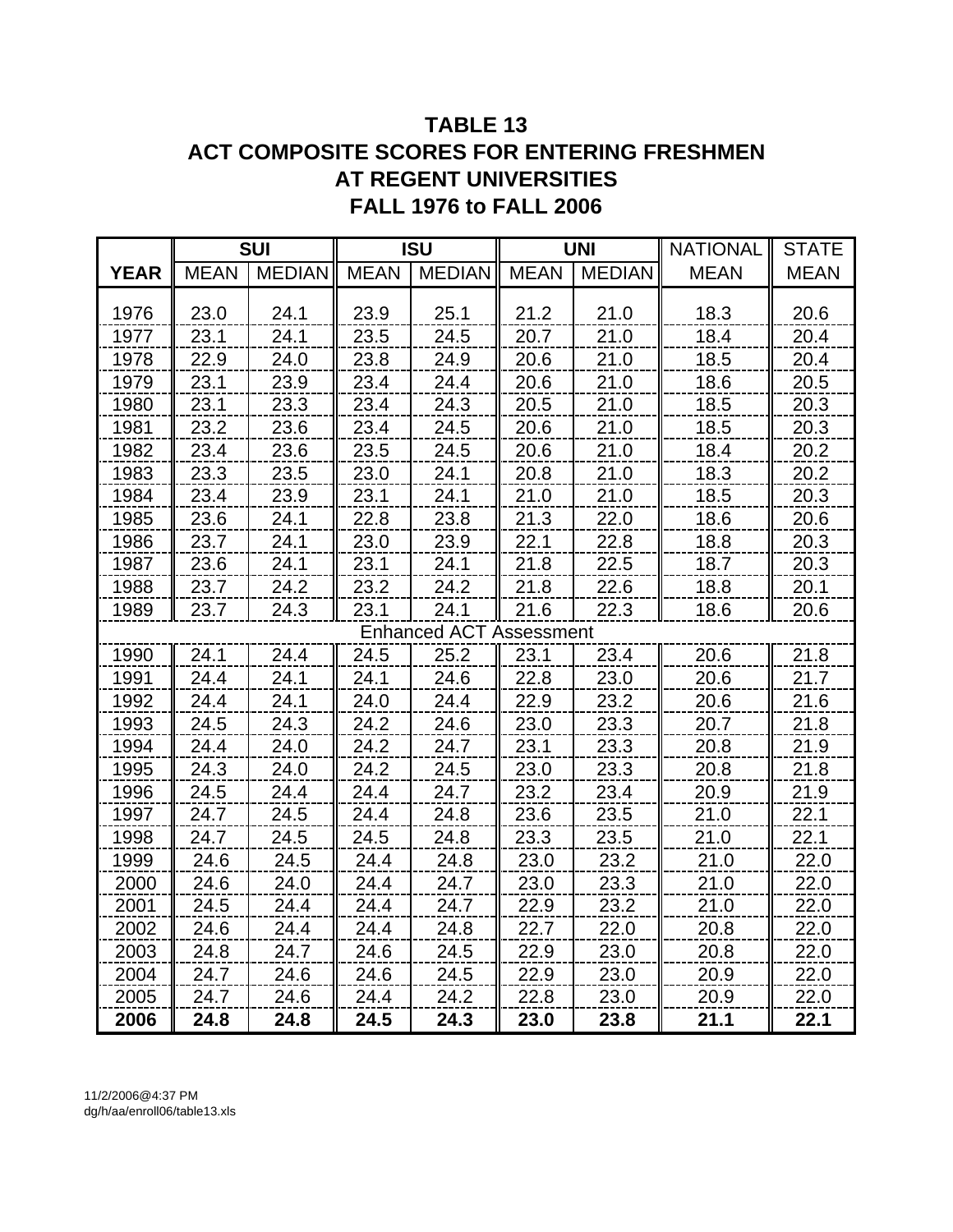# TABLE 13
## ACT COMPOSITE SCORES FOR ENTERING FRESHMEN AT REGENT UNIVERSITIES
## FALL 1976 to FALL 2006

| | SUI | | ISU | | UNI | | NATIONAL | STATE |
|---|---|---|---|---|---|---|---|---|
| **YEAR** | MEAN | MEDIAN | MEAN | MEDIAN | MEAN | MEDIAN | MEAN | MEAN |
| 1976 | 23.0 | 24.1 | 23.9 | 25.1 | 21.2 | 21.0 | 18.3 | 20.6 |
| 1977 | 23.1 | 24.1 | 23.5 | 24.5 | 20.7 | 21.0 | 18.4 | 20.4 |
| 1978 | 22.9 | 24.0 | 23.8 | 24.9 | 20.6 | 21.0 | 18.5 | 20.4 |
| 1979 | 23.1 | 23.9 | 23.4 | 24.4 | 20.6 | 21.0 | 18.6 | 20.5 |
| 1980 | 23.1 | 23.3 | 23.4 | 24.3 | 20.5 | 21.0 | 18.5 | 20.3 |
| 1981 | 23.2 | 23.6 | 23.4 | 24.5 | 20.6 | 21.0 | 18.5 | 20.3 |
| 1982 | 23.4 | 23.6 | 23.5 | 24.5 | 20.6 | 21.0 | 18.4 | 20.2 |
| 1983 | 23.3 | 23.5 | 23.0 | 24.1 | 20.8 | 21.0 | 18.3 | 20.2 |
| 1984 | 23.4 | 23.9 | 23.1 | 24.1 | 21.0 | 21.0 | 18.5 | 20.3 |
| 1985 | 23.6 | 24.1 | 22.8 | 23.8 | 21.3 | 22.0 | 18.6 | 20.6 |
| 1986 | 23.7 | 24.1 | 23.0 | 23.9 | 22.1 | 22.8 | 18.8 | 20.3 |
| 1987 | 23.6 | 24.1 | 23.1 | 24.1 | 21.8 | 22.5 | 18.7 | 20.3 |
| 1988 | 23.7 | 24.2 | 23.2 | 24.2 | 21.8 | 22.6 | 18.8 | 20.1 |
| 1989 | 23.7 | 24.3 | 23.1 | 24.1 | 21.6 | 22.3 | 18.6 | 20.6 |
| Enhanced ACT Assessment | | | | | | | | |
| 1990 | 24.1 | 24.4 | 24.5 | 25.2 | 23.1 | 23.4 | 20.6 | 21.8 |
| 1991 | 24.4 | 24.1 | 24.1 | 24.6 | 22.8 | 23.0 | 20.6 | 21.7 |
| 1992 | 24.4 | 24.1 | 24.0 | 24.4 | 22.9 | 23.2 | 20.6 | 21.6 |
| 1993 | 24.5 | 24.3 | 24.2 | 24.6 | 23.0 | 23.3 | 20.7 | 21.8 |
| 1994 | 24.4 | 24.0 | 24.2 | 24.7 | 23.1 | 23.3 | 20.8 | 21.9 |
| 1995 | 24.3 | 24.0 | 24.2 | 24.5 | 23.0 | 23.3 | 20.8 | 21.8 |
| 1996 | 24.5 | 24.4 | 24.4 | 24.7 | 23.2 | 23.4 | 20.9 | 21.9 |
| 1997 | 24.7 | 24.5 | 24.4 | 24.8 | 23.6 | 23.5 | 21.0 | 22.1 |
| 1998 | 24.7 | 24.5 | 24.5 | 24.8 | 23.3 | 23.5 | 21.0 | 22.1 |
| 1999 | 24.6 | 24.5 | 24.4 | 24.8 | 23.0 | 23.2 | 21.0 | 22.0 |
| 2000 | 24.6 | 24.0 | 24.4 | 24.7 | 23.0 | 23.3 | 21.0 | 22.0 |
| 2001 | 24.5 | 24.4 | 24.4 | 24.7 | 22.9 | 23.2 | 21.0 | 22.0 |
| 2002 | 24.6 | 24.4 | 24.4 | 24.8 | 22.7 | 22.0 | 20.8 | 22.0 |
| 2003 | 24.8 | 24.7 | 24.6 | 24.5 | 22.9 | 23.0 | 20.8 | 22.0 |
| 2004 | 24.7 | 24.6 | 24.6 | 24.5 | 22.9 | 23.0 | 20.9 | 22.0 |
| 2005 | 24.7 | 24.6 | 24.4 | 24.2 | 22.8 | 23.0 | 20.9 | 22.0 |
| **2006** | **24.8** | **24.8** | **24.5** | **24.3** | **23.0** | **23.8** | **21.1** | **22.1** |

11/2/2006@4:37 PM
dg/h/aa/enroll06/table13.xls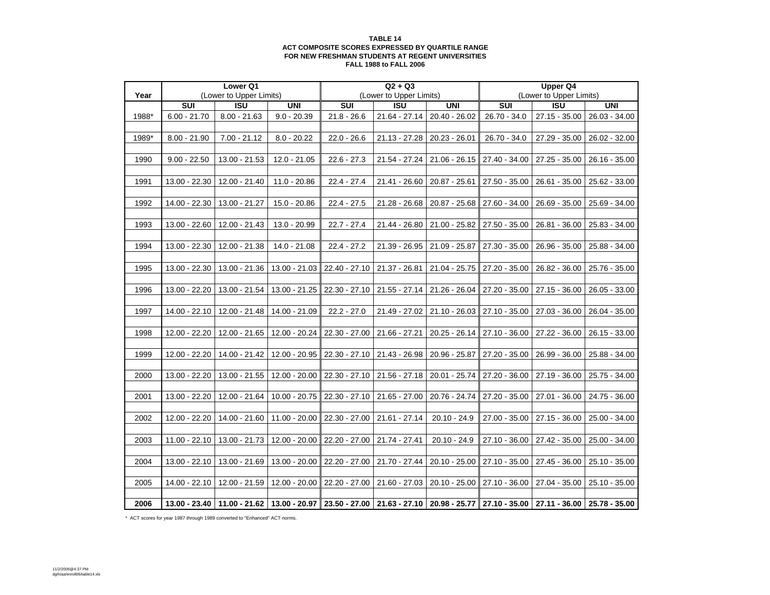**TABLE 14**
**ACT COMPOSITE SCORES EXPRESSED BY QUARTILE RANGE**
**FOR NEW FRESHMAN STUDENTS AT REGENT UNIVERSITIES**
**FALL 1988 to FALL 2006**

| Year | Lower Q1 (Lower to Upper Limits) | | | Q2 + Q3 (Lower to Upper Limits) | | | Upper Q4 (Lower to Upper Limits) | | |
|---|---|---|---|---|---|---|---|---|---|
| | SUI | ISU | UNI | SUI | ISU | UNI | SUI | ISU | UNI |
| 1988* | 6.00 - 21.70 | 8.00 - 21.63 | 9.0 - 20.39 | 21.8 - 26.6 | 21.64 - 27.14 | 20.40 - 26.02 | 26.70 - 34.0 | 27.15 - 35.00 | 26.03 - 34.00 |
| 1989* | 8.00 - 21.90 | 7.00 - 21.12 | 8.0 - 20.22 | 22.0 - 26.6 | 21.13 - 27.28 | 20.23 - 26.01 | 26.70 - 34.0 | 27.29 - 35.00 | 26.02 - 32.00 |
| 1990 | 9.00 - 22.50 | 13.00 - 21.53 | 12.0 - 21.05 | 22.6 - 27.3 | 21.54 - 27.24 | 21.06 - 26.15 | 27.40 - 34.00 | 27.25 - 35.00 | 26.16 - 35.00 |
| 1991 | 13.00 - 22.30 | 12.00 - 21.40 | 11.0 - 20.86 | 22.4 - 27.4 | 21.41 - 26.60 | 20.87 - 25.61 | 27.50 - 35.00 | 26.61 - 35.00 | 25.62 - 33.00 |
| 1992 | 14.00 - 22.30 | 13.00 - 21.27 | 15.0 - 20.86 | 22.4 - 27.5 | 21.28 - 26.68 | 20.87 - 25.68 | 27.60 - 34.00 | 26.69 - 35.00 | 25.69 - 34.00 |
| 1993 | 13.00 - 22.60 | 12.00 - 21.43 | 13.0 - 20.99 | 22.7 - 27.4 | 21.44 - 26.80 | 21.00 - 25.82 | 27.50 - 35.00 | 26.81 - 36.00 | 25.83 - 34.00 |
| 1994 | 13.00 - 22.30 | 12.00 - 21.38 | 14.0 - 21.08 | 22.4 - 27.2 | 21.39 - 26.95 | 21.09 - 25.87 | 27.30 - 35.00 | 26.96 - 35.00 | 25.88 - 34.00 |
| 1995 | 13.00 - 22.30 | 13.00 - 21.36 | 13.00 - 21.03 | 22.40 - 27.10 | 21.37 - 26.81 | 21.04 - 25.75 | 27.20 - 35.00 | 26.82 - 36.00 | 25.76 - 35.00 |
| 1996 | 13.00 - 22.20 | 13.00 - 21.54 | 13.00 - 21.25 | 22.30 - 27.10 | 21.55 - 27.14 | 21.26 - 26.04 | 27.20 - 35.00 | 27.15 - 36.00 | 26.05 - 33.00 |
| 1997 | 14.00 - 22.10 | 12.00 - 21.48 | 14.00 - 21.09 | 22.2 - 27.0 | 21.49 - 27.02 | 21.10 - 26.03 | 27.10 - 35.00 | 27.03 - 36.00 | 26.04 - 35.00 |
| 1998 | 12.00 - 22.20 | 12.00 - 21.65 | 12.00 - 20.24 | 22.30 - 27.00 | 21.66 - 27.21 | 20.25 - 26.14 | 27.10 - 36.00 | 27.22 - 36.00 | 26.15 - 33.00 |
| 1999 | 12.00 - 22.20 | 14.00 - 21.42 | 12.00 - 20.95 | 22.30 - 27.10 | 21.43 - 26.98 | 20.96 - 25.87 | 27.20 - 35.00 | 26.99 - 36.00 | 25.88 - 34.00 |
| 2000 | 13.00 - 22.20 | 13.00 - 21.55 | 12.00 - 20.00 | 22.30 - 27.10 | 21.56 - 27.18 | 20.01 - 25.74 | 27.20 - 36.00 | 27.19 - 36.00 | 25.75 - 34.00 |
| 2001 | 13.00 - 22.20 | 12.00 - 21.64 | 10.00 - 20.75 | 22.30 - 27.10 | 21.65 - 27.00 | 20.76 - 24.74 | 27.20 - 35.00 | 27.01 - 36.00 | 24.75 - 36.00 |
| 2002 | 12.00 - 22.20 | 14.00 - 21.60 | 11.00 - 20.00 | 22.30 - 27.00 | 21.61 - 27.14 | 20.10 - 24.9 | 27.00 - 35.00 | 27.15 - 36.00 | 25.00 - 34.00 |
| 2003 | 11.00 - 22.10 | 13.00 - 21.73 | 12.00 - 20.00 | 22.20 - 27.00 | 21.74 - 27.41 | 20.10 - 24.9 | 27.10 - 36.00 | 27.42 - 35.00 | 25.00 - 34.00 |
| 2004 | 13.00 - 22.10 | 13.00 - 21.69 | 13.00 - 20.00 | 22.20 - 27.00 | 21.70 - 27.44 | 20.10 - 25.00 | 27.10 - 35.00 | 27.45 - 36.00 | 25.10 - 35.00 |
| 2005 | 14.00 - 22.10 | 12.00 - 21.59 | 12.00 - 20.00 | 22.20 - 27.00 | 21.60 - 27.03 | 20.10 - 25.00 | 27.10 - 36.00 | 27.04 - 35.00 | 25.10 - 35.00 |
| **2006** | **13.00 - 23.40** | **11.00 - 21.62** | **13.00 - 20.97** | **23.50 - 27.00** | **21.63 - 27.10** | **20.98 - 25.77** | **27.10 - 35.00** | **27.11 - 36.00** | **25.78 - 35.00** |

* ACT scores for year 1987 through 1989 converted to "Enhanced" ACT norms.

11/2/2006@4:37 PM
dg/h/aa/enroll06/table14.xls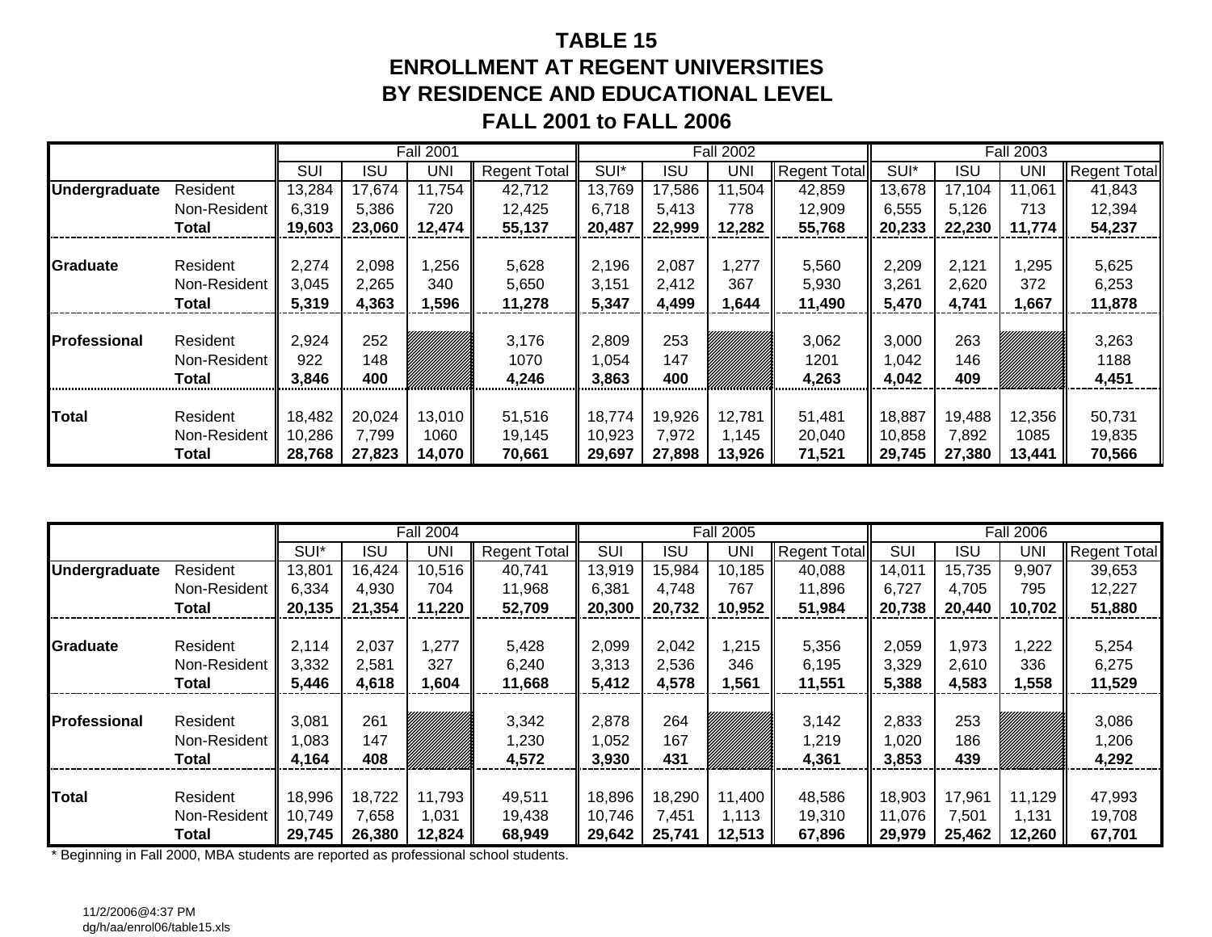# TABLE 15
# ENROLLMENT AT REGENT UNIVERSITIES
# BY RESIDENCE AND EDUCATIONAL LEVEL
# FALL 2001 to FALL 2006

| | | Fall 2001 | | | | Fall 2002 | | | | Fall 2003 | | | |
|---|---|---|---|---|---|---|---|---|---|---|---|---|---|
| | | SUI | ISU | UNI | Regent Total | SUI* | ISU | UNI | Regent Total | SUI* | ISU | UNI | Regent Total |
| **Undergraduate** | Resident | 13,284 | 17,674 | 11,754 | 42,712 | 13,769 | 17,586 | 11,504 | 42,859 | 13,678 | 17,104 | 11,061 | 41,843 |
| | Non-Resident | 6,319 | 5,386 | 720 | 12,425 | 6,718 | 5,413 | 778 | 12,909 | 6,555 | 5,126 | 713 | 12,394 |
| | **Total** | **19,603** | **23,060** | **12,474** | **55,137** | **20,487** | **22,999** | **12,282** | **55,768** | **20,233** | **22,230** | **11,774** | **54,237** |
| **Graduate** | Resident | 2,274 | 2,098 | 1,256 | 5,628 | 2,196 | 2,087 | 1,277 | 5,560 | 2,209 | 2,121 | 1,295 | 5,625 |
| | Non-Resident | 3,045 | 2,265 | 340 | 5,650 | 3,151 | 2,412 | 367 | 5,930 | 3,261 | 2,620 | 372 | 6,253 |
| | **Total** | **5,319** | **4,363** | **1,596** | **11,278** | **5,347** | **4,499** | **1,644** | **11,490** | **5,470** | **4,741** | **1,667** | **11,878** |
| **Professional** | Resident | 2,924 | 252 | | 3,176 | 2,809 | 253 | | 3,062 | 3,000 | 263 | | 3,263 |
| | Non-Resident | 922 | 148 | | 1070 | 1,054 | 147 | | 1201 | 1,042 | 146 | | 1188 |
| | **Total** | **3,846** | **400** | | **4,246** | **3,863** | **400** | | **4,263** | **4,042** | **409** | | **4,451** |
| **Total** | Resident | 18,482 | 20,024 | 13,010 | 51,516 | 18,774 | 19,926 | 12,781 | 51,481 | 18,887 | 19,488 | 12,356 | 50,731 |
| | Non-Resident | 10,286 | 7,799 | 1060 | 19,145 | 10,923 | 7,972 | 1,145 | 20,040 | 10,858 | 7,892 | 1085 | 19,835 |
| | **Total** | **28,768** | **27,823** | **14,070** | **70,661** | **29,697** | **27,898** | **13,926** | **71,521** | **29,745** | **27,380** | **13,441** | **70,566** |

| | | Fall 2004 | | | | Fall 2005 | | | | Fall 2006 | | | |
|---|---|---|---|---|---|---|---|---|---|---|---|---|---|
| | | SUI* | ISU | UNI | Regent Total | SUI | ISU | UNI | Regent Total | SUI | ISU | UNI | Regent Total |
| **Undergraduate** | Resident | 13,801 | 16,424 | 10,516 | 40,741 | 13,919 | 15,984 | 10,185 | 40,088 | 14,011 | 15,735 | 9,907 | 39,653 |
| | Non-Resident | 6,334 | 4,930 | 704 | 11,968 | 6,381 | 4,748 | 767 | 11,896 | 6,727 | 4,705 | 795 | 12,227 |
| | **Total** | **20,135** | **21,354** | **11,220** | **52,709** | **20,300** | **20,732** | **10,952** | **51,984** | **20,738** | **20,440** | **10,702** | **51,880** |
| **Graduate** | Resident | 2,114 | 2,037 | 1,277 | 5,428 | 2,099 | 2,042 | 1,215 | 5,356 | 2,059 | 1,973 | 1,222 | 5,254 |
| | Non-Resident | 3,332 | 2,581 | 327 | 6,240 | 3,313 | 2,536 | 346 | 6,195 | 3,329 | 2,610 | 336 | 6,275 |
| | **Total** | **5,446** | **4,618** | **1,604** | **11,668** | **5,412** | **4,578** | **1,561** | **11,551** | **5,388** | **4,583** | **1,558** | **11,529** |
| **Professional** | Resident | 3,081 | 261 | | 3,342 | 2,878 | 264 | | 3,142 | 2,833 | 253 | | 3,086 |
| | Non-Resident | 1,083 | 147 | | 1,230 | 1,052 | 167 | | 1,219 | 1,020 | 186 | | 1,206 |
| | **Total** | **4,164** | **408** | | **4,572** | **3,930** | **431** | | **4,361** | **3,853** | **439** | | **4,292** |
| **Total** | Resident | 18,996 | 18,722 | 11,793 | 49,511 | 18,896 | 18,290 | 11,400 | 48,586 | 18,903 | 17,961 | 11,129 | 47,993 |
| | Non-Resident | 10,749 | 7,658 | 1,031 | 19,438 | 10,746 | 7,451 | 1,113 | 19,310 | 11,076 | 7,501 | 1,131 | 19,708 |
| | **Total** | **29,745** | **26,380** | **12,824** | **68,949** | **29,642** | **25,741** | **12,513** | **67,896** | **29,979** | **25,462** | **12,260** | **67,701** |

* Beginning in Fall 2000, MBA students are reported as professional school students.

11/2/2006@4:37 PM
dg/h/aa/enrol06/table15.xls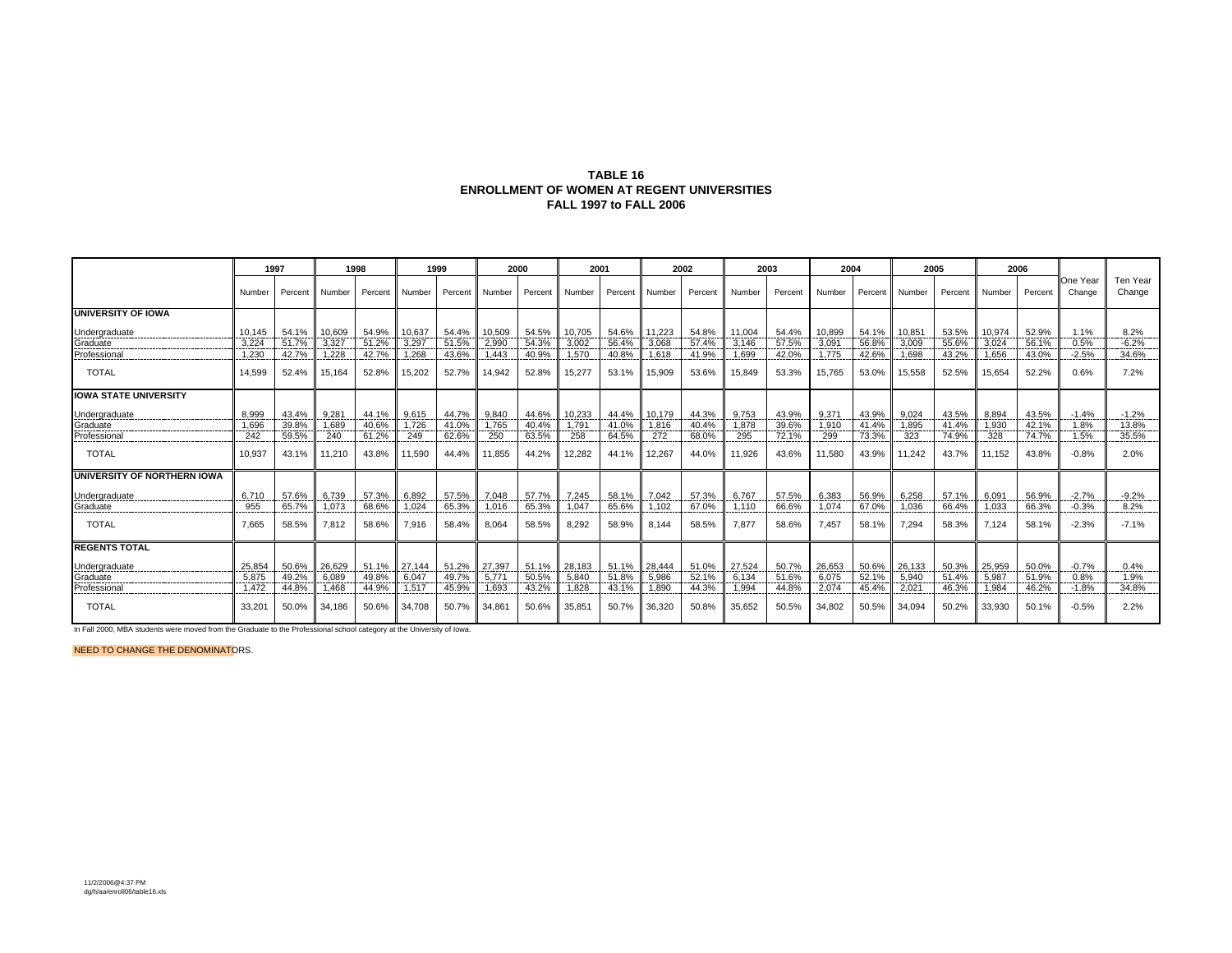**TABLE 16**
**ENROLLMENT OF WOMEN AT REGENT UNIVERSITIES**
**FALL 1997 to FALL 2006**

| | 1997 | | 1998 | | 1999 | | 2000 | | 2001 | | 2002 | | 2003 | | 2004 | | 2005 | | 2006 | | One Year Change | Ten Year Change |
|---|---|---|---|---|---|---|---|---|---|---|---|---|---|---|---|---|---|---|---|---|---|---|
| | Number | Percent | Number | Percent | Number | Percent | Number | Percent | Number | Percent | Number | Percent | Number | Percent | Number | Percent | Number | Percent | Number | Percent | | |
| **UNIVERSITY OF IOWA** | | | | | | | | | | | | | | | | | | | | | | |
| Undergraduate | 10,145 | 54.1% | 10,609 | 54.9% | 10,637 | 54.4% | 10,509 | 54.5% | 10,705 | 54.6% | 11,223 | 54.8% | 11,004 | 54.4% | 10,899 | 54.1% | 10,851 | 53.5% | 10,974 | 52.9% | 1.1% | 8.2% |
| Graduate | 3,224 | 51.7% | 3,327 | 51.2% | 3,297 | 51.5% | 2,990 | 54.3% | 3,002 | 56.4% | 3,068 | 57.4% | 3,146 | 57.5% | 3,091 | 56.8% | 3,009 | 55.6% | 3,024 | 56.1% | 0.5% | -6.2% |
| Professional | 1,230 | 42.7% | 1,228 | 42.7% | 1,268 | 43.6% | 1,443 | 40.9% | 1,570 | 40.8% | 1,618 | 41.9% | 1,699 | 42.0% | 1,775 | 42.6% | 1,698 | 43.2% | 1,656 | 43.0% | -2.5% | 34.6% |
| TOTAL | 14,599 | 52.4% | 15,164 | 52.8% | 15,202 | 52.7% | 14,942 | 52.8% | 15,277 | 53.1% | 15,909 | 53.6% | 15,849 | 53.3% | 15,765 | 53.0% | 15,558 | 52.5% | 15,654 | 52.2% | 0.6% | 7.2% |
| **IOWA STATE UNIVERSITY** | | | | | | | | | | | | | | | | | | | | | | |
| Undergraduate | 8,999 | 43.4% | 9,281 | 44.1% | 9,615 | 44.7% | 9,840 | 44.6% | 10,233 | 44.4% | 10,179 | 44.3% | 9,753 | 43.9% | 9,371 | 43.9% | 9,024 | 43.5% | 8,894 | 43.5% | -1.4% | -1.2% |
| Graduate | 1,696 | 39.8% | 1,689 | 40.6% | 1,726 | 41.0% | 1,765 | 40.4% | 1,791 | 41.0% | 1,816 | 40.4% | 1,878 | 39.6% | 1,910 | 41.4% | 1,895 | 41.4% | 1,930 | 42.1% | 1.8% | 13.8% |
| Professional | 242 | 59.5% | 240 | 61.2% | 249 | 62.6% | 250 | 63.5% | 258 | 64.5% | 272 | 68.0% | 295 | 72.1% | 299 | 73.3% | 323 | 74.9% | 328 | 74.7% | 1.5% | 35.5% |
| TOTAL | 10,937 | 43.1% | 11,210 | 43.8% | 11,590 | 44.4% | 11,855 | 44.2% | 12,282 | 44.1% | 12,267 | 44.0% | 11,926 | 43.6% | 11,580 | 43.9% | 11,242 | 43.7% | 11,152 | 43.8% | -0.8% | 2.0% |
| **UNIVERSITY OF NORTHERN IOWA** | | | | | | | | | | | | | | | | | | | | | | |
| Undergraduate | 6,710 | 57.6% | 6,739 | 57.3% | 6,892 | 57.5% | 7,048 | 57.7% | 7,245 | 58.1% | 7,042 | 57.3% | 6,767 | 57.5% | 6,383 | 56.9% | 6,258 | 57.1% | 6,091 | 56.9% | -2.7% | -9.2% |
| Graduate | 955 | 65.7% | 1,073 | 68.6% | 1,024 | 65.3% | 1,016 | 65.3% | 1,047 | 65.6% | 1,102 | 67.0% | 1,110 | 66.6% | 1,074 | 67.0% | 1,036 | 66.4% | 1,033 | 66.3% | -0.3% | 8.2% |
| TOTAL | 7,665 | 58.5% | 7,812 | 58.6% | 7,916 | 58.4% | 8,064 | 58.5% | 8,292 | 58.9% | 8,144 | 58.5% | 7,877 | 58.6% | 7,457 | 58.1% | 7,294 | 58.3% | 7,124 | 58.1% | -2.3% | -7.1% |
| **REGENTS TOTAL** | | | | | | | | | | | | | | | | | | | | | | |
| Undergraduate | 25,854 | 50.6% | 26,629 | 51.1% | 27,144 | 51.2% | 27,397 | 51.1% | 28,183 | 51.1% | 28,444 | 51.0% | 27,524 | 50.7% | 26,653 | 50.6% | 26,133 | 50.3% | 25,959 | 50.0% | -0.7% | 0.4% |
| Graduate | 5,875 | 49.2% | 6,089 | 49.8% | 6,047 | 49.7% | 5,771 | 50.5% | 5,840 | 51.8% | 5,986 | 52.1% | 6,134 | 51.6% | 6,075 | 52.1% | 5,940 | 51.4% | 5,987 | 51.9% | 0.8% | 1.9% |
| Professional | 1,472 | 44.8% | 1,468 | 44.9% | 1,517 | 45.9% | 1,693 | 43.2% | 1,828 | 43.1% | 1,890 | 44.3% | 1,994 | 44.8% | 2,074 | 45.4% | 2,021 | 46.3% | 1,984 | 46.2% | -1.8% | 34.8% |
| TOTAL | 33,201 | 50.0% | 34,186 | 50.6% | 34,708 | 50.7% | 34,861 | 50.6% | 35,851 | 50.7% | 36,320 | 50.8% | 35,652 | 50.5% | 34,802 | 50.5% | 34,094 | 50.2% | 33,930 | 50.1% | -0.5% | 2.2% |

In Fall 2000, MBA students were moved from the Graduate to the Professional school category at the University of Iowa.

NEED TO CHANGE THE DENOMINATORS.

11/2/2006@4:37 PM
dg/h/aa/enroll06/table16.xls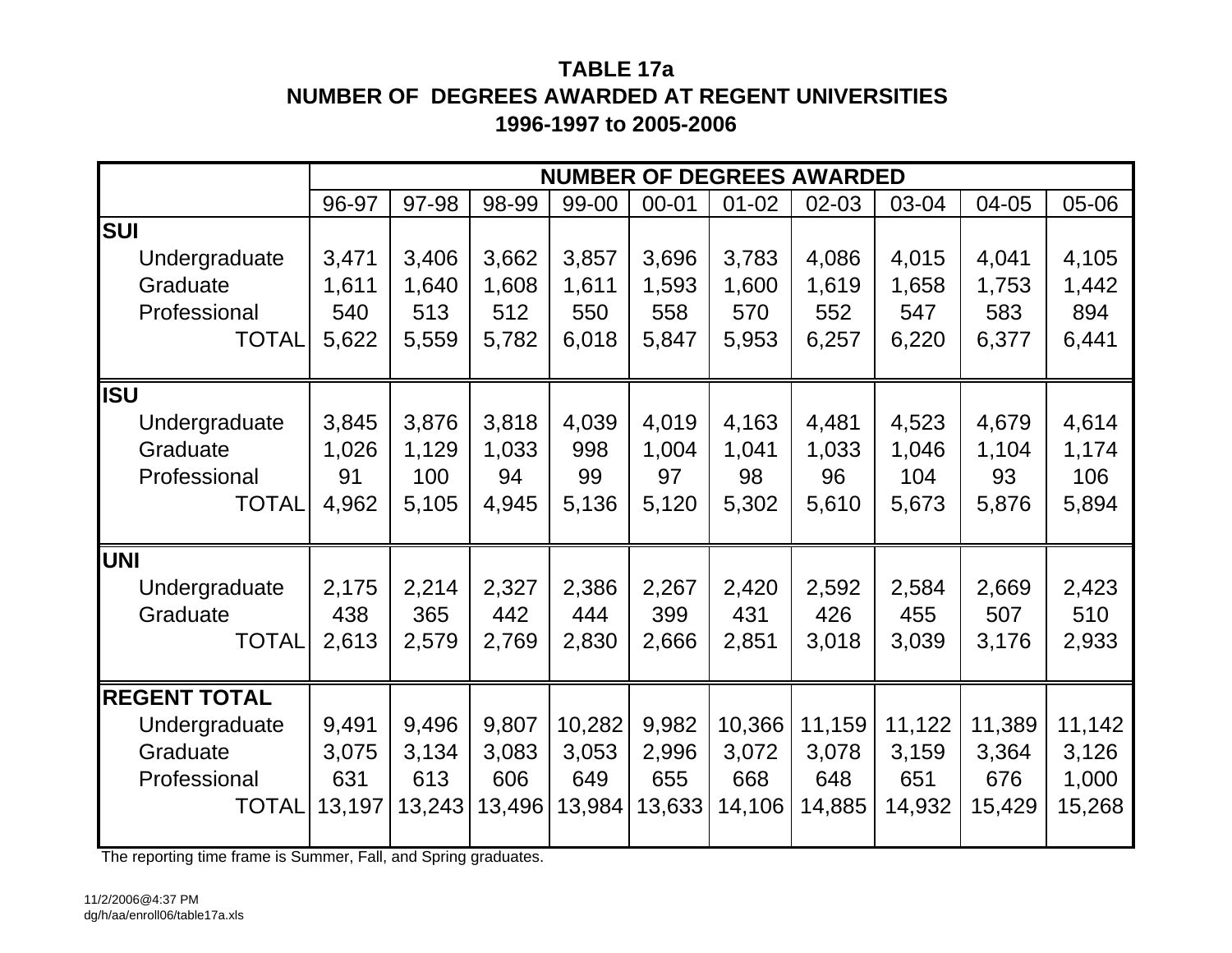**TABLE 17a**
**NUMBER OF DEGREES AWARDED AT REGENT UNIVERSITIES**
**1996-1997 to 2005-2006**

| | NUMBER OF DEGREES AWARDED | | | | | | | | | |
|---|---|---|---|---|---|---|---|---|---|---|
| | 96-97 | 97-98 | 98-99 | 99-00 | 00-01 | 01-02 | 02-03 | 03-04 | 04-05 | 05-06 |
| **SUI** | | | | | | | | | | |
| Undergraduate | 3,471 | 3,406 | 3,662 | 3,857 | 3,696 | 3,783 | 4,086 | 4,015 | 4,041 | 4,105 |
| Graduate | 1,611 | 1,640 | 1,608 | 1,611 | 1,593 | 1,600 | 1,619 | 1,658 | 1,753 | 1,442 |
| Professional | 540 | 513 | 512 | 550 | 558 | 570 | 552 | 547 | 583 | 894 |
| TOTAL | 5,622 | 5,559 | 5,782 | 6,018 | 5,847 | 5,953 | 6,257 | 6,220 | 6,377 | 6,441 |
| **ISU** | | | | | | | | | | |
| Undergraduate | 3,845 | 3,876 | 3,818 | 4,039 | 4,019 | 4,163 | 4,481 | 4,523 | 4,679 | 4,614 |
| Graduate | 1,026 | 1,129 | 1,033 | 998 | 1,004 | 1,041 | 1,033 | 1,046 | 1,104 | 1,174 |
| Professional | 91 | 100 | 94 | 99 | 97 | 98 | 96 | 104 | 93 | 106 |
| TOTAL | 4,962 | 5,105 | 4,945 | 5,136 | 5,120 | 5,302 | 5,610 | 5,673 | 5,876 | 5,894 |
| **UNI** | | | | | | | | | | |
| Undergraduate | 2,175 | 2,214 | 2,327 | 2,386 | 2,267 | 2,420 | 2,592 | 2,584 | 2,669 | 2,423 |
| Graduate | 438 | 365 | 442 | 444 | 399 | 431 | 426 | 455 | 507 | 510 |
| TOTAL | 2,613 | 2,579 | 2,769 | 2,830 | 2,666 | 2,851 | 3,018 | 3,039 | 3,176 | 2,933 |
| **REGENT TOTAL** | | | | | | | | | | |
| Undergraduate | 9,491 | 9,496 | 9,807 | 10,282 | 9,982 | 10,366 | 11,159 | 11,122 | 11,389 | 11,142 |
| Graduate | 3,075 | 3,134 | 3,083 | 3,053 | 2,996 | 3,072 | 3,078 | 3,159 | 3,364 | 3,126 |
| Professional | 631 | 613 | 606 | 649 | 655 | 668 | 648 | 651 | 676 | 1,000 |
| TOTAL | 13,197 | 13,243 | 13,496 | 13,984 | 13,633 | 14,106 | 14,885 | 14,932 | 15,429 | 15,268 |

The reporting time frame is Summer, Fall, and Spring graduates.

11/2/2006@4:37 PM
dg/h/aa/enroll06/table17a.xls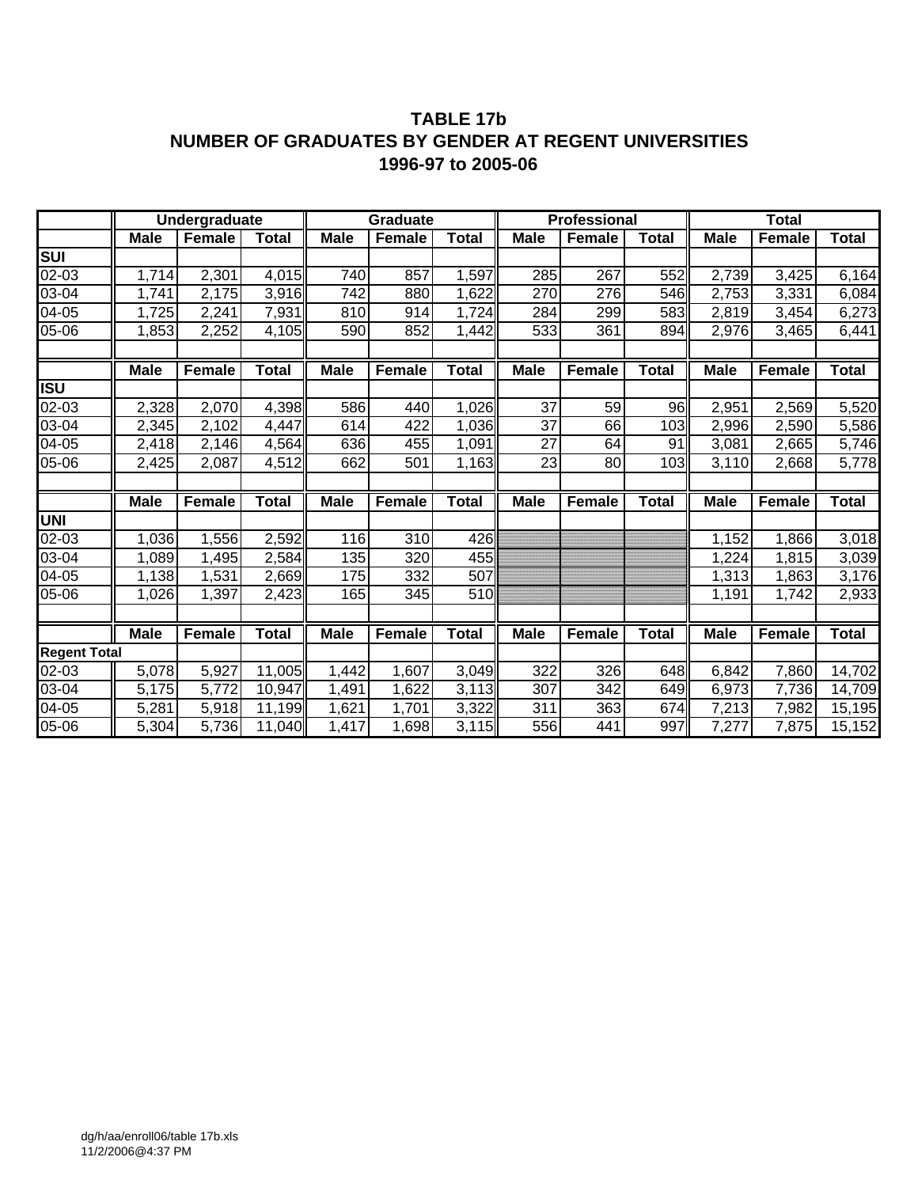# TABLE 17b
# NUMBER OF GRADUATES BY GENDER AT REGENT UNIVERSITIES
# 1996-97 to 2005-06

| | Undergraduate | | | Graduate | | | Professional | | | Total | | |
|---|---|---|---|---|---|---|---|---|---|---|---|---|
| | Male | Female | Total | Male | Female | Total | Male | Female | Total | Male | Female | Total |
| **SUI** | | | | | | | | | | | | |
| 02-03 | 1,714 | 2,301 | 4,015 | 740 | 857 | 1,597 | 285 | 267 | 552 | 2,739 | 3,425 | 6,164 |
| 03-04 | 1,741 | 2,175 | 3,916 | 742 | 880 | 1,622 | 270 | 276 | 546 | 2,753 | 3,331 | 6,084 |
| 04-05 | 1,725 | 2,241 | 7,931 | 810 | 914 | 1,724 | 284 | 299 | 583 | 2,819 | 3,454 | 6,273 |
| 05-06 | 1,853 | 2,252 | 4,105 | 590 | 852 | 1,442 | 533 | 361 | 894 | 2,976 | 3,465 | 6,441 |
| | | | | | | | | | | | | |
| | **Male** | **Female** | **Total** | **Male** | **Female** | **Total** | **Male** | **Female** | **Total** | **Male** | **Female** | **Total** |
| **ISU** | | | | | | | | | | | | |
| 02-03 | 2,328 | 2,070 | 4,398 | 586 | 440 | 1,026 | 37 | 59 | 96 | 2,951 | 2,569 | 5,520 |
| 03-04 | 2,345 | 2,102 | 4,447 | 614 | 422 | 1,036 | 37 | 66 | 103 | 2,996 | 2,590 | 5,586 |
| 04-05 | 2,418 | 2,146 | 4,564 | 636 | 455 | 1,091 | 27 | 64 | 91 | 3,081 | 2,665 | 5,746 |
| 05-06 | 2,425 | 2,087 | 4,512 | 662 | 501 | 1,163 | 23 | 80 | 103 | 3,110 | 2,668 | 5,778 |
| | | | | | | | | | | | | |
| | **Male** | **Female** | **Total** | **Male** | **Female** | **Total** | **Male** | **Female** | **Total** | **Male** | **Female** | **Total** |
| **UNI** | | | | | | | | | | | | |
| 02-03 | 1,036 | 1,556 | 2,592 | 116 | 310 | 426 | | | | 1,152 | 1,866 | 3,018 |
| 03-04 | 1,089 | 1,495 | 2,584 | 135 | 320 | 455 | | | | 1,224 | 1,815 | 3,039 |
| 04-05 | 1,138 | 1,531 | 2,669 | 175 | 332 | 507 | | | | 1,313 | 1,863 | 3,176 |
| 05-06 | 1,026 | 1,397 | 2,423 | 165 | 345 | 510 | | | | 1,191 | 1,742 | 2,933 |
| | | | | | | | | | | | | |
| | **Male** | **Female** | **Total** | **Male** | **Female** | **Total** | **Male** | **Female** | **Total** | **Male** | **Female** | **Total** |
| **Regent Total** | | | | | | | | | | | | |
| 02-03 | 5,078 | 5,927 | 11,005 | 1,442 | 1,607 | 3,049 | 322 | 326 | 648 | 6,842 | 7,860 | 14,702 |
| 03-04 | 5,175 | 5,772 | 10,947 | 1,491 | 1,622 | 3,113 | 307 | 342 | 649 | 6,973 | 7,736 | 14,709 |
| 04-05 | 5,281 | 5,918 | 11,199 | 1,621 | 1,701 | 3,322 | 311 | 363 | 674 | 7,213 | 7,982 | 15,195 |
| 05-06 | 5,304 | 5,736 | 11,040 | 1,417 | 1,698 | 3,115 | 556 | 441 | 997 | 7,277 | 7,875 | 15,152 |

dg/h/aa/enroll06/table 17b.xls
11/2/2006@4:37 PM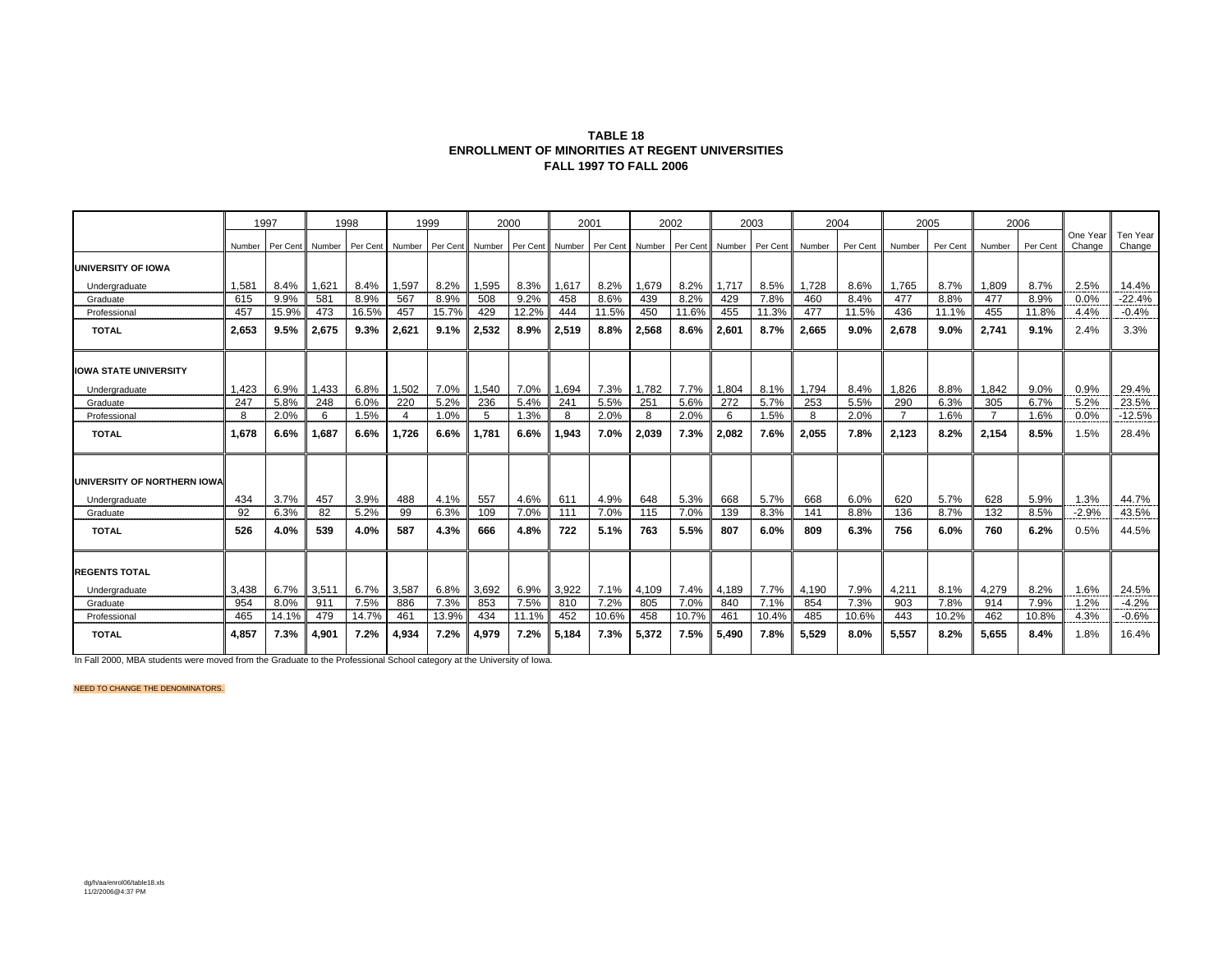**TABLE 18**
**ENROLLMENT OF MINORITIES AT REGENT UNIVERSITIES**
**FALL 1997 TO FALL 2006**

| | 1997 | | 1998 | | 1999 | | 2000 | | 2001 | | 2002 | | 2003 | | 2004 | | 2005 | | 2006 | | | |
|---|---|---|---|---|---|---|---|---|---|---|---|---|---|---|---|---|---|---|---|---|---|---|
| | Number | Per Cent | Number | Per Cent | Number | Per Cent | Number | Per Cent | Number | Per Cent | Number | Per Cent | Number | Per Cent | Number | Per Cent | Number | Per Cent | Number | Per Cent | One Year Change | Ten Year Change |
| **UNIVERSITY OF IOWA** | | | | | | | | | | | | | | | | | | | | | | |
| Undergraduate | 1,581 | 8.4% | 1,621 | 8.4% | 1,597 | 8.2% | 1,595 | 8.3% | 1,617 | 8.2% | 1,679 | 8.2% | 1,717 | 8.5% | 1,728 | 8.6% | 1,765 | 8.7% | 1,809 | 8.7% | 2.5% | 14.4% |
| Graduate | 615 | 9.9% | 581 | 8.9% | 567 | 8.9% | 508 | 9.2% | 458 | 8.6% | 439 | 8.2% | 429 | 7.8% | 460 | 8.4% | 477 | 8.8% | 477 | 8.9% | 0.0% | -22.4% |
| Professional | 457 | 15.9% | 473 | 16.5% | 457 | 15.7% | 429 | 12.2% | 444 | 11.5% | 450 | 11.6% | 455 | 11.3% | 477 | 11.5% | 436 | 11.1% | 455 | 11.8% | 4.4% | -0.4% |
| **TOTAL** | **2,653** | **9.5%** | **2,675** | **9.3%** | **2,621** | **9.1%** | **2,532** | **8.9%** | **2,519** | **8.8%** | **2,568** | **8.6%** | **2,601** | **8.7%** | **2,665** | **9.0%** | **2,678** | **9.0%** | **2,741** | **9.1%** | 2.4% | 3.3% |
| **IOWA STATE UNIVERSITY** | | | | | | | | | | | | | | | | | | | | | | |
| Undergraduate | 1,423 | 6.9% | 1,433 | 6.8% | 1,502 | 7.0% | 1,540 | 7.0% | 1,694 | 7.3% | 1,782 | 7.7% | 1,804 | 8.1% | 1,794 | 8.4% | 1,826 | 8.8% | 1,842 | 9.0% | 0.9% | 29.4% |
| Graduate | 247 | 5.8% | 248 | 6.0% | 220 | 5.2% | 236 | 5.4% | 241 | 5.5% | 251 | 5.6% | 272 | 5.7% | 253 | 5.5% | 290 | 6.3% | 305 | 6.7% | 5.2% | 23.5% |
| Professional | 8 | 2.0% | 6 | 1.5% | 4 | 1.0% | 5 | 1.3% | 8 | 2.0% | 8 | 2.0% | 6 | 1.5% | 8 | 2.0% | 7 | 1.6% | 7 | 1.6% | 0.0% | -12.5% |
| **TOTAL** | **1,678** | **6.6%** | **1,687** | **6.6%** | **1,726** | **6.6%** | **1,781** | **6.6%** | **1,943** | **7.0%** | **2,039** | **7.3%** | **2,082** | **7.6%** | **2,055** | **7.8%** | **2,123** | **8.2%** | **2,154** | **8.5%** | 1.5% | 28.4% |
| **UNIVERSITY OF NORTHERN IOWA** | | | | | | | | | | | | | | | | | | | | | | |
| Undergraduate | 434 | 3.7% | 457 | 3.9% | 488 | 4.1% | 557 | 4.6% | 611 | 4.9% | 648 | 5.3% | 668 | 5.7% | 668 | 6.0% | 620 | 5.7% | 628 | 5.9% | 1.3% | 44.7% |
| Graduate | 92 | 6.3% | 82 | 5.2% | 99 | 6.3% | 109 | 7.0% | 111 | 7.0% | 115 | 7.0% | 139 | 8.3% | 141 | 8.8% | 136 | 8.7% | 132 | 8.5% | -2.9% | 43.5% |
| **TOTAL** | **526** | **4.0%** | **539** | **4.0%** | **587** | **4.3%** | **666** | **4.8%** | **722** | **5.1%** | **763** | **5.5%** | **807** | **6.0%** | **809** | **6.3%** | **756** | **6.0%** | **760** | **6.2%** | 0.5% | 44.5% |
| **REGENTS TOTAL** | | | | | | | | | | | | | | | | | | | | | | |
| Undergraduate | 3,438 | 6.7% | 3,511 | 6.7% | 3,587 | 6.8% | 3,692 | 6.9% | 3,922 | 7.1% | 4,109 | 7.4% | 4,189 | 7.7% | 4,190 | 7.9% | 4,211 | 8.1% | 4,279 | 8.2% | 1.6% | 24.5% |
| Graduate | 954 | 8.0% | 911 | 7.5% | 886 | 7.3% | 853 | 7.5% | 810 | 7.2% | 805 | 7.0% | 840 | 7.1% | 854 | 7.3% | 903 | 7.8% | 914 | 7.9% | 1.2% | -4.2% |
| Professional | 465 | 14.1% | 479 | 14.7% | 461 | 13.9% | 434 | 11.1% | 452 | 10.6% | 458 | 10.7% | 461 | 10.4% | 485 | 10.6% | 443 | 10.2% | 462 | 10.8% | 4.3% | -0.6% |
| **TOTAL** | **4,857** | **7.3%** | **4,901** | **7.2%** | **4,934** | **7.2%** | **4,979** | **7.2%** | **5,184** | **7.3%** | **5,372** | **7.5%** | **5,490** | **7.8%** | **5,529** | **8.0%** | **5,557** | **8.2%** | **5,655** | **8.4%** | 1.8% | 16.4% |

In Fall 2000, MBA students were moved from the Graduate to the Professional School category at the University of Iowa.

NEED TO CHANGE THE DENOMINATORS.

dg/h/aa/enrol06/table18.xls
11/2/2006@4:37 PM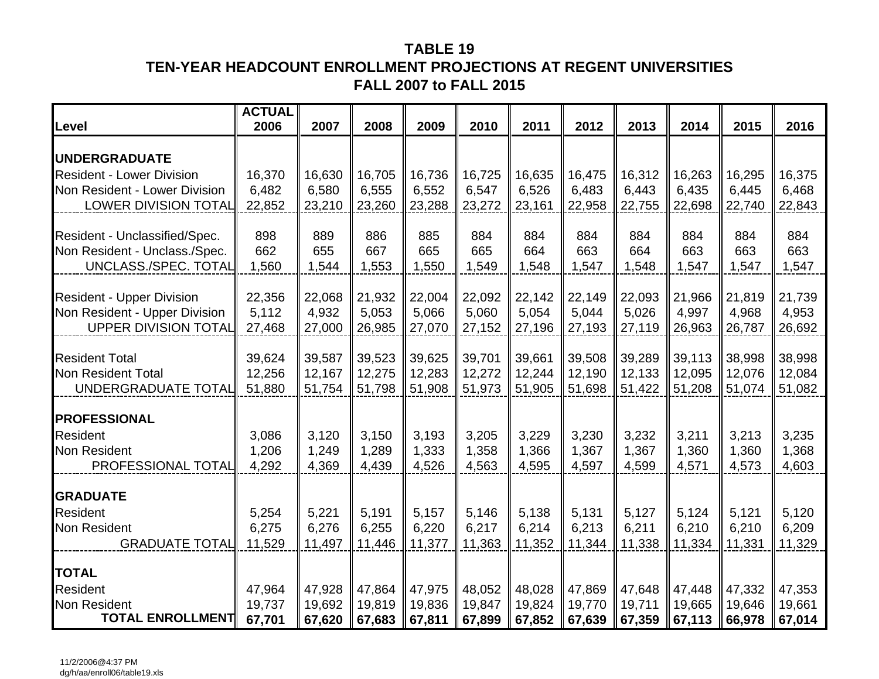# TABLE 19
## TEN-YEAR HEADCOUNT ENROLLMENT PROJECTIONS AT REGENT UNIVERSITIES
### FALL 2007 to FALL 2015

| Level | ACTUAL 2006 | 2007 | 2008 | 2009 | 2010 | 2011 | 2012 | 2013 | 2014 | 2015 | 2016 |
|---|---|---|---|---|---|---|---|---|---|---|---|
| **UNDERGRADUATE** | | | | | | | | | | | |
| Resident - Lower Division | 16,370 | 16,630 | 16,705 | 16,736 | 16,725 | 16,635 | 16,475 | 16,312 | 16,263 | 16,295 | 16,375 |
| Non Resident - Lower Division | 6,482 | 6,580 | 6,555 | 6,552 | 6,547 | 6,526 | 6,483 | 6,443 | 6,435 | 6,445 | 6,468 |
| LOWER DIVISION TOTAL | 22,852 | 23,210 | 23,260 | 23,288 | 23,272 | 23,161 | 22,958 | 22,755 | 22,698 | 22,740 | 22,843 |
| Resident - Unclassified/Spec. | 898 | 889 | 886 | 885 | 884 | 884 | 884 | 884 | 884 | 884 | 884 |
| Non Resident - Unclass./Spec. | 662 | 655 | 667 | 665 | 665 | 664 | 663 | 664 | 663 | 663 | 663 |
| UNCLASS./SPEC. TOTAL | 1,560 | 1,544 | 1,553 | 1,550 | 1,549 | 1,548 | 1,547 | 1,548 | 1,547 | 1,547 | 1,547 |
| Resident - Upper Division | 22,356 | 22,068 | 21,932 | 22,004 | 22,092 | 22,142 | 22,149 | 22,093 | 21,966 | 21,819 | 21,739 |
| Non Resident - Upper Division | 5,112 | 4,932 | 5,053 | 5,066 | 5,060 | 5,054 | 5,044 | 5,026 | 4,997 | 4,968 | 4,953 |
| UPPER DIVISION TOTAL | 27,468 | 27,000 | 26,985 | 27,070 | 27,152 | 27,196 | 27,193 | 27,119 | 26,963 | 26,787 | 26,692 |
| Resident Total | 39,624 | 39,587 | 39,523 | 39,625 | 39,701 | 39,661 | 39,508 | 39,289 | 39,113 | 38,998 | 38,998 |
| Non Resident Total | 12,256 | 12,167 | 12,275 | 12,283 | 12,272 | 12,244 | 12,190 | 12,133 | 12,095 | 12,076 | 12,084 |
| UNDERGRADUATE TOTAL | 51,880 | 51,754 | 51,798 | 51,908 | 51,973 | 51,905 | 51,698 | 51,422 | 51,208 | 51,074 | 51,082 |
| **PROFESSIONAL** | | | | | | | | | | | |
| Resident | 3,086 | 3,120 | 3,150 | 3,193 | 3,205 | 3,229 | 3,230 | 3,232 | 3,211 | 3,213 | 3,235 |
| Non Resident | 1,206 | 1,249 | 1,289 | 1,333 | 1,358 | 1,366 | 1,367 | 1,367 | 1,360 | 1,360 | 1,368 |
| PROFESSIONAL TOTAL | 4,292 | 4,369 | 4,439 | 4,526 | 4,563 | 4,595 | 4,597 | 4,599 | 4,571 | 4,573 | 4,603 |
| **GRADUATE** | | | | | | | | | | | |
| Resident | 5,254 | 5,221 | 5,191 | 5,157 | 5,146 | 5,138 | 5,131 | 5,127 | 5,124 | 5,121 | 5,120 |
| Non Resident | 6,275 | 6,276 | 6,255 | 6,220 | 6,217 | 6,214 | 6,213 | 6,211 | 6,210 | 6,210 | 6,209 |
| GRADUATE TOTAL | 11,529 | 11,497 | 11,446 | 11,377 | 11,363 | 11,352 | 11,344 | 11,338 | 11,334 | 11,331 | 11,329 |
| **TOTAL** | | | | | | | | | | | |
| Resident | 47,964 | 47,928 | 47,864 | 47,975 | 48,052 | 48,028 | 47,869 | 47,648 | 47,448 | 47,332 | 47,353 |
| Non Resident | 19,737 | 19,692 | 19,819 | 19,836 | 19,847 | 19,824 | 19,770 | 19,711 | 19,665 | 19,646 | 19,661 |
| **TOTAL ENROLLMENT** | **67,701** | **67,620** | **67,683** | **67,811** | **67,899** | **67,852** | **67,639** | **67,359** | **67,113** | **66,978** | **67,014** |

11/2/2006@4:37 PM
dg/h/aa/enroll06/table19.xls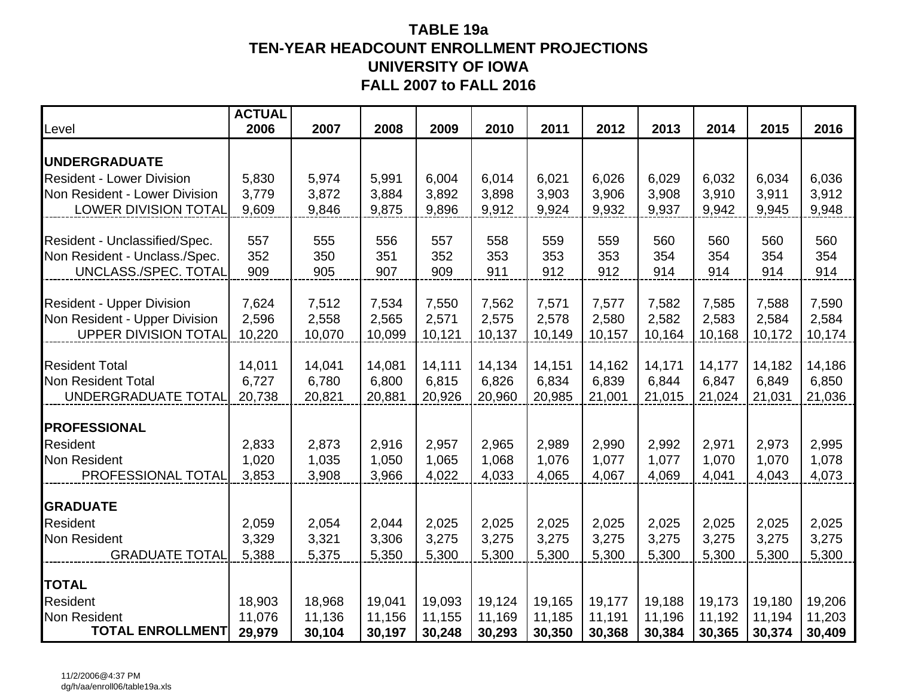# TABLE 19a
## TEN-YEAR HEADCOUNT ENROLLMENT PROJECTIONS
## UNIVERSITY OF IOWA
## FALL 2007 to FALL 2016

| Level | ACTUAL 2006 | 2007 | 2008 | 2009 | 2010 | 2011 | 2012 | 2013 | 2014 | 2015 | 2016 |
|---|---|---|---|---|---|---|---|---|---|---|---|
| **UNDERGRADUATE** | | | | | | | | | | | |
| Resident - Lower Division | 5,830 | 5,974 | 5,991 | 6,004 | 6,014 | 6,021 | 6,026 | 6,029 | 6,032 | 6,034 | 6,036 |
| Non Resident - Lower Division | 3,779 | 3,872 | 3,884 | 3,892 | 3,898 | 3,903 | 3,906 | 3,908 | 3,910 | 3,911 | 3,912 |
| LOWER DIVISION TOTAL | 9,609 | 9,846 | 9,875 | 9,896 | 9,912 | 9,924 | 9,932 | 9,937 | 9,942 | 9,945 | 9,948 |
| Resident - Unclassified/Spec. | 557 | 555 | 556 | 557 | 558 | 559 | 559 | 560 | 560 | 560 | 560 |
| Non Resident - Unclass./Spec. | 352 | 350 | 351 | 352 | 353 | 353 | 353 | 354 | 354 | 354 | 354 |
| UNCLASS./SPEC. TOTAL | 909 | 905 | 907 | 909 | 911 | 912 | 912 | 914 | 914 | 914 | 914 |
| Resident - Upper Division | 7,624 | 7,512 | 7,534 | 7,550 | 7,562 | 7,571 | 7,577 | 7,582 | 7,585 | 7,588 | 7,590 |
| Non Resident - Upper Division | 2,596 | 2,558 | 2,565 | 2,571 | 2,575 | 2,578 | 2,580 | 2,582 | 2,583 | 2,584 | 2,584 |
| UPPER DIVISION TOTAL | 10,220 | 10,070 | 10,099 | 10,121 | 10,137 | 10,149 | 10,157 | 10,164 | 10,168 | 10,172 | 10,174 |
| Resident Total | 14,011 | 14,041 | 14,081 | 14,111 | 14,134 | 14,151 | 14,162 | 14,171 | 14,177 | 14,182 | 14,186 |
| Non Resident Total | 6,727 | 6,780 | 6,800 | 6,815 | 6,826 | 6,834 | 6,839 | 6,844 | 6,847 | 6,849 | 6,850 |
| UNDERGRADUATE TOTAL | 20,738 | 20,821 | 20,881 | 20,926 | 20,960 | 20,985 | 21,001 | 21,015 | 21,024 | 21,031 | 21,036 |
| **PROFESSIONAL** | | | | | | | | | | | |
| Resident | 2,833 | 2,873 | 2,916 | 2,957 | 2,965 | 2,989 | 2,990 | 2,992 | 2,971 | 2,973 | 2,995 |
| Non Resident | 1,020 | 1,035 | 1,050 | 1,065 | 1,068 | 1,076 | 1,077 | 1,077 | 1,070 | 1,070 | 1,078 |
| PROFESSIONAL TOTAL | 3,853 | 3,908 | 3,966 | 4,022 | 4,033 | 4,065 | 4,067 | 4,069 | 4,041 | 4,043 | 4,073 |
| **GRADUATE** | | | | | | | | | | | |
| Resident | 2,059 | 2,054 | 2,044 | 2,025 | 2,025 | 2,025 | 2,025 | 2,025 | 2,025 | 2,025 | 2,025 |
| Non Resident | 3,329 | 3,321 | 3,306 | 3,275 | 3,275 | 3,275 | 3,275 | 3,275 | 3,275 | 3,275 | 3,275 |
| GRADUATE TOTAL | 5,388 | 5,375 | 5,350 | 5,300 | 5,300 | 5,300 | 5,300 | 5,300 | 5,300 | 5,300 | 5,300 |
| **TOTAL** | | | | | | | | | | | |
| Resident | 18,903 | 18,968 | 19,041 | 19,093 | 19,124 | 19,165 | 19,177 | 19,188 | 19,173 | 19,180 | 19,206 |
| Non Resident | 11,076 | 11,136 | 11,156 | 11,155 | 11,169 | 11,185 | 11,191 | 11,196 | 11,192 | 11,194 | 11,203 |
| **TOTAL ENROLLMENT** | **29,979** | **30,104** | **30,197** | **30,248** | **30,293** | **30,350** | **30,368** | **30,384** | **30,365** | **30,374** | **30,409** |

11/2/2006@4:37 PM
dg/h/aa/enroll06/table19a.xls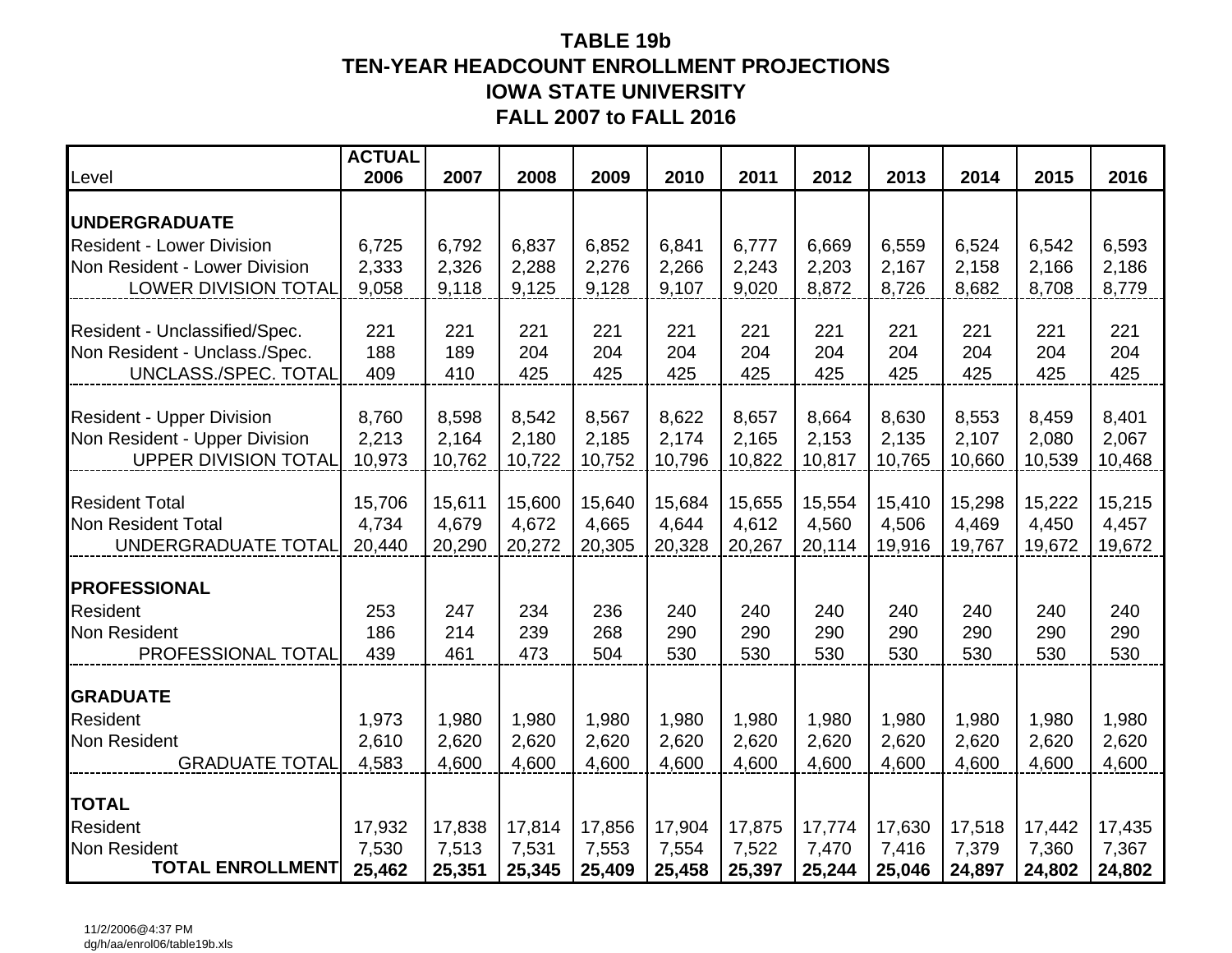# TABLE 19b
## TEN-YEAR HEADCOUNT ENROLLMENT PROJECTIONS
## IOWA STATE UNIVERSITY
## FALL 2007 to FALL 2016

| Level | ACTUAL 2006 | 2007 | 2008 | 2009 | 2010 | 2011 | 2012 | 2013 | 2014 | 2015 | 2016 |
|---|---|---|---|---|---|---|---|---|---|---|---|
| **UNDERGRADUATE** | | | | | | | | | | | |
| Resident - Lower Division | 6,725 | 6,792 | 6,837 | 6,852 | 6,841 | 6,777 | 6,669 | 6,559 | 6,524 | 6,542 | 6,593 |
| Non Resident - Lower Division | 2,333 | 2,326 | 2,288 | 2,276 | 2,266 | 2,243 | 2,203 | 2,167 | 2,158 | 2,166 | 2,186 |
| LOWER DIVISION TOTAL | 9,058 | 9,118 | 9,125 | 9,128 | 9,107 | 9,020 | 8,872 | 8,726 | 8,682 | 8,708 | 8,779 |
| Resident - Unclassified/Spec. | 221 | 221 | 221 | 221 | 221 | 221 | 221 | 221 | 221 | 221 | 221 |
| Non Resident - Unclass./Spec. | 188 | 189 | 204 | 204 | 204 | 204 | 204 | 204 | 204 | 204 | 204 |
| UNCLASS./SPEC. TOTAL | 409 | 410 | 425 | 425 | 425 | 425 | 425 | 425 | 425 | 425 | 425 |
| Resident - Upper Division | 8,760 | 8,598 | 8,542 | 8,567 | 8,622 | 8,657 | 8,664 | 8,630 | 8,553 | 8,459 | 8,401 |
| Non Resident - Upper Division | 2,213 | 2,164 | 2,180 | 2,185 | 2,174 | 2,165 | 2,153 | 2,135 | 2,107 | 2,080 | 2,067 |
| UPPER DIVISION TOTAL | 10,973 | 10,762 | 10,722 | 10,752 | 10,796 | 10,822 | 10,817 | 10,765 | 10,660 | 10,539 | 10,468 |
| Resident Total | 15,706 | 15,611 | 15,600 | 15,640 | 15,684 | 15,655 | 15,554 | 15,410 | 15,298 | 15,222 | 15,215 |
| Non Resident Total | 4,734 | 4,679 | 4,672 | 4,665 | 4,644 | 4,612 | 4,560 | 4,506 | 4,469 | 4,450 | 4,457 |
| UNDERGRADUATE TOTAL | 20,440 | 20,290 | 20,272 | 20,305 | 20,328 | 20,267 | 20,114 | 19,916 | 19,767 | 19,672 | 19,672 |
| **PROFESSIONAL** | | | | | | | | | | | |
| Resident | 253 | 247 | 234 | 236 | 240 | 240 | 240 | 240 | 240 | 240 | 240 |
| Non Resident | 186 | 214 | 239 | 268 | 290 | 290 | 290 | 290 | 290 | 290 | 290 |
| PROFESSIONAL TOTAL | 439 | 461 | 473 | 504 | 530 | 530 | 530 | 530 | 530 | 530 | 530 |
| **GRADUATE** | | | | | | | | | | | |
| Resident | 1,973 | 1,980 | 1,980 | 1,980 | 1,980 | 1,980 | 1,980 | 1,980 | 1,980 | 1,980 | 1,980 |
| Non Resident | 2,610 | 2,620 | 2,620 | 2,620 | 2,620 | 2,620 | 2,620 | 2,620 | 2,620 | 2,620 | 2,620 |
| GRADUATE TOTAL | 4,583 | 4,600 | 4,600 | 4,600 | 4,600 | 4,600 | 4,600 | 4,600 | 4,600 | 4,600 | 4,600 |
| **TOTAL** | | | | | | | | | | | |
| Resident | 17,932 | 17,838 | 17,814 | 17,856 | 17,904 | 17,875 | 17,774 | 17,630 | 17,518 | 17,442 | 17,435 |
| Non Resident | 7,530 | 7,513 | 7,531 | 7,553 | 7,554 | 7,522 | 7,470 | 7,416 | 7,379 | 7,360 | 7,367 |
| **TOTAL ENROLLMENT** | **25,462** | **25,351** | **25,345** | **25,409** | **25,458** | **25,397** | **25,244** | **25,046** | **24,897** | **24,802** | **24,802** |

11/2/2006@4:37 PM
dg/h/aa/enrol06/table19b.xls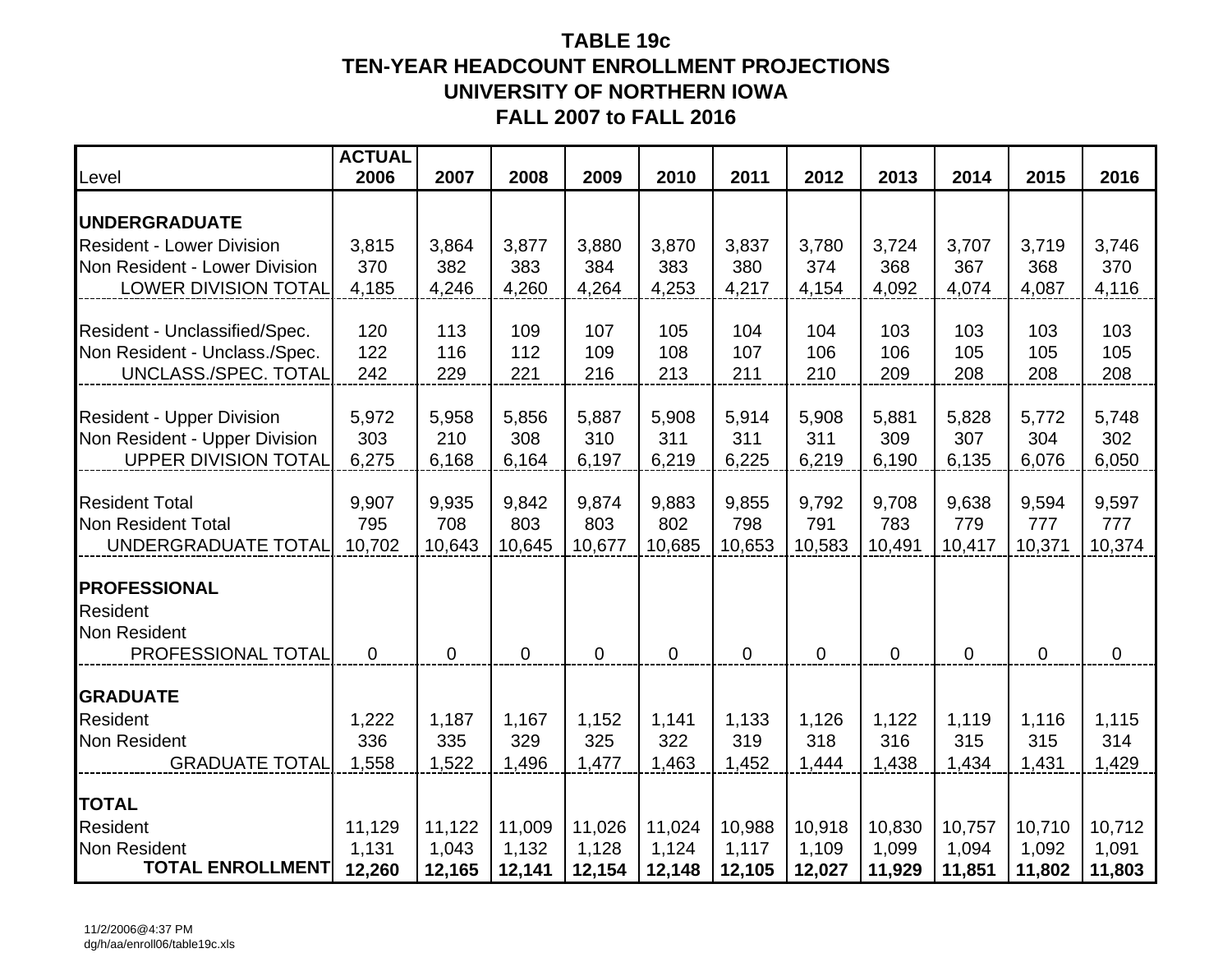# TABLE 19c
## TEN-YEAR HEADCOUNT ENROLLMENT PROJECTIONS
## UNIVERSITY OF NORTHERN IOWA
## FALL 2007 to FALL 2016

| Level | ACTUAL 2006 | 2007 | 2008 | 2009 | 2010 | 2011 | 2012 | 2013 | 2014 | 2015 | 2016 |
|---|---|---|---|---|---|---|---|---|---|---|---|
| **UNDERGRADUATE** | | | | | | | | | | | |
| Resident - Lower Division | 3,815 | 3,864 | 3,877 | 3,880 | 3,870 | 3,837 | 3,780 | 3,724 | 3,707 | 3,719 | 3,746 |
| Non Resident - Lower Division | 370 | 382 | 383 | 384 | 383 | 380 | 374 | 368 | 367 | 368 | 370 |
| LOWER DIVISION TOTAL | 4,185 | 4,246 | 4,260 | 4,264 | 4,253 | 4,217 | 4,154 | 4,092 | 4,074 | 4,087 | 4,116 |
| Resident - Unclassified/Spec. | 120 | 113 | 109 | 107 | 105 | 104 | 104 | 103 | 103 | 103 | 103 |
| Non Resident - Unclass./Spec. | 122 | 116 | 112 | 109 | 108 | 107 | 106 | 106 | 105 | 105 | 105 |
| UNCLASS./SPEC. TOTAL | 242 | 229 | 221 | 216 | 213 | 211 | 210 | 209 | 208 | 208 | 208 |
| Resident - Upper Division | 5,972 | 5,958 | 5,856 | 5,887 | 5,908 | 5,914 | 5,908 | 5,881 | 5,828 | 5,772 | 5,748 |
| Non Resident - Upper Division | 303 | 210 | 308 | 310 | 311 | 311 | 311 | 309 | 307 | 304 | 302 |
| UPPER DIVISION TOTAL | 6,275 | 6,168 | 6,164 | 6,197 | 6,219 | 6,225 | 6,219 | 6,190 | 6,135 | 6,076 | 6,050 |
| Resident Total | 9,907 | 9,935 | 9,842 | 9,874 | 9,883 | 9,855 | 9,792 | 9,708 | 9,638 | 9,594 | 9,597 |
| Non Resident Total | 795 | 708 | 803 | 803 | 802 | 798 | 791 | 783 | 779 | 777 | 777 |
| UNDERGRADUATE TOTAL | 10,702 | 10,643 | 10,645 | 10,677 | 10,685 | 10,653 | 10,583 | 10,491 | 10,417 | 10,371 | 10,374 |
| **PROFESSIONAL** | | | | | | | | | | | |
| Resident | | | | | | | | | | | |
| Non Resident | | | | | | | | | | | |
| PROFESSIONAL TOTAL | 0 | 0 | 0 | 0 | 0 | 0 | 0 | 0 | 0 | 0 | 0 |
| **GRADUATE** | | | | | | | | | | | |
| Resident | 1,222 | 1,187 | 1,167 | 1,152 | 1,141 | 1,133 | 1,126 | 1,122 | 1,119 | 1,116 | 1,115 |
| Non Resident | 336 | 335 | 329 | 325 | 322 | 319 | 318 | 316 | 315 | 315 | 314 |
| GRADUATE TOTAL | 1,558 | 1,522 | 1,496 | 1,477 | 1,463 | 1,452 | 1,444 | 1,438 | 1,434 | 1,431 | 1,429 |
| **TOTAL** | | | | | | | | | | | |
| Resident | 11,129 | 11,122 | 11,009 | 11,026 | 11,024 | 10,988 | 10,918 | 10,830 | 10,757 | 10,710 | 10,712 |
| Non Resident | 1,131 | 1,043 | 1,132 | 1,128 | 1,124 | 1,117 | 1,109 | 1,099 | 1,094 | 1,092 | 1,091 |
| **TOTAL ENROLLMENT** | **12,260** | **12,165** | **12,141** | **12,154** | **12,148** | **12,105** | **12,027** | **11,929** | **11,851** | **11,802** | **11,803** |

11/2/2006@4:37 PM
dg/h/aa/enroll06/table19c.xls